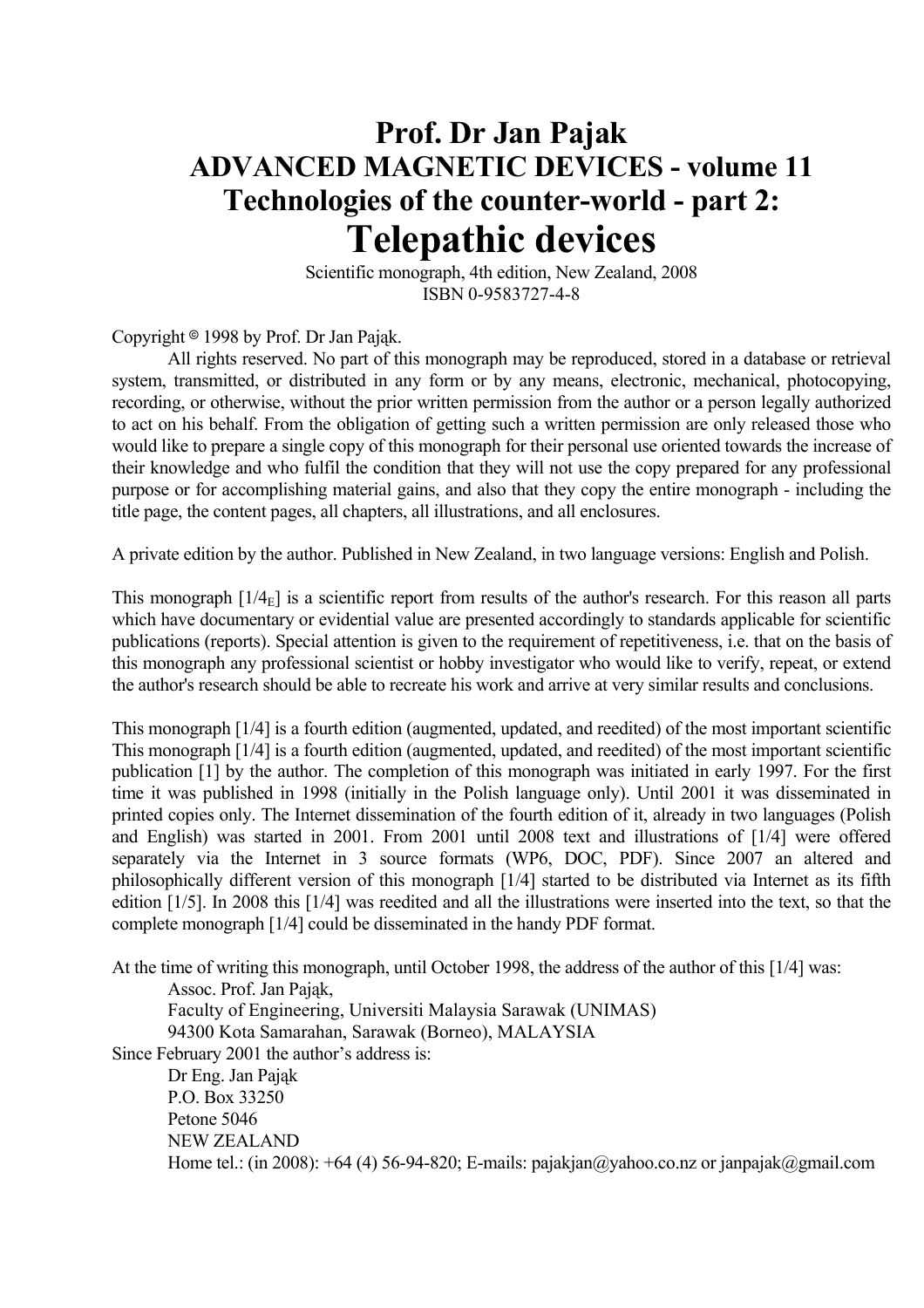# Prof. Dr Jan Pajak
## ADVANCED MAGNETIC DEVICES - volume 11
## Technologies of the counter-world - part 2:
# Telepathic devices

Scientific monograph, 4th edition, New Zealand, 2008
ISBN 0-9583727-4-8

Copyright © 1998 by Prof. Dr Jan Pająk.

All rights reserved. No part of this monograph may be reproduced, stored in a database or retrieval system, transmitted, or distributed in any form or by any means, electronic, mechanical, photocopying, recording, or otherwise, without the prior written permission from the author or a person legally authorized to act on his behalf. From the obligation of getting such a written permission are only released those who would like to prepare a single copy of this monograph for their personal use oriented towards the increase of their knowledge and who fulfil the condition that they will not use the copy prepared for any professional purpose or for accomplishing material gains, and also that they copy the entire monograph - including the title page, the content pages, all chapters, all illustrations, and all enclosures.

A private edition by the author. Published in New Zealand, in two language versions: English and Polish.

This monograph [$1/4_E$] is a scientific report from results of the author's research. For this reason all parts which have documentary or evidential value are presented accordingly to standards applicable for scientific publications (reports). Special attention is given to the requirement of repetitiveness, i.e. that on the basis of this monograph any professional scientist or hobby investigator who would like to verify, repeat, or extend the author's research should be able to recreate his work and arrive at very similar results and conclusions.

This monograph [1/4] is a fourth edition (augmented, updated, and reedited) of the most important scientific This monograph [1/4] is a fourth edition (augmented, updated, and reedited) of the most important scientific publication [1] by the author. The completion of this monograph was initiated in early 1997. For the first time it was published in 1998 (initially in the Polish language only). Until 2001 it was disseminated in printed copies only. The Internet dissemination of the fourth edition of it, already in two languages (Polish and English) was started in 2001. From 2001 until 2008 text and illustrations of [1/4] were offered separately via the Internet in 3 source formats (WP6, DOC, PDF). Since 2007 an altered and philosophically different version of this monograph [1/4] started to be distributed via Internet as its fifth edition [1/5]. In 2008 this [1/4] was reedited and all the illustrations were inserted into the text, so that the complete monograph [1/4] could be disseminated in the handy PDF format.

At the time of writing this monograph, until October 1998, the address of the author of this [1/4] was:

Assoc. Prof. Jan Pająk,
Faculty of Engineering, Universiti Malaysia Sarawak (UNIMAS)
94300 Kota Samarahan, Sarawak (Borneo), MALAYSIA

Since February 2001 the author's address is:

Dr Eng. Jan Pająk
P.O. Box 33250
Petone 5046
NEW ZEALAND
Home tel.: (in 2008): +64 (4) 56-94-820; E-mails: pajakjan@yahoo.co.nz or janpajak@gmail.com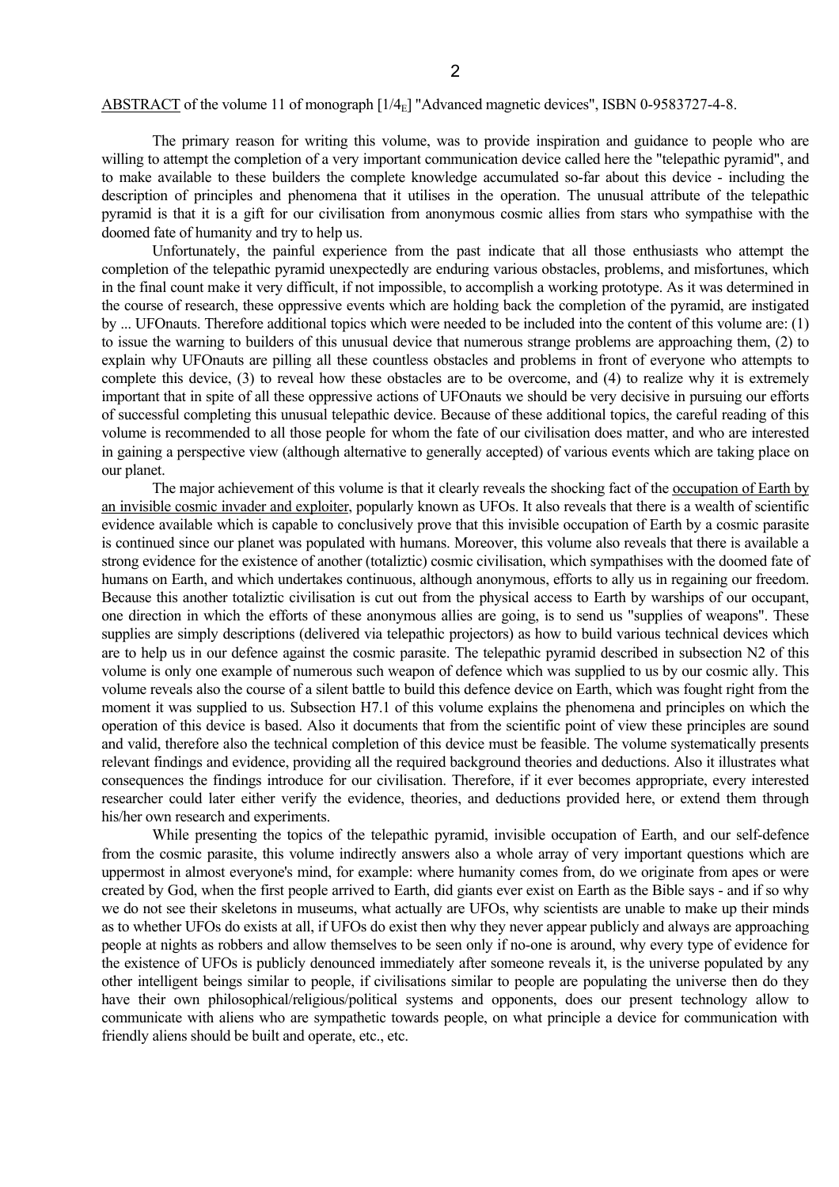ABSTRACT of the volume 11 of monograph [$1/4_E$] "Advanced magnetic devices", ISBN 0-9583727-4-8.

The primary reason for writing this volume, was to provide inspiration and guidance to people who are willing to attempt the completion of a very important communication device called here the "telepathic pyramid", and to make available to these builders the complete knowledge accumulated so-far about this device - including the description of principles and phenomena that it utilises in the operation. The unusual attribute of the telepathic pyramid is that it is a gift for our civilisation from anonymous cosmic allies from stars who sympathise with the doomed fate of humanity and try to help us.

Unfortunately, the painful experience from the past indicate that all those enthusiasts who attempt the completion of the telepathic pyramid unexpectedly are enduring various obstacles, problems, and misfortunes, which in the final count make it very difficult, if not impossible, to accomplish a working prototype. As it was determined in the course of research, these oppressive events which are holding back the completion of the pyramid, are instigated by ... UFOnauts. Therefore additional topics which were needed to be included into the content of this volume are: (1) to issue the warning to builders of this unusual device that numerous strange problems are approaching them, (2) to explain why UFOnauts are pilling all these countless obstacles and problems in front of everyone who attempts to complete this device, (3) to reveal how these obstacles are to be overcome, and (4) to realize why it is extremely important that in spite of all these oppressive actions of UFOnauts we should be very decisive in pursuing our efforts of successful completing this unusual telepathic device. Because of these additional topics, the careful reading of this volume is recommended to all those people for whom the fate of our civilisation does matter, and who are interested in gaining a perspective view (although alternative to generally accepted) of various events which are taking place on our planet.

The major achievement of this volume is that it clearly reveals the shocking fact of the occupation of Earth by an invisible cosmic invader and exploiter, popularly known as UFOs. It also reveals that there is a wealth of scientific evidence available which is capable to conclusively prove that this invisible occupation of Earth by a cosmic parasite is continued since our planet was populated with humans. Moreover, this volume also reveals that there is available a strong evidence for the existence of another (totaliztic) cosmic civilisation, which sympathises with the doomed fate of humans on Earth, and which undertakes continuous, although anonymous, efforts to ally us in regaining our freedom. Because this another totaliztic civilisation is cut out from the physical access to Earth by warships of our occupant, one direction in which the efforts of these anonymous allies are going, is to send us "supplies of weapons". These supplies are simply descriptions (delivered via telepathic projectors) as how to build various technical devices which are to help us in our defence against the cosmic parasite. The telepathic pyramid described in subsection N2 of this volume is only one example of numerous such weapon of defence which was supplied to us by our cosmic ally. This volume reveals also the course of a silent battle to build this defence device on Earth, which was fought right from the moment it was supplied to us. Subsection H7.1 of this volume explains the phenomena and principles on which the operation of this device is based. Also it documents that from the scientific point of view these principles are sound and valid, therefore also the technical completion of this device must be feasible. The volume systematically presents relevant findings and evidence, providing all the required background theories and deductions. Also it illustrates what consequences the findings introduce for our civilisation. Therefore, if it ever becomes appropriate, every interested researcher could later either verify the evidence, theories, and deductions provided here, or extend them through his/her own research and experiments.

While presenting the topics of the telepathic pyramid, invisible occupation of Earth, and our self-defence from the cosmic parasite, this volume indirectly answers also a whole array of very important questions which are uppermost in almost everyone's mind, for example: where humanity comes from, do we originate from apes or were created by God, when the first people arrived to Earth, did giants ever exist on Earth as the Bible says - and if so why we do not see their skeletons in museums, what actually are UFOs, why scientists are unable to make up their minds as to whether UFOs do exists at all, if UFOs do exist then why they never appear publicly and always are approaching people at nights as robbers and allow themselves to be seen only if no-one is around, why every type of evidence for the existence of UFOs is publicly denounced immediately after someone reveals it, is the universe populated by any other intelligent beings similar to people, if civilisations similar to people are populating the universe then do they have their own philosophical/religious/political systems and opponents, does our present technology allow to communicate with aliens who are sympathetic towards people, on what principle a device for communication with friendly aliens should be built and operate, etc., etc.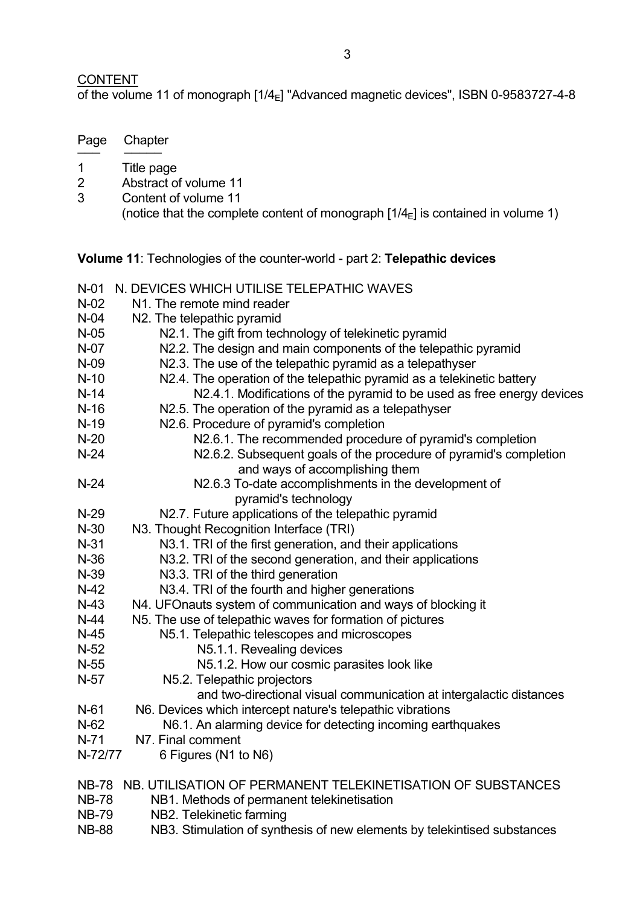CONTENT

of the volume 11 of monograph [$1/4_E$] "Advanced magnetic devices", ISBN 0-9583727-4-8

| Page | Chapter |
|---|---|
| 1 | Title page |
| 2 | Abstract of volume 11 |
| 3 | Content of volume 11 (notice that the complete content of monograph [$1/4_E$] is contained in volume 1) |

**Volume 11**: Technologies of the counter-world - part 2: **Telepathic devices**

| Page | Chapter |
|---|---|
| N-01 | N. DEVICES WHICH UTILISE TELEPATHIC WAVES |
| N-02 | N1. The remote mind reader |
| N-04 | N2. The telepathic pyramid |
| N-05 | N2.1. The gift from technology of telekinetic pyramid |
| N-07 | N2.2. The design and main components of the telepathic pyramid |
| N-09 | N2.3. The use of the telepathic pyramid as a telepathyser |
| N-10 | N2.4. The operation of the telepathic pyramid as a telekinetic battery |
| N-14 | N2.4.1. Modifications of the pyramid to be used as free energy devices |
| N-16 | N2.5. The operation of the pyramid as a telepathyser |
| N-19 | N2.6. Procedure of pyramid's completion |
| N-20 | N2.6.1. The recommended procedure of pyramid's completion |
| N-24 | N2.6.2. Subsequent goals of the procedure of pyramid's completion and ways of accomplishing them |
| N-24 | N2.6.3 To-date accomplishments in the development of pyramid's technology |
| N-29 | N2.7. Future applications of the telepathic pyramid |
| N-30 | N3. Thought Recognition Interface (TRI) |
| N-31 | N3.1. TRI of the first generation, and their applications |
| N-36 | N3.2. TRI of the second generation, and their applications |
| N-39 | N3.3. TRI of the third generation |
| N-42 | N3.4. TRI of the fourth and higher generations |
| N-43 | N4. UFOnauts system of communication and ways of blocking it |
| N-44 | N5. The use of telepathic waves for formation of pictures |
| N-45 | N5.1. Telepathic telescopes and microscopes |
| N-52 | N5.1.1. Revealing devices |
| N-55 | N5.1.2. How our cosmic parasites look like |
| N-57 | N5.2. Telepathic projectors and two-directional visual communication at intergalactic distances |
| N-61 | N6. Devices which intercept nature's telepathic vibrations |
| N-62 | N6.1. An alarming device for detecting incoming earthquakes |
| N-71 | N7. Final comment |
| N-72/77 | 6 Figures (N1 to N6) |
| NB-78 | NB. UTILISATION OF PERMANENT TELEKINETISATION OF SUBSTANCES |
| NB-78 | NB1. Methods of permanent telekinetisation |
| NB-79 | NB2. Telekinetic farming |
| NB-88 | NB3. Stimulation of synthesis of new elements by telekintised substances |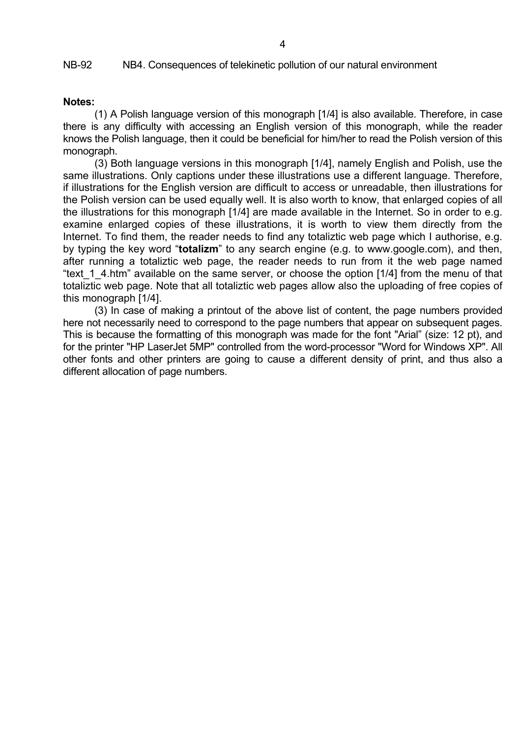**Notes:**

(1) A Polish language version of this monograph [1/4] is also available. Therefore, in case there is any difficulty with accessing an English version of this monograph, while the reader knows the Polish language, then it could be beneficial for him/her to read the Polish version of this monograph.

(3) Both language versions in this monograph [1/4], namely English and Polish, use the same illustrations. Only captions under these illustrations use a different language. Therefore, if illustrations for the English version are difficult to access or unreadable, then illustrations for the Polish version can be used equally well. It is also worth to know, that enlarged copies of all the illustrations for this monograph [1/4] are made available in the Internet. So in order to e.g. examine enlarged copies of these illustrations, it is worth to view them directly from the Internet. To find them, the reader needs to find any totaliztic web page which I authorise, e.g. by typing the key word "**totalizm**" to any search engine (e.g. to www.google.com), and then, after running a totaliztic web page, the reader needs to run from it the web page named "text_1_4.htm" available on the same server, or choose the option [1/4] from the menu of that totaliztic web page. Note that all totaliztic web pages allow also the uploading of free copies of this monograph [1/4].

(3) In case of making a printout of the above list of content, the page numbers provided here not necessarily need to correspond to the page numbers that appear on subsequent pages. This is because the formatting of this monograph was made for the font "Arial" (size: 12 pt), and for the printer "HP LaserJet 5MP" controlled from the word-processor "Word for Windows XP". All other fonts and other printers are going to cause a different density of print, and thus also a different allocation of page numbers.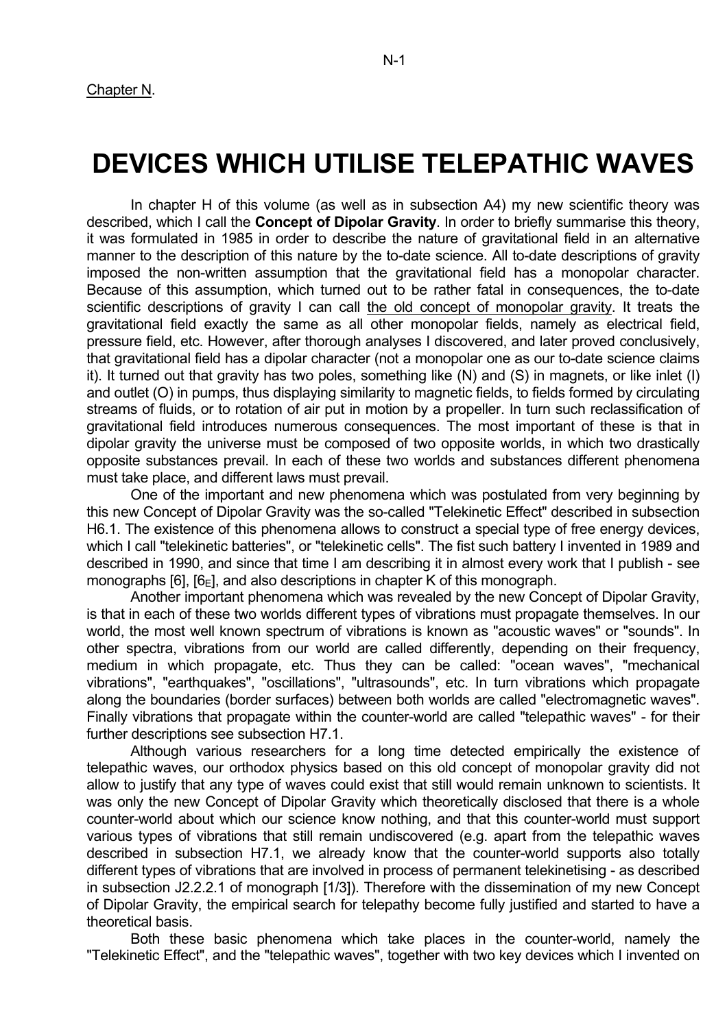Chapter N.

# DEVICES WHICH UTILISE TELEPATHIC WAVES

In chapter H of this volume (as well as in subsection A4) my new scientific theory was described, which I call the **Concept of Dipolar Gravity**. In order to briefly summarise this theory, it was formulated in 1985 in order to describe the nature of gravitational field in an alternative manner to the description of this nature by the to-date science. All to-date descriptions of gravity imposed the non-written assumption that the gravitational field has a monopolar character. Because of this assumption, which turned out to be rather fatal in consequences, the to-date scientific descriptions of gravity I can call the old concept of monopolar gravity. It treats the gravitational field exactly the same as all other monopolar fields, namely as electrical field, pressure field, etc. However, after thorough analyses I discovered, and later proved conclusively, that gravitational field has a dipolar character (not a monopolar one as our to-date science claims it). It turned out that gravity has two poles, something like (N) and (S) in magnets, or like inlet (I) and outlet (O) in pumps, thus displaying similarity to magnetic fields, to fields formed by circulating streams of fluids, or to rotation of air put in motion by a propeller. In turn such reclassification of gravitational field introduces numerous consequences. The most important of these is that in dipolar gravity the universe must be composed of two opposite worlds, in which two drastically opposite substances prevail. In each of these two worlds and substances different phenomena must take place, and different laws must prevail.

One of the important and new phenomena which was postulated from very beginning by this new Concept of Dipolar Gravity was the so-called "Telekinetic Effect" described in subsection H6.1. The existence of this phenomena allows to construct a special type of free energy devices, which I call "telekinetic batteries", or "telekinetic cells". The fist such battery I invented in 1989 and described in 1990, and since that time I am describing it in almost every work that I publish - see monographs [6], [$6_E$], and also descriptions in chapter K of this monograph.

Another important phenomena which was revealed by the new Concept of Dipolar Gravity, is that in each of these two worlds different types of vibrations must propagate themselves. In our world, the most well known spectrum of vibrations is known as "acoustic waves" or "sounds". In other spectra, vibrations from our world are called differently, depending on their frequency, medium in which propagate, etc. Thus they can be called: "ocean waves", "mechanical vibrations", "earthquakes", "oscillations", "ultrasounds", etc. In turn vibrations which propagate along the boundaries (border surfaces) between both worlds are called "electromagnetic waves". Finally vibrations that propagate within the counter-world are called "telepathic waves" - for their further descriptions see subsection H7.1.

Although various researchers for a long time detected empirically the existence of telepathic waves, our orthodox physics based on this old concept of monopolar gravity did not allow to justify that any type of waves could exist that still would remain unknown to scientists. It was only the new Concept of Dipolar Gravity which theoretically disclosed that there is a whole counter-world about which our science know nothing, and that this counter-world must support various types of vibrations that still remain undiscovered (e.g. apart from the telepathic waves described in subsection H7.1, we already know that the counter-world supports also totally different types of vibrations that are involved in process of permanent telekinetising - as described in subsection J2.2.2.1 of monograph [1/3]). Therefore with the dissemination of my new Concept of Dipolar Gravity, the empirical search for telepathy become fully justified and started to have a theoretical basis.

Both these basic phenomena which take places in the counter-world, namely the "Telekinetic Effect", and the "telepathic waves", together with two key devices which I invented on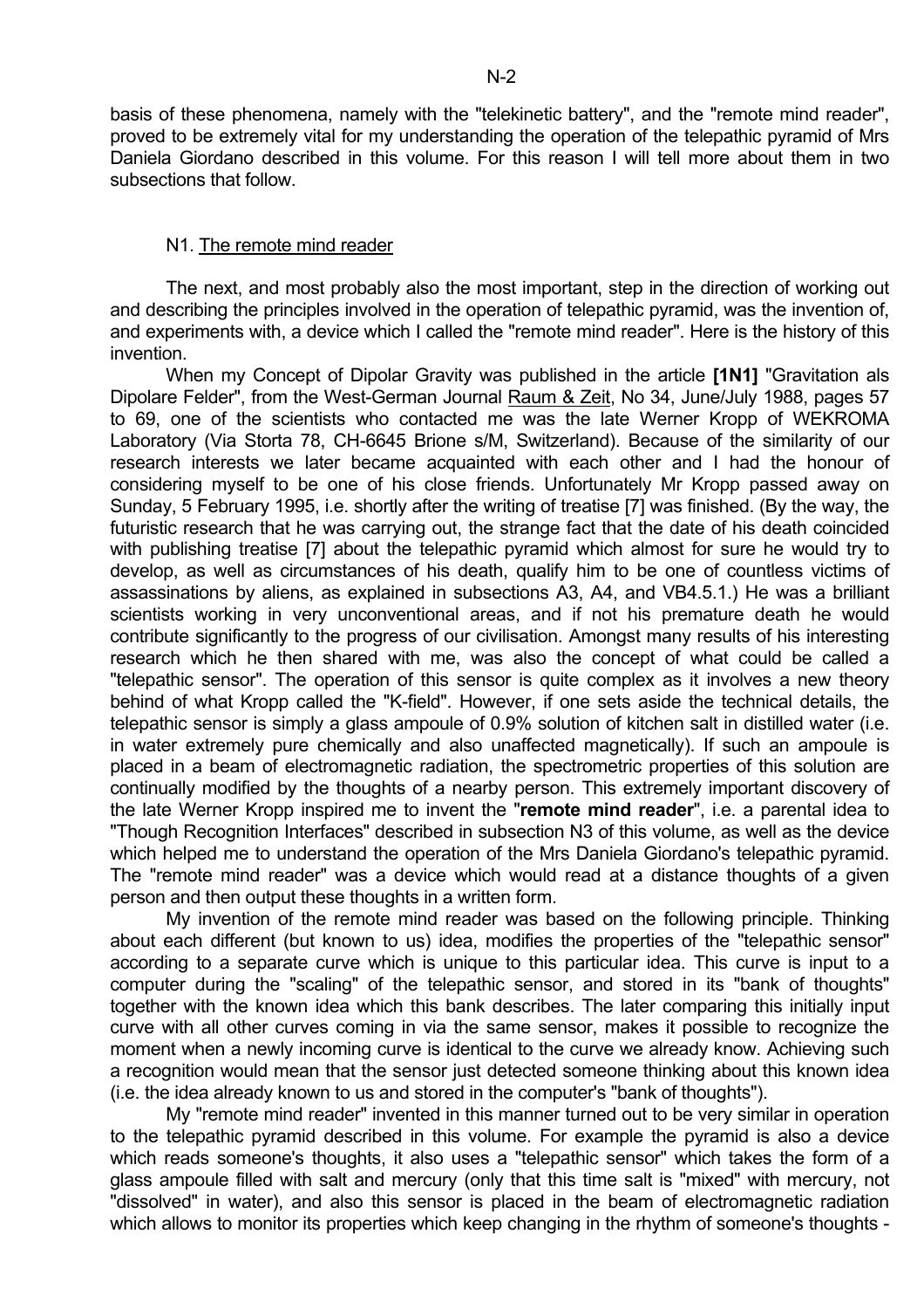basis of these phenomena, namely with the "telekinetic battery", and the "remote mind reader", proved to be extremely vital for my understanding the operation of the telepathic pyramid of Mrs Daniela Giordano described in this volume. For this reason I will tell more about them in two subsections that follow.

## N1. The remote mind reader

The next, and most probably also the most important, step in the direction of working out and describing the principles involved in the operation of telepathic pyramid, was the invention of, and experiments with, a device which I called the "remote mind reader". Here is the history of this invention.

When my Concept of Dipolar Gravity was published in the article **[1N1]** "Gravitation als Dipolare Felder", from the West-German Journal Raum & Zeit, No 34, June/July 1988, pages 57 to 69, one of the scientists who contacted me was the late Werner Kropp of WEKROMA Laboratory (Via Storta 78, CH-6645 Brione s/M, Switzerland). Because of the similarity of our research interests we later became acquainted with each other and I had the honour of considering myself to be one of his close friends. Unfortunately Mr Kropp passed away on Sunday, 5 February 1995, i.e. shortly after the writing of treatise [7] was finished. (By the way, the futuristic research that he was carrying out, the strange fact that the date of his death coincided with publishing treatise [7] about the telepathic pyramid which almost for sure he would try to develop, as well as circumstances of his death, qualify him to be one of countless victims of assassinations by aliens, as explained in subsections A3, A4, and VB4.5.1.) He was a brilliant scientists working in very unconventional areas, and if not his premature death he would contribute significantly to the progress of our civilisation. Amongst many results of his interesting research which he then shared with me, was also the concept of what could be called a "telepathic sensor". The operation of this sensor is quite complex as it involves a new theory behind of what Kropp called the "K-field". However, if one sets aside the technical details, the telepathic sensor is simply a glass ampoule of 0.9% solution of kitchen salt in distilled water (i.e. in water extremely pure chemically and also unaffected magnetically). If such an ampoule is placed in a beam of electromagnetic radiation, the spectrometric properties of this solution are continually modified by the thoughts of a nearby person. This extremely important discovery of the late Werner Kropp inspired me to invent the "**remote mind reader**", i.e. a parental idea to "Though Recognition Interfaces" described in subsection N3 of this volume, as well as the device which helped me to understand the operation of the Mrs Daniela Giordano's telepathic pyramid. The "remote mind reader" was a device which would read at a distance thoughts of a given person and then output these thoughts in a written form.

My invention of the remote mind reader was based on the following principle. Thinking about each different (but known to us) idea, modifies the properties of the "telepathic sensor" according to a separate curve which is unique to this particular idea. This curve is input to a computer during the "scaling" of the telepathic sensor, and stored in its "bank of thoughts" together with the known idea which this bank describes. The later comparing this initially input curve with all other curves coming in via the same sensor, makes it possible to recognize the moment when a newly incoming curve is identical to the curve we already know. Achieving such a recognition would mean that the sensor just detected someone thinking about this known idea (i.e. the idea already known to us and stored in the computer's "bank of thoughts").

My "remote mind reader" invented in this manner turned out to be very similar in operation to the telepathic pyramid described in this volume. For example the pyramid is also a device which reads someone's thoughts, it also uses a "telepathic sensor" which takes the form of a glass ampoule filled with salt and mercury (only that this time salt is "mixed" with mercury, not "dissolved" in water), and also this sensor is placed in the beam of electromagnetic radiation which allows to monitor its properties which keep changing in the rhythm of someone's thoughts -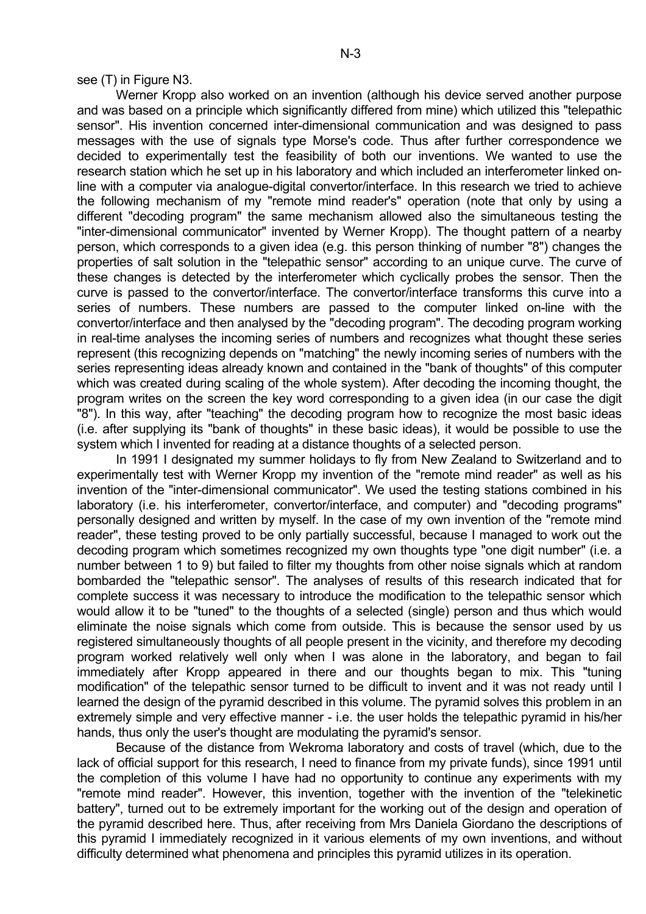see (T) in Figure N3.

Werner Kropp also worked on an invention (although his device served another purpose and was based on a principle which significantly differed from mine) which utilized this "telepathic sensor". His invention concerned inter-dimensional communication and was designed to pass messages with the use of signals type Morse's code. Thus after further correspondence we decided to experimentally test the feasibility of both our inventions. We wanted to use the research station which he set up in his laboratory and which included an interferometer linked on-line with a computer via analogue-digital convertor/interface. In this research we tried to achieve the following mechanism of my "remote mind reader's" operation (note that only by using a different "decoding program" the same mechanism allowed also the simultaneous testing the "inter-dimensional communicator" invented by Werner Kropp). The thought pattern of a nearby person, which corresponds to a given idea (e.g. this person thinking of number "8") changes the properties of salt solution in the "telepathic sensor" according to an unique curve. The curve of these changes is detected by the interferometer which cyclically probes the sensor. Then the curve is passed to the convertor/interface. The convertor/interface transforms this curve into a series of numbers. These numbers are passed to the computer linked on-line with the convertor/interface and then analysed by the "decoding program". The decoding program working in real-time analyses the incoming series of numbers and recognizes what thought these series represent (this recognizing depends on "matching" the newly incoming series of numbers with the series representing ideas already known and contained in the "bank of thoughts" of this computer which was created during scaling of the whole system). After decoding the incoming thought, the program writes on the screen the key word corresponding to a given idea (in our case the digit "8"). In this way, after "teaching" the decoding program how to recognize the most basic ideas (i.e. after supplying its "bank of thoughts" in these basic ideas), it would be possible to use the system which I invented for reading at a distance thoughts of a selected person.

In 1991 I designated my summer holidays to fly from New Zealand to Switzerland and to experimentally test with Werner Kropp my invention of the "remote mind reader" as well as his invention of the "inter-dimensional communicator". We used the testing stations combined in his laboratory (i.e. his interferometer, convertor/interface, and computer) and "decoding programs" personally designed and written by myself. In the case of my own invention of the "remote mind reader", these testing proved to be only partially successful, because I managed to work out the decoding program which sometimes recognized my own thoughts type "one digit number" (i.e. a number between 1 to 9) but failed to filter my thoughts from other noise signals which at random bombarded the "telepathic sensor". The analyses of results of this research indicated that for complete success it was necessary to introduce the modification to the telepathic sensor which would allow it to be "tuned" to the thoughts of a selected (single) person and thus which would eliminate the noise signals which come from outside. This is because the sensor used by us registered simultaneously thoughts of all people present in the vicinity, and therefore my decoding program worked relatively well only when I was alone in the laboratory, and began to fail immediately after Kropp appeared in there and our thoughts began to mix. This "tuning modification" of the telepathic sensor turned to be difficult to invent and it was not ready until I learned the design of the pyramid described in this volume. The pyramid solves this problem in an extremely simple and very effective manner - i.e. the user holds the telepathic pyramid in his/her hands, thus only the user's thought are modulating the pyramid's sensor.

Because of the distance from Wekroma laboratory and costs of travel (which, due to the lack of official support for this research, I need to finance from my private funds), since 1991 until the completion of this volume I have had no opportunity to continue any experiments with my "remote mind reader". However, this invention, together with the invention of the "telekinetic battery", turned out to be extremely important for the working out of the design and operation of the pyramid described here. Thus, after receiving from Mrs Daniela Giordano the descriptions of this pyramid I immediately recognized in it various elements of my own inventions, and without difficulty determined what phenomena and principles this pyramid utilizes in its operation.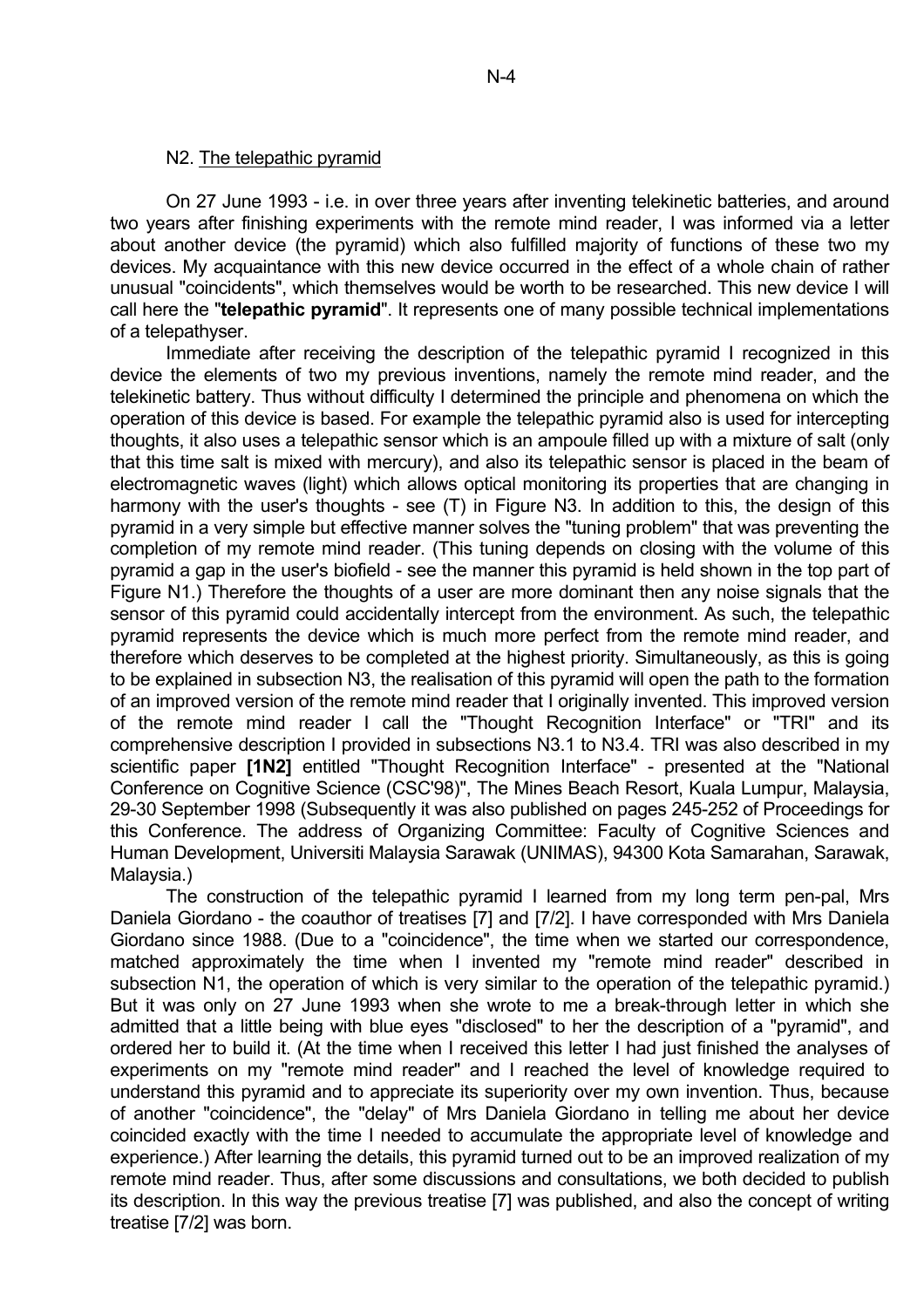## N2. The telepathic pyramid

On 27 June 1993 - i.e. in over three years after inventing telekinetic batteries, and around two years after finishing experiments with the remote mind reader, I was informed via a letter about another device (the pyramid) which also fulfilled majority of functions of these two my devices. My acquaintance with this new device occurred in the effect of a whole chain of rather unusual "coincidents", which themselves would be worth to be researched. This new device I will call here the "**telepathic pyramid**". It represents one of many possible technical implementations of a telepathyser.

Immediate after receiving the description of the telepathic pyramid I recognized in this device the elements of two my previous inventions, namely the remote mind reader, and the telekinetic battery. Thus without difficulty I determined the principle and phenomena on which the operation of this device is based. For example the telepathic pyramid also is used for intercepting thoughts, it also uses a telepathic sensor which is an ampoule filled up with a mixture of salt (only that this time salt is mixed with mercury), and also its telepathic sensor is placed in the beam of electromagnetic waves (light) which allows optical monitoring its properties that are changing in harmony with the user's thoughts - see (T) in Figure N3. In addition to this, the design of this pyramid in a very simple but effective manner solves the "tuning problem" that was preventing the completion of my remote mind reader. (This tuning depends on closing with the volume of this pyramid a gap in the user's biofield - see the manner this pyramid is held shown in the top part of Figure N1.) Therefore the thoughts of a user are more dominant then any noise signals that the sensor of this pyramid could accidentally intercept from the environment. As such, the telepathic pyramid represents the device which is much more perfect from the remote mind reader, and therefore which deserves to be completed at the highest priority. Simultaneously, as this is going to be explained in subsection N3, the realisation of this pyramid will open the path to the formation of an improved version of the remote mind reader that I originally invented. This improved version of the remote mind reader I call the "Thought Recognition Interface" or "TRI" and its comprehensive description I provided in subsections N3.1 to N3.4. TRI was also described in my scientific paper **[1N2]** entitled "Thought Recognition Interface" - presented at the "National Conference on Cognitive Science (CSC'98)", The Mines Beach Resort, Kuala Lumpur, Malaysia, 29-30 September 1998 (Subsequently it was also published on pages 245-252 of Proceedings for this Conference. The address of Organizing Committee: Faculty of Cognitive Sciences and Human Development, Universiti Malaysia Sarawak (UNIMAS), 94300 Kota Samarahan, Sarawak, Malaysia.)

The construction of the telepathic pyramid I learned from my long term pen-pal, Mrs Daniela Giordano - the coauthor of treatises [7] and [7/2]. I have corresponded with Mrs Daniela Giordano since 1988. (Due to a "coincidence", the time when we started our correspondence, matched approximately the time when I invented my "remote mind reader" described in subsection N1, the operation of which is very similar to the operation of the telepathic pyramid.) But it was only on 27 June 1993 when she wrote to me a break-through letter in which she admitted that a little being with blue eyes "disclosed" to her the description of a "pyramid", and ordered her to build it. (At the time when I received this letter I had just finished the analyses of experiments on my "remote mind reader" and I reached the level of knowledge required to understand this pyramid and to appreciate its superiority over my own invention. Thus, because of another "coincidence", the "delay" of Mrs Daniela Giordano in telling me about her device coincided exactly with the time I needed to accumulate the appropriate level of knowledge and experience.) After learning the details, this pyramid turned out to be an improved realization of my remote mind reader. Thus, after some discussions and consultations, we both decided to publish its description. In this way the previous treatise [7] was published, and also the concept of writing treatise [7/2] was born.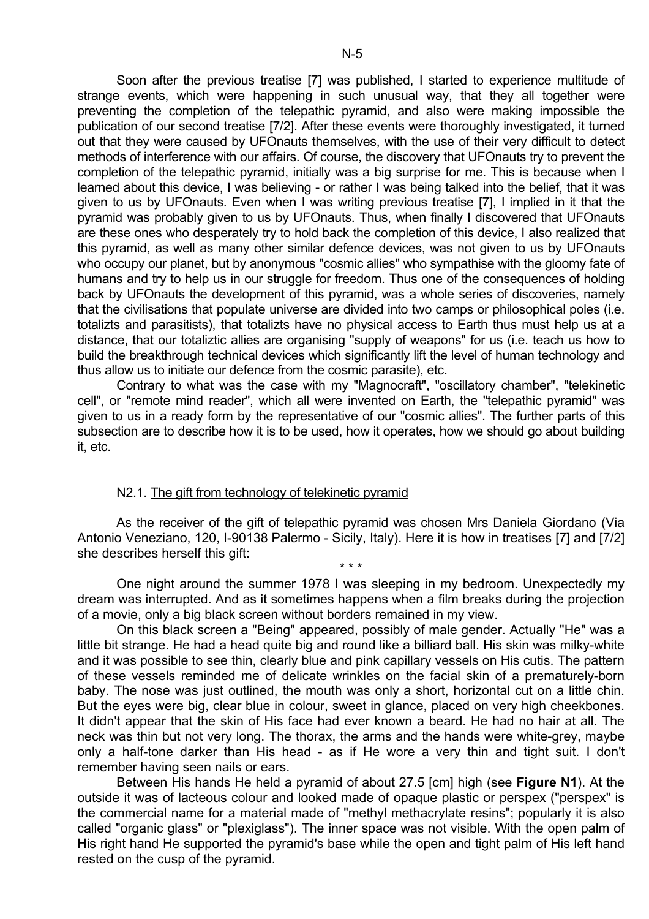Soon after the previous treatise [7] was published, I started to experience multitude of strange events, which were happening in such unusual way, that they all together were preventing the completion of the telepathic pyramid, and also were making impossible the publication of our second treatise [7/2]. After these events were thoroughly investigated, it turned out that they were caused by UFOnauts themselves, with the use of their very difficult to detect methods of interference with our affairs. Of course, the discovery that UFOnauts try to prevent the completion of the telepathic pyramid, initially was a big surprise for me. This is because when I learned about this device, I was believing - or rather I was being talked into the belief, that it was given to us by UFOnauts. Even when I was writing previous treatise [7], I implied in it that the pyramid was probably given to us by UFOnauts. Thus, when finally I discovered that UFOnauts are these ones who desperately try to hold back the completion of this device, I also realized that this pyramid, as well as many other similar defence devices, was not given to us by UFOnauts who occupy our planet, but by anonymous "cosmic allies" who sympathise with the gloomy fate of humans and try to help us in our struggle for freedom. Thus one of the consequences of holding back by UFOnauts the development of this pyramid, was a whole series of discoveries, namely that the civilisations that populate universe are divided into two camps or philosophical poles (i.e. totalizts and parasitists), that totalizts have no physical access to Earth thus must help us at a distance, that our totaliztic allies are organising "supply of weapons" for us (i.e. teach us how to build the breakthrough technical devices which significantly lift the level of human technology and thus allow us to initiate our defence from the cosmic parasite), etc.

Contrary to what was the case with my "Magnocraft", "oscillatory chamber", "telekinetic cell", or "remote mind reader", which all were invented on Earth, the "telepathic pyramid" was given to us in a ready form by the representative of our "cosmic allies". The further parts of this subsection are to describe how it is to be used, how it operates, how we should go about building it, etc.

### N2.1. The gift from technology of telekinetic pyramid

As the receiver of the gift of telepathic pyramid was chosen Mrs Daniela Giordano (Via Antonio Veneziano, 120, I-90138 Palermo - Sicily, Italy). Here it is how in treatises [7] and [7/2] she describes herself this gift:

\* \* \*

One night around the summer 1978 I was sleeping in my bedroom. Unexpectedly my dream was interrupted. And as it sometimes happens when a film breaks during the projection of a movie, only a big black screen without borders remained in my view.

On this black screen a "Being" appeared, possibly of male gender. Actually "He" was a little bit strange. He had a head quite big and round like a billiard ball. His skin was milky-white and it was possible to see thin, clearly blue and pink capillary vessels on His cutis. The pattern of these vessels reminded me of delicate wrinkles on the facial skin of a prematurely-born baby. The nose was just outlined, the mouth was only a short, horizontal cut on a little chin. But the eyes were big, clear blue in colour, sweet in glance, placed on very high cheekbones. It didn't appear that the skin of His face had ever known a beard. He had no hair at all. The neck was thin but not very long. The thorax, the arms and the hands were white-grey, maybe only a half-tone darker than His head - as if He wore a very thin and tight suit. I don't remember having seen nails or ears.

Between His hands He held a pyramid of about 27.5 [cm] high (see **Figure N1**). At the outside it was of lacteous colour and looked made of opaque plastic or perspex ("perspex" is the commercial name for a material made of "methyl methacrylate resins"; popularly it is also called "organic glass" or "plexiglass"). The inner space was not visible. With the open palm of His right hand He supported the pyramid's base while the open and tight palm of His left hand rested on the cusp of the pyramid.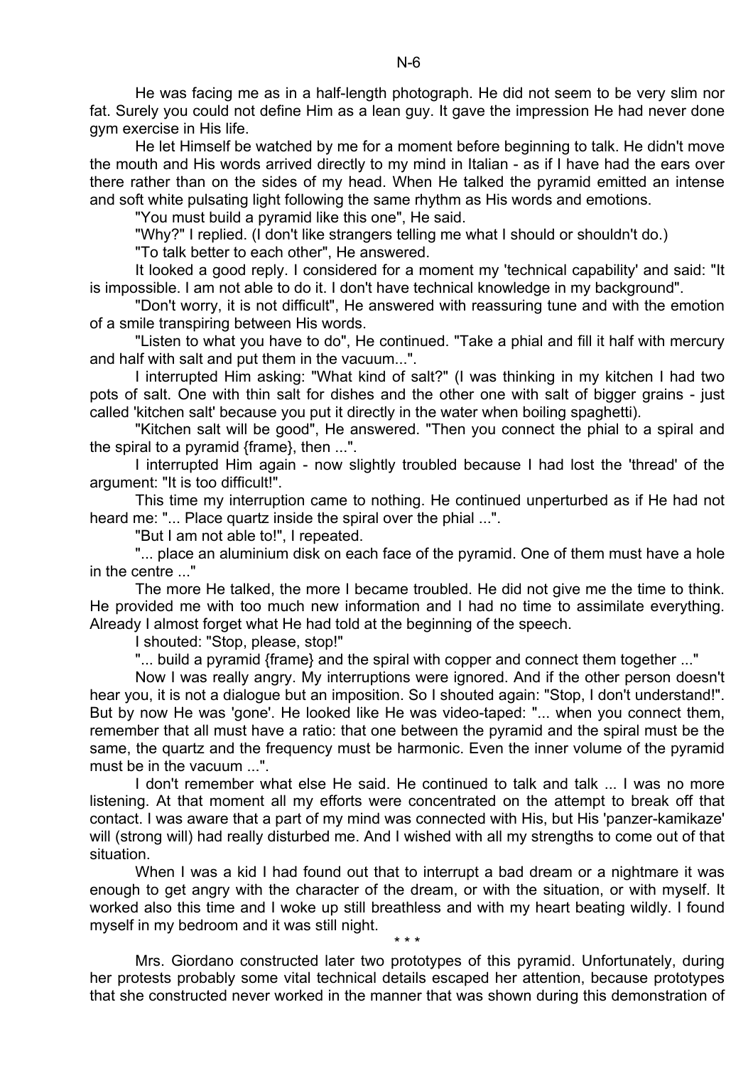He was facing me as in a half-length photograph. He did not seem to be very slim nor fat. Surely you could not define Him as a lean guy. It gave the impression He had never done gym exercise in His life.

He let Himself be watched by me for a moment before beginning to talk. He didn't move the mouth and His words arrived directly to my mind in Italian - as if I have had the ears over there rather than on the sides of my head. When He talked the pyramid emitted an intense and soft white pulsating light following the same rhythm as His words and emotions.

"You must build a pyramid like this one", He said.

"Why?" I replied. (I don't like strangers telling me what I should or shouldn't do.)

"To talk better to each other", He answered.

It looked a good reply. I considered for a moment my 'technical capability' and said: "It is impossible. I am not able to do it. I don't have technical knowledge in my background".

"Don't worry, it is not difficult", He answered with reassuring tune and with the emotion of a smile transpiring between His words.

"Listen to what you have to do", He continued. "Take a phial and fill it half with mercury and half with salt and put them in the vacuum...".

I interrupted Him asking: "What kind of salt?" (I was thinking in my kitchen I had two pots of salt. One with thin salt for dishes and the other one with salt of bigger grains - just called 'kitchen salt' because you put it directly in the water when boiling spaghetti).

"Kitchen salt will be good", He answered. "Then you connect the phial to a spiral and the spiral to a pyramid {frame}, then ...".

I interrupted Him again - now slightly troubled because I had lost the 'thread' of the argument: "It is too difficult!".

This time my interruption came to nothing. He continued unperturbed as if He had not heard me: "... Place quartz inside the spiral over the phial ...".

"But I am not able to!", I repeated.

"... place an aluminium disk on each face of the pyramid. One of them must have a hole in the centre ..."

The more He talked, the more I became troubled. He did not give me the time to think. He provided me with too much new information and I had no time to assimilate everything. Already I almost forget what He had told at the beginning of the speech.

I shouted: "Stop, please, stop!"

"... build a pyramid {frame} and the spiral with copper and connect them together ..."

Now I was really angry. My interruptions were ignored. And if the other person doesn't hear you, it is not a dialogue but an imposition. So I shouted again: "Stop, I don't understand!". But by now He was 'gone'. He looked like He was video-taped: "... when you connect them, remember that all must have a ratio: that one between the pyramid and the spiral must be the same, the quartz and the frequency must be harmonic. Even the inner volume of the pyramid must be in the vacuum ...".

I don't remember what else He said. He continued to talk and talk ... I was no more listening. At that moment all my efforts were concentrated on the attempt to break off that contact. I was aware that a part of my mind was connected with His, but His 'panzer-kamikaze' will (strong will) had really disturbed me. And I wished with all my strengths to come out of that situation.

When I was a kid I had found out that to interrupt a bad dream or a nightmare it was enough to get angry with the character of the dream, or with the situation, or with myself. It worked also this time and I woke up still breathless and with my heart beating wildly. I found myself in my bedroom and it was still night.

\* \* \*

Mrs. Giordano constructed later two prototypes of this pyramid. Unfortunately, during her protests probably some vital technical details escaped her attention, because prototypes that she constructed never worked in the manner that was shown during this demonstration of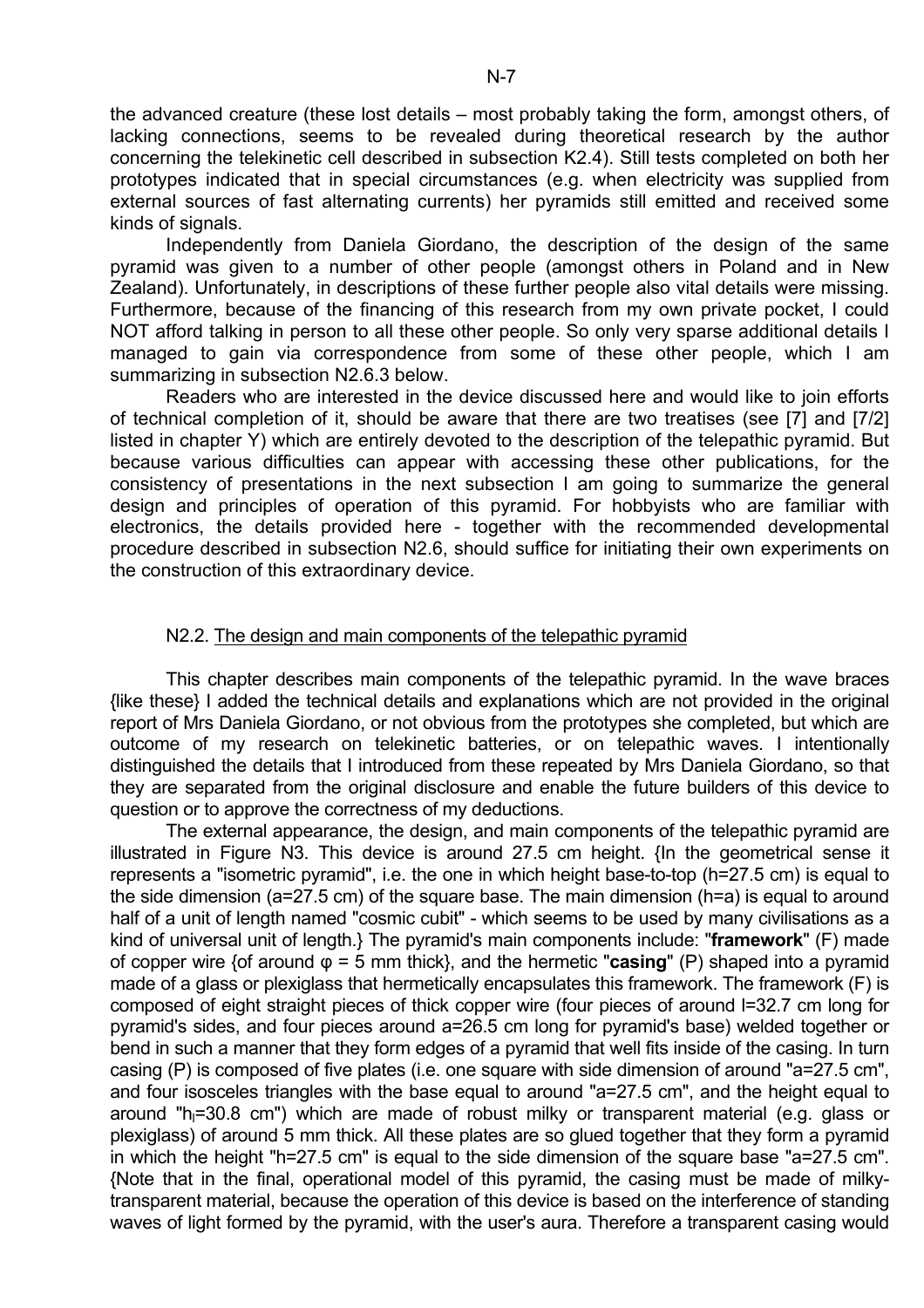the advanced creature (these lost details – most probably taking the form, amongst others, of lacking connections, seems to be revealed during theoretical research by the author concerning the telekinetic cell described in subsection K2.4). Still tests completed on both her prototypes indicated that in special circumstances (e.g. when electricity was supplied from external sources of fast alternating currents) her pyramids still emitted and received some kinds of signals.

Independently from Daniela Giordano, the description of the design of the same pyramid was given to a number of other people (amongst others in Poland and in New Zealand). Unfortunately, in descriptions of these further people also vital details were missing. Furthermore, because of the financing of this research from my own private pocket, I could NOT afford talking in person to all these other people. So only very sparse additional details I managed to gain via correspondence from some of these other people, which I am summarizing in subsection N2.6.3 below.

Readers who are interested in the device discussed here and would like to join efforts of technical completion of it, should be aware that there are two treatises (see [7] and [7/2] listed in chapter Y) which are entirely devoted to the description of the telepathic pyramid. But because various difficulties can appear with accessing these other publications, for the consistency of presentations in the next subsection I am going to summarize the general design and principles of operation of this pyramid. For hobbyists who are familiar with electronics, the details provided here - together with the recommended developmental procedure described in subsection N2.6, should suffice for initiating their own experiments on the construction of this extraordinary device.

## N2.2. The design and main components of the telepathic pyramid

This chapter describes main components of the telepathic pyramid. In the wave braces {like these} I added the technical details and explanations which are not provided in the original report of Mrs Daniela Giordano, or not obvious from the prototypes she completed, but which are outcome of my research on telekinetic batteries, or on telepathic waves. I intentionally distinguished the details that I introduced from these repeated by Mrs Daniela Giordano, so that they are separated from the original disclosure and enable the future builders of this device to question or to approve the correctness of my deductions.

The external appearance, the design, and main components of the telepathic pyramid are illustrated in Figure N3. This device is around 27.5 cm height. {In the geometrical sense it represents a "isometric pyramid", i.e. the one in which height base-to-top (h=27.5 cm) is equal to the side dimension (a=27.5 cm) of the square base. The main dimension (h=a) is equal to around half of a unit of length named "cosmic cubit" - which seems to be used by many civilisations as a kind of universal unit of length.} The pyramid's main components include: "**framework**" (F) made of copper wire {of around φ = 5 mm thick}, and the hermetic "**casing**" (P) shaped into a pyramid made of a glass or plexiglass that hermetically encapsulates this framework. The framework (F) is composed of eight straight pieces of thick copper wire (four pieces of around l=32.7 cm long for pyramid's sides, and four pieces around a=26.5 cm long for pyramid's base) welded together or bend in such a manner that they form edges of a pyramid that well fits inside of the casing. In turn casing (P) is composed of five plates (i.e. one square with side dimension of around "a=27.5 cm", and four isosceles triangles with the base equal to around "a=27.5 cm", and the height equal to around "$h_l$=30.8 cm") which are made of robust milky or transparent material (e.g. glass or plexiglass) of around 5 mm thick. All these plates are so glued together that they form a pyramid in which the height "h=27.5 cm" is equal to the side dimension of the square base "a=27.5 cm". {Note that in the final, operational model of this pyramid, the casing must be made of milky-transparent material, because the operation of this device is based on the interference of standing waves of light formed by the pyramid, with the user's aura. Therefore a transparent casing would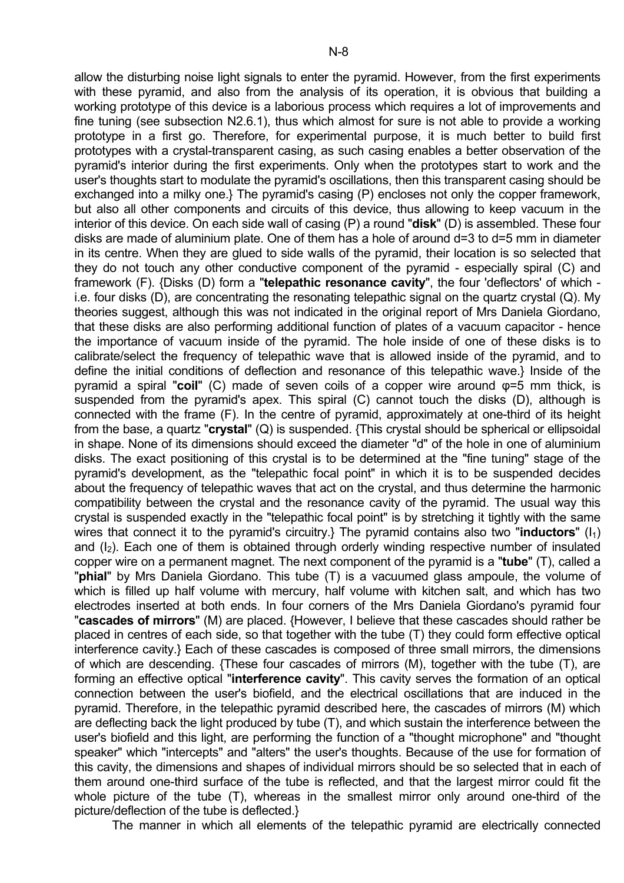allow the disturbing noise light signals to enter the pyramid. However, from the first experiments with these pyramid, and also from the analysis of its operation, it is obvious that building a working prototype of this device is a laborious process which requires a lot of improvements and fine tuning (see subsection N2.6.1), thus which almost for sure is not able to provide a working prototype in a first go. Therefore, for experimental purpose, it is much better to build first prototypes with a crystal-transparent casing, as such casing enables a better observation of the pyramid's interior during the first experiments. Only when the prototypes start to work and the user's thoughts start to modulate the pyramid's oscillations, then this transparent casing should be exchanged into a milky one.} The pyramid's casing (P) encloses not only the copper framework, but also all other components and circuits of this device, thus allowing to keep vacuum in the interior of this device. On each side wall of casing (P) a round "**disk**" (D) is assembled. These four disks are made of aluminium plate. One of them has a hole of around d=3 to d=5 mm in diameter in its centre. When they are glued to side walls of the pyramid, their location is so selected that they do not touch any other conductive component of the pyramid - especially spiral (C) and framework (F). {Disks (D) form a "**telepathic resonance cavity**", the four 'deflectors' of which - i.e. four disks (D), are concentrating the resonating telepathic signal on the quartz crystal (Q). My theories suggest, although this was not indicated in the original report of Mrs Daniela Giordano, that these disks are also performing additional function of plates of a vacuum capacitor - hence the importance of vacuum inside of the pyramid. The hole inside of one of these disks is to calibrate/select the frequency of telepathic wave that is allowed inside of the pyramid, and to define the initial conditions of deflection and resonance of this telepathic wave.} Inside of the pyramid a spiral "**coil**" (C) made of seven coils of a copper wire around φ=5 mm thick, is suspended from the pyramid's apex. This spiral (C) cannot touch the disks (D), although is connected with the frame (F). In the centre of pyramid, approximately at one-third of its height from the base, a quartz "**crystal**" (Q) is suspended. {This crystal should be spherical or ellipsoidal in shape. None of its dimensions should exceed the diameter "d" of the hole in one of aluminium disks. The exact positioning of this crystal is to be determined at the "fine tuning" stage of the pyramid's development, as the "telepathic focal point" in which it is to be suspended decides about the frequency of telepathic waves that act on the crystal, and thus determine the harmonic compatibility between the crystal and the resonance cavity of the pyramid. The usual way this crystal is suspended exactly in the "telepathic focal point" is by stretching it tightly with the same wires that connect it to the pyramid's circuitry.} The pyramid contains also two "**inductors**" ($I_1$) and ($I_2$). Each one of them is obtained through orderly winding respective number of insulated copper wire on a permanent magnet. The next component of the pyramid is a "**tube**" (T), called a "**phial**" by Mrs Daniela Giordano. This tube (T) is a vacuumed glass ampoule, the volume of which is filled up half volume with mercury, half volume with kitchen salt, and which has two electrodes inserted at both ends. In four corners of the Mrs Daniela Giordano's pyramid four "**cascades of mirrors**" (M) are placed. {However, I believe that these cascades should rather be placed in centres of each side, so that together with the tube (T) they could form effective optical interference cavity.} Each of these cascades is composed of three small mirrors, the dimensions of which are descending. {These four cascades of mirrors (M), together with the tube (T), are forming an effective optical "**interference cavity**". This cavity serves the formation of an optical connection between the user's biofield, and the electrical oscillations that are induced in the pyramid. Therefore, in the telepathic pyramid described here, the cascades of mirrors (M) which are deflecting back the light produced by tube (T), and which sustain the interference between the user's biofield and this light, are performing the function of a "thought microphone" and "thought speaker" which "intercepts" and "alters" the user's thoughts. Because of the use for formation of this cavity, the dimensions and shapes of individual mirrors should be so selected that in each of them around one-third surface of the tube is reflected, and that the largest mirror could fit the whole picture of the tube (T), whereas in the smallest mirror only around one-third of the picture/deflection of the tube is deflected.}

The manner in which all elements of the telepathic pyramid are electrically connected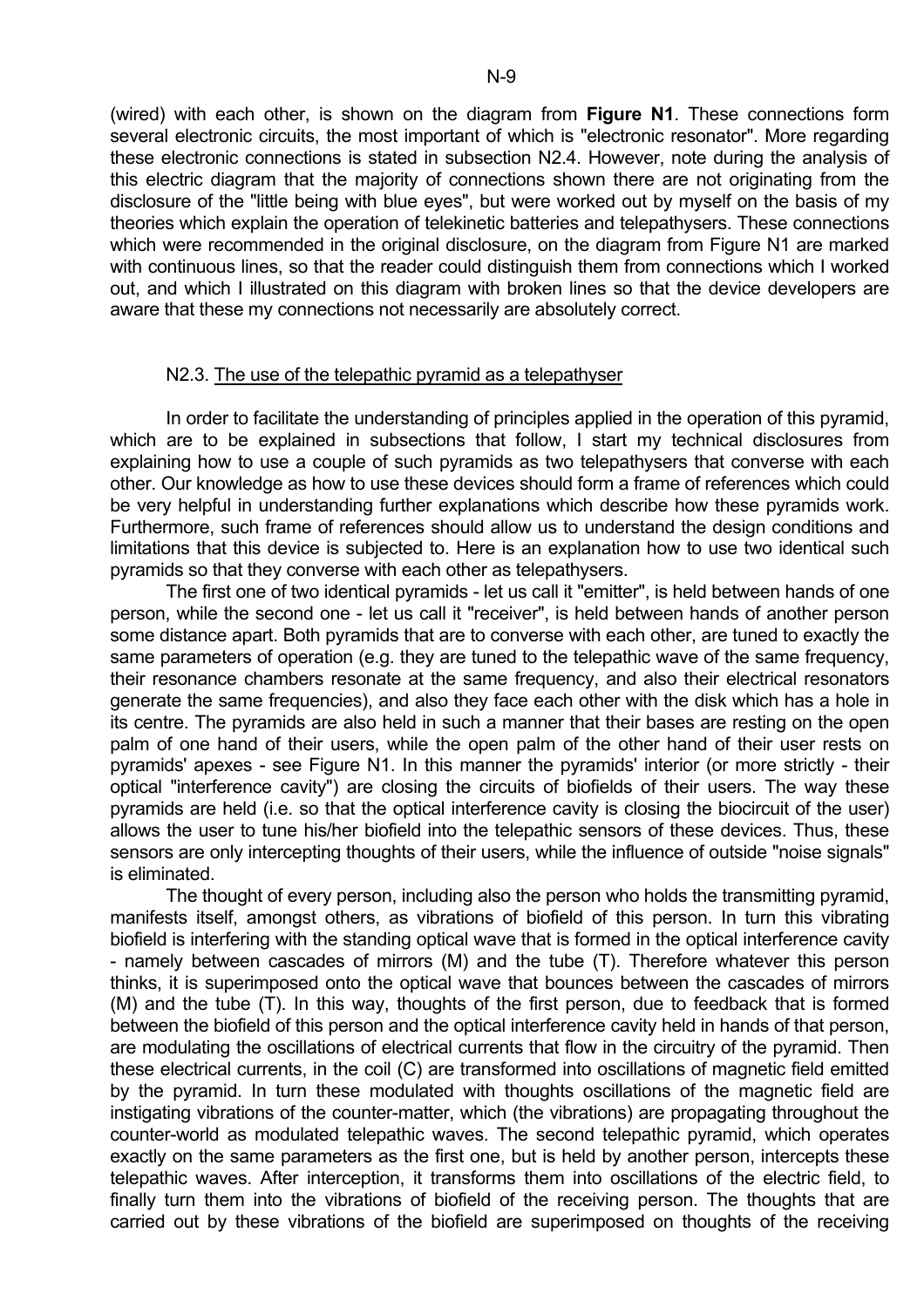(wired) with each other, is shown on the diagram from **Figure N1**. These connections form several electronic circuits, the most important of which is "electronic resonator". More regarding these electronic connections is stated in subsection N2.4. However, note during the analysis of this electric diagram that the majority of connections shown there are not originating from the disclosure of the "little being with blue eyes", but were worked out by myself on the basis of my theories which explain the operation of telekinetic batteries and telepathysers. These connections which were recommended in the original disclosure, on the diagram from Figure N1 are marked with continuous lines, so that the reader could distinguish them from connections which I worked out, and which I illustrated on this diagram with broken lines so that the device developers are aware that these my connections not necessarily are absolutely correct.

### N2.3. The use of the telepathic pyramid as a telepathyser

In order to facilitate the understanding of principles applied in the operation of this pyramid, which are to be explained in subsections that follow, I start my technical disclosures from explaining how to use a couple of such pyramids as two telepathysers that converse with each other. Our knowledge as how to use these devices should form a frame of references which could be very helpful in understanding further explanations which describe how these pyramids work. Furthermore, such frame of references should allow us to understand the design conditions and limitations that this device is subjected to. Here is an explanation how to use two identical such pyramids so that they converse with each other as telepathysers.

The first one of two identical pyramids - let us call it "emitter", is held between hands of one person, while the second one - let us call it "receiver", is held between hands of another person some distance apart. Both pyramids that are to converse with each other, are tuned to exactly the same parameters of operation (e.g. they are tuned to the telepathic wave of the same frequency, their resonance chambers resonate at the same frequency, and also their electrical resonators generate the same frequencies), and also they face each other with the disk which has a hole in its centre. The pyramids are also held in such a manner that their bases are resting on the open palm of one hand of their users, while the open palm of the other hand of their user rests on pyramids' apexes - see Figure N1. In this manner the pyramids' interior (or more strictly - their optical "interference cavity") are closing the circuits of biofields of their users. The way these pyramids are held (i.e. so that the optical interference cavity is closing the biocircuit of the user) allows the user to tune his/her biofield into the telepathic sensors of these devices. Thus, these sensors are only intercepting thoughts of their users, while the influence of outside "noise signals" is eliminated.

The thought of every person, including also the person who holds the transmitting pyramid, manifests itself, amongst others, as vibrations of biofield of this person. In turn this vibrating biofield is interfering with the standing optical wave that is formed in the optical interference cavity - namely between cascades of mirrors (M) and the tube (T). Therefore whatever this person thinks, it is superimposed onto the optical wave that bounces between the cascades of mirrors (M) and the tube (T). In this way, thoughts of the first person, due to feedback that is formed between the biofield of this person and the optical interference cavity held in hands of that person, are modulating the oscillations of electrical currents that flow in the circuitry of the pyramid. Then these electrical currents, in the coil (C) are transformed into oscillations of magnetic field emitted by the pyramid. In turn these modulated with thoughts oscillations of the magnetic field are instigating vibrations of the counter-matter, which (the vibrations) are propagating throughout the counter-world as modulated telepathic waves. The second telepathic pyramid, which operates exactly on the same parameters as the first one, but is held by another person, intercepts these telepathic waves. After interception, it transforms them into oscillations of the electric field, to finally turn them into the vibrations of biofield of the receiving person. The thoughts that are carried out by these vibrations of the biofield are superimposed on thoughts of the receiving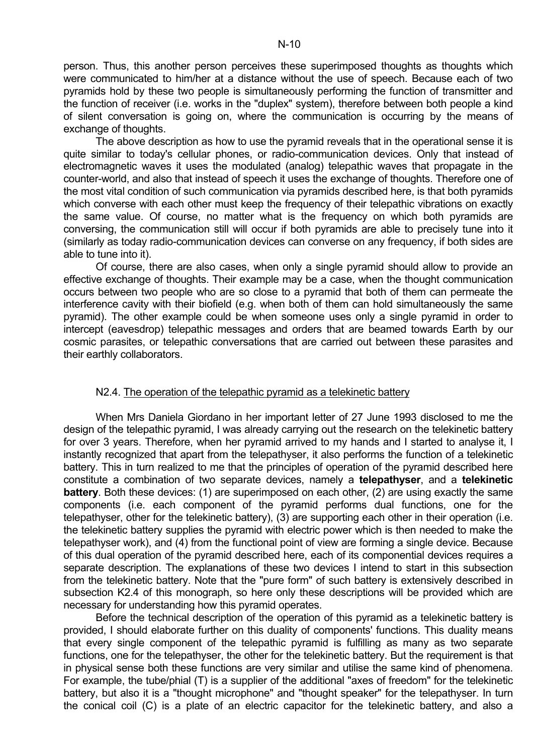person. Thus, this another person perceives these superimposed thoughts as thoughts which were communicated to him/her at a distance without the use of speech. Because each of two pyramids hold by these two people is simultaneously performing the function of transmitter and the function of receiver (i.e. works in the "duplex" system), therefore between both people a kind of silent conversation is going on, where the communication is occurring by the means of exchange of thoughts.

The above description as how to use the pyramid reveals that in the operational sense it is quite similar to today's cellular phones, or radio-communication devices. Only that instead of electromagnetic waves it uses the modulated (analog) telepathic waves that propagate in the counter-world, and also that instead of speech it uses the exchange of thoughts. Therefore one of the most vital condition of such communication via pyramids described here, is that both pyramids which converse with each other must keep the frequency of their telepathic vibrations on exactly the same value. Of course, no matter what is the frequency on which both pyramids are conversing, the communication still will occur if both pyramids are able to precisely tune into it (similarly as today radio-communication devices can converse on any frequency, if both sides are able to tune into it).

Of course, there are also cases, when only a single pyramid should allow to provide an effective exchange of thoughts. Their example may be a case, when the thought communication occurs between two people who are so close to a pyramid that both of them can permeate the interference cavity with their biofield (e.g. when both of them can hold simultaneously the same pyramid). The other example could be when someone uses only a single pyramid in order to intercept (eavesdrop) telepathic messages and orders that are beamed towards Earth by our cosmic parasites, or telepathic conversations that are carried out between these parasites and their earthly collaborators.

### N2.4. The operation of the telepathic pyramid as a telekinetic battery

When Mrs Daniela Giordano in her important letter of 27 June 1993 disclosed to me the design of the telepathic pyramid, I was already carrying out the research on the telekinetic battery for over 3 years. Therefore, when her pyramid arrived to my hands and I started to analyse it, I instantly recognized that apart from the telepathyser, it also performs the function of a telekinetic battery. This in turn realized to me that the principles of operation of the pyramid described here constitute a combination of two separate devices, namely a **telepathyser**, and a **telekinetic battery**. Both these devices: (1) are superimposed on each other, (2) are using exactly the same components (i.e. each component of the pyramid performs dual functions, one for the telepathyser, other for the telekinetic battery), (3) are supporting each other in their operation (i.e. the telekinetic battery supplies the pyramid with electric power which is then needed to make the telepathyser work), and (4) from the functional point of view are forming a single device. Because of this dual operation of the pyramid described here, each of its componential devices requires a separate description. The explanations of these two devices I intend to start in this subsection from the telekinetic battery. Note that the "pure form" of such battery is extensively described in subsection K2.4 of this monograph, so here only these descriptions will be provided which are necessary for understanding how this pyramid operates.

Before the technical description of the operation of this pyramid as a telekinetic battery is provided, I should elaborate further on this duality of components' functions. This duality means that every single component of the telepathic pyramid is fulfilling as many as two separate functions, one for the telepathyser, the other for the telekinetic battery. But the requirement is that in physical sense both these functions are very similar and utilise the same kind of phenomena. For example, the tube/phial (T) is a supplier of the additional "axes of freedom" for the telekinetic battery, but also it is a "thought microphone" and "thought speaker" for the telepathyser. In turn the conical coil (C) is a plate of an electric capacitor for the telekinetic battery, and also a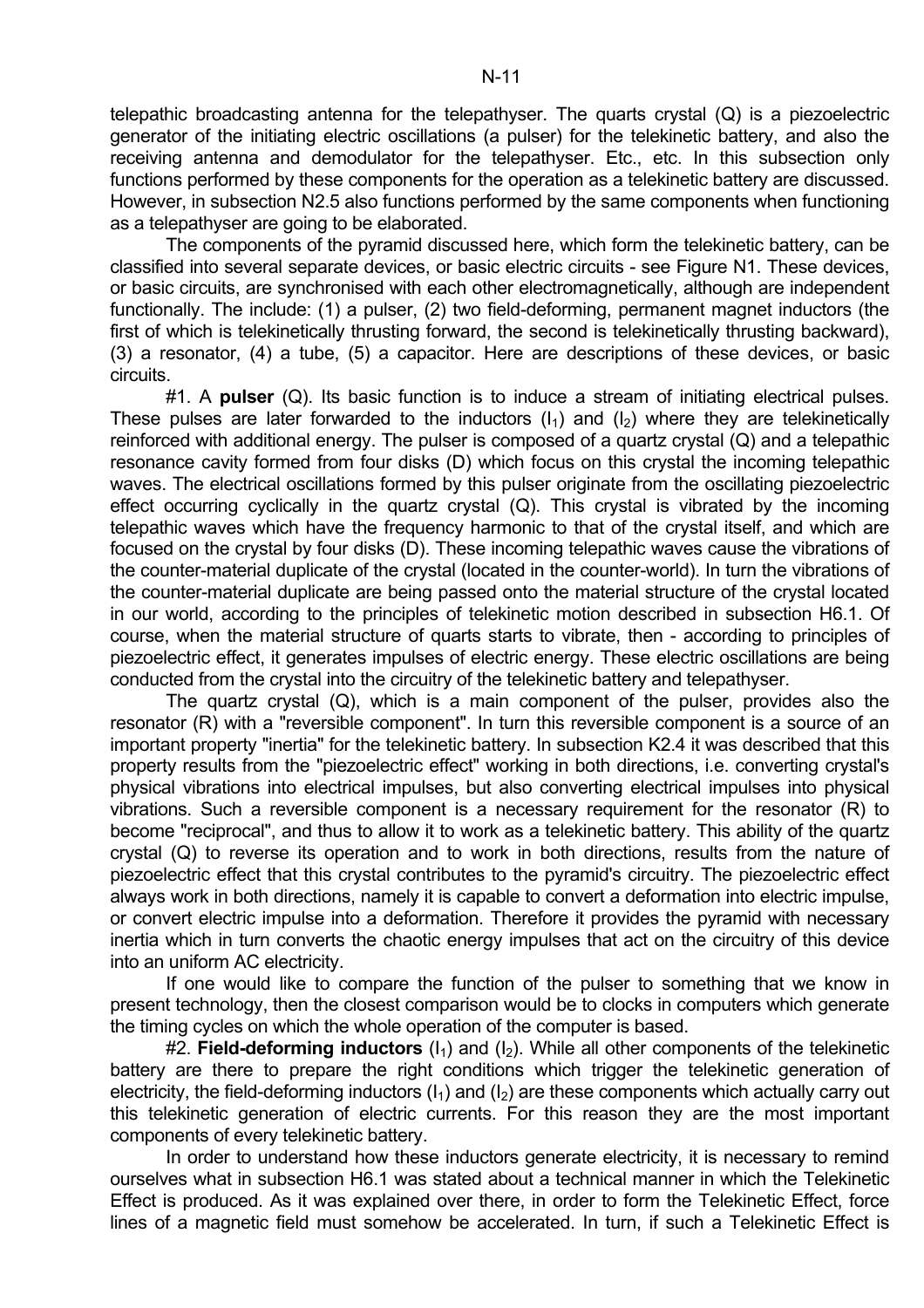telepathic broadcasting antenna for the telepathyser. The quarts crystal (Q) is a piezoelectric generator of the initiating electric oscillations (a pulser) for the telekinetic battery, and also the receiving antenna and demodulator for the telepathyser. Etc., etc. In this subsection only functions performed by these components for the operation as a telekinetic battery are discussed. However, in subsection N2.5 also functions performed by the same components when functioning as a telepathyser are going to be elaborated.

The components of the pyramid discussed here, which form the telekinetic battery, can be classified into several separate devices, or basic electric circuits - see Figure N1. These devices, or basic circuits, are synchronised with each other electromagnetically, although are independent functionally. The include: (1) a pulser, (2) two field-deforming, permanent magnet inductors (the first of which is telekinetically thrusting forward, the second is telekinetically thrusting backward), (3) a resonator, (4) a tube, (5) a capacitor. Here are descriptions of these devices, or basic circuits.

#1. A **pulser** (Q). Its basic function is to induce a stream of initiating electrical pulses. These pulses are later forwarded to the inductors ($I_1$) and ($I_2$) where they are telekinetically reinforced with additional energy. The pulser is composed of a quartz crystal (Q) and a telepathic resonance cavity formed from four disks (D) which focus on this crystal the incoming telepathic waves. The electrical oscillations formed by this pulser originate from the oscillating piezoelectric effect occurring cyclically in the quartz crystal (Q). This crystal is vibrated by the incoming telepathic waves which have the frequency harmonic to that of the crystal itself, and which are focused on the crystal by four disks (D). These incoming telepathic waves cause the vibrations of the counter-material duplicate of the crystal (located in the counter-world). In turn the vibrations of the counter-material duplicate are being passed onto the material structure of the crystal located in our world, according to the principles of telekinetic motion described in subsection H6.1. Of course, when the material structure of quarts starts to vibrate, then - according to principles of piezoelectric effect, it generates impulses of electric energy. These electric oscillations are being conducted from the crystal into the circuitry of the telekinetic battery and telepathyser.

The quartz crystal (Q), which is a main component of the pulser, provides also the resonator (R) with a "reversible component". In turn this reversible component is a source of an important property "inertia" for the telekinetic battery. In subsection K2.4 it was described that this property results from the "piezoelectric effect" working in both directions, i.e. converting crystal's physical vibrations into electrical impulses, but also converting electrical impulses into physical vibrations. Such a reversible component is a necessary requirement for the resonator (R) to become "reciprocal", and thus to allow it to work as a telekinetic battery. This ability of the quartz crystal (Q) to reverse its operation and to work in both directions, results from the nature of piezoelectric effect that this crystal contributes to the pyramid's circuitry. The piezoelectric effect always work in both directions, namely it is capable to convert a deformation into electric impulse, or convert electric impulse into a deformation. Therefore it provides the pyramid with necessary inertia which in turn converts the chaotic energy impulses that act on the circuitry of this device into an uniform AC electricity.

If one would like to compare the function of the pulser to something that we know in present technology, then the closest comparison would be to clocks in computers which generate the timing cycles on which the whole operation of the computer is based.

#2. **Field-deforming inductors** ($I_1$) and ($I_2$). While all other components of the telekinetic battery are there to prepare the right conditions which trigger the telekinetic generation of electricity, the field-deforming inductors ($I_1$) and ($I_2$) are these components which actually carry out this telekinetic generation of electric currents. For this reason they are the most important components of every telekinetic battery.

In order to understand how these inductors generate electricity, it is necessary to remind ourselves what in subsection H6.1 was stated about a technical manner in which the Telekinetic Effect is produced. As it was explained over there, in order to form the Telekinetic Effect, force lines of a magnetic field must somehow be accelerated. In turn, if such a Telekinetic Effect is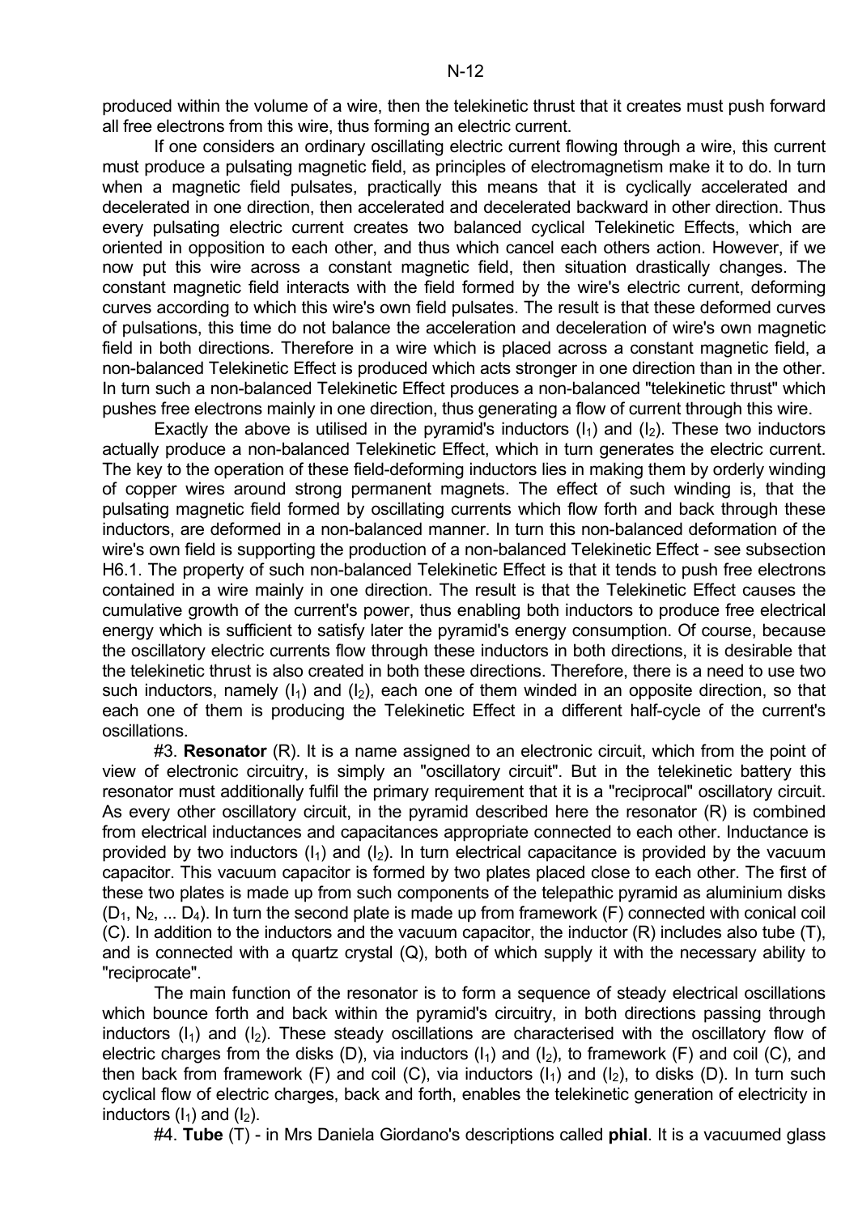produced within the volume of a wire, then the telekinetic thrust that it creates must push forward all free electrons from this wire, thus forming an electric current.

If one considers an ordinary oscillating electric current flowing through a wire, this current must produce a pulsating magnetic field, as principles of electromagnetism make it to do. In turn when a magnetic field pulsates, practically this means that it is cyclically accelerated and decelerated in one direction, then accelerated and decelerated backward in other direction. Thus every pulsating electric current creates two balanced cyclical Telekinetic Effects, which are oriented in opposition to each other, and thus which cancel each others action. However, if we now put this wire across a constant magnetic field, then situation drastically changes. The constant magnetic field interacts with the field formed by the wire's electric current, deforming curves according to which this wire's own field pulsates. The result is that these deformed curves of pulsations, this time do not balance the acceleration and deceleration of wire's own magnetic field in both directions. Therefore in a wire which is placed across a constant magnetic field, a non-balanced Telekinetic Effect is produced which acts stronger in one direction than in the other. In turn such a non-balanced Telekinetic Effect produces a non-balanced "telekinetic thrust" which pushes free electrons mainly in one direction, thus generating a flow of current through this wire.

Exactly the above is utilised in the pyramid's inductors ($I_1$) and ($I_2$). These two inductors actually produce a non-balanced Telekinetic Effect, which in turn generates the electric current. The key to the operation of these field-deforming inductors lies in making them by orderly winding of copper wires around strong permanent magnets. The effect of such winding is, that the pulsating magnetic field formed by oscillating currents which flow forth and back through these inductors, are deformed in a non-balanced manner. In turn this non-balanced deformation of the wire's own field is supporting the production of a non-balanced Telekinetic Effect - see subsection H6.1. The property of such non-balanced Telekinetic Effect is that it tends to push free electrons contained in a wire mainly in one direction. The result is that the Telekinetic Effect causes the cumulative growth of the current's power, thus enabling both inductors to produce free electrical energy which is sufficient to satisfy later the pyramid's energy consumption. Of course, because the oscillatory electric currents flow through these inductors in both directions, it is desirable that the telekinetic thrust is also created in both these directions. Therefore, there is a need to use two such inductors, namely ($I_1$) and ($I_2$), each one of them winded in an opposite direction, so that each one of them is producing the Telekinetic Effect in a different half-cycle of the current's oscillations.

#3. **Resonator** (R). It is a name assigned to an electronic circuit, which from the point of view of electronic circuitry, is simply an "oscillatory circuit". But in the telekinetic battery this resonator must additionally fulfil the primary requirement that it is a "reciprocal" oscillatory circuit. As every other oscillatory circuit, in the pyramid described here the resonator (R) is combined from electrical inductances and capacitances appropriate connected to each other. Inductance is provided by two inductors ($I_1$) and ($I_2$). In turn electrical capacitance is provided by the vacuum capacitor. This vacuum capacitor is formed by two plates placed close to each other. The first of these two plates is made up from such components of the telepathic pyramid as aluminium disks ($D_1$, $N_2$, ... $D_4$). In turn the second plate is made up from framework (F) connected with conical coil (C). In addition to the inductors and the vacuum capacitor, the inductor (R) includes also tube (T), and is connected with a quartz crystal (Q), both of which supply it with the necessary ability to "reciprocate".

The main function of the resonator is to form a sequence of steady electrical oscillations which bounce forth and back within the pyramid's circuitry, in both directions passing through inductors ($I_1$) and ($I_2$). These steady oscillations are characterised with the oscillatory flow of electric charges from the disks (D), via inductors ($I_1$) and ($I_2$), to framework (F) and coil (C), and then back from framework (F) and coil (C), via inductors ($I_1$) and ($I_2$), to disks (D). In turn such cyclical flow of electric charges, back and forth, enables the telekinetic generation of electricity in inductors ($I_1$) and ($I_2$).

#4. **Tube** (T) - in Mrs Daniela Giordano's descriptions called **phial**. It is a vacuumed glass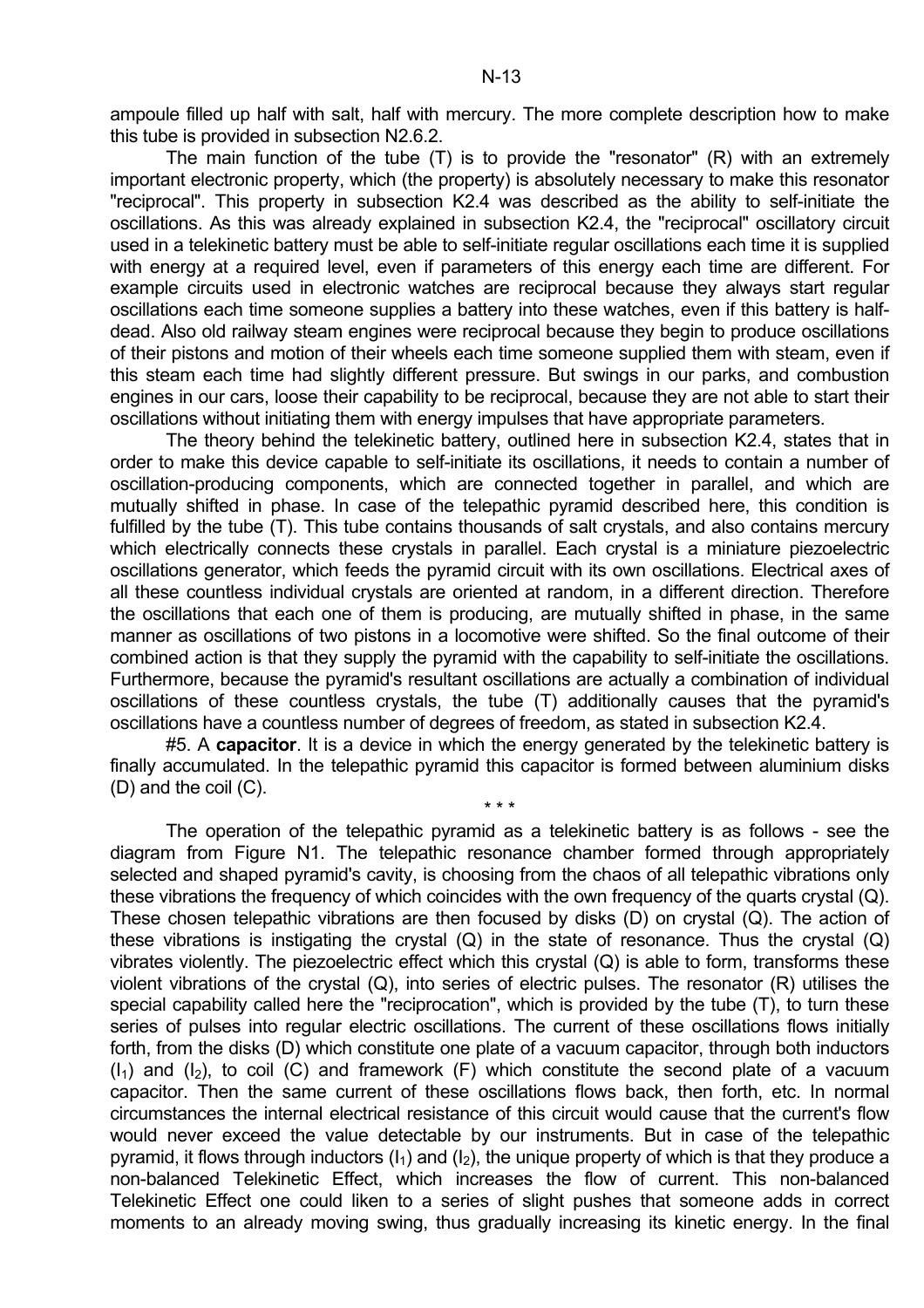ampoule filled up half with salt, half with mercury. The more complete description how to make this tube is provided in subsection N2.6.2.

The main function of the tube (T) is to provide the "resonator" (R) with an extremely important electronic property, which (the property) is absolutely necessary to make this resonator "reciprocal". This property in subsection K2.4 was described as the ability to self-initiate the oscillations. As this was already explained in subsection K2.4, the "reciprocal" oscillatory circuit used in a telekinetic battery must be able to self-initiate regular oscillations each time it is supplied with energy at a required level, even if parameters of this energy each time are different. For example circuits used in electronic watches are reciprocal because they always start regular oscillations each time someone supplies a battery into these watches, even if this battery is half-dead. Also old railway steam engines were reciprocal because they begin to produce oscillations of their pistons and motion of their wheels each time someone supplied them with steam, even if this steam each time had slightly different pressure. But swings in our parks, and combustion engines in our cars, loose their capability to be reciprocal, because they are not able to start their oscillations without initiating them with energy impulses that have appropriate parameters.

The theory behind the telekinetic battery, outlined here in subsection K2.4, states that in order to make this device capable to self-initiate its oscillations, it needs to contain a number of oscillation-producing components, which are connected together in parallel, and which are mutually shifted in phase. In case of the telepathic pyramid described here, this condition is fulfilled by the tube (T). This tube contains thousands of salt crystals, and also contains mercury which electrically connects these crystals in parallel. Each crystal is a miniature piezoelectric oscillations generator, which feeds the pyramid circuit with its own oscillations. Electrical axes of all these countless individual crystals are oriented at random, in a different direction. Therefore the oscillations that each one of them is producing, are mutually shifted in phase, in the same manner as oscillations of two pistons in a locomotive were shifted. So the final outcome of their combined action is that they supply the pyramid with the capability to self-initiate the oscillations. Furthermore, because the pyramid's resultant oscillations are actually a combination of individual oscillations of these countless crystals, the tube (T) additionally causes that the pyramid's oscillations have a countless number of degrees of freedom, as stated in subsection K2.4.

#5. A **capacitor**. It is a device in which the energy generated by the telekinetic battery is finally accumulated. In the telepathic pyramid this capacitor is formed between aluminium disks (D) and the coil (C).

\* \* \*

The operation of the telepathic pyramid as a telekinetic battery is as follows - see the diagram from Figure N1. The telepathic resonance chamber formed through appropriately selected and shaped pyramid's cavity, is choosing from the chaos of all telepathic vibrations only these vibrations the frequency of which coincides with the own frequency of the quarts crystal (Q). These chosen telepathic vibrations are then focused by disks (D) on crystal (Q). The action of these vibrations is instigating the crystal (Q) in the state of resonance. Thus the crystal (Q) vibrates violently. The piezoelectric effect which this crystal (Q) is able to form, transforms these violent vibrations of the crystal (Q), into series of electric pulses. The resonator (R) utilises the special capability called here the "reciprocation", which is provided by the tube (T), to turn these series of pulses into regular electric oscillations. The current of these oscillations flows initially forth, from the disks (D) which constitute one plate of a vacuum capacitor, through both inductors ($I_1$) and ($I_2$), to coil (C) and framework (F) which constitute the second plate of a vacuum capacitor. Then the same current of these oscillations flows back, then forth, etc. In normal circumstances the internal electrical resistance of this circuit would cause that the current's flow would never exceed the value detectable by our instruments. But in case of the telepathic pyramid, it flows through inductors ($I_1$) and ($I_2$), the unique property of which is that they produce a non-balanced Telekinetic Effect, which increases the flow of current. This non-balanced Telekinetic Effect one could liken to a series of slight pushes that someone adds in correct moments to an already moving swing, thus gradually increasing its kinetic energy. In the final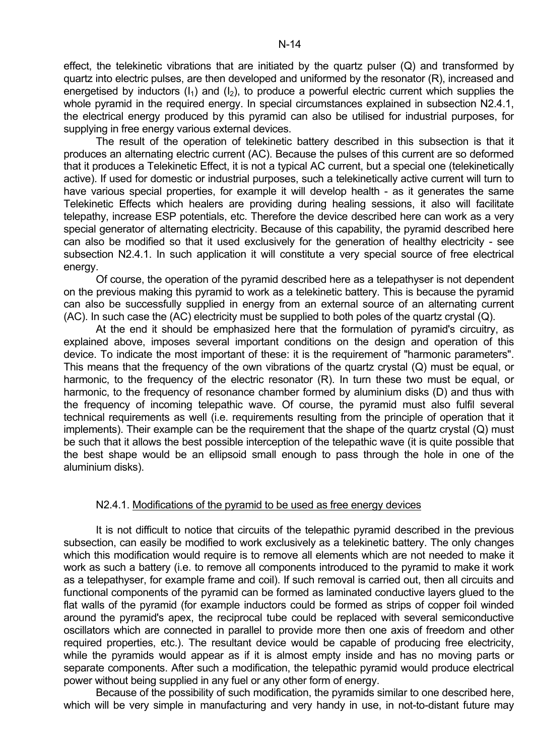effect, the telekinetic vibrations that are initiated by the quartz pulser (Q) and transformed by quartz into electric pulses, are then developed and uniformed by the resonator (R), increased and energetised by inductors ($I_1$) and ($I_2$), to produce a powerful electric current which supplies the whole pyramid in the required energy. In special circumstances explained in subsection N2.4.1, the electrical energy produced by this pyramid can also be utilised for industrial purposes, for supplying in free energy various external devices.

The result of the operation of telekinetic battery described in this subsection is that it produces an alternating electric current (AC). Because the pulses of this current are so deformed that it produces a Telekinetic Effect, it is not a typical AC current, but a special one (telekinetically active). If used for domestic or industrial purposes, such a telekinetically active current will turn to have various special properties, for example it will develop health - as it generates the same Telekinetic Effects which healers are providing during healing sessions, it also will facilitate telepathy, increase ESP potentials, etc. Therefore the device described here can work as a very special generator of alternating electricity. Because of this capability, the pyramid described here can also be modified so that it used exclusively for the generation of healthy electricity - see subsection N2.4.1. In such application it will constitute a very special source of free electrical energy.

Of course, the operation of the pyramid described here as a telepathyser is not dependent on the previous making this pyramid to work as a telekinetic battery. This is because the pyramid can also be successfully supplied in energy from an external source of an alternating current (AC). In such case the (AC) electricity must be supplied to both poles of the quartz crystal (Q).

At the end it should be emphasized here that the formulation of pyramid's circuitry, as explained above, imposes several important conditions on the design and operation of this device. To indicate the most important of these: it is the requirement of "harmonic parameters". This means that the frequency of the own vibrations of the quartz crystal (Q) must be equal, or harmonic, to the frequency of the electric resonator (R). In turn these two must be equal, or harmonic, to the frequency of resonance chamber formed by aluminium disks (D) and thus with the frequency of incoming telepathic wave. Of course, the pyramid must also fulfil several technical requirements as well (i.e. requirements resulting from the principle of operation that it implements). Their example can be the requirement that the shape of the quartz crystal (Q) must be such that it allows the best possible interception of the telepathic wave (it is quite possible that the best shape would be an ellipsoid small enough to pass through the hole in one of the aluminium disks).

### N2.4.1. Modifications of the pyramid to be used as free energy devices

It is not difficult to notice that circuits of the telepathic pyramid described in the previous subsection, can easily be modified to work exclusively as a telekinetic battery. The only changes which this modification would require is to remove all elements which are not needed to make it work as such a battery (i.e. to remove all components introduced to the pyramid to make it work as a telepathyser, for example frame and coil). If such removal is carried out, then all circuits and functional components of the pyramid can be formed as laminated conductive layers glued to the flat walls of the pyramid (for example inductors could be formed as strips of copper foil winded around the pyramid's apex, the reciprocal tube could be replaced with several semiconductive oscillators which are connected in parallel to provide more then one axis of freedom and other required properties, etc.). The resultant device would be capable of producing free electricity, while the pyramids would appear as if it is almost empty inside and has no moving parts or separate components. After such a modification, the telepathic pyramid would produce electrical power without being supplied in any fuel or any other form of energy.

Because of the possibility of such modification, the pyramids similar to one described here, which will be very simple in manufacturing and very handy in use, in not-to-distant future may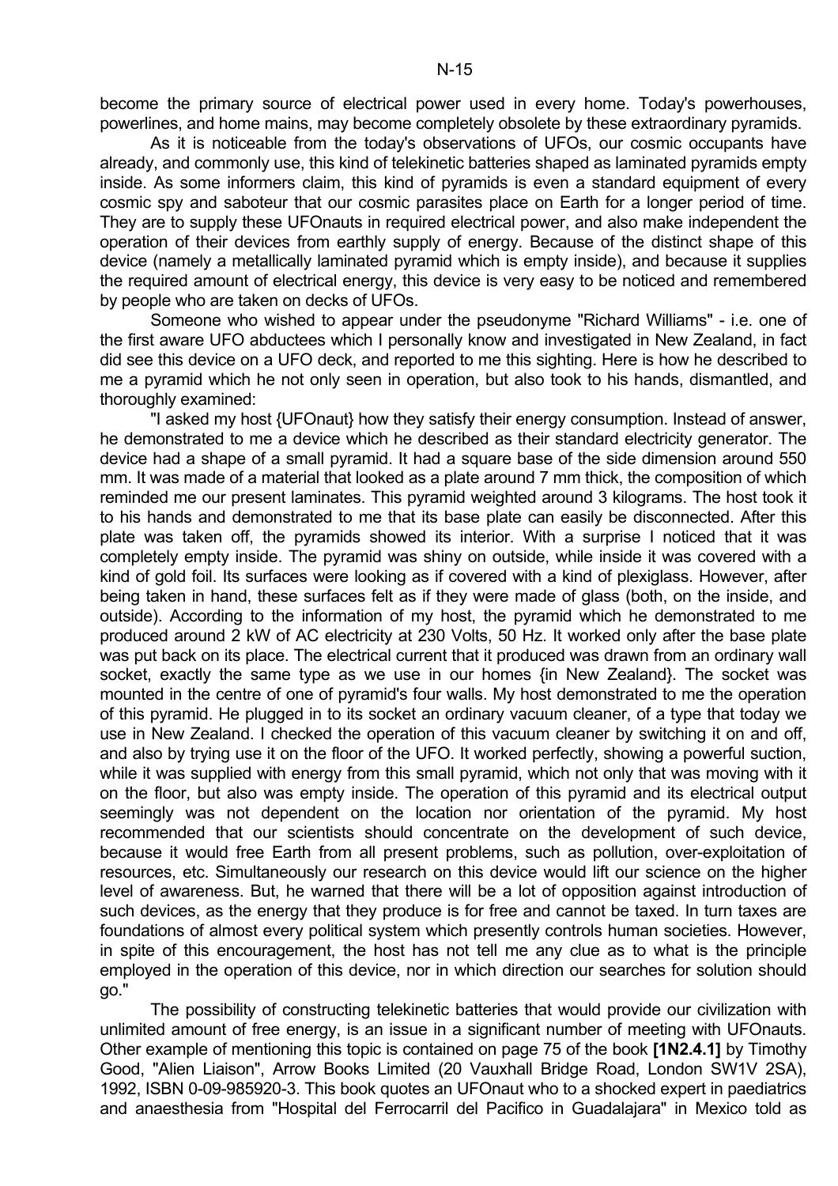become the primary source of electrical power used in every home. Today's powerhouses, powerlines, and home mains, may become completely obsolete by these extraordinary pyramids.

As it is noticeable from the today's observations of UFOs, our cosmic occupants have already, and commonly use, this kind of telekinetic batteries shaped as laminated pyramids empty inside. As some informers claim, this kind of pyramids is even a standard equipment of every cosmic spy and saboteur that our cosmic parasites place on Earth for a longer period of time. They are to supply these UFOnauts in required electrical power, and also make independent the operation of their devices from earthly supply of energy. Because of the distinct shape of this device (namely a metallically laminated pyramid which is empty inside), and because it supplies the required amount of electrical energy, this device is very easy to be noticed and remembered by people who are taken on decks of UFOs.

Someone who wished to appear under the pseudonyme "Richard Williams" - i.e. one of the first aware UFO abductees which I personally know and investigated in New Zealand, in fact did see this device on a UFO deck, and reported to me this sighting. Here is how he described to me a pyramid which he not only seen in operation, but also took to his hands, dismantled, and thoroughly examined:

"I asked my host {UFOnaut} how they satisfy their energy consumption. Instead of answer, he demonstrated to me a device which he described as their standard electricity generator. The device had a shape of a small pyramid. It had a square base of the side dimension around 550 mm. It was made of a material that looked as a plate around 7 mm thick, the composition of which reminded me our present laminates. This pyramid weighted around 3 kilograms. The host took it to his hands and demonstrated to me that its base plate can easily be disconnected. After this plate was taken off, the pyramids showed its interior. With a surprise I noticed that it was completely empty inside. The pyramid was shiny on outside, while inside it was covered with a kind of gold foil. Its surfaces were looking as if covered with a kind of plexiglass. However, after being taken in hand, these surfaces felt as if they were made of glass (both, on the inside, and outside). According to the information of my host, the pyramid which he demonstrated to me produced around 2 kW of AC electricity at 230 Volts, 50 Hz. It worked only after the base plate was put back on its place. The electrical current that it produced was drawn from an ordinary wall socket, exactly the same type as we use in our homes {in New Zealand}. The socket was mounted in the centre of one of pyramid's four walls. My host demonstrated to me the operation of this pyramid. He plugged in to its socket an ordinary vacuum cleaner, of a type that today we use in New Zealand. I checked the operation of this vacuum cleaner by switching it on and off, and also by trying use it on the floor of the UFO. It worked perfectly, showing a powerful suction, while it was supplied with energy from this small pyramid, which not only that was moving with it on the floor, but also was empty inside. The operation of this pyramid and its electrical output seemingly was not dependent on the location nor orientation of the pyramid. My host recommended that our scientists should concentrate on the development of such device, because it would free Earth from all present problems, such as pollution, over-exploitation of resources, etc. Simultaneously our research on this device would lift our science on the higher level of awareness. But, he warned that there will be a lot of opposition against introduction of such devices, as the energy that they produce is for free and cannot be taxed. In turn taxes are foundations of almost every political system which presently controls human societies. However, in spite of this encouragement, the host has not tell me any clue as to what is the principle employed in the operation of this device, nor in which direction our searches for solution should go."

The possibility of constructing telekinetic batteries that would provide our civilization with unlimited amount of free energy, is an issue in a significant number of meeting with UFOnauts. Other example of mentioning this topic is contained on page 75 of the book **[1N2.4.1]** by Timothy Good, "Alien Liaison", Arrow Books Limited (20 Vauxhall Bridge Road, London SW1V 2SA), 1992, ISBN 0-09-985920-3. This book quotes an UFOnaut who to a shocked expert in paediatrics and anaesthesia from "Hospital del Ferrocarril del Pacifico in Guadalajara" in Mexico told as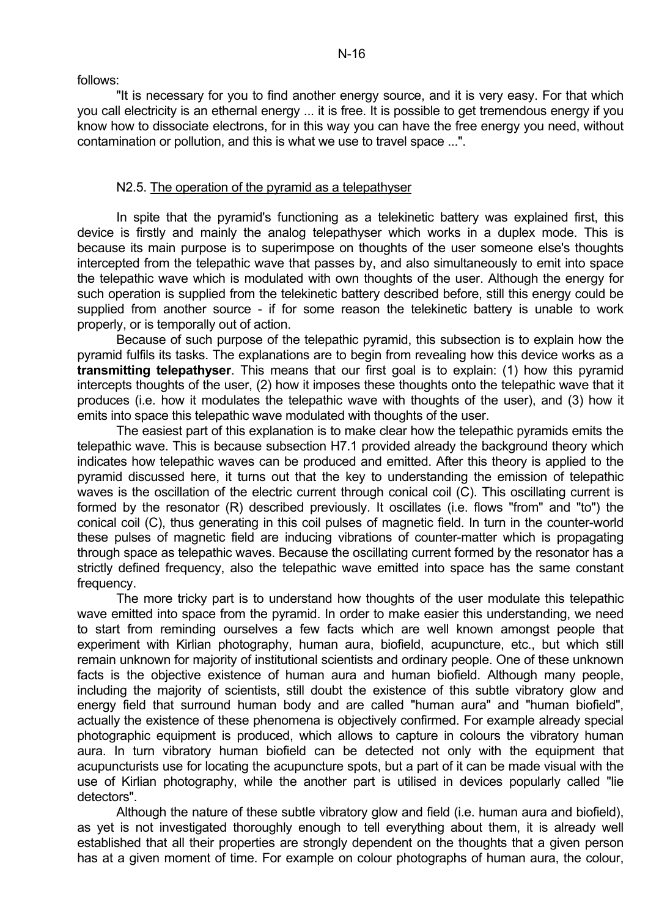follows:

"It is necessary for you to find another energy source, and it is very easy. For that which you call electricity is an ethernal energy ... it is free. It is possible to get tremendous energy if you know how to dissociate electrons, for in this way you can have the free energy you need, without contamination or pollution, and this is what we use to travel space ...".

## N2.5. The operation of the pyramid as a telepathyser

In spite that the pyramid's functioning as a telekinetic battery was explained first, this device is firstly and mainly the analog telepathyser which works in a duplex mode. This is because its main purpose is to superimpose on thoughts of the user someone else's thoughts intercepted from the telepathic wave that passes by, and also simultaneously to emit into space the telepathic wave which is modulated with own thoughts of the user. Although the energy for such operation is supplied from the telekinetic battery described before, still this energy could be supplied from another source - if for some reason the telekinetic battery is unable to work properly, or is temporally out of action.

Because of such purpose of the telepathic pyramid, this subsection is to explain how the pyramid fulfils its tasks. The explanations are to begin from revealing how this device works as a **transmitting telepathyser**. This means that our first goal is to explain: (1) how this pyramid intercepts thoughts of the user, (2) how it imposes these thoughts onto the telepathic wave that it produces (i.e. how it modulates the telepathic wave with thoughts of the user), and (3) how it emits into space this telepathic wave modulated with thoughts of the user.

The easiest part of this explanation is to make clear how the telepathic pyramids emits the telepathic wave. This is because subsection H7.1 provided already the background theory which indicates how telepathic waves can be produced and emitted. After this theory is applied to the pyramid discussed here, it turns out that the key to understanding the emission of telepathic waves is the oscillation of the electric current through conical coil (C). This oscillating current is formed by the resonator (R) described previously. It oscillates (i.e. flows "from" and "to") the conical coil (C), thus generating in this coil pulses of magnetic field. In turn in the counter-world these pulses of magnetic field are inducing vibrations of counter-matter which is propagating through space as telepathic waves. Because the oscillating current formed by the resonator has a strictly defined frequency, also the telepathic wave emitted into space has the same constant frequency.

The more tricky part is to understand how thoughts of the user modulate this telepathic wave emitted into space from the pyramid. In order to make easier this understanding, we need to start from reminding ourselves a few facts which are well known amongst people that experiment with Kirlian photography, human aura, biofield, acupuncture, etc., but which still remain unknown for majority of institutional scientists and ordinary people. One of these unknown facts is the objective existence of human aura and human biofield. Although many people, including the majority of scientists, still doubt the existence of this subtle vibratory glow and energy field that surround human body and are called "human aura" and "human biofield", actually the existence of these phenomena is objectively confirmed. For example already special photographic equipment is produced, which allows to capture in colours the vibratory human aura. In turn vibratory human biofield can be detected not only with the equipment that acupuncturists use for locating the acupuncture spots, but a part of it can be made visual with the use of Kirlian photography, while the another part is utilised in devices popularly called "lie detectors".

Although the nature of these subtle vibratory glow and field (i.e. human aura and biofield), as yet is not investigated thoroughly enough to tell everything about them, it is already well established that all their properties are strongly dependent on the thoughts that a given person has at a given moment of time. For example on colour photographs of human aura, the colour,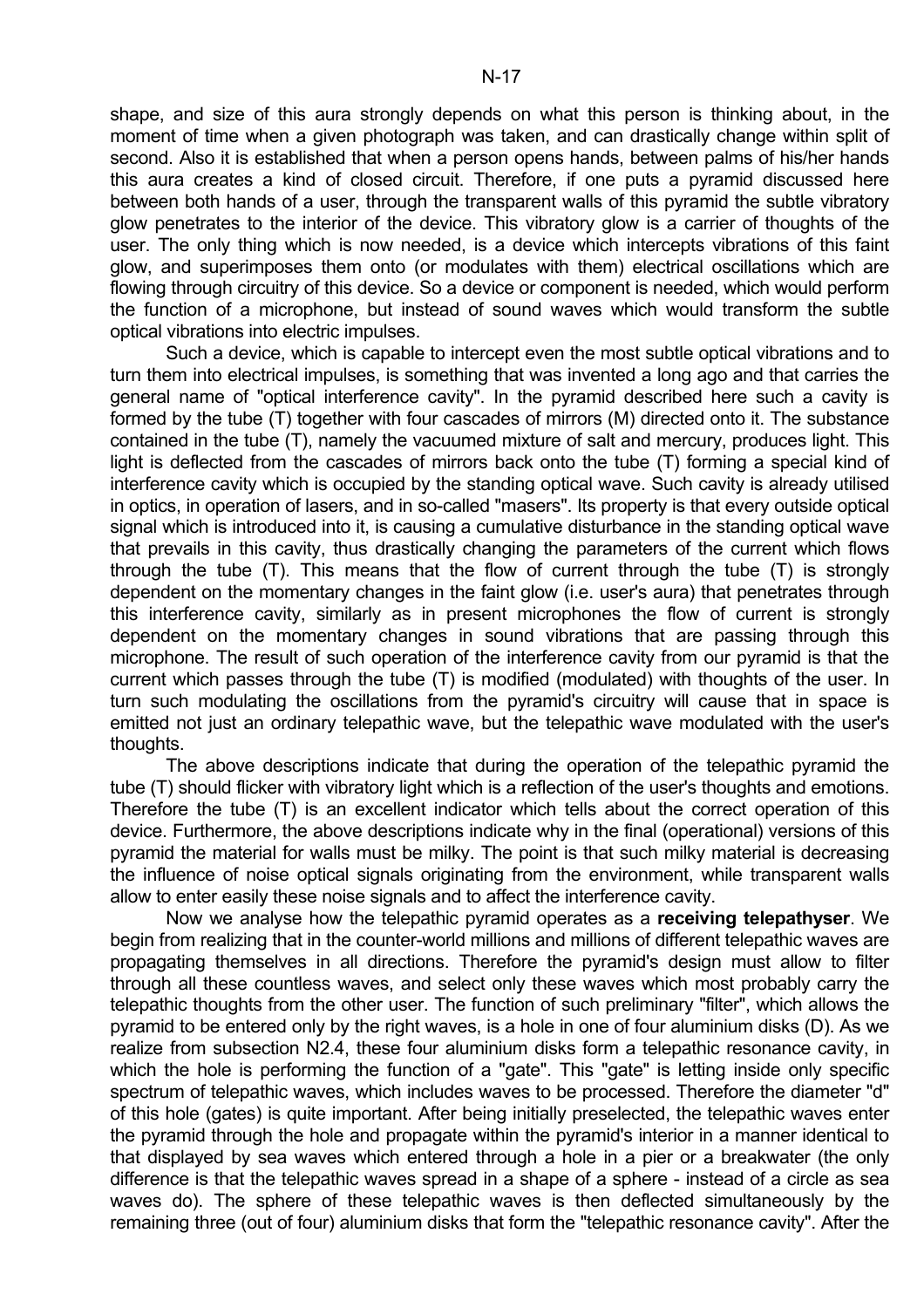shape, and size of this aura strongly depends on what this person is thinking about, in the moment of time when a given photograph was taken, and can drastically change within split of second. Also it is established that when a person opens hands, between palms of his/her hands this aura creates a kind of closed circuit. Therefore, if one puts a pyramid discussed here between both hands of a user, through the transparent walls of this pyramid the subtle vibratory glow penetrates to the interior of the device. This vibratory glow is a carrier of thoughts of the user. The only thing which is now needed, is a device which intercepts vibrations of this faint glow, and superimposes them onto (or modulates with them) electrical oscillations which are flowing through circuitry of this device. So a device or component is needed, which would perform the function of a microphone, but instead of sound waves which would transform the subtle optical vibrations into electric impulses.

Such a device, which is capable to intercept even the most subtle optical vibrations and to turn them into electrical impulses, is something that was invented a long ago and that carries the general name of "optical interference cavity". In the pyramid described here such a cavity is formed by the tube (T) together with four cascades of mirrors (M) directed onto it. The substance contained in the tube (T), namely the vacuumed mixture of salt and mercury, produces light. This light is deflected from the cascades of mirrors back onto the tube (T) forming a special kind of interference cavity which is occupied by the standing optical wave. Such cavity is already utilised in optics, in operation of lasers, and in so-called "masers". Its property is that every outside optical signal which is introduced into it, is causing a cumulative disturbance in the standing optical wave that prevails in this cavity, thus drastically changing the parameters of the current which flows through the tube (T). This means that the flow of current through the tube (T) is strongly dependent on the momentary changes in the faint glow (i.e. user's aura) that penetrates through this interference cavity, similarly as in present microphones the flow of current is strongly dependent on the momentary changes in sound vibrations that are passing through this microphone. The result of such operation of the interference cavity from our pyramid is that the current which passes through the tube (T) is modified (modulated) with thoughts of the user. In turn such modulating the oscillations from the pyramid's circuitry will cause that in space is emitted not just an ordinary telepathic wave, but the telepathic wave modulated with the user's thoughts.

The above descriptions indicate that during the operation of the telepathic pyramid the tube (T) should flicker with vibratory light which is a reflection of the user's thoughts and emotions. Therefore the tube (T) is an excellent indicator which tells about the correct operation of this device. Furthermore, the above descriptions indicate why in the final (operational) versions of this pyramid the material for walls must be milky. The point is that such milky material is decreasing the influence of noise optical signals originating from the environment, while transparent walls allow to enter easily these noise signals and to affect the interference cavity.

Now we analyse how the telepathic pyramid operates as a **receiving telepathyser**. We begin from realizing that in the counter-world millions and millions of different telepathic waves are propagating themselves in all directions. Therefore the pyramid's design must allow to filter through all these countless waves, and select only these waves which most probably carry the telepathic thoughts from the other user. The function of such preliminary "filter", which allows the pyramid to be entered only by the right waves, is a hole in one of four aluminium disks (D). As we realize from subsection N2.4, these four aluminium disks form a telepathic resonance cavity, in which the hole is performing the function of a "gate". This "gate" is letting inside only specific spectrum of telepathic waves, which includes waves to be processed. Therefore the diameter "d" of this hole (gates) is quite important. After being initially preselected, the telepathic waves enter the pyramid through the hole and propagate within the pyramid's interior in a manner identical to that displayed by sea waves which entered through a hole in a pier or a breakwater (the only difference is that the telepathic waves spread in a shape of a sphere - instead of a circle as sea waves do). The sphere of these telepathic waves is then deflected simultaneously by the remaining three (out of four) aluminium disks that form the "telepathic resonance cavity". After the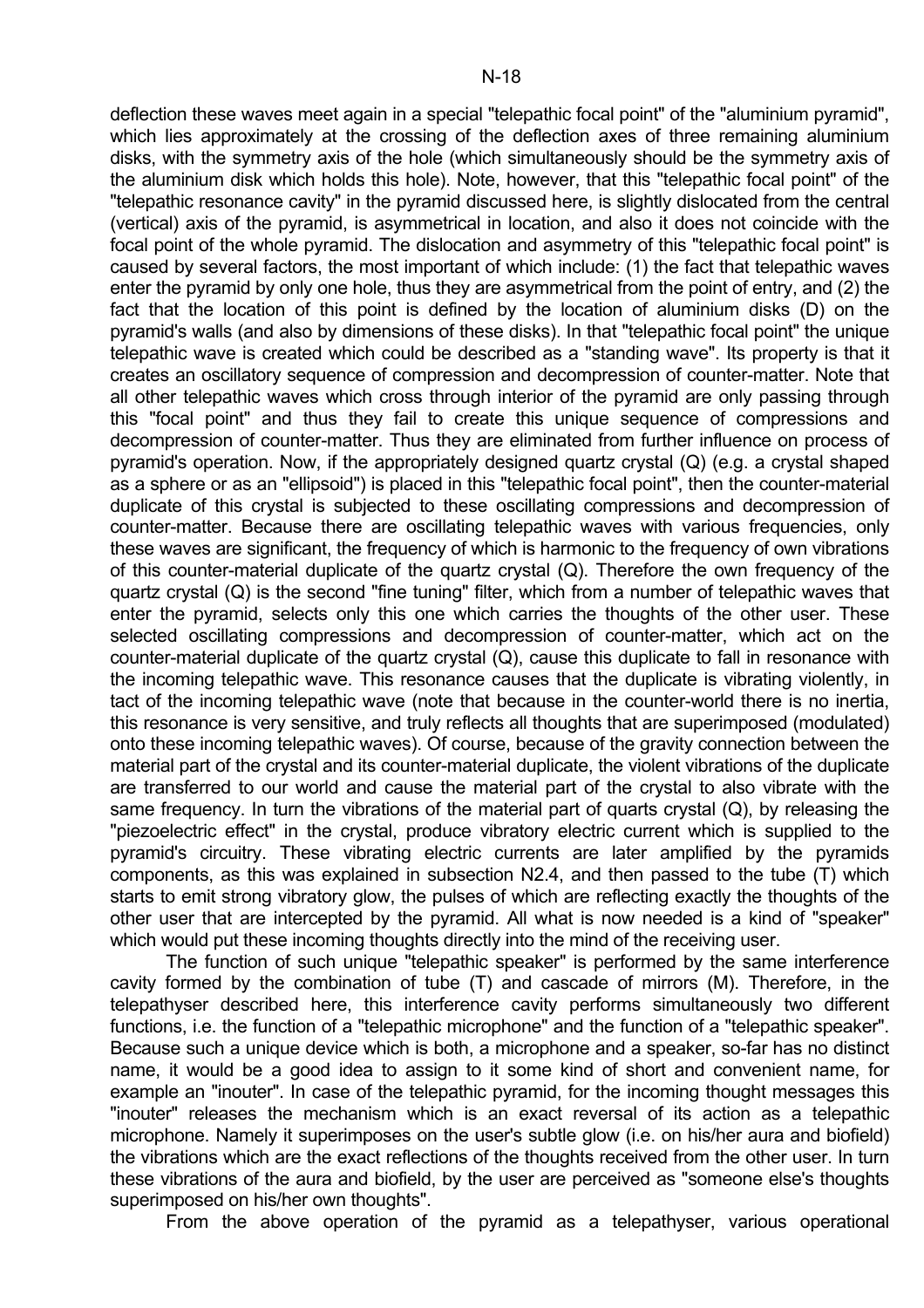deflection these waves meet again in a special "telepathic focal point" of the "aluminium pyramid", which lies approximately at the crossing of the deflection axes of three remaining aluminium disks, with the symmetry axis of the hole (which simultaneously should be the symmetry axis of the aluminium disk which holds this hole). Note, however, that this "telepathic focal point" of the "telepathic resonance cavity" in the pyramid discussed here, is slightly dislocated from the central (vertical) axis of the pyramid, is asymmetrical in location, and also it does not coincide with the focal point of the whole pyramid. The dislocation and asymmetry of this "telepathic focal point" is caused by several factors, the most important of which include: (1) the fact that telepathic waves enter the pyramid by only one hole, thus they are asymmetrical from the point of entry, and (2) the fact that the location of this point is defined by the location of aluminium disks (D) on the pyramid's walls (and also by dimensions of these disks). In that "telepathic focal point" the unique telepathic wave is created which could be described as a "standing wave". Its property is that it creates an oscillatory sequence of compression and decompression of counter-matter. Note that all other telepathic waves which cross through interior of the pyramid are only passing through this "focal point" and thus they fail to create this unique sequence of compressions and decompression of counter-matter. Thus they are eliminated from further influence on process of pyramid's operation. Now, if the appropriately designed quartz crystal (Q) (e.g. a crystal shaped as a sphere or as an "ellipsoid") is placed in this "telepathic focal point", then the counter-material duplicate of this crystal is subjected to these oscillating compressions and decompression of counter-matter. Because there are oscillating telepathic waves with various frequencies, only these waves are significant, the frequency of which is harmonic to the frequency of own vibrations of this counter-material duplicate of the quartz crystal (Q). Therefore the own frequency of the quartz crystal (Q) is the second "fine tuning" filter, which from a number of telepathic waves that enter the pyramid, selects only this one which carries the thoughts of the other user. These selected oscillating compressions and decompression of counter-matter, which act on the counter-material duplicate of the quartz crystal (Q), cause this duplicate to fall in resonance with the incoming telepathic wave. This resonance causes that the duplicate is vibrating violently, in tact of the incoming telepathic wave (note that because in the counter-world there is no inertia, this resonance is very sensitive, and truly reflects all thoughts that are superimposed (modulated) onto these incoming telepathic waves). Of course, because of the gravity connection between the material part of the crystal and its counter-material duplicate, the violent vibrations of the duplicate are transferred to our world and cause the material part of the crystal to also vibrate with the same frequency. In turn the vibrations of the material part of quarts crystal (Q), by releasing the "piezoelectric effect" in the crystal, produce vibratory electric current which is supplied to the pyramid's circuitry. These vibrating electric currents are later amplified by the pyramids components, as this was explained in subsection N2.4, and then passed to the tube (T) which starts to emit strong vibratory glow, the pulses of which are reflecting exactly the thoughts of the other user that are intercepted by the pyramid. All what is now needed is a kind of "speaker" which would put these incoming thoughts directly into the mind of the receiving user.

The function of such unique "telepathic speaker" is performed by the same interference cavity formed by the combination of tube (T) and cascade of mirrors (M). Therefore, in the telepathyser described here, this interference cavity performs simultaneously two different functions, i.e. the function of a "telepathic microphone" and the function of a "telepathic speaker". Because such a unique device which is both, a microphone and a speaker, so-far has no distinct name, it would be a good idea to assign to it some kind of short and convenient name, for example an "inouter". In case of the telepathic pyramid, for the incoming thought messages this "inouter" releases the mechanism which is an exact reversal of its action as a telepathic microphone. Namely it superimposes on the user's subtle glow (i.e. on his/her aura and biofield) the vibrations which are the exact reflections of the thoughts received from the other user. In turn these vibrations of the aura and biofield, by the user are perceived as "someone else's thoughts superimposed on his/her own thoughts".

From the above operation of the pyramid as a telepathyser, various operational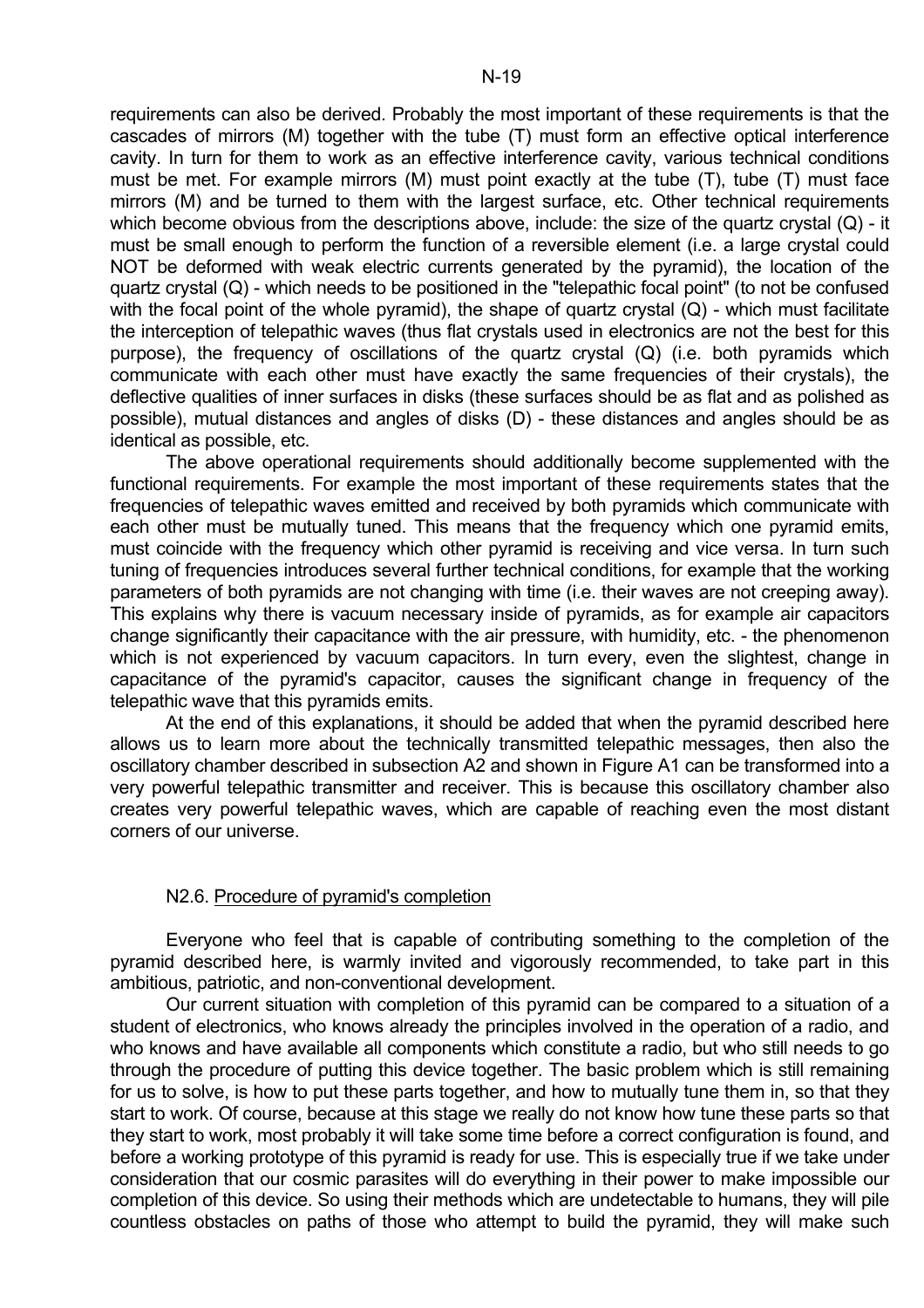requirements can also be derived. Probably the most important of these requirements is that the cascades of mirrors (M) together with the tube (T) must form an effective optical interference cavity. In turn for them to work as an effective interference cavity, various technical conditions must be met. For example mirrors (M) must point exactly at the tube (T), tube (T) must face mirrors (M) and be turned to them with the largest surface, etc. Other technical requirements which become obvious from the descriptions above, include: the size of the quartz crystal (Q) - it must be small enough to perform the function of a reversible element (i.e. a large crystal could NOT be deformed with weak electric currents generated by the pyramid), the location of the quartz crystal (Q) - which needs to be positioned in the "telepathic focal point" (to not be confused with the focal point of the whole pyramid), the shape of quartz crystal (Q) - which must facilitate the interception of telepathic waves (thus flat crystals used in electronics are not the best for this purpose), the frequency of oscillations of the quartz crystal (Q) (i.e. both pyramids which communicate with each other must have exactly the same frequencies of their crystals), the deflective qualities of inner surfaces in disks (these surfaces should be as flat and as polished as possible), mutual distances and angles of disks (D) - these distances and angles should be as identical as possible, etc.

The above operational requirements should additionally become supplemented with the functional requirements. For example the most important of these requirements states that the frequencies of telepathic waves emitted and received by both pyramids which communicate with each other must be mutually tuned. This means that the frequency which one pyramid emits, must coincide with the frequency which other pyramid is receiving and vice versa. In turn such tuning of frequencies introduces several further technical conditions, for example that the working parameters of both pyramids are not changing with time (i.e. their waves are not creeping away). This explains why there is vacuum necessary inside of pyramids, as for example air capacitors change significantly their capacitance with the air pressure, with humidity, etc. - the phenomenon which is not experienced by vacuum capacitors. In turn every, even the slightest, change in capacitance of the pyramid's capacitor, causes the significant change in frequency of the telepathic wave that this pyramids emits.

At the end of this explanations, it should be added that when the pyramid described here allows us to learn more about the technically transmitted telepathic messages, then also the oscillatory chamber described in subsection A2 and shown in Figure A1 can be transformed into a very powerful telepathic transmitter and receiver. This is because this oscillatory chamber also creates very powerful telepathic waves, which are capable of reaching even the most distant corners of our universe.

### N2.6. Procedure of pyramid's completion

Everyone who feel that is capable of contributing something to the completion of the pyramid described here, is warmly invited and vigorously recommended, to take part in this ambitious, patriotic, and non-conventional development.

Our current situation with completion of this pyramid can be compared to a situation of a student of electronics, who knows already the principles involved in the operation of a radio, and who knows and have available all components which constitute a radio, but who still needs to go through the procedure of putting this device together. The basic problem which is still remaining for us to solve, is how to put these parts together, and how to mutually tune them in, so that they start to work. Of course, because at this stage we really do not know how tune these parts so that they start to work, most probably it will take some time before a correct configuration is found, and before a working prototype of this pyramid is ready for use. This is especially true if we take under consideration that our cosmic parasites will do everything in their power to make impossible our completion of this device. So using their methods which are undetectable to humans, they will pile countless obstacles on paths of those who attempt to build the pyramid, they will make such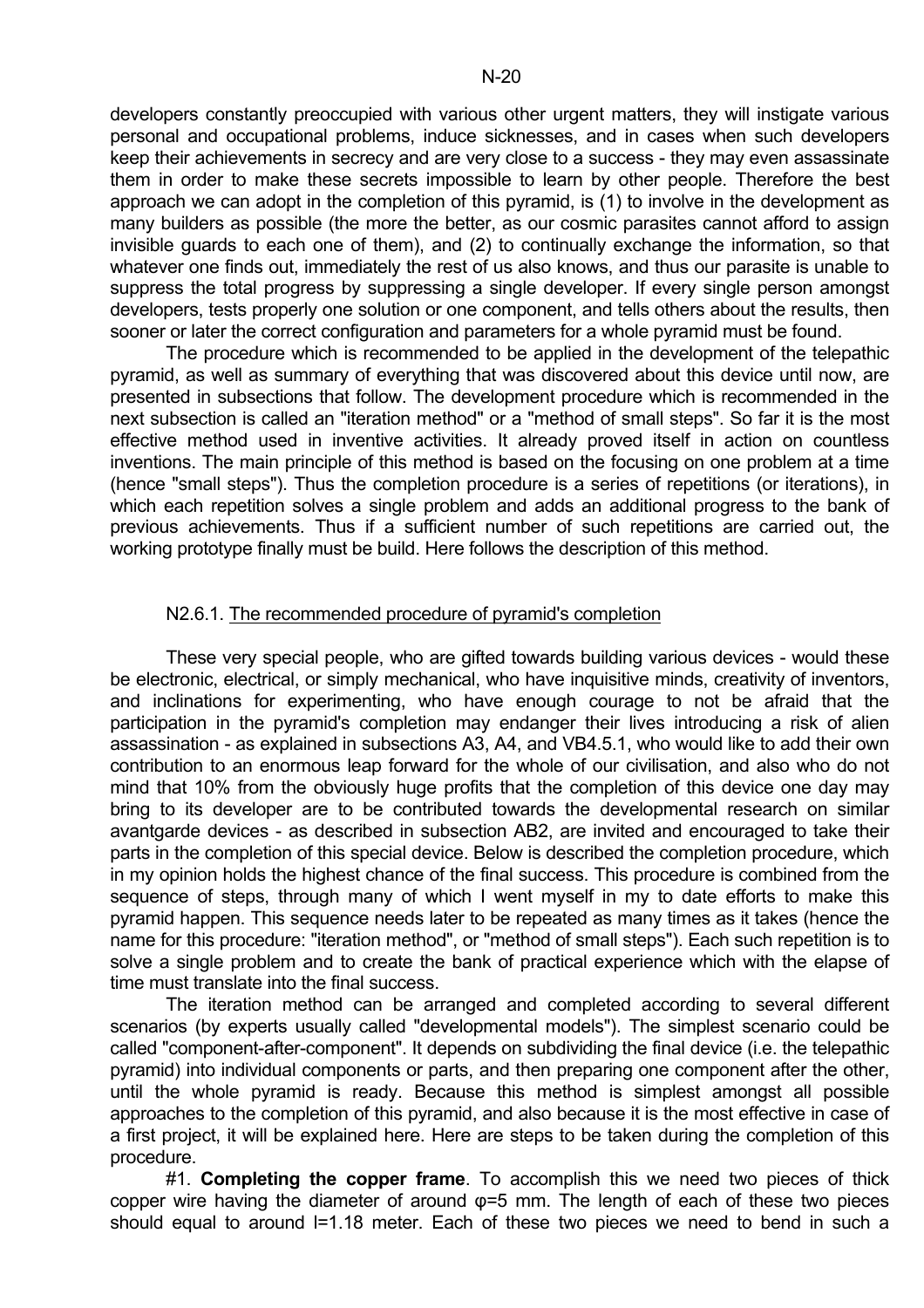developers constantly preoccupied with various other urgent matters, they will instigate various personal and occupational problems, induce sicknesses, and in cases when such developers keep their achievements in secrecy and are very close to a success - they may even assassinate them in order to make these secrets impossible to learn by other people. Therefore the best approach we can adopt in the completion of this pyramid, is (1) to involve in the development as many builders as possible (the more the better, as our cosmic parasites cannot afford to assign invisible guards to each one of them), and (2) to continually exchange the information, so that whatever one finds out, immediately the rest of us also knows, and thus our parasite is unable to suppress the total progress by suppressing a single developer. If every single person amongst developers, tests properly one solution or one component, and tells others about the results, then sooner or later the correct configuration and parameters for a whole pyramid must be found.

The procedure which is recommended to be applied in the development of the telepathic pyramid, as well as summary of everything that was discovered about this device until now, are presented in subsections that follow. The development procedure which is recommended in the next subsection is called an "iteration method" or a "method of small steps". So far it is the most effective method used in inventive activities. It already proved itself in action on countless inventions. The main principle of this method is based on the focusing on one problem at a time (hence "small steps"). Thus the completion procedure is a series of repetitions (or iterations), in which each repetition solves a single problem and adds an additional progress to the bank of previous achievements. Thus if a sufficient number of such repetitions are carried out, the working prototype finally must be build. Here follows the description of this method.

### N2.6.1. The recommended procedure of pyramid's completion

These very special people, who are gifted towards building various devices - would these be electronic, electrical, or simply mechanical, who have inquisitive minds, creativity of inventors, and inclinations for experimenting, who have enough courage to not be afraid that the participation in the pyramid's completion may endanger their lives introducing a risk of alien assassination - as explained in subsections A3, A4, and VB4.5.1, who would like to add their own contribution to an enormous leap forward for the whole of our civilisation, and also who do not mind that 10% from the obviously huge profits that the completion of this device one day may bring to its developer are to be contributed towards the developmental research on similar avantgarde devices - as described in subsection AB2, are invited and encouraged to take their parts in the completion of this special device. Below is described the completion procedure, which in my opinion holds the highest chance of the final success. This procedure is combined from the sequence of steps, through many of which I went myself in my to date efforts to make this pyramid happen. This sequence needs later to be repeated as many times as it takes (hence the name for this procedure: "iteration method", or "method of small steps"). Each such repetition is to solve a single problem and to create the bank of practical experience which with the elapse of time must translate into the final success.

The iteration method can be arranged and completed according to several different scenarios (by experts usually called "developmental models"). The simplest scenario could be called "component-after-component". It depends on subdividing the final device (i.e. the telepathic pyramid) into individual components or parts, and then preparing one component after the other, until the whole pyramid is ready. Because this method is simplest amongst all possible approaches to the completion of this pyramid, and also because it is the most effective in case of a first project, it will be explained here. Here are steps to be taken during the completion of this procedure.

#1. **Completing the copper frame**. To accomplish this we need two pieces of thick copper wire having the diameter of around $\varphi$=5 mm. The length of each of these two pieces should equal to around l=1.18 meter. Each of these two pieces we need to bend in such a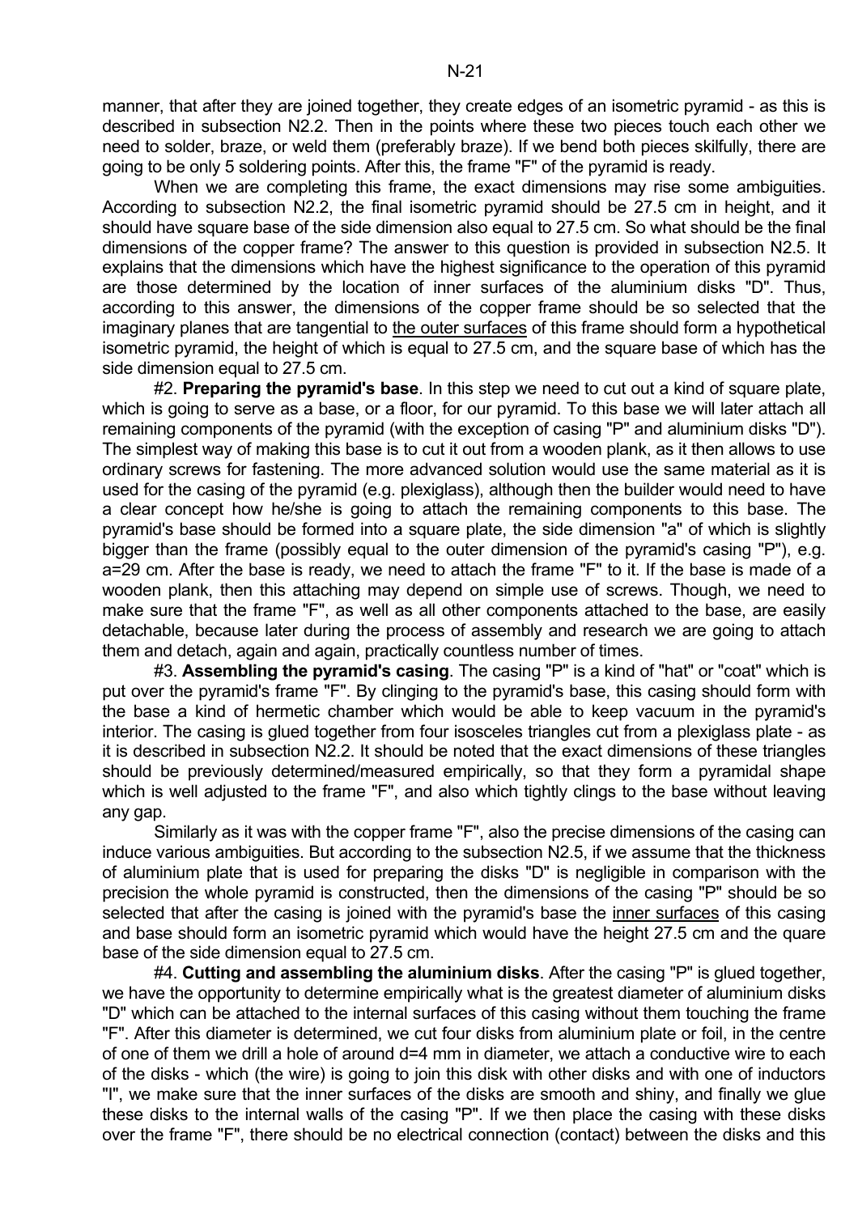manner, that after they are joined together, they create edges of an isometric pyramid - as this is described in subsection N2.2. Then in the points where these two pieces touch each other we need to solder, braze, or weld them (preferably braze). If we bend both pieces skilfully, there are going to be only 5 soldering points. After this, the frame "F" of the pyramid is ready.

When we are completing this frame, the exact dimensions may rise some ambiguities. According to subsection N2.2, the final isometric pyramid should be 27.5 cm in height, and it should have square base of the side dimension also equal to 27.5 cm. So what should be the final dimensions of the copper frame? The answer to this question is provided in subsection N2.5. It explains that the dimensions which have the highest significance to the operation of this pyramid are those determined by the location of inner surfaces of the aluminium disks "D". Thus, according to this answer, the dimensions of the copper frame should be so selected that the imaginary planes that are tangential to the outer surfaces of this frame should form a hypothetical isometric pyramid, the height of which is equal to 27.5 cm, and the square base of which has the side dimension equal to 27.5 cm.

#2. **Preparing the pyramid's base**. In this step we need to cut out a kind of square plate, which is going to serve as a base, or a floor, for our pyramid. To this base we will later attach all remaining components of the pyramid (with the exception of casing "P" and aluminium disks "D"). The simplest way of making this base is to cut it out from a wooden plank, as it then allows to use ordinary screws for fastening. The more advanced solution would use the same material as it is used for the casing of the pyramid (e.g. plexiglass), although then the builder would need to have a clear concept how he/she is going to attach the remaining components to this base. The pyramid's base should be formed into a square plate, the side dimension "a" of which is slightly bigger than the frame (possibly equal to the outer dimension of the pyramid's casing "P"), e.g. a=29 cm. After the base is ready, we need to attach the frame "F" to it. If the base is made of a wooden plank, then this attaching may depend on simple use of screws. Though, we need to make sure that the frame "F", as well as all other components attached to the base, are easily detachable, because later during the process of assembly and research we are going to attach them and detach, again and again, practically countless number of times.

#3. **Assembling the pyramid's casing**. The casing "P" is a kind of "hat" or "coat" which is put over the pyramid's frame "F". By clinging to the pyramid's base, this casing should form with the base a kind of hermetic chamber which would be able to keep vacuum in the pyramid's interior. The casing is glued together from four isosceles triangles cut from a plexiglass plate - as it is described in subsection N2.2. It should be noted that the exact dimensions of these triangles should be previously determined/measured empirically, so that they form a pyramidal shape which is well adjusted to the frame "F", and also which tightly clings to the base without leaving any gap.

Similarly as it was with the copper frame "F", also the precise dimensions of the casing can induce various ambiguities. But according to the subsection N2.5, if we assume that the thickness of aluminium plate that is used for preparing the disks "D" is negligible in comparison with the precision the whole pyramid is constructed, then the dimensions of the casing "P" should be so selected that after the casing is joined with the pyramid's base the inner surfaces of this casing and base should form an isometric pyramid which would have the height 27.5 cm and the quare base of the side dimension equal to 27.5 cm.

#4. **Cutting and assembling the aluminium disks**. After the casing "P" is glued together, we have the opportunity to determine empirically what is the greatest diameter of aluminium disks "D" which can be attached to the internal surfaces of this casing without them touching the frame "F". After this diameter is determined, we cut four disks from aluminium plate or foil, in the centre of one of them we drill a hole of around d=4 mm in diameter, we attach a conductive wire to each of the disks - which (the wire) is going to join this disk with other disks and with one of inductors "I", we make sure that the inner surfaces of the disks are smooth and shiny, and finally we glue these disks to the internal walls of the casing "P". If we then place the casing with these disks over the frame "F", there should be no electrical connection (contact) between the disks and this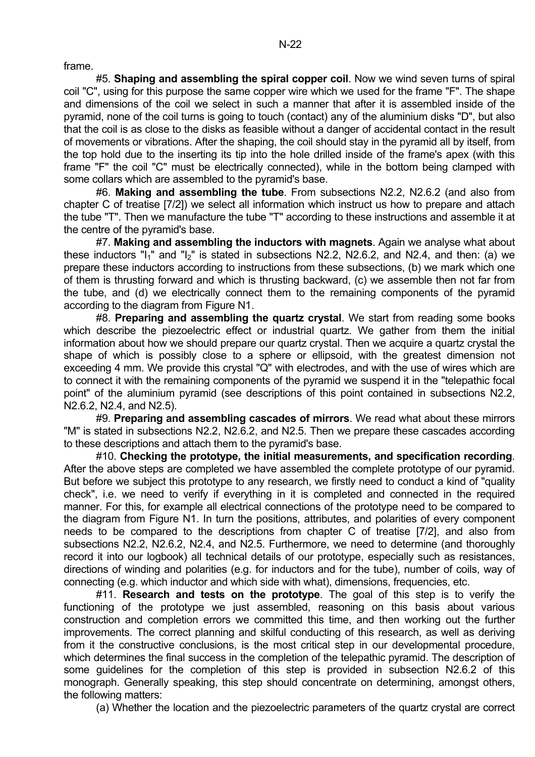frame.

#5. **Shaping and assembling the spiral copper coil**. Now we wind seven turns of spiral coil "C", using for this purpose the same copper wire which we used for the frame "F". The shape and dimensions of the coil we select in such a manner that after it is assembled inside of the pyramid, none of the coil turns is going to touch (contact) any of the aluminium disks "D", but also that the coil is as close to the disks as feasible without a danger of accidental contact in the result of movements or vibrations. After the shaping, the coil should stay in the pyramid all by itself, from the top hold due to the inserting its tip into the hole drilled inside of the frame's apex (with this frame "F" the coil "C" must be electrically connected), while in the bottom being clamped with some collars which are assembled to the pyramid's base.

#6. **Making and assembling the tube**. From subsections N2.2, N2.6.2 (and also from chapter C of treatise [7/2]) we select all information which instruct us how to prepare and attach the tube "T". Then we manufacture the tube "T" according to these instructions and assemble it at the centre of the pyramid's base.

#7. **Making and assembling the inductors with magnets**. Again we analyse what about these inductors "$I_1$" and "$I_2$" is stated in subsections N2.2, N2.6.2, and N2.4, and then: (a) we prepare these inductors according to instructions from these subsections, (b) we mark which one of them is thrusting forward and which is thrusting backward, (c) we assemble then not far from the tube, and (d) we electrically connect them to the remaining components of the pyramid according to the diagram from Figure N1.

#8. **Preparing and assembling the quartz crystal**. We start from reading some books which describe the piezoelectric effect or industrial quartz. We gather from them the initial information about how we should prepare our quartz crystal. Then we acquire a quartz crystal the shape of which is possibly close to a sphere or ellipsoid, with the greatest dimension not exceeding 4 mm. We provide this crystal "Q" with electrodes, and with the use of wires which are to connect it with the remaining components of the pyramid we suspend it in the "telepathic focal point" of the aluminium pyramid (see descriptions of this point contained in subsections N2.2, N2.6.2, N2.4, and N2.5).

#9. **Preparing and assembling cascades of mirrors**. We read what about these mirrors "M" is stated in subsections N2.2, N2.6.2, and N2.5. Then we prepare these cascades according to these descriptions and attach them to the pyramid's base.

#10. **Checking the prototype, the initial measurements, and specification recording**. After the above steps are completed we have assembled the complete prototype of our pyramid. But before we subject this prototype to any research, we firstly need to conduct a kind of "quality check", i.e. we need to verify if everything in it is completed and connected in the required manner. For this, for example all electrical connections of the prototype need to be compared to the diagram from Figure N1. In turn the positions, attributes, and polarities of every component needs to be compared to the descriptions from chapter C of treatise [7/2], and also from subsections N2.2, N2.6.2, N2.4, and N2.5. Furthermore, we need to determine (and thoroughly record it into our logbook) all technical details of our prototype, especially such as resistances, directions of winding and polarities (e.g. for inductors and for the tube), number of coils, way of connecting (e.g. which inductor and which side with what), dimensions, frequencies, etc.

#11. **Research and tests on the prototype**. The goal of this step is to verify the functioning of the prototype we just assembled, reasoning on this basis about various construction and completion errors we committed this time, and then working out the further improvements. The correct planning and skilful conducting of this research, as well as deriving from it the constructive conclusions, is the most critical step in our developmental procedure, which determines the final success in the completion of the telepathic pyramid. The description of some guidelines for the completion of this step is provided in subsection N2.6.2 of this monograph. Generally speaking, this step should concentrate on determining, amongst others, the following matters:

(a) Whether the location and the piezoelectric parameters of the quartz crystal are correct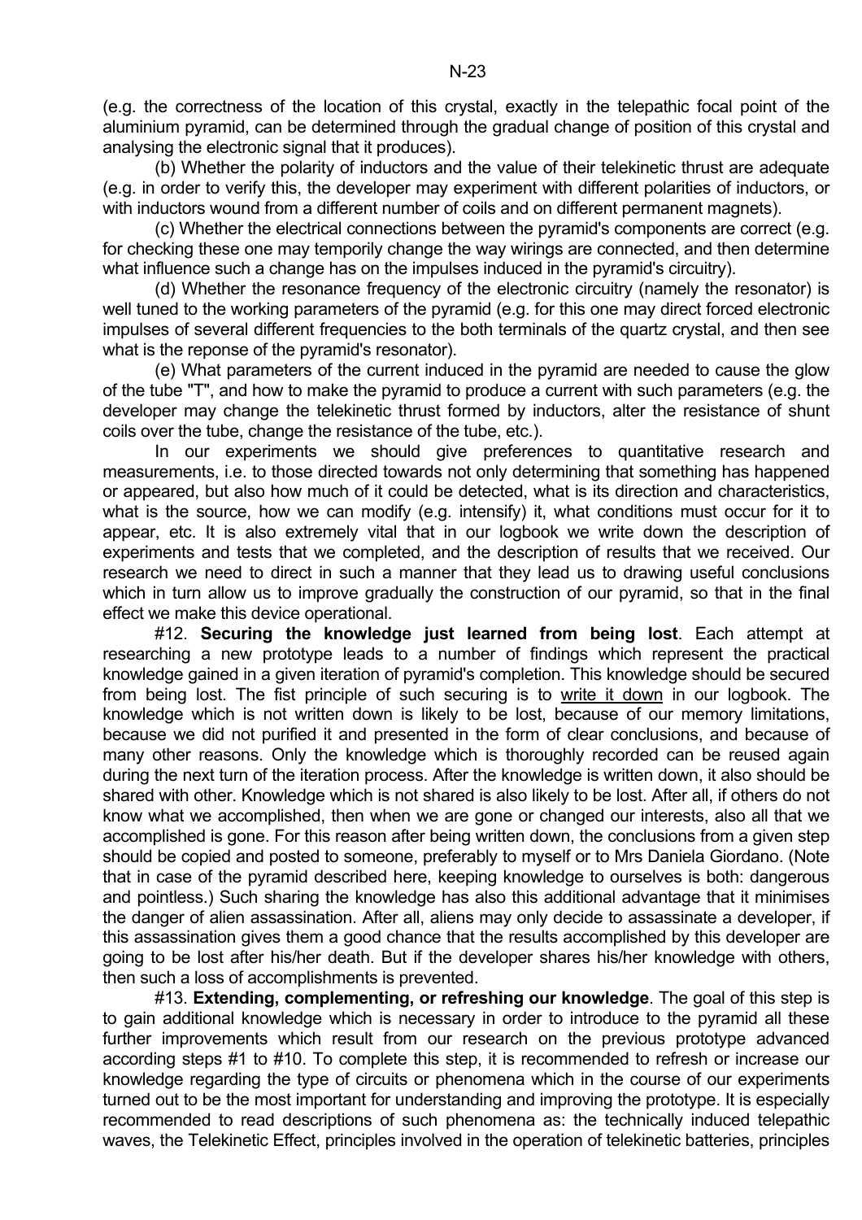(e.g. the correctness of the location of this crystal, exactly in the telepathic focal point of the aluminium pyramid, can be determined through the gradual change of position of this crystal and analysing the electronic signal that it produces).

(b) Whether the polarity of inductors and the value of their telekinetic thrust are adequate (e.g. in order to verify this, the developer may experiment with different polarities of inductors, or with inductors wound from a different number of coils and on different permanent magnets).

(c) Whether the electrical connections between the pyramid's components are correct (e.g. for checking these one may temporily change the way wirings are connected, and then determine what influence such a change has on the impulses induced in the pyramid's circuitry).

(d) Whether the resonance frequency of the electronic circuitry (namely the resonator) is well tuned to the working parameters of the pyramid (e.g. for this one may direct forced electronic impulses of several different frequencies to the both terminals of the quartz crystal, and then see what is the reponse of the pyramid's resonator).

(e) What parameters of the current induced in the pyramid are needed to cause the glow of the tube "T", and how to make the pyramid to produce a current with such parameters (e.g. the developer may change the telekinetic thrust formed by inductors, alter the resistance of shunt coils over the tube, change the resistance of the tube, etc.).

In our experiments we should give preferences to quantitative research and measurements, i.e. to those directed towards not only determining that something has happened or appeared, but also how much of it could be detected, what is its direction and characteristics, what is the source, how we can modify (e.g. intensify) it, what conditions must occur for it to appear, etc. It is also extremely vital that in our logbook we write down the description of experiments and tests that we completed, and the description of results that we received. Our research we need to direct in such a manner that they lead us to drawing useful conclusions which in turn allow us to improve gradually the construction of our pyramid, so that in the final effect we make this device operational.

#12. **Securing the knowledge just learned from being lost**. Each attempt at researching a new prototype leads to a number of findings which represent the practical knowledge gained in a given iteration of pyramid's completion. This knowledge should be secured from being lost. The fist principle of such securing is to <u>write it down</u> in our logbook. The knowledge which is not written down is likely to be lost, because of our memory limitations, because we did not purified it and presented in the form of clear conclusions, and because of many other reasons. Only the knowledge which is thoroughly recorded can be reused again during the next turn of the iteration process. After the knowledge is written down, it also should be shared with other. Knowledge which is not shared is also likely to be lost. After all, if others do not know what we accomplished, then when we are gone or changed our interests, also all that we accomplished is gone. For this reason after being written down, the conclusions from a given step should be copied and posted to someone, preferably to myself or to Mrs Daniela Giordano. (Note that in case of the pyramid described here, keeping knowledge to ourselves is both: dangerous and pointless.) Such sharing the knowledge has also this additional advantage that it minimises the danger of alien assassination. After all, aliens may only decide to assassinate a developer, if this assassination gives them a good chance that the results accomplished by this developer are going to be lost after his/her death. But if the developer shares his/her knowledge with others, then such a loss of accomplishments is prevented.

#13. **Extending, complementing, or refreshing our knowledge**. The goal of this step is to gain additional knowledge which is necessary in order to introduce to the pyramid all these further improvements which result from our research on the previous prototype advanced according steps #1 to #10. To complete this step, it is recommended to refresh or increase our knowledge regarding the type of circuits or phenomena which in the course of our experiments turned out to be the most important for understanding and improving the prototype. It is especially recommended to read descriptions of such phenomena as: the technically induced telepathic waves, the Telekinetic Effect, principles involved in the operation of telekinetic batteries, principles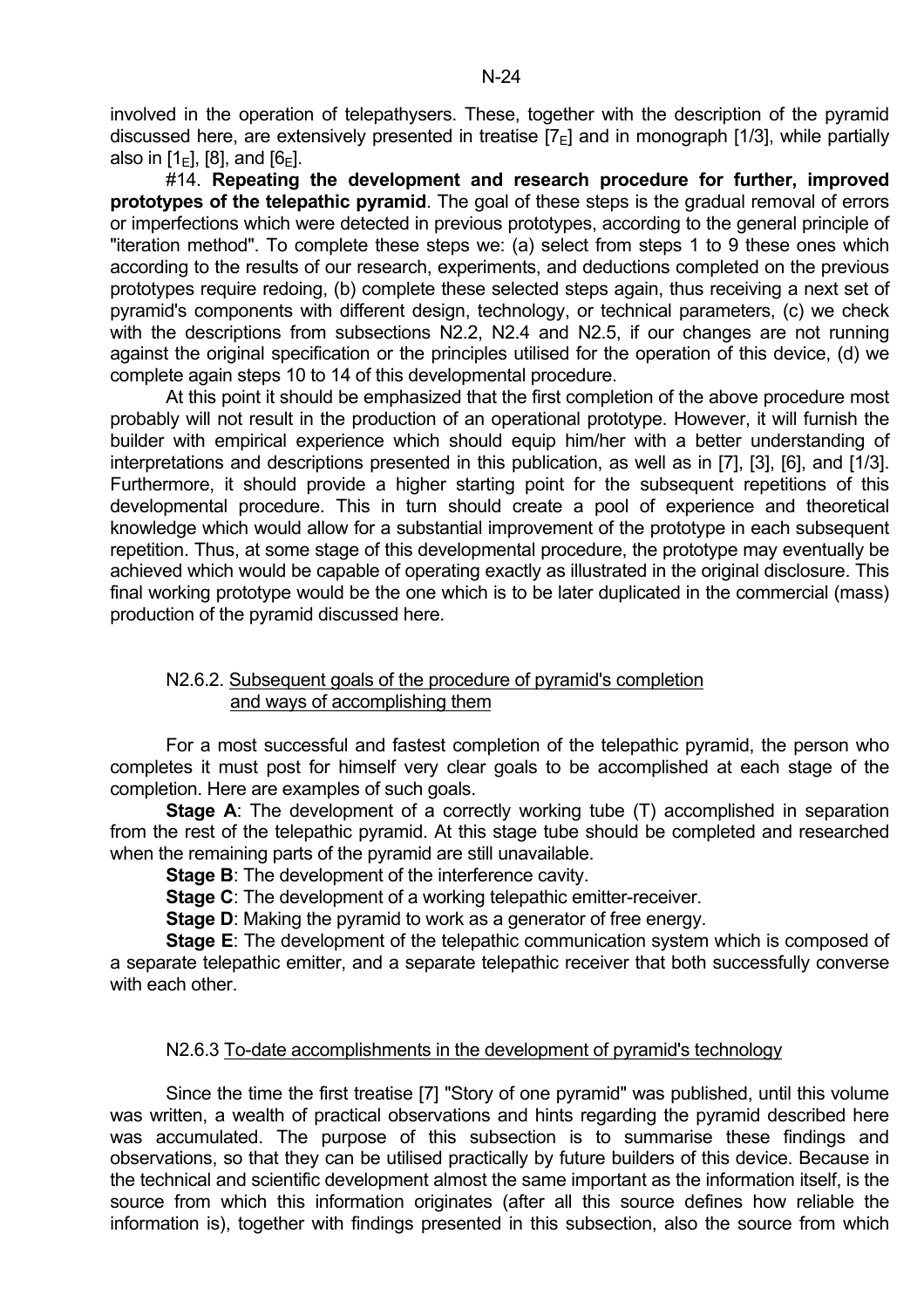involved in the operation of telepathysers. These, together with the description of the pyramid discussed here, are extensively presented in treatise [$7_E$] and in monograph [1/3], while partially also in [$1_E$], [8], and [$6_E$].

#14. **Repeating the development and research procedure for further, improved prototypes of the telepathic pyramid**. The goal of these steps is the gradual removal of errors or imperfections which were detected in previous prototypes, according to the general principle of "iteration method". To complete these steps we: (a) select from steps 1 to 9 these ones which according to the results of our research, experiments, and deductions completed on the previous prototypes require redoing, (b) complete these selected steps again, thus receiving a next set of pyramid's components with different design, technology, or technical parameters, (c) we check with the descriptions from subsections N2.2, N2.4 and N2.5, if our changes are not running against the original specification or the principles utilised for the operation of this device, (d) we complete again steps 10 to 14 of this developmental procedure.

At this point it should be emphasized that the first completion of the above procedure most probably will not result in the production of an operational prototype. However, it will furnish the builder with empirical experience which should equip him/her with a better understanding of interpretations and descriptions presented in this publication, as well as in [7], [3], [6], and [1/3]. Furthermore, it should provide a higher starting point for the subsequent repetitions of this developmental procedure. This in turn should create a pool of experience and theoretical knowledge which would allow for a substantial improvement of the prototype in each subsequent repetition. Thus, at some stage of this developmental procedure, the prototype may eventually be achieved which would be capable of operating exactly as illustrated in the original disclosure. This final working prototype would be the one which is to be later duplicated in the commercial (mass) production of the pyramid discussed here.

### N2.6.2. Subsequent goals of the procedure of pyramid's completion and ways of accomplishing them

For a most successful and fastest completion of the telepathic pyramid, the person who completes it must post for himself very clear goals to be accomplished at each stage of the completion. Here are examples of such goals.

**Stage A**: The development of a correctly working tube (T) accomplished in separation from the rest of the telepathic pyramid. At this stage tube should be completed and researched when the remaining parts of the pyramid are still unavailable.

**Stage B**: The development of the interference cavity.

**Stage C**: The development of a working telepathic emitter-receiver.

**Stage D**: Making the pyramid to work as a generator of free energy.

**Stage E**: The development of the telepathic communication system which is composed of a separate telepathic emitter, and a separate telepathic receiver that both successfully converse with each other.

### N2.6.3 To-date accomplishments in the development of pyramid's technology

Since the time the first treatise [7] "Story of one pyramid" was published, until this volume was written, a wealth of practical observations and hints regarding the pyramid described here was accumulated. The purpose of this subsection is to summarise these findings and observations, so that they can be utilised practically by future builders of this device. Because in the technical and scientific development almost the same important as the information itself, is the source from which this information originates (after all this source defines how reliable the information is), together with findings presented in this subsection, also the source from which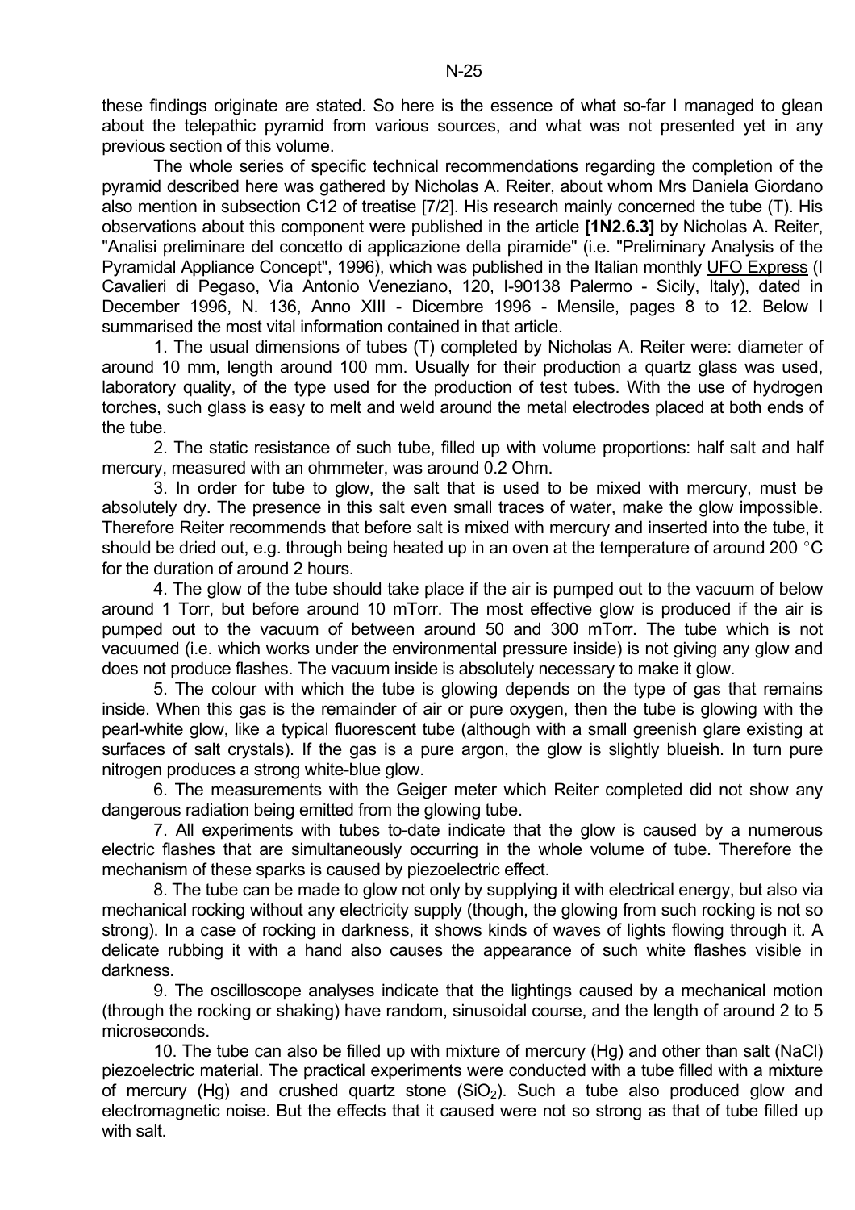these findings originate are stated. So here is the essence of what so-far I managed to glean about the telepathic pyramid from various sources, and what was not presented yet in any previous section of this volume.

The whole series of specific technical recommendations regarding the completion of the pyramid described here was gathered by Nicholas A. Reiter, about whom Mrs Daniela Giordano also mention in subsection C12 of treatise [7/2]. His research mainly concerned the tube (T). His observations about this component were published in the article **[1N2.6.3]** by Nicholas A. Reiter, "Analisi preliminare del concetto di applicazione della piramide" (i.e. "Preliminary Analysis of the Pyramidal Appliance Concept", 1996), which was published in the Italian monthly UFO Express (I Cavalieri di Pegaso, Via Antonio Veneziano, 120, I-90138 Palermo - Sicily, Italy), dated in December 1996, N. 136, Anno XIII - Dicembre 1996 - Mensile, pages 8 to 12. Below I summarised the most vital information contained in that article.

1. The usual dimensions of tubes (T) completed by Nicholas A. Reiter were: diameter of around 10 mm, length around 100 mm. Usually for their production a quartz glass was used, laboratory quality, of the type used for the production of test tubes. With the use of hydrogen torches, such glass is easy to melt and weld around the metal electrodes placed at both ends of the tube.

2. The static resistance of such tube, filled up with volume proportions: half salt and half mercury, measured with an ohmmeter, was around 0.2 Ohm.

3. In order for tube to glow, the salt that is used to be mixed with mercury, must be absolutely dry. The presence in this salt even small traces of water, make the glow impossible. Therefore Reiter recommends that before salt is mixed with mercury and inserted into the tube, it should be dried out, e.g. through being heated up in an oven at the temperature of around 200 °C for the duration of around 2 hours.

4. The glow of the tube should take place if the air is pumped out to the vacuum of below around 1 Torr, but before around 10 mTorr. The most effective glow is produced if the air is pumped out to the vacuum of between around 50 and 300 mTorr. The tube which is not vacuumed (i.e. which works under the environmental pressure inside) is not giving any glow and does not produce flashes. The vacuum inside is absolutely necessary to make it glow.

5. The colour with which the tube is glowing depends on the type of gas that remains inside. When this gas is the remainder of air or pure oxygen, then the tube is glowing with the pearl-white glow, like a typical fluorescent tube (although with a small greenish glare existing at surfaces of salt crystals). If the gas is a pure argon, the glow is slightly blueish. In turn pure nitrogen produces a strong white-blue glow.

6. The measurements with the Geiger meter which Reiter completed did not show any dangerous radiation being emitted from the glowing tube.

7. All experiments with tubes to-date indicate that the glow is caused by a numerous electric flashes that are simultaneously occurring in the whole volume of tube. Therefore the mechanism of these sparks is caused by piezoelectric effect.

8. The tube can be made to glow not only by supplying it with electrical energy, but also via mechanical rocking without any electricity supply (though, the glowing from such rocking is not so strong). In a case of rocking in darkness, it shows kinds of waves of lights flowing through it. A delicate rubbing it with a hand also causes the appearance of such white flashes visible in darkness.

9. The oscilloscope analyses indicate that the lightings caused by a mechanical motion (through the rocking or shaking) have random, sinusoidal course, and the length of around 2 to 5 microseconds.

10. The tube can also be filled up with mixture of mercury (Hg) and other than salt (NaCl) piezoelectric material. The practical experiments were conducted with a tube filled with a mixture of mercury (Hg) and crushed quartz stone ($SiO_2$). Such a tube also produced glow and electromagnetic noise. But the effects that it caused were not so strong as that of tube filled up with salt.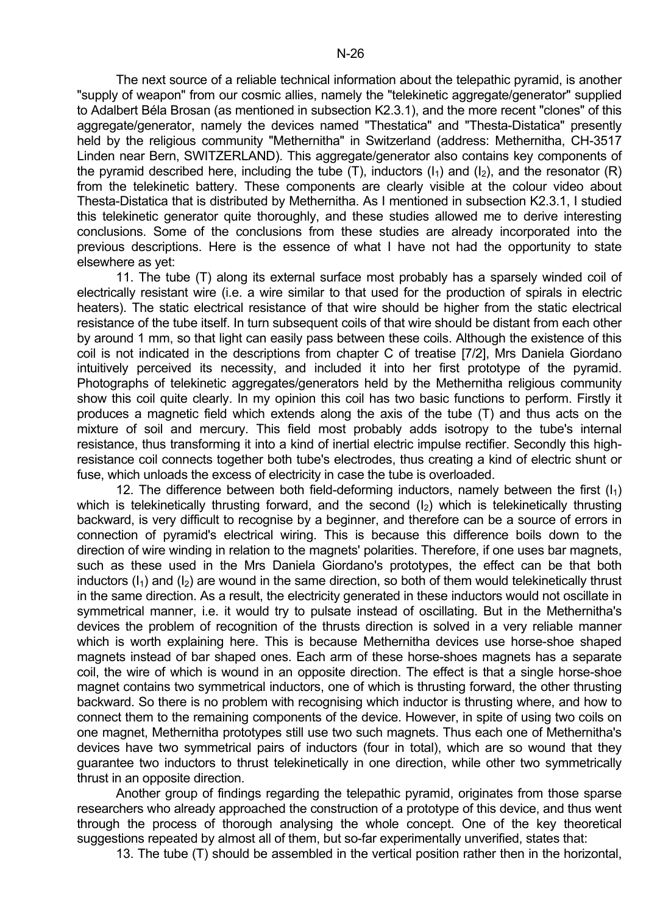The next source of a reliable technical information about the telepathic pyramid, is another "supply of weapon" from our cosmic allies, namely the "telekinetic aggregate/generator" supplied to Adalbert Béla Brosan (as mentioned in subsection K2.3.1), and the more recent "clones" of this aggregate/generator, namely the devices named "Thestatica" and "Thesta-Distatica" presently held by the religious community "Methernitha" in Switzerland (address: Methernitha, CH-3517 Linden near Bern, SWITZERLAND). This aggregate/generator also contains key components of the pyramid described here, including the tube (T), inductors ($I_1$) and ($I_2$), and the resonator (R) from the telekinetic battery. These components are clearly visible at the colour video about Thesta-Distatica that is distributed by Methernitha. As I mentioned in subsection K2.3.1, I studied this telekinetic generator quite thoroughly, and these studies allowed me to derive interesting conclusions. Some of the conclusions from these studies are already incorporated into the previous descriptions. Here is the essence of what I have not had the opportunity to state elsewhere as yet:

11. The tube (T) along its external surface most probably has a sparsely winded coil of electrically resistant wire (i.e. a wire similar to that used for the production of spirals in electric heaters). The static electrical resistance of that wire should be higher from the static electrical resistance of the tube itself. In turn subsequent coils of that wire should be distant from each other by around 1 mm, so that light can easily pass between these coils. Although the existence of this coil is not indicated in the descriptions from chapter C of treatise [7/2], Mrs Daniela Giordano intuitively perceived its necessity, and included it into her first prototype of the pyramid. Photographs of telekinetic aggregates/generators held by the Methernitha religious community show this coil quite clearly. In my opinion this coil has two basic functions to perform. Firstly it produces a magnetic field which extends along the axis of the tube (T) and thus acts on the mixture of soil and mercury. This field most probably adds isotropy to the tube's internal resistance, thus transforming it into a kind of inertial electric impulse rectifier. Secondly this high-resistance coil connects together both tube's electrodes, thus creating a kind of electric shunt or fuse, which unloads the excess of electricity in case the tube is overloaded.

12. The difference between both field-deforming inductors, namely between the first ($I_1$) which is telekinetically thrusting forward, and the second ($I_2$) which is telekinetically thrusting backward, is very difficult to recognise by a beginner, and therefore can be a source of errors in connection of pyramid's electrical wiring. This is because this difference boils down to the direction of wire winding in relation to the magnets' polarities. Therefore, if one uses bar magnets, such as these used in the Mrs Daniela Giordano's prototypes, the effect can be that both inductors ($I_1$) and ($I_2$) are wound in the same direction, so both of them would telekinetically thrust in the same direction. As a result, the electricity generated in these inductors would not oscillate in symmetrical manner, i.e. it would try to pulsate instead of oscillating. But in the Methernitha's devices the problem of recognition of the thrusts direction is solved in a very reliable manner which is worth explaining here. This is because Methernitha devices use horse-shoe shaped magnets instead of bar shaped ones. Each arm of these horse-shoes magnets has a separate coil, the wire of which is wound in an opposite direction. The effect is that a single horse-shoe magnet contains two symmetrical inductors, one of which is thrusting forward, the other thrusting backward. So there is no problem with recognising which inductor is thrusting where, and how to connect them to the remaining components of the device. However, in spite of using two coils on one magnet, Methernitha prototypes still use two such magnets. Thus each one of Methernitha's devices have two symmetrical pairs of inductors (four in total), which are so wound that they guarantee two inductors to thrust telekinetically in one direction, while other two symmetrically thrust in an opposite direction.

Another group of findings regarding the telepathic pyramid, originates from those sparse researchers who already approached the construction of a prototype of this device, and thus went through the process of thorough analysing the whole concept. One of the key theoretical suggestions repeated by almost all of them, but so-far experimentally unverified, states that:

13. The tube (T) should be assembled in the vertical position rather then in the horizontal,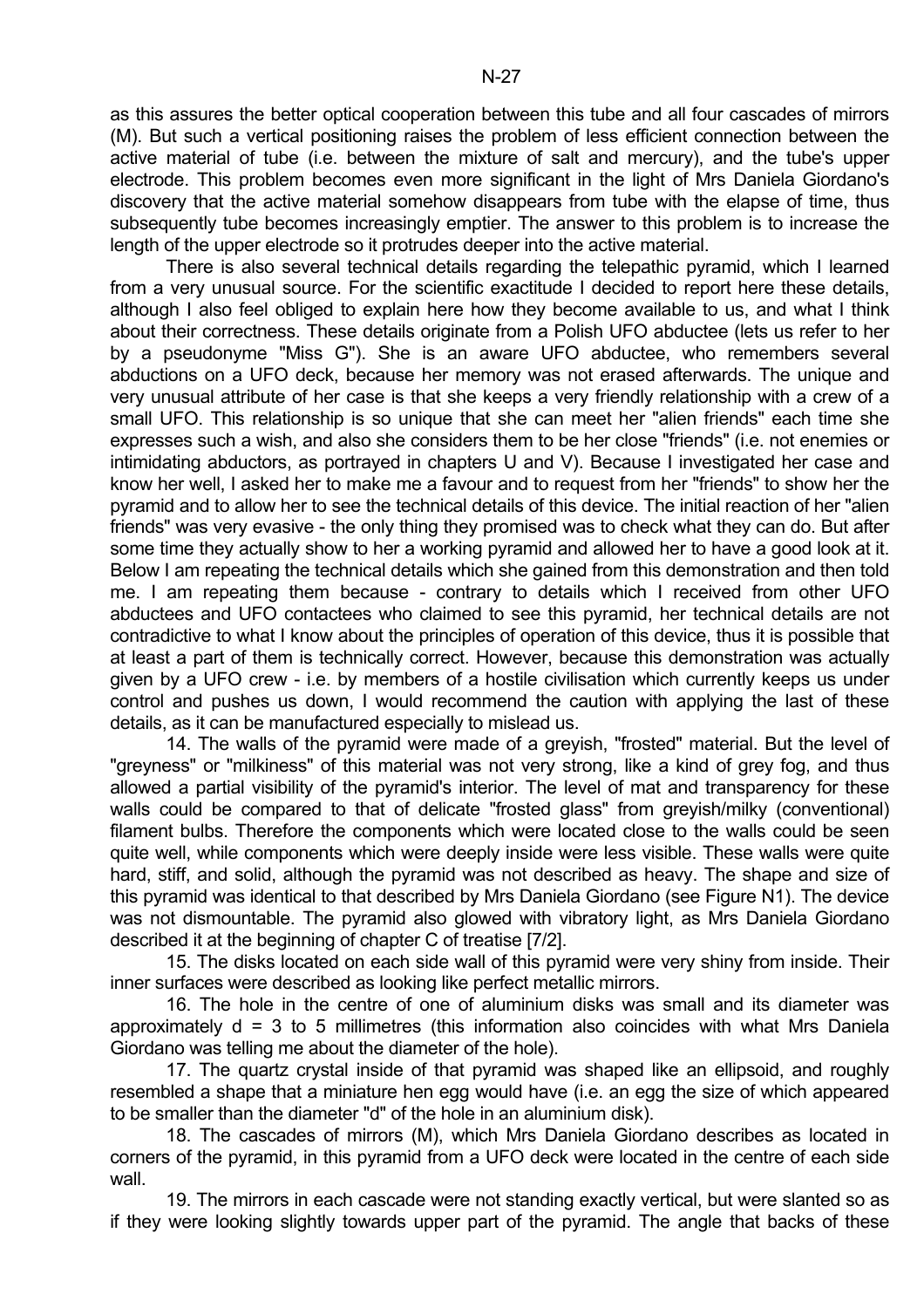as this assures the better optical cooperation between this tube and all four cascades of mirrors (M). But such a vertical positioning raises the problem of less efficient connection between the active material of tube (i.e. between the mixture of salt and mercury), and the tube's upper electrode. This problem becomes even more significant in the light of Mrs Daniela Giordano's discovery that the active material somehow disappears from tube with the elapse of time, thus subsequently tube becomes increasingly emptier. The answer to this problem is to increase the length of the upper electrode so it protrudes deeper into the active material.

There is also several technical details regarding the telepathic pyramid, which I learned from a very unusual source. For the scientific exactitude I decided to report here these details, although I also feel obliged to explain here how they become available to us, and what I think about their correctness. These details originate from a Polish UFO abductee (lets us refer to her by a pseudonyme "Miss G"). She is an aware UFO abductee, who remembers several abductions on a UFO deck, because her memory was not erased afterwards. The unique and very unusual attribute of her case is that she keeps a very friendly relationship with a crew of a small UFO. This relationship is so unique that she can meet her "alien friends" each time she expresses such a wish, and also she considers them to be her close "friends" (i.e. not enemies or intimidating abductors, as portrayed in chapters U and V). Because I investigated her case and know her well, I asked her to make me a favour and to request from her "friends" to show her the pyramid and to allow her to see the technical details of this device. The initial reaction of her "alien friends" was very evasive - the only thing they promised was to check what they can do. But after some time they actually show to her a working pyramid and allowed her to have a good look at it. Below I am repeating the technical details which she gained from this demonstration and then told me. I am repeating them because - contrary to details which I received from other UFO abductees and UFO contactees who claimed to see this pyramid, her technical details are not contradictive to what I know about the principles of operation of this device, thus it is possible that at least a part of them is technically correct. However, because this demonstration was actually given by a UFO crew - i.e. by members of a hostile civilisation which currently keeps us under control and pushes us down, I would recommend the caution with applying the last of these details, as it can be manufactured especially to mislead us.

14. The walls of the pyramid were made of a greyish, "frosted" material. But the level of "greyness" or "milkiness" of this material was not very strong, like a kind of grey fog, and thus allowed a partial visibility of the pyramid's interior. The level of mat and transparency for these walls could be compared to that of delicate "frosted glass" from greyish/milky (conventional) filament bulbs. Therefore the components which were located close to the walls could be seen quite well, while components which were deeply inside were less visible. These walls were quite hard, stiff, and solid, although the pyramid was not described as heavy. The shape and size of this pyramid was identical to that described by Mrs Daniela Giordano (see Figure N1). The device was not dismountable. The pyramid also glowed with vibratory light, as Mrs Daniela Giordano described it at the beginning of chapter C of treatise [7/2].

15. The disks located on each side wall of this pyramid were very shiny from inside. Their inner surfaces were described as looking like perfect metallic mirrors.

16. The hole in the centre of one of aluminium disks was small and its diameter was approximately d = 3 to 5 millimetres (this information also coincides with what Mrs Daniela Giordano was telling me about the diameter of the hole).

17. The quartz crystal inside of that pyramid was shaped like an ellipsoid, and roughly resembled a shape that a miniature hen egg would have (i.e. an egg the size of which appeared to be smaller than the diameter "d" of the hole in an aluminium disk).

18. The cascades of mirrors (M), which Mrs Daniela Giordano describes as located in corners of the pyramid, in this pyramid from a UFO deck were located in the centre of each side wall.

19. The mirrors in each cascade were not standing exactly vertical, but were slanted so as if they were looking slightly towards upper part of the pyramid. The angle that backs of these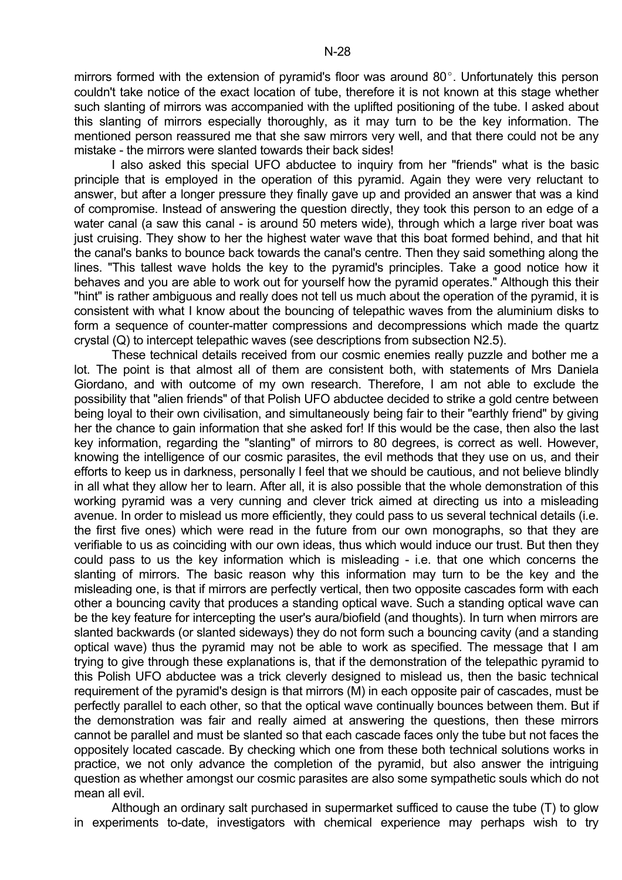mirrors formed with the extension of pyramid's floor was around 80°. Unfortunately this person couldn't take notice of the exact location of tube, therefore it is not known at this stage whether such slanting of mirrors was accompanied with the uplifted positioning of the tube. I asked about this slanting of mirrors especially thoroughly, as it may turn to be the key information. The mentioned person reassured me that she saw mirrors very well, and that there could not be any mistake - the mirrors were slanted towards their back sides!

I also asked this special UFO abductee to inquiry from her "friends" what is the basic principle that is employed in the operation of this pyramid. Again they were very reluctant to answer, but after a longer pressure they finally gave up and provided an answer that was a kind of compromise. Instead of answering the question directly, they took this person to an edge of a water canal (a saw this canal - is around 50 meters wide), through which a large river boat was just cruising. They show to her the highest water wave that this boat formed behind, and that hit the canal's banks to bounce back towards the canal's centre. Then they said something along the lines. "This tallest wave holds the key to the pyramid's principles. Take a good notice how it behaves and you are able to work out for yourself how the pyramid operates." Although this their "hint" is rather ambiguous and really does not tell us much about the operation of the pyramid, it is consistent with what I know about the bouncing of telepathic waves from the aluminium disks to form a sequence of counter-matter compressions and decompressions which made the quartz crystal (Q) to intercept telepathic waves (see descriptions from subsection N2.5).

These technical details received from our cosmic enemies really puzzle and bother me a lot. The point is that almost all of them are consistent both, with statements of Mrs Daniela Giordano, and with outcome of my own research. Therefore, I am not able to exclude the possibility that "alien friends" of that Polish UFO abductee decided to strike a gold centre between being loyal to their own civilisation, and simultaneously being fair to their "earthly friend" by giving her the chance to gain information that she asked for! If this would be the case, then also the last key information, regarding the "slanting" of mirrors to 80 degrees, is correct as well. However, knowing the intelligence of our cosmic parasites, the evil methods that they use on us, and their efforts to keep us in darkness, personally I feel that we should be cautious, and not believe blindly in all what they allow her to learn. After all, it is also possible that the whole demonstration of this working pyramid was a very cunning and clever trick aimed at directing us into a misleading avenue. In order to mislead us more efficiently, they could pass to us several technical details (i.e. the first five ones) which were read in the future from our own monographs, so that they are verifiable to us as coinciding with our own ideas, thus which would induce our trust. But then they could pass to us the key information which is misleading - i.e. that one which concerns the slanting of mirrors. The basic reason why this information may turn to be the key and the misleading one, is that if mirrors are perfectly vertical, then two opposite cascades form with each other a bouncing cavity that produces a standing optical wave. Such a standing optical wave can be the key feature for intercepting the user's aura/biofield (and thoughts). In turn when mirrors are slanted backwards (or slanted sideways) they do not form such a bouncing cavity (and a standing optical wave) thus the pyramid may not be able to work as specified. The message that I am trying to give through these explanations is, that if the demonstration of the telepathic pyramid to this Polish UFO abductee was a trick cleverly designed to mislead us, then the basic technical requirement of the pyramid's design is that mirrors (M) in each opposite pair of cascades, must be perfectly parallel to each other, so that the optical wave continually bounces between them. But if the demonstration was fair and really aimed at answering the questions, then these mirrors cannot be parallel and must be slanted so that each cascade faces only the tube but not faces the oppositely located cascade. By checking which one from these both technical solutions works in practice, we not only advance the completion of the pyramid, but also answer the intriguing question as whether amongst our cosmic parasites are also some sympathetic souls which do not mean all evil.

Although an ordinary salt purchased in supermarket sufficed to cause the tube (T) to glow in experiments to-date, investigators with chemical experience may perhaps wish to try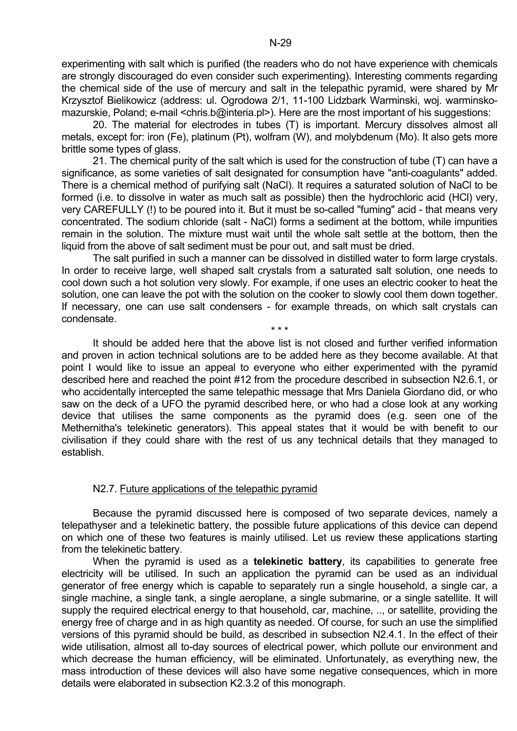experimenting with salt which is purified (the readers who do not have experience with chemicals are strongly discouraged do even consider such experimenting). Interesting comments regarding the chemical side of the use of mercury and salt in the telepathic pyramid, were shared by Mr Krzysztof Bielikowicz (address: ul. Ogrodowa 2/1, 11-100 Lidzbark Warminski, woj. warminsko-mazurskie, Poland; e-mail <chris.b@interia.pl>). Here are the most important of his suggestions:

20. The material for electrodes in tubes (T) is important. Mercury dissolves almost all metals, except for: iron (Fe), platinum (Pt), wolfram (W), and molybdenum (Mo). It also gets more brittle some types of glass.

21. The chemical purity of the salt which is used for the construction of tube (T) can have a significance, as some varieties of salt designated for consumption have "anti-coagulants" added. There is a chemical method of purifying salt (NaCl). It requires a saturated solution of NaCl to be formed (i.e. to dissolve in water as much salt as possible) then the hydrochloric acid (HCl) very, very CAREFULLY (!) to be poured into it. But it must be so-called "fuming" acid - that means very concentrated. The sodium chloride (salt - NaCl) forms a sediment at the bottom, while impurities remain in the solution. The mixture must wait until the whole salt settle at the bottom, then the liquid from the above of salt sediment must be pour out, and salt must be dried.

The salt purified in such a manner can be dissolved in distilled water to form large crystals. In order to receive large, well shaped salt crystals from a saturated salt solution, one needs to cool down such a hot solution very slowly. For example, if one uses an electric cooker to heat the solution, one can leave the pot with the solution on the cooker to slowly cool them down together. If necessary, one can use salt condensers - for example threads, on which salt crystals can condensate.

\* \* \*

It should be added here that the above list is not closed and further verified information and proven in action technical solutions are to be added here as they become available. At that point I would like to issue an appeal to everyone who either experimented with the pyramid described here and reached the point #12 from the procedure described in subsection N2.6.1, or who accidentally intercepted the same telepathic message that Mrs Daniela Giordano did, or who saw on the deck of a UFO the pyramid described here, or who had a close look at any working device that utilises the same components as the pyramid does (e.g. seen one of the Methernitha's telekinetic generators). This appeal states that it would be with benefit to our civilisation if they could share with the rest of us any technical details that they managed to establish.

### N2.7. <u>Future applications of the telepathic pyramid</u>

Because the pyramid discussed here is composed of two separate devices, namely a telepathyser and a telekinetic battery, the possible future applications of this device can depend on which one of these two features is mainly utilised. Let us review these applications starting from the telekinetic battery.

When the pyramid is used as a **telekinetic battery**, its capabilities to generate free electricity will be utilised. In such an application the pyramid can be used as an individual generator of free energy which is capable to separately run a single household, a single car, a single machine, a single tank, a single aeroplane, a single submarine, or a single satellite. It will supply the required electrical energy to that household, car, machine, .., or satellite, providing the energy free of charge and in as high quantity as needed. Of course, for such an use the simplified versions of this pyramid should be build, as described in subsection N2.4.1. In the effect of their wide utilisation, almost all to-day sources of electrical power, which pollute our environment and which decrease the human efficiency, will be eliminated. Unfortunately, as everything new, the mass introduction of these devices will also have some negative consequences, which in more details were elaborated in subsection K2.3.2 of this monograph.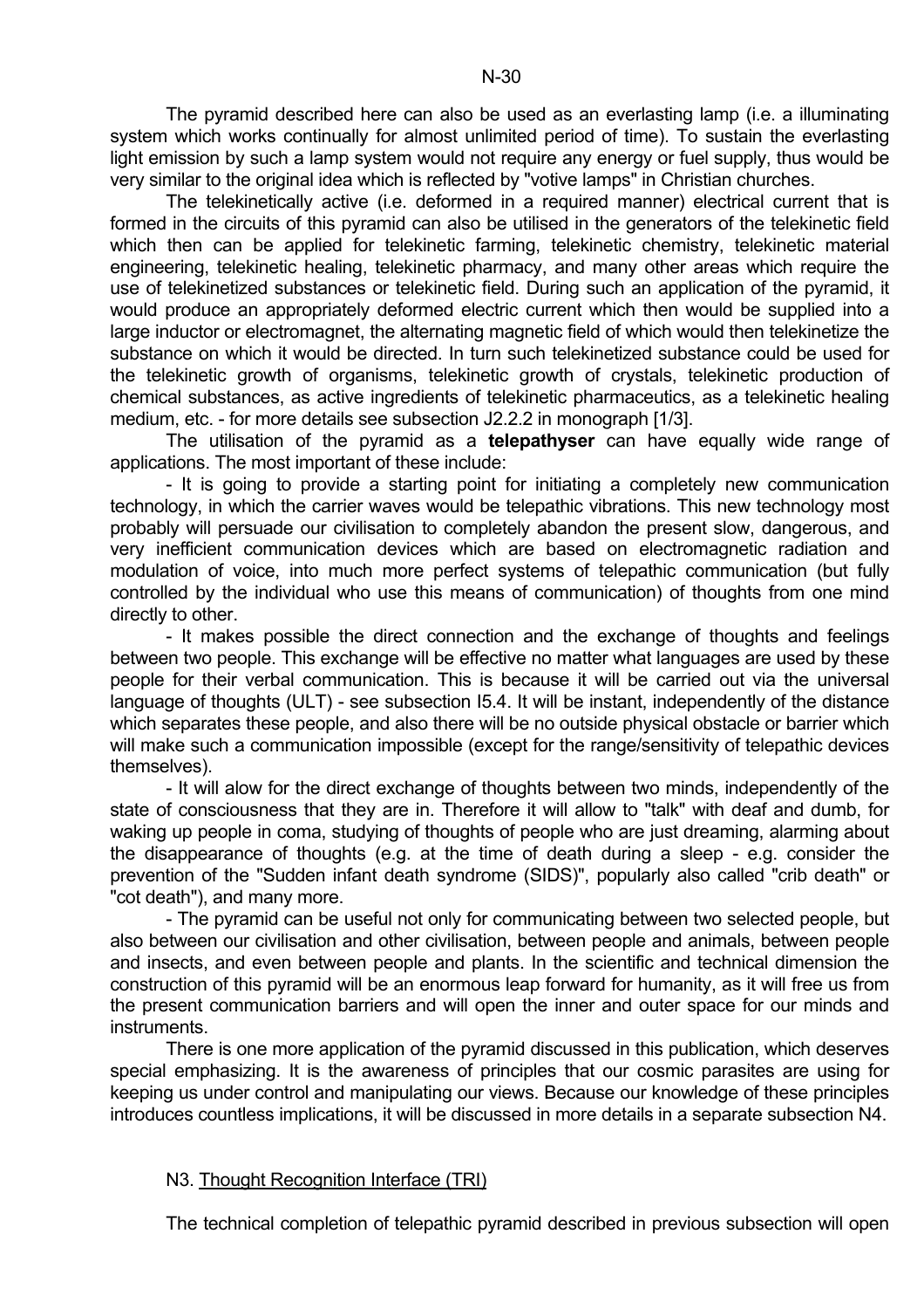The pyramid described here can also be used as an everlasting lamp (i.e. a illuminating system which works continually for almost unlimited period of time). To sustain the everlasting light emission by such a lamp system would not require any energy or fuel supply, thus would be very similar to the original idea which is reflected by "votive lamps" in Christian churches.

The telekinetically active (i.e. deformed in a required manner) electrical current that is formed in the circuits of this pyramid can also be utilised in the generators of the telekinetic field which then can be applied for telekinetic farming, telekinetic chemistry, telekinetic material engineering, telekinetic healing, telekinetic pharmacy, and many other areas which require the use of telekinetized substances or telekinetic field. During such an application of the pyramid, it would produce an appropriately deformed electric current which then would be supplied into a large inductor or electromagnet, the alternating magnetic field of which would then telekinetize the substance on which it would be directed. In turn such telekinetized substance could be used for the telekinetic growth of organisms, telekinetic growth of crystals, telekinetic production of chemical substances, as active ingredients of telekinetic pharmaceutics, as a telekinetic healing medium, etc. - for more details see subsection J2.2.2 in monograph [1/3].

The utilisation of the pyramid as a **telepathyser** can have equally wide range of applications. The most important of these include:

- It is going to provide a starting point for initiating a completely new communication technology, in which the carrier waves would be telepathic vibrations. This new technology most probably will persuade our civilisation to completely abandon the present slow, dangerous, and very inefficient communication devices which are based on electromagnetic radiation and modulation of voice, into much more perfect systems of telepathic communication (but fully controlled by the individual who use this means of communication) of thoughts from one mind directly to other.

- It makes possible the direct connection and the exchange of thoughts and feelings between two people. This exchange will be effective no matter what languages are used by these people for their verbal communication. This is because it will be carried out via the universal language of thoughts (ULT) - see subsection I5.4. It will be instant, independently of the distance which separates these people, and also there will be no outside physical obstacle or barrier which will make such a communication impossible (except for the range/sensitivity of telepathic devices themselves).

- It will alow for the direct exchange of thoughts between two minds, independently of the state of consciousness that they are in. Therefore it will allow to "talk" with deaf and dumb, for waking up people in coma, studying of thoughts of people who are just dreaming, alarming about the disappearance of thoughts (e.g. at the time of death during a sleep - e.g. consider the prevention of the "Sudden infant death syndrome (SIDS)", popularly also called "crib death" or "cot death"), and many more.

- The pyramid can be useful not only for communicating between two selected people, but also between our civilisation and other civilisation, between people and animals, between people and insects, and even between people and plants. In the scientific and technical dimension the construction of this pyramid will be an enormous leap forward for humanity, as it will free us from the present communication barriers and will open the inner and outer space for our minds and instruments.

There is one more application of the pyramid discussed in this publication, which deserves special emphasizing. It is the awareness of principles that our cosmic parasites are using for keeping us under control and manipulating our views. Because our knowledge of these principles introduces countless implications, it will be discussed in more details in a separate subsection N4.

## N3. Thought Recognition Interface (TRI)

The technical completion of telepathic pyramid described in previous subsection will open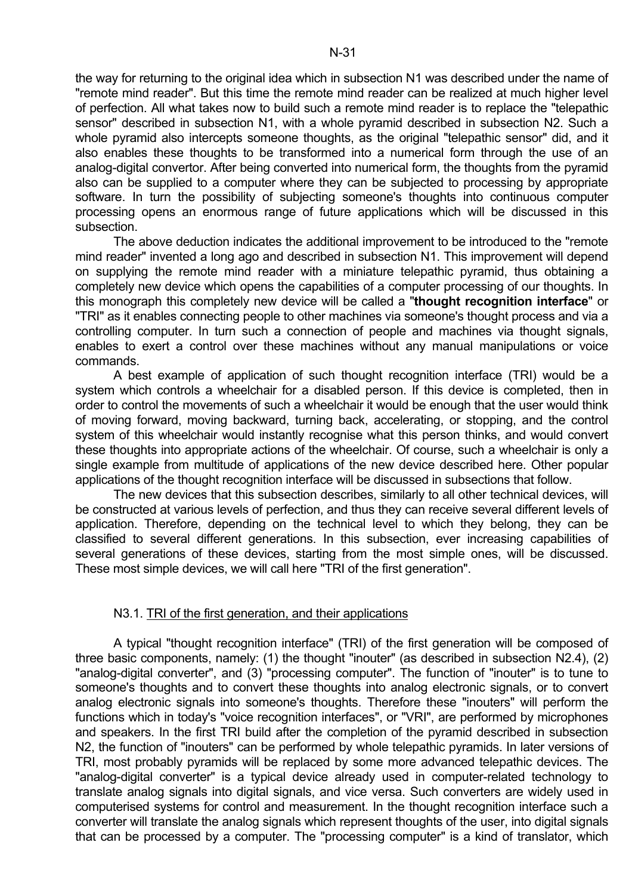the way for returning to the original idea which in subsection N1 was described under the name of "remote mind reader". But this time the remote mind reader can be realized at much higher level of perfection. All what takes now to build such a remote mind reader is to replace the "telepathic sensor" described in subsection N1, with a whole pyramid described in subsection N2. Such a whole pyramid also intercepts someone thoughts, as the original "telepathic sensor" did, and it also enables these thoughts to be transformed into a numerical form through the use of an analog-digital convertor. After being converted into numerical form, the thoughts from the pyramid also can be supplied to a computer where they can be subjected to processing by appropriate software. In turn the possibility of subjecting someone's thoughts into continuous computer processing opens an enormous range of future applications which will be discussed in this subsection.

The above deduction indicates the additional improvement to be introduced to the "remote mind reader" invented a long ago and described in subsection N1. This improvement will depend on supplying the remote mind reader with a miniature telepathic pyramid, thus obtaining a completely new device which opens the capabilities of a computer processing of our thoughts. In this monograph this completely new device will be called a "**thought recognition interface**" or "TRI" as it enables connecting people to other machines via someone's thought process and via a controlling computer. In turn such a connection of people and machines via thought signals, enables to exert a control over these machines without any manual manipulations or voice commands.

A best example of application of such thought recognition interface (TRI) would be a system which controls a wheelchair for a disabled person. If this device is completed, then in order to control the movements of such a wheelchair it would be enough that the user would think of moving forward, moving backward, turning back, accelerating, or stopping, and the control system of this wheelchair would instantly recognise what this person thinks, and would convert these thoughts into appropriate actions of the wheelchair. Of course, such a wheelchair is only a single example from multitude of applications of the new device described here. Other popular applications of the thought recognition interface will be discussed in subsections that follow.

The new devices that this subsection describes, similarly to all other technical devices, will be constructed at various levels of perfection, and thus they can receive several different levels of application. Therefore, depending on the technical level to which they belong, they can be classified to several different generations. In this subsection, ever increasing capabilities of several generations of these devices, starting from the most simple ones, will be discussed. These most simple devices, we will call here "TRI of the first generation".

### N3.1. TRI of the first generation, and their applications

A typical "thought recognition interface" (TRI) of the first generation will be composed of three basic components, namely: (1) the thought "inouter" (as described in subsection N2.4), (2) "analog-digital converter", and (3) "processing computer". The function of "inouter" is to tune to someone's thoughts and to convert these thoughts into analog electronic signals, or to convert analog electronic signals into someone's thoughts. Therefore these "inouters" will perform the functions which in today's "voice recognition interfaces", or "VRI", are performed by microphones and speakers. In the first TRI build after the completion of the pyramid described in subsection N2, the function of "inouters" can be performed by whole telepathic pyramids. In later versions of TRI, most probably pyramids will be replaced by some more advanced telepathic devices. The "analog-digital converter" is a typical device already used in computer-related technology to translate analog signals into digital signals, and vice versa. Such converters are widely used in computerised systems for control and measurement. In the thought recognition interface such a converter will translate the analog signals which represent thoughts of the user, into digital signals that can be processed by a computer. The "processing computer" is a kind of translator, which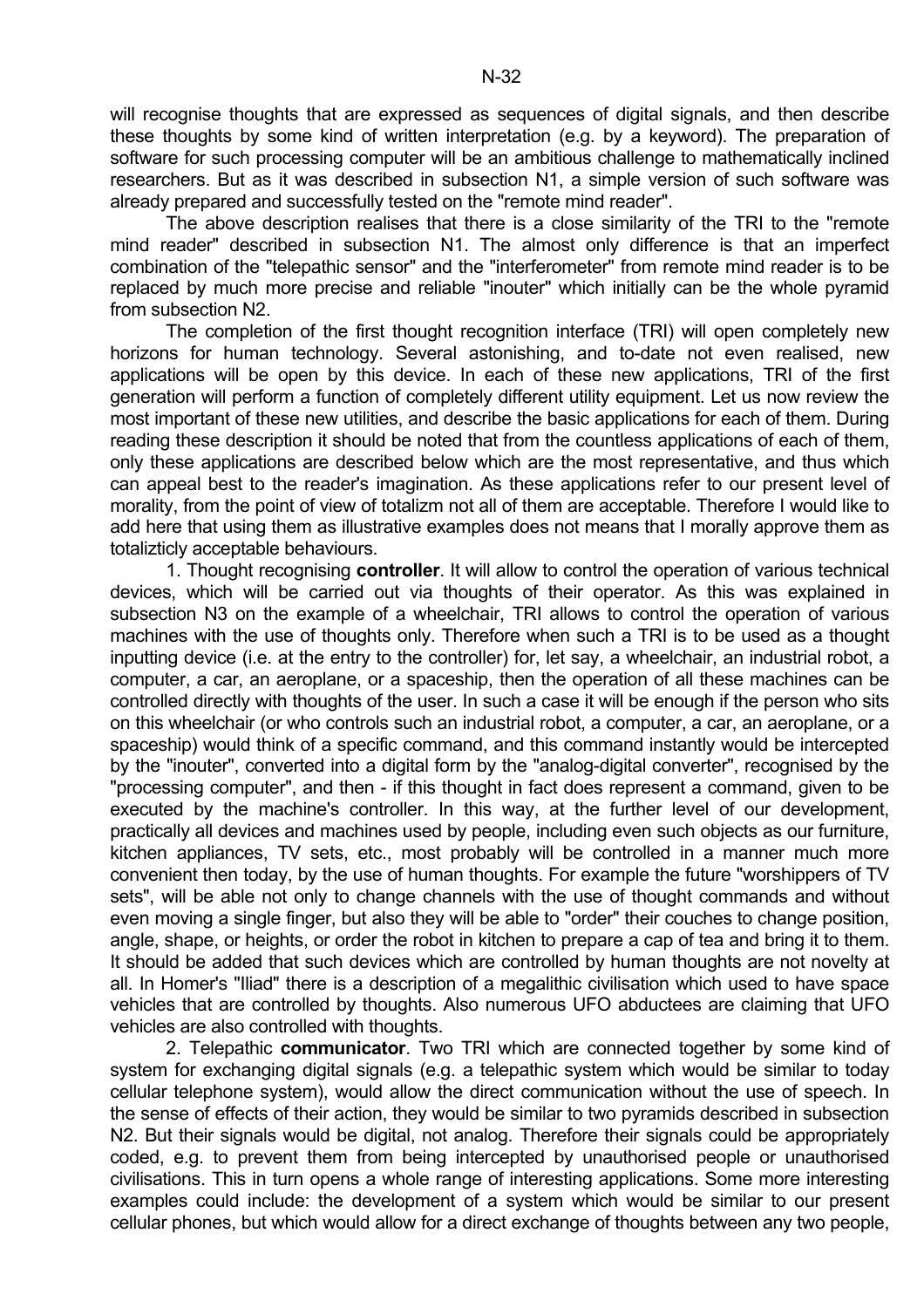will recognise thoughts that are expressed as sequences of digital signals, and then describe these thoughts by some kind of written interpretation (e.g. by a keyword). The preparation of software for such processing computer will be an ambitious challenge to mathematically inclined researchers. But as it was described in subsection N1, a simple version of such software was already prepared and successfully tested on the "remote mind reader".

The above description realises that there is a close similarity of the TRI to the "remote mind reader" described in subsection N1. The almost only difference is that an imperfect combination of the "telepathic sensor" and the "interferometer" from remote mind reader is to be replaced by much more precise and reliable "inouter" which initially can be the whole pyramid from subsection N2.

The completion of the first thought recognition interface (TRI) will open completely new horizons for human technology. Several astonishing, and to-date not even realised, new applications will be open by this device. In each of these new applications, TRI of the first generation will perform a function of completely different utility equipment. Let us now review the most important of these new utilities, and describe the basic applications for each of them. During reading these description it should be noted that from the countless applications of each of them, only these applications are described below which are the most representative, and thus which can appeal best to the reader's imagination. As these applications refer to our present level of morality, from the point of view of totalizm not all of them are acceptable. Therefore I would like to add here that using them as illustrative examples does not means that I morally approve them as totalizticly acceptable behaviours.

1. Thought recognising **controller**. It will allow to control the operation of various technical devices, which will be carried out via thoughts of their operator. As this was explained in subsection N3 on the example of a wheelchair, TRI allows to control the operation of various machines with the use of thoughts only. Therefore when such a TRI is to be used as a thought inputting device (i.e. at the entry to the controller) for, let say, a wheelchair, an industrial robot, a computer, a car, an aeroplane, or a spaceship, then the operation of all these machines can be controlled directly with thoughts of the user. In such a case it will be enough if the person who sits on this wheelchair (or who controls such an industrial robot, a computer, a car, an aeroplane, or a spaceship) would think of a specific command, and this command instantly would be intercepted by the "inouter", converted into a digital form by the "analog-digital converter", recognised by the "processing computer", and then - if this thought in fact does represent a command, given to be executed by the machine's controller. In this way, at the further level of our development, practically all devices and machines used by people, including even such objects as our furniture, kitchen appliances, TV sets, etc., most probably will be controlled in a manner much more convenient then today, by the use of human thoughts. For example the future "worshippers of TV sets", will be able not only to change channels with the use of thought commands and without even moving a single finger, but also they will be able to "order" their couches to change position, angle, shape, or heights, or order the robot in kitchen to prepare a cap of tea and bring it to them. It should be added that such devices which are controlled by human thoughts are not novelty at all. In Homer's "Iliad" there is a description of a megalithic civilisation which used to have space vehicles that are controlled by thoughts. Also numerous UFO abductees are claiming that UFO vehicles are also controlled with thoughts.

2. Telepathic **communicator**. Two TRI which are connected together by some kind of system for exchanging digital signals (e.g. a telepathic system which would be similar to today cellular telephone system), would allow the direct communication without the use of speech. In the sense of effects of their action, they would be similar to two pyramids described in subsection N2. But their signals would be digital, not analog. Therefore their signals could be appropriately coded, e.g. to prevent them from being intercepted by unauthorised people or unauthorised civilisations. This in turn opens a whole range of interesting applications. Some more interesting examples could include: the development of a system which would be similar to our present cellular phones, but which would allow for a direct exchange of thoughts between any two people,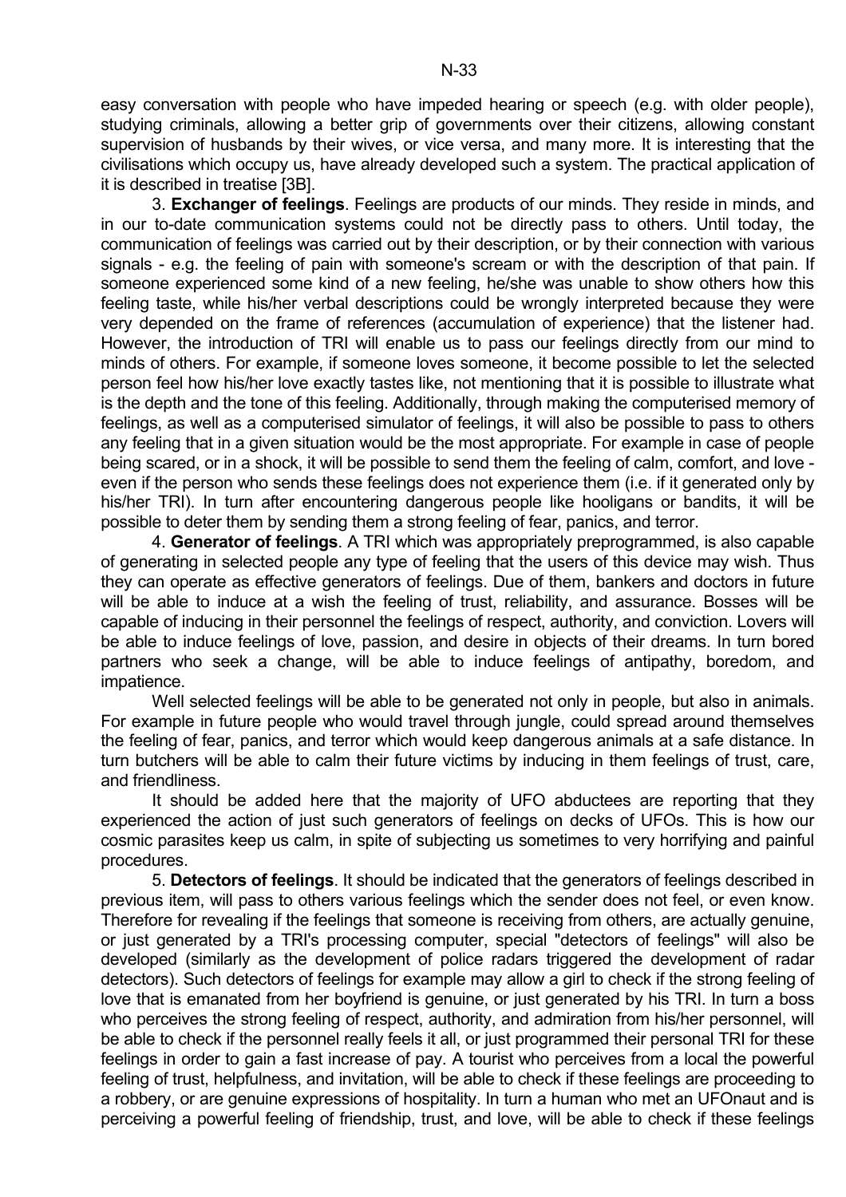easy conversation with people who have impeded hearing or speech (e.g. with older people), studying criminals, allowing a better grip of governments over their citizens, allowing constant supervision of husbands by their wives, or vice versa, and many more. It is interesting that the civilisations which occupy us, have already developed such a system. The practical application of it is described in treatise [3B].

3. **Exchanger of feelings**. Feelings are products of our minds. They reside in minds, and in our to-date communication systems could not be directly pass to others. Until today, the communication of feelings was carried out by their description, or by their connection with various signals - e.g. the feeling of pain with someone's scream or with the description of that pain. If someone experienced some kind of a new feeling, he/she was unable to show others how this feeling taste, while his/her verbal descriptions could be wrongly interpreted because they were very depended on the frame of references (accumulation of experience) that the listener had. However, the introduction of TRI will enable us to pass our feelings directly from our mind to minds of others. For example, if someone loves someone, it become possible to let the selected person feel how his/her love exactly tastes like, not mentioning that it is possible to illustrate what is the depth and the tone of this feeling. Additionally, through making the computerised memory of feelings, as well as a computerised simulator of feelings, it will also be possible to pass to others any feeling that in a given situation would be the most appropriate. For example in case of people being scared, or in a shock, it will be possible to send them the feeling of calm, comfort, and love - even if the person who sends these feelings does not experience them (i.e. if it generated only by his/her TRI). In turn after encountering dangerous people like hooligans or bandits, it will be possible to deter them by sending them a strong feeling of fear, panics, and terror.

4. **Generator of feelings**. A TRI which was appropriately preprogrammed, is also capable of generating in selected people any type of feeling that the users of this device may wish. Thus they can operate as effective generators of feelings. Due of them, bankers and doctors in future will be able to induce at a wish the feeling of trust, reliability, and assurance. Bosses will be capable of inducing in their personnel the feelings of respect, authority, and conviction. Lovers will be able to induce feelings of love, passion, and desire in objects of their dreams. In turn bored partners who seek a change, will be able to induce feelings of antipathy, boredom, and impatience.

Well selected feelings will be able to be generated not only in people, but also in animals. For example in future people who would travel through jungle, could spread around themselves the feeling of fear, panics, and terror which would keep dangerous animals at a safe distance. In turn butchers will be able to calm their future victims by inducing in them feelings of trust, care, and friendliness.

It should be added here that the majority of UFO abductees are reporting that they experienced the action of just such generators of feelings on decks of UFOs. This is how our cosmic parasites keep us calm, in spite of subjecting us sometimes to very horrifying and painful procedures.

5. **Detectors of feelings**. It should be indicated that the generators of feelings described in previous item, will pass to others various feelings which the sender does not feel, or even know. Therefore for revealing if the feelings that someone is receiving from others, are actually genuine, or just generated by a TRI's processing computer, special "detectors of feelings" will also be developed (similarly as the development of police radars triggered the development of radar detectors). Such detectors of feelings for example may allow a girl to check if the strong feeling of love that is emanated from her boyfriend is genuine, or just generated by his TRI. In turn a boss who perceives the strong feeling of respect, authority, and admiration from his/her personnel, will be able to check if the personnel really feels it all, or just programmed their personal TRI for these feelings in order to gain a fast increase of pay. A tourist who perceives from a local the powerful feeling of trust, helpfulness, and invitation, will be able to check if these feelings are proceeding to a robbery, or are genuine expressions of hospitality. In turn a human who met an UFOnaut and is perceiving a powerful feeling of friendship, trust, and love, will be able to check if these feelings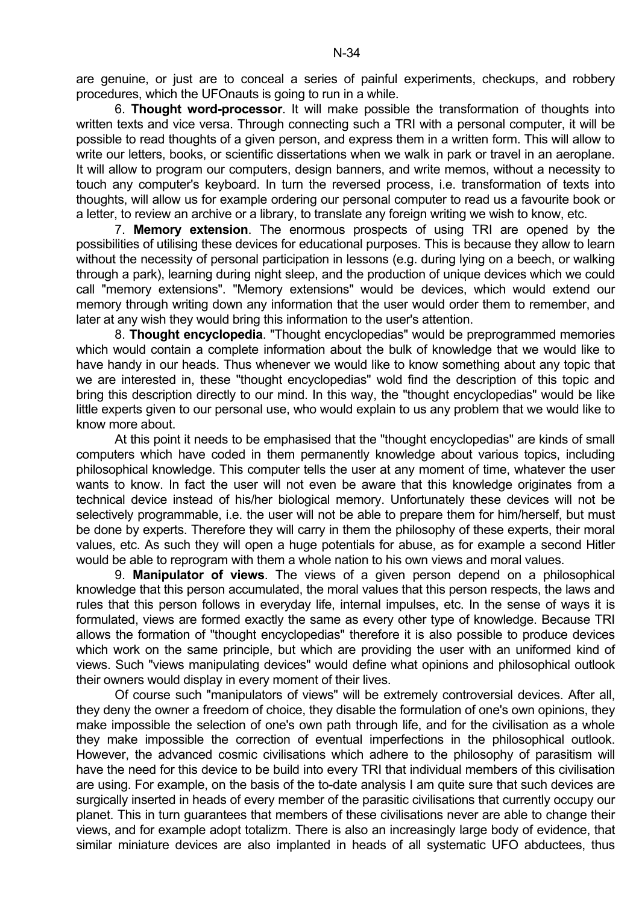are genuine, or just are to conceal a series of painful experiments, checkups, and robbery procedures, which the UFOnauts is going to run in a while.

6. **Thought word-processor**. It will make possible the transformation of thoughts into written texts and vice versa. Through connecting such a TRI with a personal computer, it will be possible to read thoughts of a given person, and express them in a written form. This will allow to write our letters, books, or scientific dissertations when we walk in park or travel in an aeroplane. It will allow to program our computers, design banners, and write memos, without a necessity to touch any computer's keyboard. In turn the reversed process, i.e. transformation of texts into thoughts, will allow us for example ordering our personal computer to read us a favourite book or a letter, to review an archive or a library, to translate any foreign writing we wish to know, etc.

7. **Memory extension**. The enormous prospects of using TRI are opened by the possibilities of utilising these devices for educational purposes. This is because they allow to learn without the necessity of personal participation in lessons (e.g. during lying on a beech, or walking through a park), learning during night sleep, and the production of unique devices which we could call "memory extensions". "Memory extensions" would be devices, which would extend our memory through writing down any information that the user would order them to remember, and later at any wish they would bring this information to the user's attention.

8. **Thought encyclopedia**. "Thought encyclopedias" would be preprogrammed memories which would contain a complete information about the bulk of knowledge that we would like to have handy in our heads. Thus whenever we would like to know something about any topic that we are interested in, these "thought encyclopedias" wold find the description of this topic and bring this description directly to our mind. In this way, the "thought encyclopedias" would be like little experts given to our personal use, who would explain to us any problem that we would like to know more about.

At this point it needs to be emphasised that the "thought encyclopedias" are kinds of small computers which have coded in them permanently knowledge about various topics, including philosophical knowledge. This computer tells the user at any moment of time, whatever the user wants to know. In fact the user will not even be aware that this knowledge originates from a technical device instead of his/her biological memory. Unfortunately these devices will not be selectively programmable, i.e. the user will not be able to prepare them for him/herself, but must be done by experts. Therefore they will carry in them the philosophy of these experts, their moral values, etc. As such they will open a huge potentials for abuse, as for example a second Hitler would be able to reprogram with them a whole nation to his own views and moral values.

9. **Manipulator of views**. The views of a given person depend on a philosophical knowledge that this person accumulated, the moral values that this person respects, the laws and rules that this person follows in everyday life, internal impulses, etc. In the sense of ways it is formulated, views are formed exactly the same as every other type of knowledge. Because TRI allows the formation of "thought encyclopedias" therefore it is also possible to produce devices which work on the same principle, but which are providing the user with an uniformed kind of views. Such "views manipulating devices" would define what opinions and philosophical outlook their owners would display in every moment of their lives.

Of course such "manipulators of views" will be extremely controversial devices. After all, they deny the owner a freedom of choice, they disable the formulation of one's own opinions, they make impossible the selection of one's own path through life, and for the civilisation as a whole they make impossible the correction of eventual imperfections in the philosophical outlook. However, the advanced cosmic civilisations which adhere to the philosophy of parasitism will have the need for this device to be build into every TRI that individual members of this civilisation are using. For example, on the basis of the to-date analysis I am quite sure that such devices are surgically inserted in heads of every member of the parasitic civilisations that currently occupy our planet. This in turn guarantees that members of these civilisations never are able to change their views, and for example adopt totalizm. There is also an increasingly large body of evidence, that similar miniature devices are also implanted in heads of all systematic UFO abductees, thus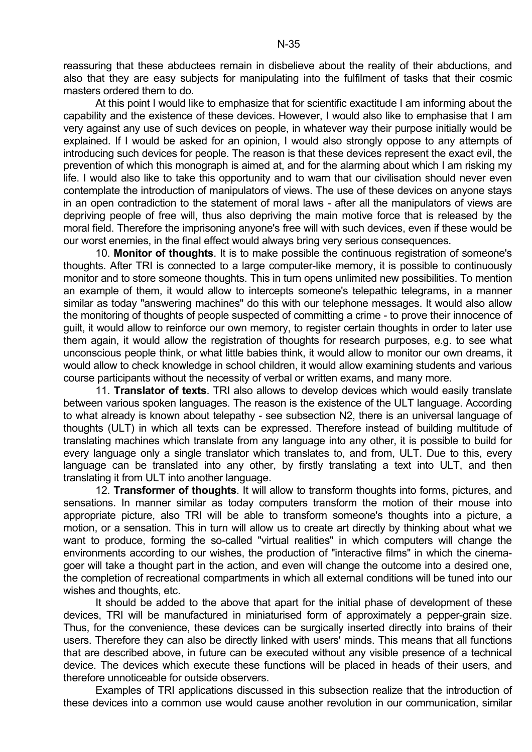reassuring that these abductees remain in disbelieve about the reality of their abductions, and also that they are easy subjects for manipulating into the fulfilment of tasks that their cosmic masters ordered them to do.

At this point I would like to emphasize that for scientific exactitude I am informing about the capability and the existence of these devices. However, I would also like to emphasise that I am very against any use of such devices on people, in whatever way their purpose initially would be explained. If I would be asked for an opinion, I would also strongly oppose to any attempts of introducing such devices for people. The reason is that these devices represent the exact evil, the prevention of which this monograph is aimed at, and for the alarming about which I am risking my life. I would also like to take this opportunity and to warn that our civilisation should never even contemplate the introduction of manipulators of views. The use of these devices on anyone stays in an open contradiction to the statement of moral laws - after all the manipulators of views are depriving people of free will, thus also depriving the main motive force that is released by the moral field. Therefore the imprisoning anyone's free will with such devices, even if these would be our worst enemies, in the final effect would always bring very serious consequences.

10. **Monitor of thoughts**. It is to make possible the continuous registration of someone's thoughts. After TRI is connected to a large computer-like memory, it is possible to continuously monitor and to store someone thoughts. This in turn opens unlimited new possibilities. To mention an example of them, it would allow to intercepts someone's telepathic telegrams, in a manner similar as today "answering machines" do this with our telephone messages. It would also allow the monitoring of thoughts of people suspected of committing a crime - to prove their innocence of guilt, it would allow to reinforce our own memory, to register certain thoughts in order to later use them again, it would allow the registration of thoughts for research purposes, e.g. to see what unconscious people think, or what little babies think, it would allow to monitor our own dreams, it would allow to check knowledge in school children, it would allow examining students and various course participants without the necessity of verbal or written exams, and many more.

11. **Translator of texts**. TRI also allows to develop devices which would easily translate between various spoken languages. The reason is the existence of the ULT language. According to what already is known about telepathy - see subsection N2, there is an universal language of thoughts (ULT) in which all texts can be expressed. Therefore instead of building multitude of translating machines which translate from any language into any other, it is possible to build for every language only a single translator which translates to, and from, ULT. Due to this, every language can be translated into any other, by firstly translating a text into ULT, and then translating it from ULT into another language.

12. **Transformer of thoughts**. It will allow to transform thoughts into forms, pictures, and sensations. In manner similar as today computers transform the motion of their mouse into appropriate picture, also TRI will be able to transform someone's thoughts into a picture, a motion, or a sensation. This in turn will allow us to create art directly by thinking about what we want to produce, forming the so-called "virtual realities" in which computers will change the environments according to our wishes, the production of "interactive films" in which the cinema-goer will take a thought part in the action, and even will change the outcome into a desired one, the completion of recreational compartments in which all external conditions will be tuned into our wishes and thoughts, etc.

It should be added to the above that apart for the initial phase of development of these devices, TRI will be manufactured in miniaturised form of approximately a pepper-grain size. Thus, for the convenience, these devices can be surgically inserted directly into brains of their users. Therefore they can also be directly linked with users' minds. This means that all functions that are described above, in future can be executed without any visible presence of a technical device. The devices which execute these functions will be placed in heads of their users, and therefore unnoticeable for outside observers.

Examples of TRI applications discussed in this subsection realize that the introduction of these devices into a common use would cause another revolution in our communication, similar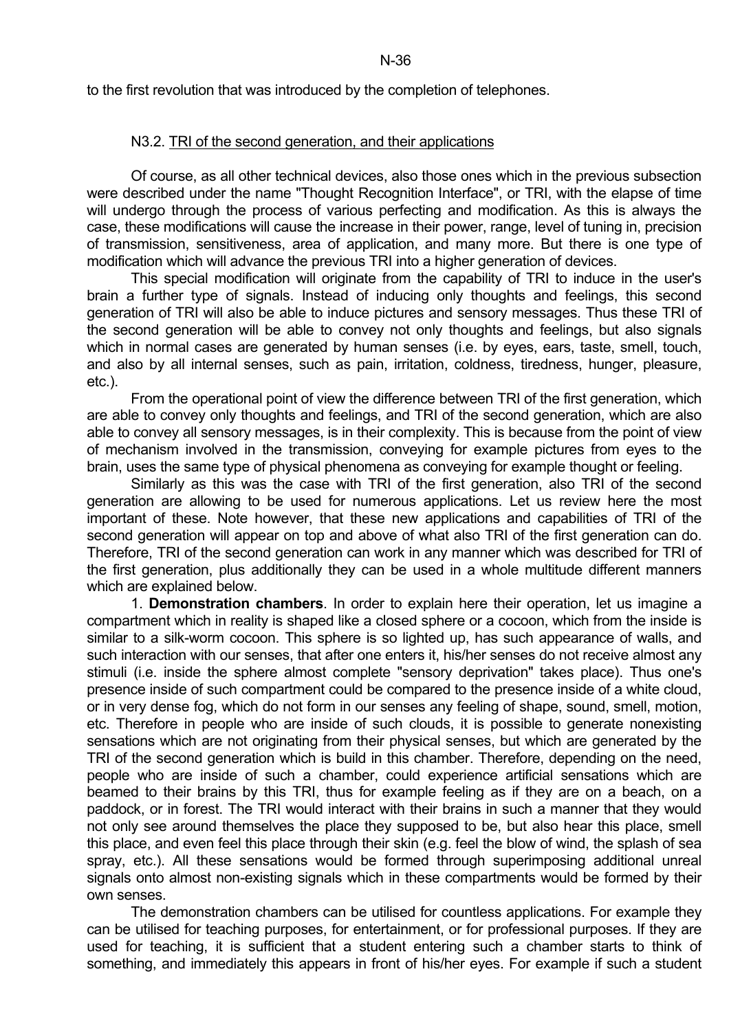to the first revolution that was introduced by the completion of telephones.

## N3.2. TRI of the second generation, and their applications

Of course, as all other technical devices, also those ones which in the previous subsection were described under the name "Thought Recognition Interface", or TRI, with the elapse of time will undergo through the process of various perfecting and modification. As this is always the case, these modifications will cause the increase in their power, range, level of tuning in, precision of transmission, sensitiveness, area of application, and many more. But there is one type of modification which will advance the previous TRI into a higher generation of devices.

This special modification will originate from the capability of TRI to induce in the user's brain a further type of signals. Instead of inducing only thoughts and feelings, this second generation of TRI will also be able to induce pictures and sensory messages. Thus these TRI of the second generation will be able to convey not only thoughts and feelings, but also signals which in normal cases are generated by human senses (i.e. by eyes, ears, taste, smell, touch, and also by all internal senses, such as pain, irritation, coldness, tiredness, hunger, pleasure, etc.).

From the operational point of view the difference between TRI of the first generation, which are able to convey only thoughts and feelings, and TRI of the second generation, which are also able to convey all sensory messages, is in their complexity. This is because from the point of view of mechanism involved in the transmission, conveying for example pictures from eyes to the brain, uses the same type of physical phenomena as conveying for example thought or feeling.

Similarly as this was the case with TRI of the first generation, also TRI of the second generation are allowing to be used for numerous applications. Let us review here the most important of these. Note however, that these new applications and capabilities of TRI of the second generation will appear on top and above of what also TRI of the first generation can do. Therefore, TRI of the second generation can work in any manner which was described for TRI of the first generation, plus additionally they can be used in a whole multitude different manners which are explained below.

1. **Demonstration chambers**. In order to explain here their operation, let us imagine a compartment which in reality is shaped like a closed sphere or a cocoon, which from the inside is similar to a silk-worm cocoon. This sphere is so lighted up, has such appearance of walls, and such interaction with our senses, that after one enters it, his/her senses do not receive almost any stimuli (i.e. inside the sphere almost complete "sensory deprivation" takes place). Thus one's presence inside of such compartment could be compared to the presence inside of a white cloud, or in very dense fog, which do not form in our senses any feeling of shape, sound, smell, motion, etc. Therefore in people who are inside of such clouds, it is possible to generate nonexisting sensations which are not originating from their physical senses, but which are generated by the TRI of the second generation which is build in this chamber. Therefore, depending on the need, people who are inside of such a chamber, could experience artificial sensations which are beamed to their brains by this TRI, thus for example feeling as if they are on a beach, on a paddock, or in forest. The TRI would interact with their brains in such a manner that they would not only see around themselves the place they supposed to be, but also hear this place, smell this place, and even feel this place through their skin (e.g. feel the blow of wind, the splash of sea spray, etc.). All these sensations would be formed through superimposing additional unreal signals onto almost non-existing signals which in these compartments would be formed by their own senses.

The demonstration chambers can be utilised for countless applications. For example they can be utilised for teaching purposes, for entertainment, or for professional purposes. If they are used for teaching, it is sufficient that a student entering such a chamber starts to think of something, and immediately this appears in front of his/her eyes. For example if such a student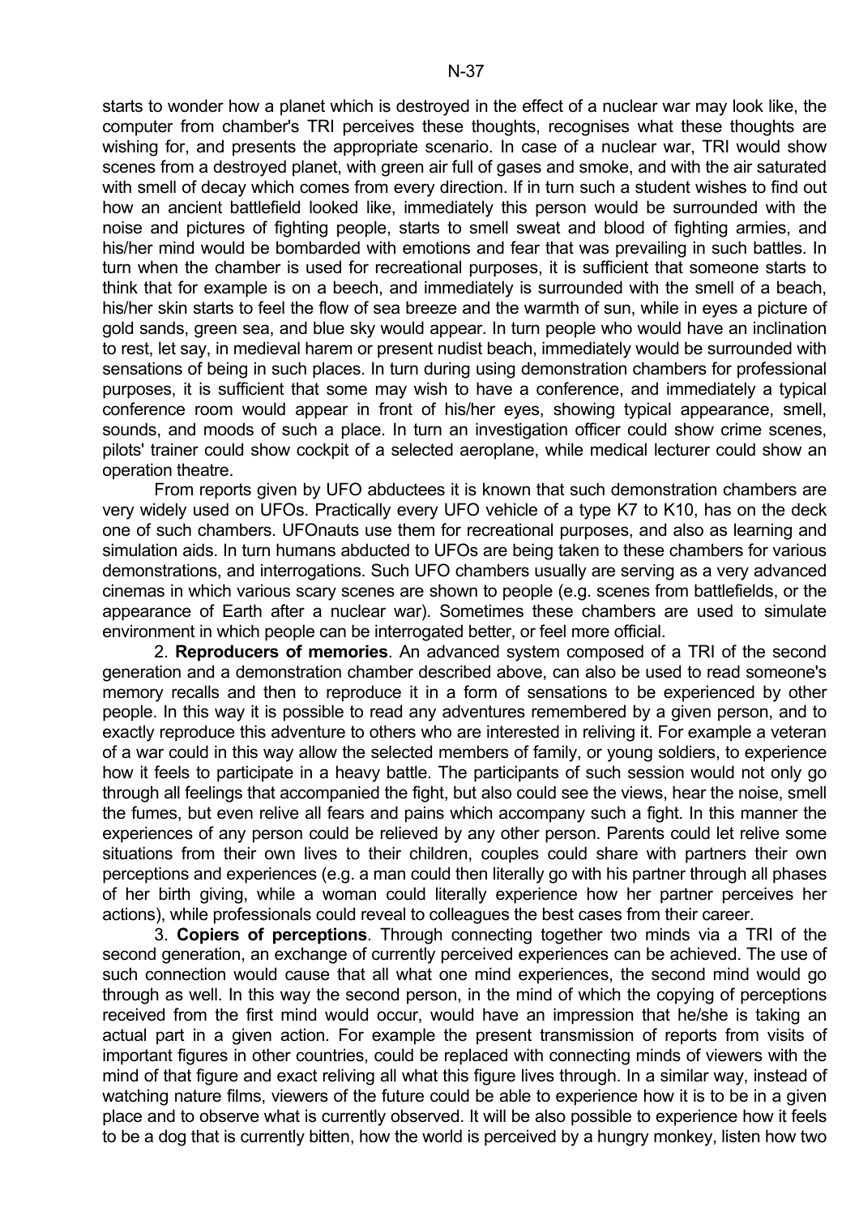starts to wonder how a planet which is destroyed in the effect of a nuclear war may look like, the computer from chamber's TRI perceives these thoughts, recognises what these thoughts are wishing for, and presents the appropriate scenario. In case of a nuclear war, TRI would show scenes from a destroyed planet, with green air full of gases and smoke, and with the air saturated with smell of decay which comes from every direction. If in turn such a student wishes to find out how an ancient battlefield looked like, immediately this person would be surrounded with the noise and pictures of fighting people, starts to smell sweat and blood of fighting armies, and his/her mind would be bombarded with emotions and fear that was prevailing in such battles. In turn when the chamber is used for recreational purposes, it is sufficient that someone starts to think that for example is on a beech, and immediately is surrounded with the smell of a beach, his/her skin starts to feel the flow of sea breeze and the warmth of sun, while in eyes a picture of gold sands, green sea, and blue sky would appear. In turn people who would have an inclination to rest, let say, in medieval harem or present nudist beach, immediately would be surrounded with sensations of being in such places. In turn during using demonstration chambers for professional purposes, it is sufficient that some may wish to have a conference, and immediately a typical conference room would appear in front of his/her eyes, showing typical appearance, smell, sounds, and moods of such a place. In turn an investigation officer could show crime scenes, pilots' trainer could show cockpit of a selected aeroplane, while medical lecturer could show an operation theatre.

From reports given by UFO abductees it is known that such demonstration chambers are very widely used on UFOs. Practically every UFO vehicle of a type K7 to K10, has on the deck one of such chambers. UFOnauts use them for recreational purposes, and also as learning and simulation aids. In turn humans abducted to UFOs are being taken to these chambers for various demonstrations, and interrogations. Such UFO chambers usually are serving as a very advanced cinemas in which various scary scenes are shown to people (e.g. scenes from battlefields, or the appearance of Earth after a nuclear war). Sometimes these chambers are used to simulate environment in which people can be interrogated better, or feel more official.

2. **Reproducers of memories**. An advanced system composed of a TRI of the second generation and a demonstration chamber described above, can also be used to read someone's memory recalls and then to reproduce it in a form of sensations to be experienced by other people. In this way it is possible to read any adventures remembered by a given person, and to exactly reproduce this adventure to others who are interested in reliving it. For example a veteran of a war could in this way allow the selected members of family, or young soldiers, to experience how it feels to participate in a heavy battle. The participants of such session would not only go through all feelings that accompanied the fight, but also could see the views, hear the noise, smell the fumes, but even relive all fears and pains which accompany such a fight. In this manner the experiences of any person could be relieved by any other person. Parents could let relive some situations from their own lives to their children, couples could share with partners their own perceptions and experiences (e.g. a man could then literally go with his partner through all phases of her birth giving, while a woman could literally experience how her partner perceives her actions), while professionals could reveal to colleagues the best cases from their career.

3. **Copiers of perceptions**. Through connecting together two minds via a TRI of the second generation, an exchange of currently perceived experiences can be achieved. The use of such connection would cause that all what one mind experiences, the second mind would go through as well. In this way the second person, in the mind of which the copying of perceptions received from the first mind would occur, would have an impression that he/she is taking an actual part in a given action. For example the present transmission of reports from visits of important figures in other countries, could be replaced with connecting minds of viewers with the mind of that figure and exact reliving all what this figure lives through. In a similar way, instead of watching nature films, viewers of the future could be able to experience how it is to be in a given place and to observe what is currently observed. It will be also possible to experience how it feels to be a dog that is currently bitten, how the world is perceived by a hungry monkey, listen how two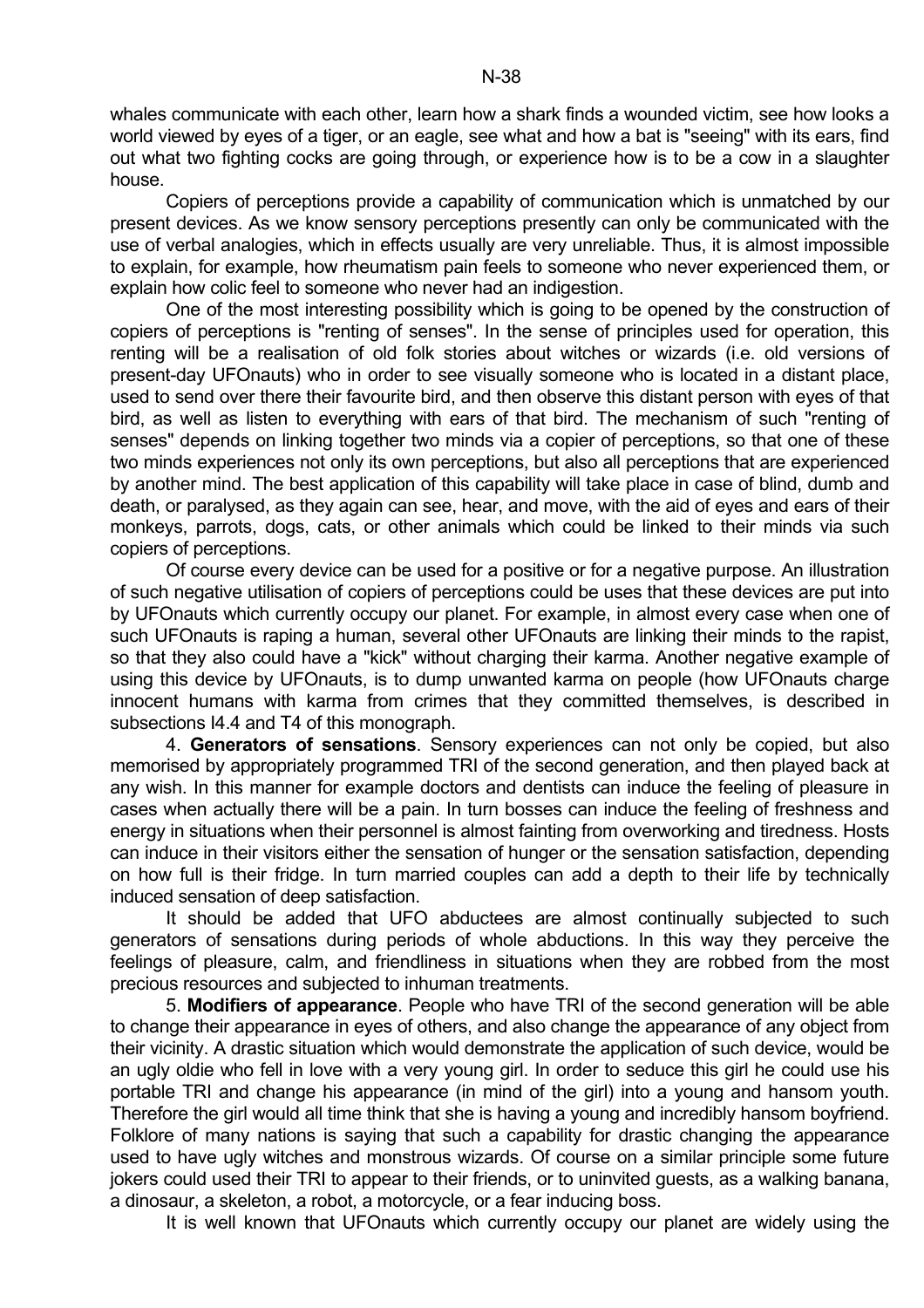whales communicate with each other, learn how a shark finds a wounded victim, see how looks a world viewed by eyes of a tiger, or an eagle, see what and how a bat is "seeing" with its ears, find out what two fighting cocks are going through, or experience how is to be a cow in a slaughter house.

Copiers of perceptions provide a capability of communication which is unmatched by our present devices. As we know sensory perceptions presently can only be communicated with the use of verbal analogies, which in effects usually are very unreliable. Thus, it is almost impossible to explain, for example, how rheumatism pain feels to someone who never experienced them, or explain how colic feel to someone who never had an indigestion.

One of the most interesting possibility which is going to be opened by the construction of copiers of perceptions is "renting of senses". In the sense of principles used for operation, this renting will be a realisation of old folk stories about witches or wizards (i.e. old versions of present-day UFOnauts) who in order to see visually someone who is located in a distant place, used to send over there their favourite bird, and then observe this distant person with eyes of that bird, as well as listen to everything with ears of that bird. The mechanism of such "renting of senses" depends on linking together two minds via a copier of perceptions, so that one of these two minds experiences not only its own perceptions, but also all perceptions that are experienced by another mind. The best application of this capability will take place in case of blind, dumb and death, or paralysed, as they again can see, hear, and move, with the aid of eyes and ears of their monkeys, parrots, dogs, cats, or other animals which could be linked to their minds via such copiers of perceptions.

Of course every device can be used for a positive or for a negative purpose. An illustration of such negative utilisation of copiers of perceptions could be uses that these devices are put into by UFOnauts which currently occupy our planet. For example, in almost every case when one of such UFOnauts is raping a human, several other UFOnauts are linking their minds to the rapist, so that they also could have a "kick" without charging their karma. Another negative example of using this device by UFOnauts, is to dump unwanted karma on people (how UFOnauts charge innocent humans with karma from crimes that they committed themselves, is described in subsections I4.4 and T4 of this monograph.

4. **Generators of sensations**. Sensory experiences can not only be copied, but also memorised by appropriately programmed TRI of the second generation, and then played back at any wish. In this manner for example doctors and dentists can induce the feeling of pleasure in cases when actually there will be a pain. In turn bosses can induce the feeling of freshness and energy in situations when their personnel is almost fainting from overworking and tiredness. Hosts can induce in their visitors either the sensation of hunger or the sensation satisfaction, depending on how full is their fridge. In turn married couples can add a depth to their life by technically induced sensation of deep satisfaction.

It should be added that UFO abductees are almost continually subjected to such generators of sensations during periods of whole abductions. In this way they perceive the feelings of pleasure, calm, and friendliness in situations when they are robbed from the most precious resources and subjected to inhuman treatments.

5. **Modifiers of appearance**. People who have TRI of the second generation will be able to change their appearance in eyes of others, and also change the appearance of any object from their vicinity. A drastic situation which would demonstrate the application of such device, would be an ugly oldie who fell in love with a very young girl. In order to seduce this girl he could use his portable TRI and change his appearance (in mind of the girl) into a young and hansom youth. Therefore the girl would all time think that she is having a young and incredibly hansom boyfriend. Folklore of many nations is saying that such a capability for drastic changing the appearance used to have ugly witches and monstrous wizards. Of course on a similar principle some future jokers could used their TRI to appear to their friends, or to uninvited guests, as a walking banana, a dinosaur, a skeleton, a robot, a motorcycle, or a fear inducing boss.

It is well known that UFOnauts which currently occupy our planet are widely using the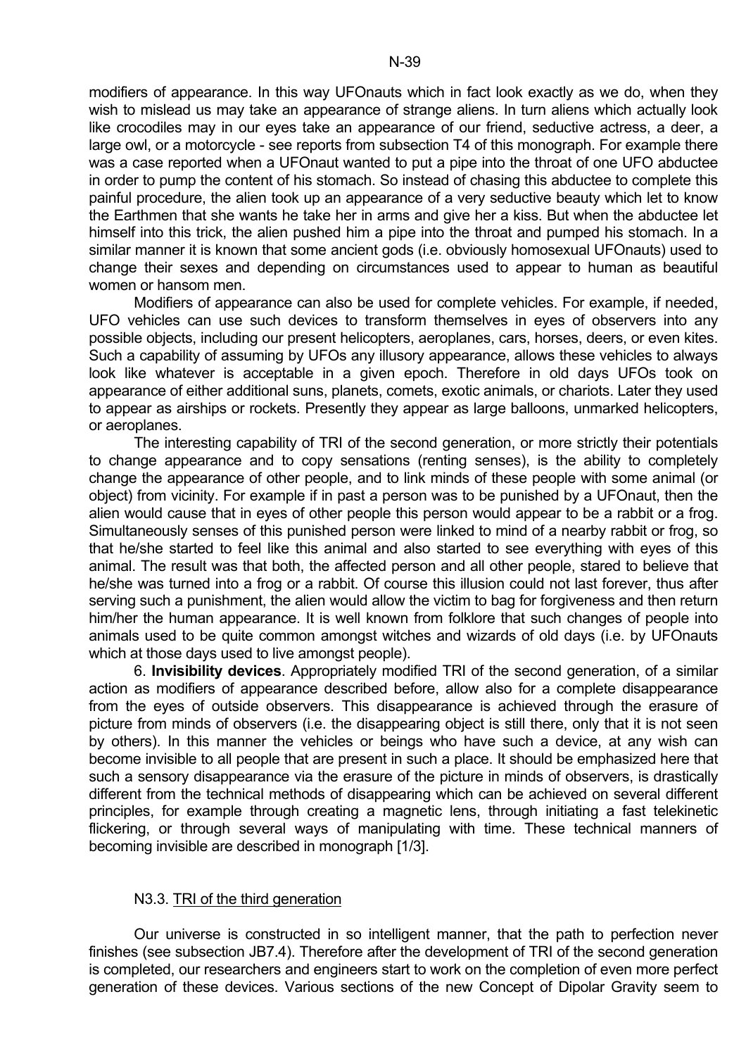modifiers of appearance. In this way UFOnauts which in fact look exactly as we do, when they wish to mislead us may take an appearance of strange aliens. In turn aliens which actually look like crocodiles may in our eyes take an appearance of our friend, seductive actress, a deer, a large owl, or a motorcycle - see reports from subsection T4 of this monograph. For example there was a case reported when a UFOnaut wanted to put a pipe into the throat of one UFO abductee in order to pump the content of his stomach. So instead of chasing this abductee to complete this painful procedure, the alien took up an appearance of a very seductive beauty which let to know the Earthmen that she wants he take her in arms and give her a kiss. But when the abductee let himself into this trick, the alien pushed him a pipe into the throat and pumped his stomach. In a similar manner it is known that some ancient gods (i.e. obviously homosexual UFOnauts) used to change their sexes and depending on circumstances used to appear to human as beautiful women or hansom men.

Modifiers of appearance can also be used for complete vehicles. For example, if needed, UFO vehicles can use such devices to transform themselves in eyes of observers into any possible objects, including our present helicopters, aeroplanes, cars, horses, deers, or even kites. Such a capability of assuming by UFOs any illusory appearance, allows these vehicles to always look like whatever is acceptable in a given epoch. Therefore in old days UFOs took on appearance of either additional suns, planets, comets, exotic animals, or chariots. Later they used to appear as airships or rockets. Presently they appear as large balloons, unmarked helicopters, or aeroplanes.

The interesting capability of TRI of the second generation, or more strictly their potentials to change appearance and to copy sensations (renting senses), is the ability to completely change the appearance of other people, and to link minds of these people with some animal (or object) from vicinity. For example if in past a person was to be punished by a UFOnaut, then the alien would cause that in eyes of other people this person would appear to be a rabbit or a frog. Simultaneously senses of this punished person were linked to mind of a nearby rabbit or frog, so that he/she started to feel like this animal and also started to see everything with eyes of this animal. The result was that both, the affected person and all other people, stared to believe that he/she was turned into a frog or a rabbit. Of course this illusion could not last forever, thus after serving such a punishment, the alien would allow the victim to bag for forgiveness and then return him/her the human appearance. It is well known from folklore that such changes of people into animals used to be quite common amongst witches and wizards of old days (i.e. by UFOnauts which at those days used to live amongst people).

6. **Invisibility devices**. Appropriately modified TRI of the second generation, of a similar action as modifiers of appearance described before, allow also for a complete disappearance from the eyes of outside observers. This disappearance is achieved through the erasure of picture from minds of observers (i.e. the disappearing object is still there, only that it is not seen by others). In this manner the vehicles or beings who have such a device, at any wish can become invisible to all people that are present in such a place. It should be emphasized here that such a sensory disappearance via the erasure of the picture in minds of observers, is drastically different from the technical methods of disappearing which can be achieved on several different principles, for example through creating a magnetic lens, through initiating a fast telekinetic flickering, or through several ways of manipulating with time. These technical manners of becoming invisible are described in monograph [1/3].

### N3.3. TRI of the third generation

Our universe is constructed in so intelligent manner, that the path to perfection never finishes (see subsection JB7.4). Therefore after the development of TRI of the second generation is completed, our researchers and engineers start to work on the completion of even more perfect generation of these devices. Various sections of the new Concept of Dipolar Gravity seem to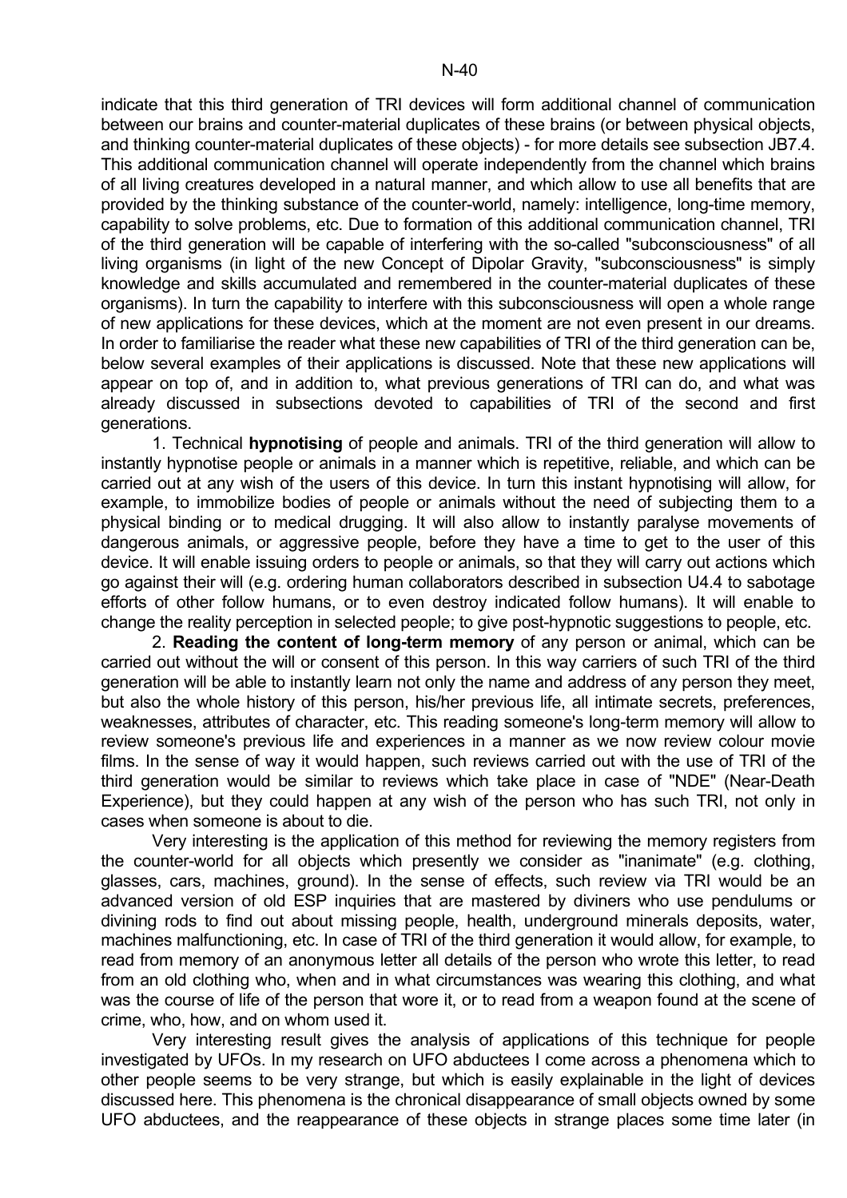indicate that this third generation of TRI devices will form additional channel of communication between our brains and counter-material duplicates of these brains (or between physical objects, and thinking counter-material duplicates of these objects) - for more details see subsection JB7.4. This additional communication channel will operate independently from the channel which brains of all living creatures developed in a natural manner, and which allow to use all benefits that are provided by the thinking substance of the counter-world, namely: intelligence, long-time memory, capability to solve problems, etc. Due to formation of this additional communication channel, TRI of the third generation will be capable of interfering with the so-called "subconsciousness" of all living organisms (in light of the new Concept of Dipolar Gravity, "subconsciousness" is simply knowledge and skills accumulated and remembered in the counter-material duplicates of these organisms). In turn the capability to interfere with this subconsciousness will open a whole range of new applications for these devices, which at the moment are not even present in our dreams. In order to familiarise the reader what these new capabilities of TRI of the third generation can be, below several examples of their applications is discussed. Note that these new applications will appear on top of, and in addition to, what previous generations of TRI can do, and what was already discussed in subsections devoted to capabilities of TRI of the second and first generations.

1. Technical **hypnotising** of people and animals. TRI of the third generation will allow to instantly hypnotise people or animals in a manner which is repetitive, reliable, and which can be carried out at any wish of the users of this device. In turn this instant hypnotising will allow, for example, to immobilize bodies of people or animals without the need of subjecting them to a physical binding or to medical drugging. It will also allow to instantly paralyse movements of dangerous animals, or aggressive people, before they have a time to get to the user of this device. It will enable issuing orders to people or animals, so that they will carry out actions which go against their will (e.g. ordering human collaborators described in subsection U4.4 to sabotage efforts of other follow humans, or to even destroy indicated follow humans). It will enable to change the reality perception in selected people; to give post-hypnotic suggestions to people, etc.

2. **Reading the content of long-term memory** of any person or animal, which can be carried out without the will or consent of this person. In this way carriers of such TRI of the third generation will be able to instantly learn not only the name and address of any person they meet, but also the whole history of this person, his/her previous life, all intimate secrets, preferences, weaknesses, attributes of character, etc. This reading someone's long-term memory will allow to review someone's previous life and experiences in a manner as we now review colour movie films. In the sense of way it would happen, such reviews carried out with the use of TRI of the third generation would be similar to reviews which take place in case of "NDE" (Near-Death Experience), but they could happen at any wish of the person who has such TRI, not only in cases when someone is about to die.

Very interesting is the application of this method for reviewing the memory registers from the counter-world for all objects which presently we consider as "inanimate" (e.g. clothing, glasses, cars, machines, ground). In the sense of effects, such review via TRI would be an advanced version of old ESP inquiries that are mastered by diviners who use pendulums or divining rods to find out about missing people, health, underground minerals deposits, water, machines malfunctioning, etc. In case of TRI of the third generation it would allow, for example, to read from memory of an anonymous letter all details of the person who wrote this letter, to read from an old clothing who, when and in what circumstances was wearing this clothing, and what was the course of life of the person that wore it, or to read from a weapon found at the scene of crime, who, how, and on whom used it.

Very interesting result gives the analysis of applications of this technique for people investigated by UFOs. In my research on UFO abductees I come across a phenomena which to other people seems to be very strange, but which is easily explainable in the light of devices discussed here. This phenomena is the chronical disappearance of small objects owned by some UFO abductees, and the reappearance of these objects in strange places some time later (in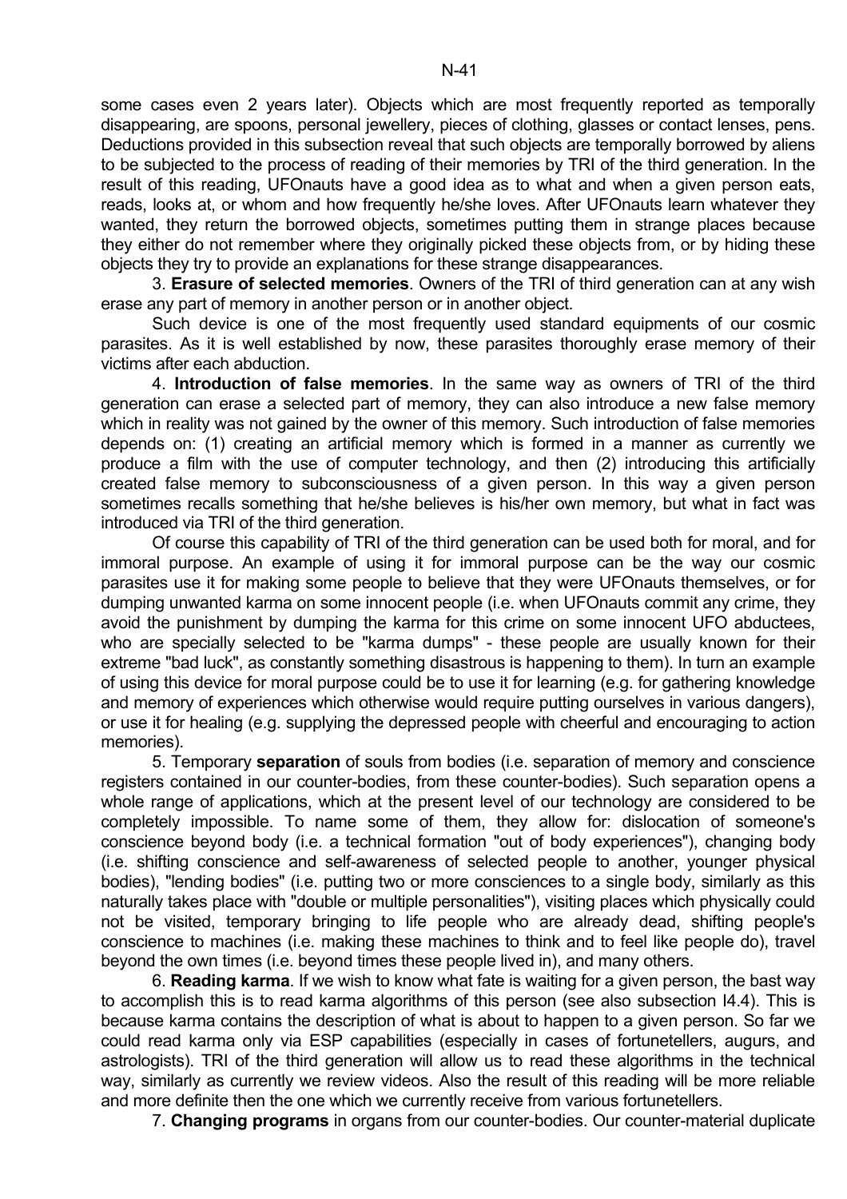some cases even 2 years later). Objects which are most frequently reported as temporally disappearing, are spoons, personal jewellery, pieces of clothing, glasses or contact lenses, pens. Deductions provided in this subsection reveal that such objects are temporally borrowed by aliens to be subjected to the process of reading of their memories by TRI of the third generation. In the result of this reading, UFOnauts have a good idea as to what and when a given person eats, reads, looks at, or whom and how frequently he/she loves. After UFOnauts learn whatever they wanted, they return the borrowed objects, sometimes putting them in strange places because they either do not remember where they originally picked these objects from, or by hiding these objects they try to provide an explanations for these strange disappearances.

3. **Erasure of selected memories**. Owners of the TRI of third generation can at any wish erase any part of memory in another person or in another object.

Such device is one of the most frequently used standard equipments of our cosmic parasites. As it is well established by now, these parasites thoroughly erase memory of their victims after each abduction.

4. **Introduction of false memories**. In the same way as owners of TRI of the third generation can erase a selected part of memory, they can also introduce a new false memory which in reality was not gained by the owner of this memory. Such introduction of false memories depends on: (1) creating an artificial memory which is formed in a manner as currently we produce a film with the use of computer technology, and then (2) introducing this artificially created false memory to subconsciousness of a given person. In this way a given person sometimes recalls something that he/she believes is his/her own memory, but what in fact was introduced via TRI of the third generation.

Of course this capability of TRI of the third generation can be used both for moral, and for immoral purpose. An example of using it for immoral purpose can be the way our cosmic parasites use it for making some people to believe that they were UFOnauts themselves, or for dumping unwanted karma on some innocent people (i.e. when UFOnauts commit any crime, they avoid the punishment by dumping the karma for this crime on some innocent UFO abductees, who are specially selected to be "karma dumps" - these people are usually known for their extreme "bad luck", as constantly something disastrous is happening to them). In turn an example of using this device for moral purpose could be to use it for learning (e.g. for gathering knowledge and memory of experiences which otherwise would require putting ourselves in various dangers), or use it for healing (e.g. supplying the depressed people with cheerful and encouraging to action memories).

5. Temporary **separation** of souls from bodies (i.e. separation of memory and conscience registers contained in our counter-bodies, from these counter-bodies). Such separation opens a whole range of applications, which at the present level of our technology are considered to be completely impossible. To name some of them, they allow for: dislocation of someone's conscience beyond body (i.e. a technical formation "out of body experiences"), changing body (i.e. shifting conscience and self-awareness of selected people to another, younger physical bodies), "lending bodies" (i.e. putting two or more consciences to a single body, similarly as this naturally takes place with "double or multiple personalities"), visiting places which physically could not be visited, temporary bringing to life people who are already dead, shifting people's conscience to machines (i.e. making these machines to think and to feel like people do), travel beyond the own times (i.e. beyond times these people lived in), and many others.

6. **Reading karma**. If we wish to know what fate is waiting for a given person, the bast way to accomplish this is to read karma algorithms of this person (see also subsection I4.4). This is because karma contains the description of what is about to happen to a given person. So far we could read karma only via ESP capabilities (especially in cases of fortunetellers, augurs, and astrologists). TRI of the third generation will allow us to read these algorithms in the technical way, similarly as currently we review videos. Also the result of this reading will be more reliable and more definite then the one which we currently receive from various fortunetellers.

7. **Changing programs** in organs from our counter-bodies. Our counter-material duplicate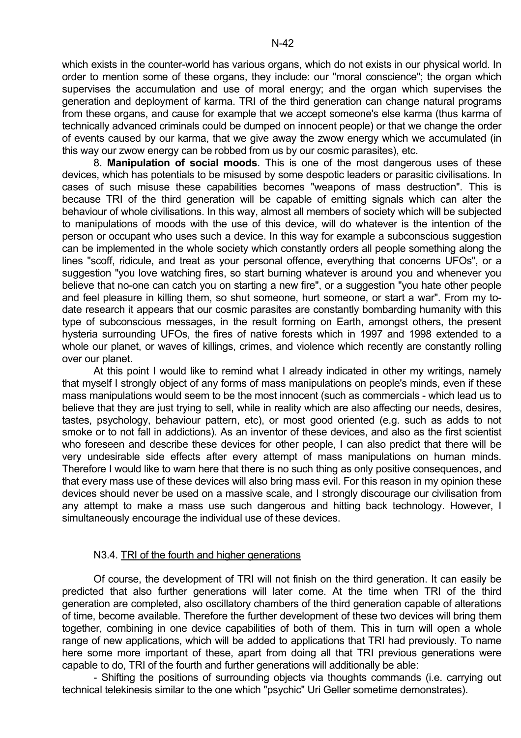which exists in the counter-world has various organs, which do not exists in our physical world. In order to mention some of these organs, they include: our "moral conscience"; the organ which supervises the accumulation and use of moral energy; and the organ which supervises the generation and deployment of karma. TRI of the third generation can change natural programs from these organs, and cause for example that we accept someone's else karma (thus karma of technically advanced criminals could be dumped on innocent people) or that we change the order of events caused by our karma, that we give away the zwow energy which we accumulated (in this way our zwow energy can be robbed from us by our cosmic parasites), etc.

8. **Manipulation of social moods**. This is one of the most dangerous uses of these devices, which has potentials to be misused by some despotic leaders or parasitic civilisations. In cases of such misuse these capabilities becomes "weapons of mass destruction". This is because TRI of the third generation will be capable of emitting signals which can alter the behaviour of whole civilisations. In this way, almost all members of society which will be subjected to manipulations of moods with the use of this device, will do whatever is the intention of the person or occupant who uses such a device. In this way for example a subconscious suggestion can be implemented in the whole society which constantly orders all people something along the lines "scoff, ridicule, and treat as your personal offence, everything that concerns UFOs", or a suggestion "you love watching fires, so start burning whatever is around you and whenever you believe that no-one can catch you on starting a new fire", or a suggestion "you hate other people and feel pleasure in killing them, so shut someone, hurt someone, or start a war". From my to-date research it appears that our cosmic parasites are constantly bombarding humanity with this type of subconscious messages, in the result forming on Earth, amongst others, the present hysteria surrounding UFOs, the fires of native forests which in 1997 and 1998 extended to a whole our planet, or waves of killings, crimes, and violence which recently are constantly rolling over our planet.

At this point I would like to remind what I already indicated in other my writings, namely that myself I strongly object of any forms of mass manipulations on people's minds, even if these mass manipulations would seem to be the most innocent (such as commercials - which lead us to believe that they are just trying to sell, while in reality which are also affecting our needs, desires, tastes, psychology, behaviour pattern, etc), or most good oriented (e.g. such as adds to not smoke or to not fall in addictions). As an inventor of these devices, and also as the first scientist who foreseen and describe these devices for other people, I can also predict that there will be very undesirable side effects after every attempt of mass manipulations on human minds. Therefore I would like to warn here that there is no such thing as only positive consequences, and that every mass use of these devices will also bring mass evil. For this reason in my opinion these devices should never be used on a massive scale, and I strongly discourage our civilisation from any attempt to make a mass use such dangerous and hitting back technology. However, I simultaneously encourage the individual use of these devices.

### N3.4. TRI of the fourth and higher generations

Of course, the development of TRI will not finish on the third generation. It can easily be predicted that also further generations will later come. At the time when TRI of the third generation are completed, also oscillatory chambers of the third generation capable of alterations of time, become available. Therefore the further development of these two devices will bring them together, combining in one device capabilities of both of them. This in turn will open a whole range of new applications, which will be added to applications that TRI had previously. To name here some more important of these, apart from doing all that TRI previous generations were capable to do, TRI of the fourth and further generations will additionally be able:

- Shifting the positions of surrounding objects via thoughts commands (i.e. carrying out technical telekinesis similar to the one which "psychic" Uri Geller sometime demonstrates).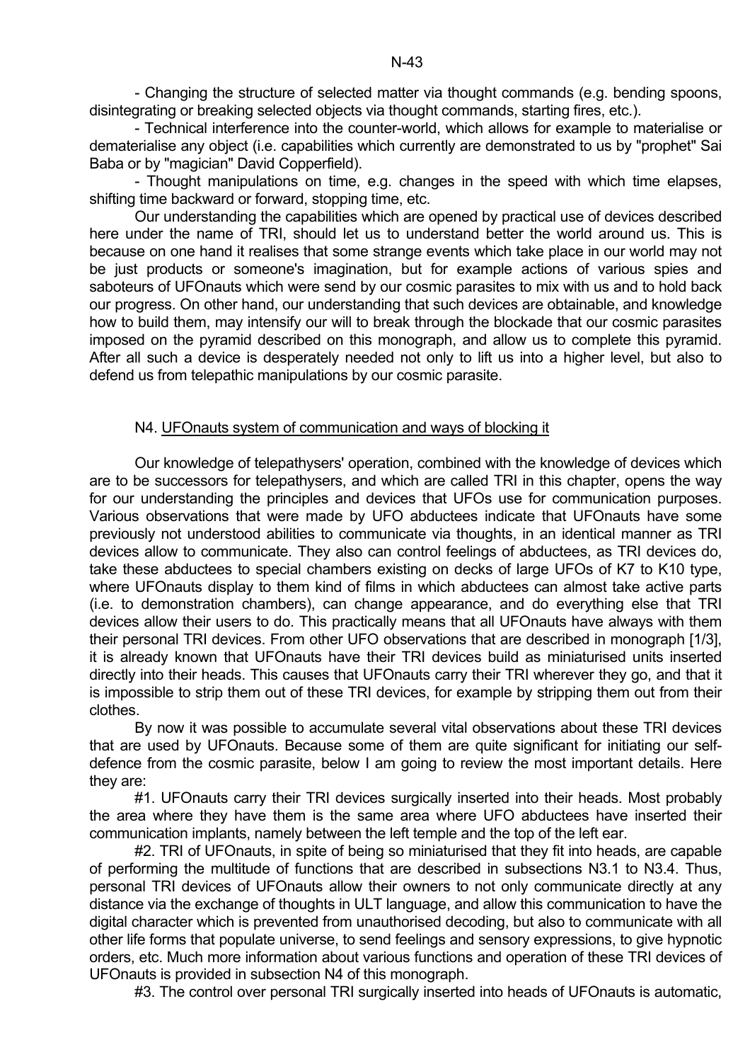- Changing the structure of selected matter via thought commands (e.g. bending spoons, disintegrating or breaking selected objects via thought commands, starting fires, etc.).

- Technical interference into the counter-world, which allows for example to materialise or dematerialise any object (i.e. capabilities which currently are demonstrated to us by "prophet" Sai Baba or by "magician" David Copperfield).

- Thought manipulations on time, e.g. changes in the speed with which time elapses, shifting time backward or forward, stopping time, etc.

Our understanding the capabilities which are opened by practical use of devices described here under the name of TRI, should let us to understand better the world around us. This is because on one hand it realises that some strange events which take place in our world may not be just products or someone's imagination, but for example actions of various spies and saboteurs of UFOnauts which were send by our cosmic parasites to mix with us and to hold back our progress. On other hand, our understanding that such devices are obtainable, and knowledge how to build them, may intensify our will to break through the blockade that our cosmic parasites imposed on the pyramid described on this monograph, and allow us to complete this pyramid. After all such a device is desperately needed not only to lift us into a higher level, but also to defend us from telepathic manipulations by our cosmic parasite.

## N4. UFOnauts system of communication and ways of blocking it

Our knowledge of telepathysers' operation, combined with the knowledge of devices which are to be successors for telepathysers, and which are called TRI in this chapter, opens the way for our understanding the principles and devices that UFOs use for communication purposes. Various observations that were made by UFO abductees indicate that UFOnauts have some previously not understood abilities to communicate via thoughts, in an identical manner as TRI devices allow to communicate. They also can control feelings of abductees, as TRI devices do, take these abductees to special chambers existing on decks of large UFOs of K7 to K10 type, where UFOnauts display to them kind of films in which abductees can almost take active parts (i.e. to demonstration chambers), can change appearance, and do everything else that TRI devices allow their users to do. This practically means that all UFOnauts have always with them their personal TRI devices. From other UFO observations that are described in monograph [1/3], it is already known that UFOnauts have their TRI devices build as miniaturised units inserted directly into their heads. This causes that UFOnauts carry their TRI wherever they go, and that it is impossible to strip them out of these TRI devices, for example by stripping them out from their clothes.

By now it was possible to accumulate several vital observations about these TRI devices that are used by UFOnauts. Because some of them are quite significant for initiating our self-defence from the cosmic parasite, below I am going to review the most important details. Here they are:

#1. UFOnauts carry their TRI devices surgically inserted into their heads. Most probably the area where they have them is the same area where UFO abductees have inserted their communication implants, namely between the left temple and the top of the left ear.

#2. TRI of UFOnauts, in spite of being so miniaturised that they fit into heads, are capable of performing the multitude of functions that are described in subsections N3.1 to N3.4. Thus, personal TRI devices of UFOnauts allow their owners to not only communicate directly at any distance via the exchange of thoughts in ULT language, and allow this communication to have the digital character which is prevented from unauthorised decoding, but also to communicate with all other life forms that populate universe, to send feelings and sensory expressions, to give hypnotic orders, etc. Much more information about various functions and operation of these TRI devices of UFOnauts is provided in subsection N4 of this monograph.

#3. The control over personal TRI surgically inserted into heads of UFOnauts is automatic,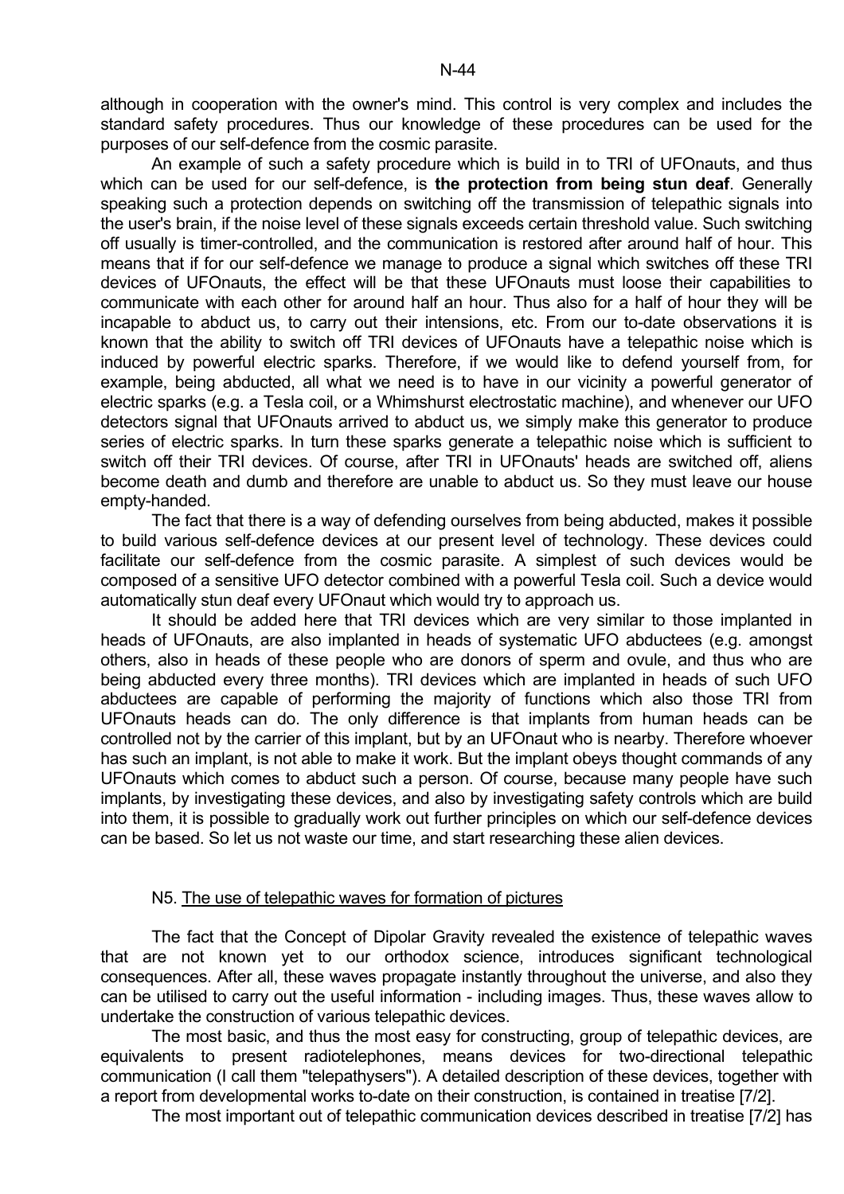although in cooperation with the owner's mind. This control is very complex and includes the standard safety procedures. Thus our knowledge of these procedures can be used for the purposes of our self-defence from the cosmic parasite.

An example of such a safety procedure which is build in to TRI of UFOnauts, and thus which can be used for our self-defence, is **the protection from being stun deaf**. Generally speaking such a protection depends on switching off the transmission of telepathic signals into the user's brain, if the noise level of these signals exceeds certain threshold value. Such switching off usually is timer-controlled, and the communication is restored after around half of hour. This means that if for our self-defence we manage to produce a signal which switches off these TRI devices of UFOnauts, the effect will be that these UFOnauts must loose their capabilities to communicate with each other for around half an hour. Thus also for a half of hour they will be incapable to abduct us, to carry out their intensions, etc. From our to-date observations it is known that the ability to switch off TRI devices of UFOnauts have a telepathic noise which is induced by powerful electric sparks. Therefore, if we would like to defend yourself from, for example, being abducted, all what we need is to have in our vicinity a powerful generator of electric sparks (e.g. a Tesla coil, or a Whimshurst electrostatic machine), and whenever our UFO detectors signal that UFOnauts arrived to abduct us, we simply make this generator to produce series of electric sparks. In turn these sparks generate a telepathic noise which is sufficient to switch off their TRI devices. Of course, after TRI in UFOnauts' heads are switched off, aliens become death and dumb and therefore are unable to abduct us. So they must leave our house empty-handed.

The fact that there is a way of defending ourselves from being abducted, makes it possible to build various self-defence devices at our present level of technology. These devices could facilitate our self-defence from the cosmic parasite. A simplest of such devices would be composed of a sensitive UFO detector combined with a powerful Tesla coil. Such a device would automatically stun deaf every UFOnaut which would try to approach us.

It should be added here that TRI devices which are very similar to those implanted in heads of UFOnauts, are also implanted in heads of systematic UFO abductees (e.g. amongst others, also in heads of these people who are donors of sperm and ovule, and thus who are being abducted every three months). TRI devices which are implanted in heads of such UFO abductees are capable of performing the majority of functions which also those TRI from UFOnauts heads can do. The only difference is that implants from human heads can be controlled not by the carrier of this implant, but by an UFOnaut who is nearby. Therefore whoever has such an implant, is not able to make it work. But the implant obeys thought commands of any UFOnauts which comes to abduct such a person. Of course, because many people have such implants, by investigating these devices, and also by investigating safety controls which are build into them, it is possible to gradually work out further principles on which our self-defence devices can be based. So let us not waste our time, and start researching these alien devices.

## N5. The use of telepathic waves for formation of pictures

The fact that the Concept of Dipolar Gravity revealed the existence of telepathic waves that are not known yet to our orthodox science, introduces significant technological consequences. After all, these waves propagate instantly throughout the universe, and also they can be utilised to carry out the useful information - including images. Thus, these waves allow to undertake the construction of various telepathic devices.

The most basic, and thus the most easy for constructing, group of telepathic devices, are equivalents to present radiotelephones, means devices for two-directional telepathic communication (I call them "telepathysers"). A detailed description of these devices, together with a report from developmental works to-date on their construction, is contained in treatise [7/2].

The most important out of telepathic communication devices described in treatise [7/2] has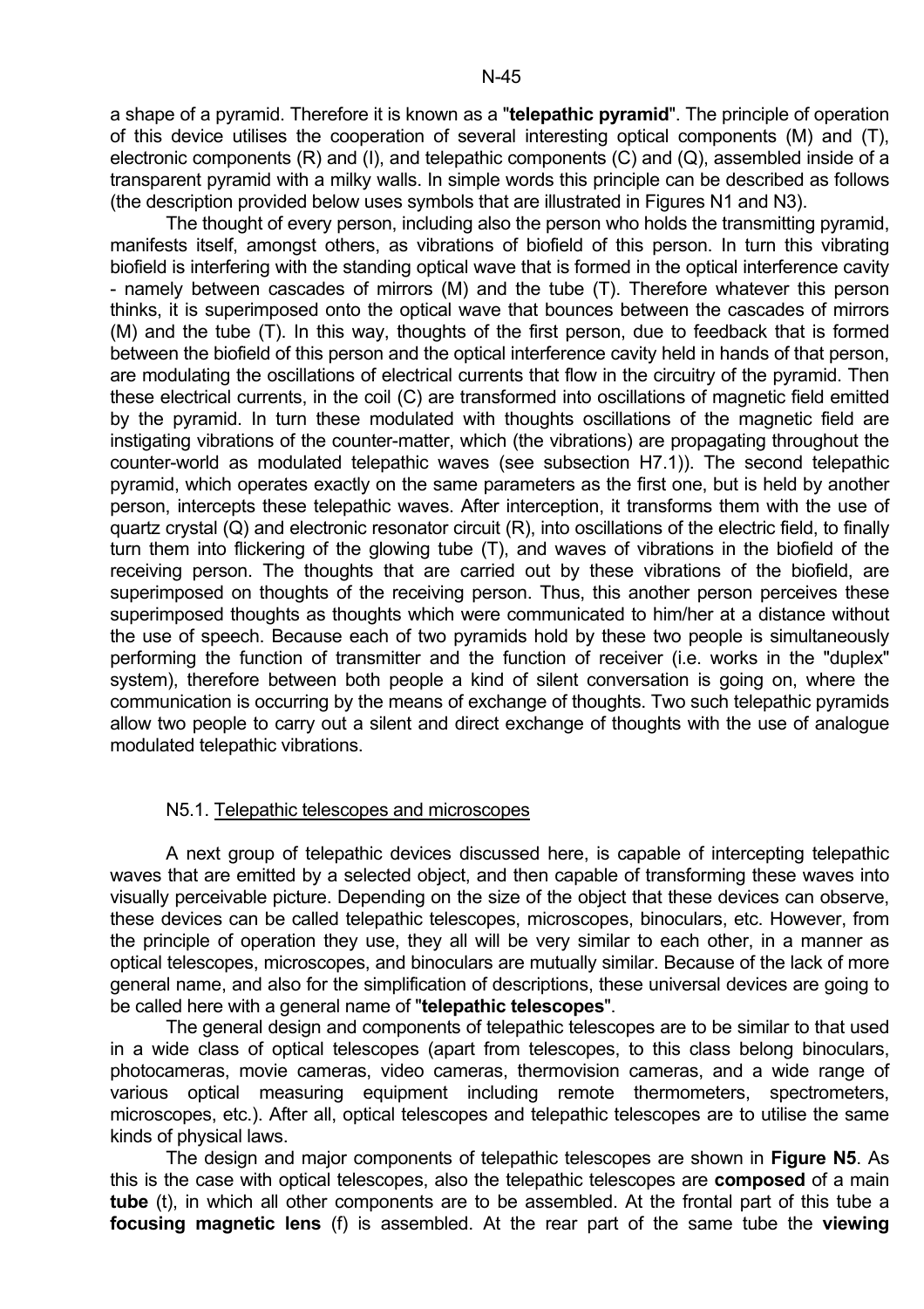a shape of a pyramid. Therefore it is known as a "**telepathic pyramid**". The principle of operation of this device utilises the cooperation of several interesting optical components (M) and (T), electronic components (R) and (I), and telepathic components (C) and (Q), assembled inside of a transparent pyramid with a milky walls. In simple words this principle can be described as follows (the description provided below uses symbols that are illustrated in Figures N1 and N3).

The thought of every person, including also the person who holds the transmitting pyramid, manifests itself, amongst others, as vibrations of biofield of this person. In turn this vibrating biofield is interfering with the standing optical wave that is formed in the optical interference cavity - namely between cascades of mirrors (M) and the tube (T). Therefore whatever this person thinks, it is superimposed onto the optical wave that bounces between the cascades of mirrors (M) and the tube (T). In this way, thoughts of the first person, due to feedback that is formed between the biofield of this person and the optical interference cavity held in hands of that person, are modulating the oscillations of electrical currents that flow in the circuitry of the pyramid. Then these electrical currents, in the coil (C) are transformed into oscillations of magnetic field emitted by the pyramid. In turn these modulated with thoughts oscillations of the magnetic field are instigating vibrations of the counter-matter, which (the vibrations) are propagating throughout the counter-world as modulated telepathic waves (see subsection H7.1)). The second telepathic pyramid, which operates exactly on the same parameters as the first one, but is held by another person, intercepts these telepathic waves. After interception, it transforms them with the use of quartz crystal (Q) and electronic resonator circuit (R), into oscillations of the electric field, to finally turn them into flickering of the glowing tube (T), and waves of vibrations in the biofield of the receiving person. The thoughts that are carried out by these vibrations of the biofield, are superimposed on thoughts of the receiving person. Thus, this another person perceives these superimposed thoughts as thoughts which were communicated to him/her at a distance without the use of speech. Because each of two pyramids hold by these two people is simultaneously performing the function of transmitter and the function of receiver (i.e. works in the "duplex" system), therefore between both people a kind of silent conversation is going on, where the communication is occurring by the means of exchange of thoughts. Two such telepathic pyramids allow two people to carry out a silent and direct exchange of thoughts with the use of analogue modulated telepathic vibrations.

### N5.1. Telepathic telescopes and microscopes

A next group of telepathic devices discussed here, is capable of intercepting telepathic waves that are emitted by a selected object, and then capable of transforming these waves into visually perceivable picture. Depending on the size of the object that these devices can observe, these devices can be called telepathic telescopes, microscopes, binoculars, etc. However, from the principle of operation they use, they all will be very similar to each other, in a manner as optical telescopes, microscopes, and binoculars are mutually similar. Because of the lack of more general name, and also for the simplification of descriptions, these universal devices are going to be called here with a general name of "**telepathic telescopes**".

The general design and components of telepathic telescopes are to be similar to that used in a wide class of optical telescopes (apart from telescopes, to this class belong binoculars, photocameras, movie cameras, video cameras, thermovision cameras, and a wide range of various optical measuring equipment including remote thermometers, spectrometers, microscopes, etc.). After all, optical telescopes and telepathic telescopes are to utilise the same kinds of physical laws.

The design and major components of telepathic telescopes are shown in **Figure N5**. As this is the case with optical telescopes, also the telepathic telescopes are **composed** of a main **tube** (t), in which all other components are to be assembled. At the frontal part of this tube a **focusing magnetic lens** (f) is assembled. At the rear part of the same tube the **viewing**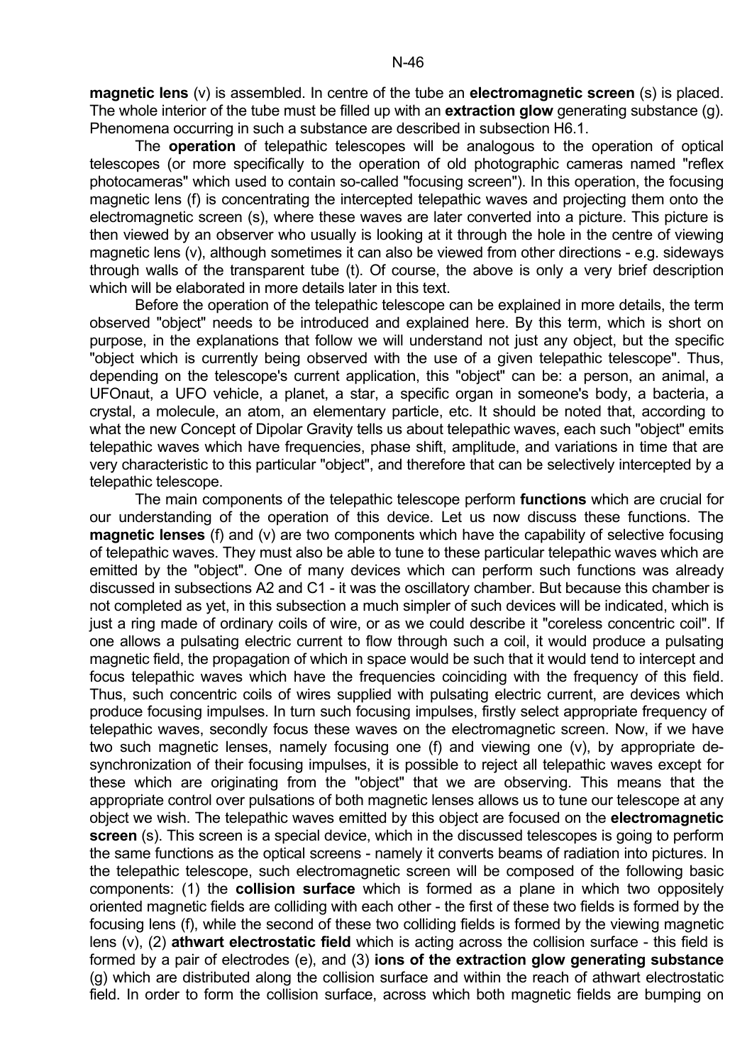**magnetic lens** (v) is assembled. In centre of the tube an **electromagnetic screen** (s) is placed. The whole interior of the tube must be filled up with an **extraction glow** generating substance (g). Phenomena occurring in such a substance are described in subsection H6.1.

The **operation** of telepathic telescopes will be analogous to the operation of optical telescopes (or more specifically to the operation of old photographic cameras named "reflex photocameras" which used to contain so-called "focusing screen"). In this operation, the focusing magnetic lens (f) is concentrating the intercepted telepathic waves and projecting them onto the electromagnetic screen (s), where these waves are later converted into a picture. This picture is then viewed by an observer who usually is looking at it through the hole in the centre of viewing magnetic lens (v), although sometimes it can also be viewed from other directions - e.g. sideways through walls of the transparent tube (t). Of course, the above is only a very brief description which will be elaborated in more details later in this text.

Before the operation of the telepathic telescope can be explained in more details, the term observed "object" needs to be introduced and explained here. By this term, which is short on purpose, in the explanations that follow we will understand not just any object, but the specific "object which is currently being observed with the use of a given telepathic telescope". Thus, depending on the telescope's current application, this "object" can be: a person, an animal, a UFOnaut, a UFO vehicle, a planet, a star, a specific organ in someone's body, a bacteria, a crystal, a molecule, an atom, an elementary particle, etc. It should be noted that, according to what the new Concept of Dipolar Gravity tells us about telepathic waves, each such "object" emits telepathic waves which have frequencies, phase shift, amplitude, and variations in time that are very characteristic to this particular "object", and therefore that can be selectively intercepted by a telepathic telescope.

The main components of the telepathic telescope perform **functions** which are crucial for our understanding of the operation of this device. Let us now discuss these functions. The **magnetic lenses** (f) and (v) are two components which have the capability of selective focusing of telepathic waves. They must also be able to tune to these particular telepathic waves which are emitted by the "object". One of many devices which can perform such functions was already discussed in subsections A2 and C1 - it was the oscillatory chamber. But because this chamber is not completed as yet, in this subsection a much simpler of such devices will be indicated, which is just a ring made of ordinary coils of wire, or as we could describe it "coreless concentric coil". If one allows a pulsating electric current to flow through such a coil, it would produce a pulsating magnetic field, the propagation of which in space would be such that it would tend to intercept and focus telepathic waves which have the frequencies coinciding with the frequency of this field. Thus, such concentric coils of wires supplied with pulsating electric current, are devices which produce focusing impulses. In turn such focusing impulses, firstly select appropriate frequency of telepathic waves, secondly focus these waves on the electromagnetic screen. Now, if we have two such magnetic lenses, namely focusing one (f) and viewing one (v), by appropriate de-synchronization of their focusing impulses, it is possible to reject all telepathic waves except for these which are originating from the "object" that we are observing. This means that the appropriate control over pulsations of both magnetic lenses allows us to tune our telescope at any object we wish. The telepathic waves emitted by this object are focused on the **electromagnetic screen** (s). This screen is a special device, which in the discussed telescopes is going to perform the same functions as the optical screens - namely it converts beams of radiation into pictures. In the telepathic telescope, such electromagnetic screen will be composed of the following basic components: (1) the **collision surface** which is formed as a plane in which two oppositely oriented magnetic fields are colliding with each other - the first of these two fields is formed by the focusing lens (f), while the second of these two colliding fields is formed by the viewing magnetic lens (v), (2) **athwart electrostatic field** which is acting across the collision surface - this field is formed by a pair of electrodes (e), and (3) **ions of the extraction glow generating substance** (g) which are distributed along the collision surface and within the reach of athwart electrostatic field. In order to form the collision surface, across which both magnetic fields are bumping on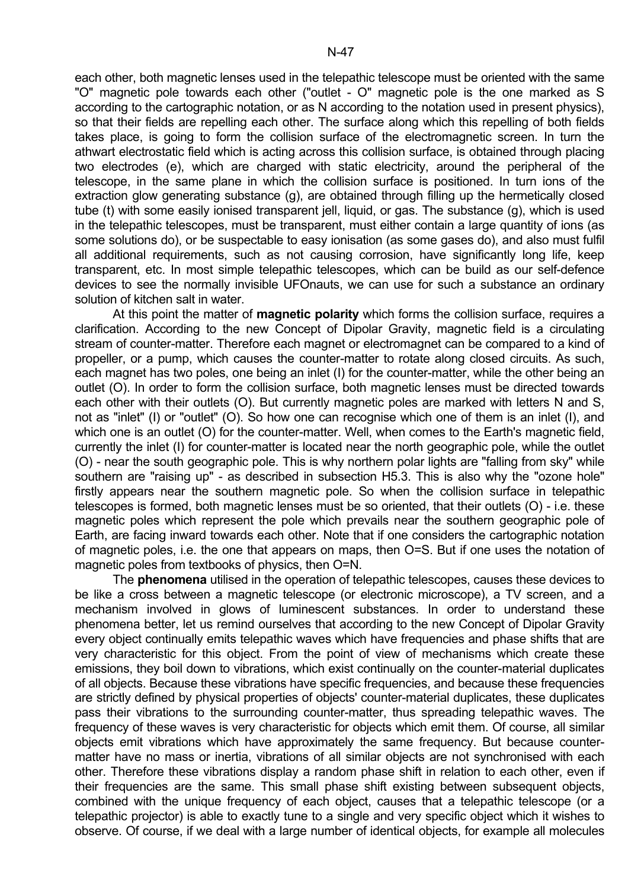each other, both magnetic lenses used in the telepathic telescope must be oriented with the same "O" magnetic pole towards each other ("outlet - O" magnetic pole is the one marked as S according to the cartographic notation, or as N according to the notation used in present physics), so that their fields are repelling each other. The surface along which this repelling of both fields takes place, is going to form the collision surface of the electromagnetic screen. In turn the athwart electrostatic field which is acting across this collision surface, is obtained through placing two electrodes (e), which are charged with static electricity, around the peripheral of the telescope, in the same plane in which the collision surface is positioned. In turn ions of the extraction glow generating substance (g), are obtained through filling up the hermetically closed tube (t) with some easily ionised transparent jell, liquid, or gas. The substance (g), which is used in the telepathic telescopes, must be transparent, must either contain a large quantity of ions (as some solutions do), or be suspectable to easy ionisation (as some gases do), and also must fulfil all additional requirements, such as not causing corrosion, have significantly long life, keep transparent, etc. In most simple telepathic telescopes, which can be build as our self-defence devices to see the normally invisible UFOnauts, we can use for such a substance an ordinary solution of kitchen salt in water.

At this point the matter of **magnetic polarity** which forms the collision surface, requires a clarification. According to the new Concept of Dipolar Gravity, magnetic field is a circulating stream of counter-matter. Therefore each magnet or electromagnet can be compared to a kind of propeller, or a pump, which causes the counter-matter to rotate along closed circuits. As such, each magnet has two poles, one being an inlet (I) for the counter-matter, while the other being an outlet (O). In order to form the collision surface, both magnetic lenses must be directed towards each other with their outlets (O). But currently magnetic poles are marked with letters N and S, not as "inlet" (I) or "outlet" (O). So how one can recognise which one of them is an inlet (I), and which one is an outlet (O) for the counter-matter. Well, when comes to the Earth's magnetic field, currently the inlet (I) for counter-matter is located near the north geographic pole, while the outlet (O) - near the south geographic pole. This is why northern polar lights are "falling from sky" while southern are "raising up" - as described in subsection H5.3. This is also why the "ozone hole" firstly appears near the southern magnetic pole. So when the collision surface in telepathic telescopes is formed, both magnetic lenses must be so oriented, that their outlets (O) - i.e. these magnetic poles which represent the pole which prevails near the southern geographic pole of Earth, are facing inward towards each other. Note that if one considers the cartographic notation of magnetic poles, i.e. the one that appears on maps, then O=S. But if one uses the notation of magnetic poles from textbooks of physics, then O=N.

The **phenomena** utilised in the operation of telepathic telescopes, causes these devices to be like a cross between a magnetic telescope (or electronic microscope), a TV screen, and a mechanism involved in glows of luminescent substances. In order to understand these phenomena better, let us remind ourselves that according to the new Concept of Dipolar Gravity every object continually emits telepathic waves which have frequencies and phase shifts that are very characteristic for this object. From the point of view of mechanisms which create these emissions, they boil down to vibrations, which exist continually on the counter-material duplicates of all objects. Because these vibrations have specific frequencies, and because these frequencies are strictly defined by physical properties of objects' counter-material duplicates, these duplicates pass their vibrations to the surrounding counter-matter, thus spreading telepathic waves. The frequency of these waves is very characteristic for objects which emit them. Of course, all similar objects emit vibrations which have approximately the same frequency. But because counter-matter have no mass or inertia, vibrations of all similar objects are not synchronised with each other. Therefore these vibrations display a random phase shift in relation to each other, even if their frequencies are the same. This small phase shift existing between subsequent objects, combined with the unique frequency of each object, causes that a telepathic telescope (or a telepathic projector) is able to exactly tune to a single and very specific object which it wishes to observe. Of course, if we deal with a large number of identical objects, for example all molecules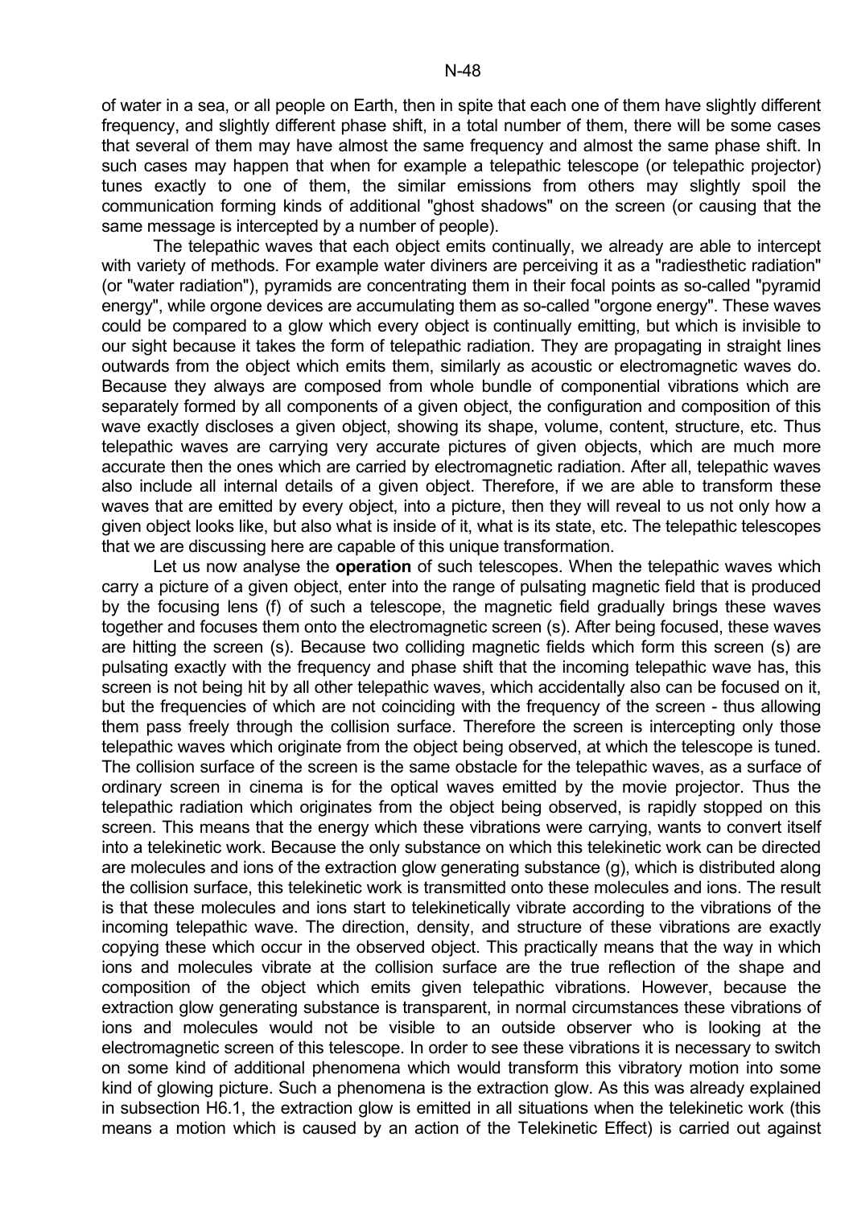of water in a sea, or all people on Earth, then in spite that each one of them have slightly different frequency, and slightly different phase shift, in a total number of them, there will be some cases that several of them may have almost the same frequency and almost the same phase shift. In such cases may happen that when for example a telepathic telescope (or telepathic projector) tunes exactly to one of them, the similar emissions from others may slightly spoil the communication forming kinds of additional "ghost shadows" on the screen (or causing that the same message is intercepted by a number of people).

The telepathic waves that each object emits continually, we already are able to intercept with variety of methods. For example water diviners are perceiving it as a "radiesthetic radiation" (or "water radiation"), pyramids are concentrating them in their focal points as so-called "pyramid energy", while orgone devices are accumulating them as so-called "orgone energy". These waves could be compared to a glow which every object is continually emitting, but which is invisible to our sight because it takes the form of telepathic radiation. They are propagating in straight lines outwards from the object which emits them, similarly as acoustic or electromagnetic waves do. Because they always are composed from whole bundle of componential vibrations which are separately formed by all components of a given object, the configuration and composition of this wave exactly discloses a given object, showing its shape, volume, content, structure, etc. Thus telepathic waves are carrying very accurate pictures of given objects, which are much more accurate then the ones which are carried by electromagnetic radiation. After all, telepathic waves also include all internal details of a given object. Therefore, if we are able to transform these waves that are emitted by every object, into a picture, then they will reveal to us not only how a given object looks like, but also what is inside of it, what is its state, etc. The telepathic telescopes that we are discussing here are capable of this unique transformation.

Let us now analyse the **operation** of such telescopes. When the telepathic waves which carry a picture of a given object, enter into the range of pulsating magnetic field that is produced by the focusing lens (f) of such a telescope, the magnetic field gradually brings these waves together and focuses them onto the electromagnetic screen (s). After being focused, these waves are hitting the screen (s). Because two colliding magnetic fields which form this screen (s) are pulsating exactly with the frequency and phase shift that the incoming telepathic wave has, this screen is not being hit by all other telepathic waves, which accidentally also can be focused on it, but the frequencies of which are not coinciding with the frequency of the screen - thus allowing them pass freely through the collision surface. Therefore the screen is intercepting only those telepathic waves which originate from the object being observed, at which the telescope is tuned. The collision surface of the screen is the same obstacle for the telepathic waves, as a surface of ordinary screen in cinema is for the optical waves emitted by the movie projector. Thus the telepathic radiation which originates from the object being observed, is rapidly stopped on this screen. This means that the energy which these vibrations were carrying, wants to convert itself into a telekinetic work. Because the only substance on which this telekinetic work can be directed are molecules and ions of the extraction glow generating substance (g), which is distributed along the collision surface, this telekinetic work is transmitted onto these molecules and ions. The result is that these molecules and ions start to telekinetically vibrate according to the vibrations of the incoming telepathic wave. The direction, density, and structure of these vibrations are exactly copying these which occur in the observed object. This practically means that the way in which ions and molecules vibrate at the collision surface are the true reflection of the shape and composition of the object which emits given telepathic vibrations. However, because the extraction glow generating substance is transparent, in normal circumstances these vibrations of ions and molecules would not be visible to an outside observer who is looking at the electromagnetic screen of this telescope. In order to see these vibrations it is necessary to switch on some kind of additional phenomena which would transform this vibratory motion into some kind of glowing picture. Such a phenomena is the extraction glow. As this was already explained in subsection H6.1, the extraction glow is emitted in all situations when the telekinetic work (this means a motion which is caused by an action of the Telekinetic Effect) is carried out against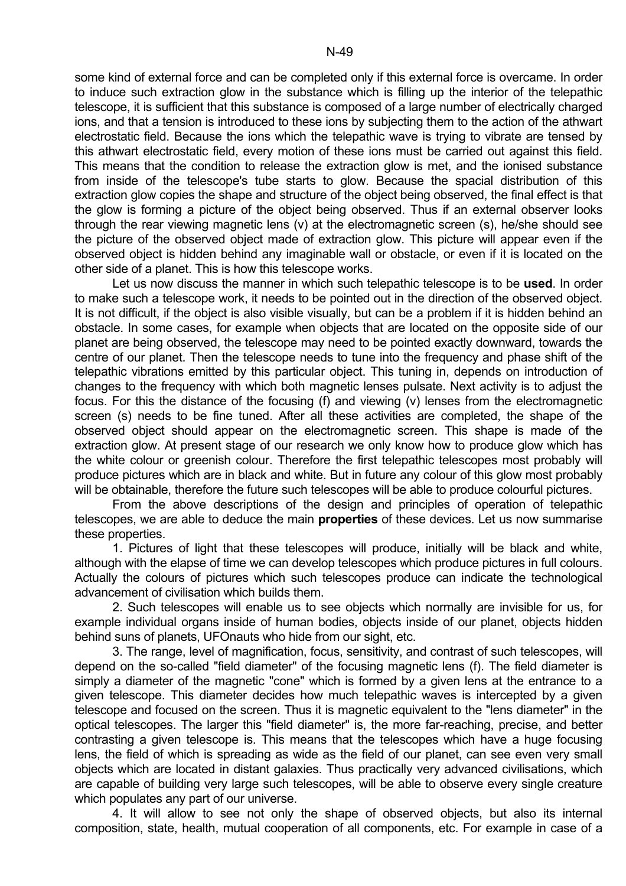some kind of external force and can be completed only if this external force is overcame. In order to induce such extraction glow in the substance which is filling up the interior of the telepathic telescope, it is sufficient that this substance is composed of a large number of electrically charged ions, and that a tension is introduced to these ions by subjecting them to the action of the athwart electrostatic field. Because the ions which the telepathic wave is trying to vibrate are tensed by this athwart electrostatic field, every motion of these ions must be carried out against this field. This means that the condition to release the extraction glow is met, and the ionised substance from inside of the telescope's tube starts to glow. Because the spacial distribution of this extraction glow copies the shape and structure of the object being observed, the final effect is that the glow is forming a picture of the object being observed. Thus if an external observer looks through the rear viewing magnetic lens (v) at the electromagnetic screen (s), he/she should see the picture of the observed object made of extraction glow. This picture will appear even if the observed object is hidden behind any imaginable wall or obstacle, or even if it is located on the other side of a planet. This is how this telescope works.

Let us now discuss the manner in which such telepathic telescope is to be **used**. In order to make such a telescope work, it needs to be pointed out in the direction of the observed object. It is not difficult, if the object is also visible visually, but can be a problem if it is hidden behind an obstacle. In some cases, for example when objects that are located on the opposite side of our planet are being observed, the telescope may need to be pointed exactly downward, towards the centre of our planet. Then the telescope needs to tune into the frequency and phase shift of the telepathic vibrations emitted by this particular object. This tuning in, depends on introduction of changes to the frequency with which both magnetic lenses pulsate. Next activity is to adjust the focus. For this the distance of the focusing (f) and viewing (v) lenses from the electromagnetic screen (s) needs to be fine tuned. After all these activities are completed, the shape of the observed object should appear on the electromagnetic screen. This shape is made of the extraction glow. At present stage of our research we only know how to produce glow which has the white colour or greenish colour. Therefore the first telepathic telescopes most probably will produce pictures which are in black and white. But in future any colour of this glow most probably will be obtainable, therefore the future such telescopes will be able to produce colourful pictures.

From the above descriptions of the design and principles of operation of telepathic telescopes, we are able to deduce the main **properties** of these devices. Let us now summarise these properties.

1. Pictures of light that these telescopes will produce, initially will be black and white, although with the elapse of time we can develop telescopes which produce pictures in full colours. Actually the colours of pictures which such telescopes produce can indicate the technological advancement of civilisation which builds them.

2. Such telescopes will enable us to see objects which normally are invisible for us, for example individual organs inside of human bodies, objects inside of our planet, objects hidden behind suns of planets, UFOnauts who hide from our sight, etc.

3. The range, level of magnification, focus, sensitivity, and contrast of such telescopes, will depend on the so-called "field diameter" of the focusing magnetic lens (f). The field diameter is simply a diameter of the magnetic "cone" which is formed by a given lens at the entrance to a given telescope. This diameter decides how much telepathic waves is intercepted by a given telescope and focused on the screen. Thus it is magnetic equivalent to the "lens diameter" in the optical telescopes. The larger this "field diameter" is, the more far-reaching, precise, and better contrasting a given telescope is. This means that the telescopes which have a huge focusing lens, the field of which is spreading as wide as the field of our planet, can see even very small objects which are located in distant galaxies. Thus practically very advanced civilisations, which are capable of building very large such telescopes, will be able to observe every single creature which populates any part of our universe.

4. It will allow to see not only the shape of observed objects, but also its internal composition, state, health, mutual cooperation of all components, etc. For example in case of a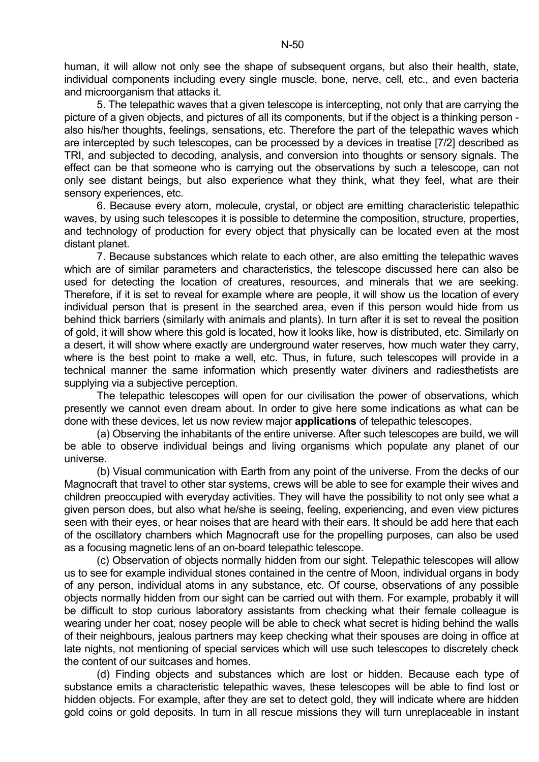human, it will allow not only see the shape of subsequent organs, but also their health, state, individual components including every single muscle, bone, nerve, cell, etc., and even bacteria and microorganism that attacks it.

5. The telepathic waves that a given telescope is intercepting, not only that are carrying the picture of a given objects, and pictures of all its components, but if the object is a thinking person - also his/her thoughts, feelings, sensations, etc. Therefore the part of the telepathic waves which are intercepted by such telescopes, can be processed by a devices in treatise [7/2] described as TRI, and subjected to decoding, analysis, and conversion into thoughts or sensory signals. The effect can be that someone who is carrying out the observations by such a telescope, can not only see distant beings, but also experience what they think, what they feel, what are their sensory experiences, etc.

6. Because every atom, molecule, crystal, or object are emitting characteristic telepathic waves, by using such telescopes it is possible to determine the composition, structure, properties, and technology of production for every object that physically can be located even at the most distant planet.

7. Because substances which relate to each other, are also emitting the telepathic waves which are of similar parameters and characteristics, the telescope discussed here can also be used for detecting the location of creatures, resources, and minerals that we are seeking. Therefore, if it is set to reveal for example where are people, it will show us the location of every individual person that is present in the searched area, even if this person would hide from us behind thick barriers (similarly with animals and plants). In turn after it is set to reveal the position of gold, it will show where this gold is located, how it looks like, how is distributed, etc. Similarly on a desert, it will show where exactly are underground water reserves, how much water they carry, where is the best point to make a well, etc. Thus, in future, such telescopes will provide in a technical manner the same information which presently water diviners and radiesthetists are supplying via a subjective perception.

The telepathic telescopes will open for our civilisation the power of observations, which presently we cannot even dream about. In order to give here some indications as what can be done with these devices, let us now review major **applications** of telepathic telescopes.

(a) Observing the inhabitants of the entire universe. After such telescopes are build, we will be able to observe individual beings and living organisms which populate any planet of our universe.

(b) Visual communication with Earth from any point of the universe. From the decks of our Magnocraft that travel to other star systems, crews will be able to see for example their wives and children preoccupied with everyday activities. They will have the possibility to not only see what a given person does, but also what he/she is seeing, feeling, experiencing, and even view pictures seen with their eyes, or hear noises that are heard with their ears. It should be add here that each of the oscillatory chambers which Magnocraft use for the propelling purposes, can also be used as a focusing magnetic lens of an on-board telepathic telescope.

(c) Observation of objects normally hidden from our sight. Telepathic telescopes will allow us to see for example individual stones contained in the centre of Moon, individual organs in body of any person, individual atoms in any substance, etc. Of course, observations of any possible objects normally hidden from our sight can be carried out with them. For example, probably it will be difficult to stop curious laboratory assistants from checking what their female colleague is wearing under her coat, nosey people will be able to check what secret is hiding behind the walls of their neighbours, jealous partners may keep checking what their spouses are doing in office at late nights, not mentioning of special services which will use such telescopes to discretely check the content of our suitcases and homes.

(d) Finding objects and substances which are lost or hidden. Because each type of substance emits a characteristic telepathic waves, these telescopes will be able to find lost or hidden objects. For example, after they are set to detect gold, they will indicate where are hidden gold coins or gold deposits. In turn in all rescue missions they will turn unreplaceable in instant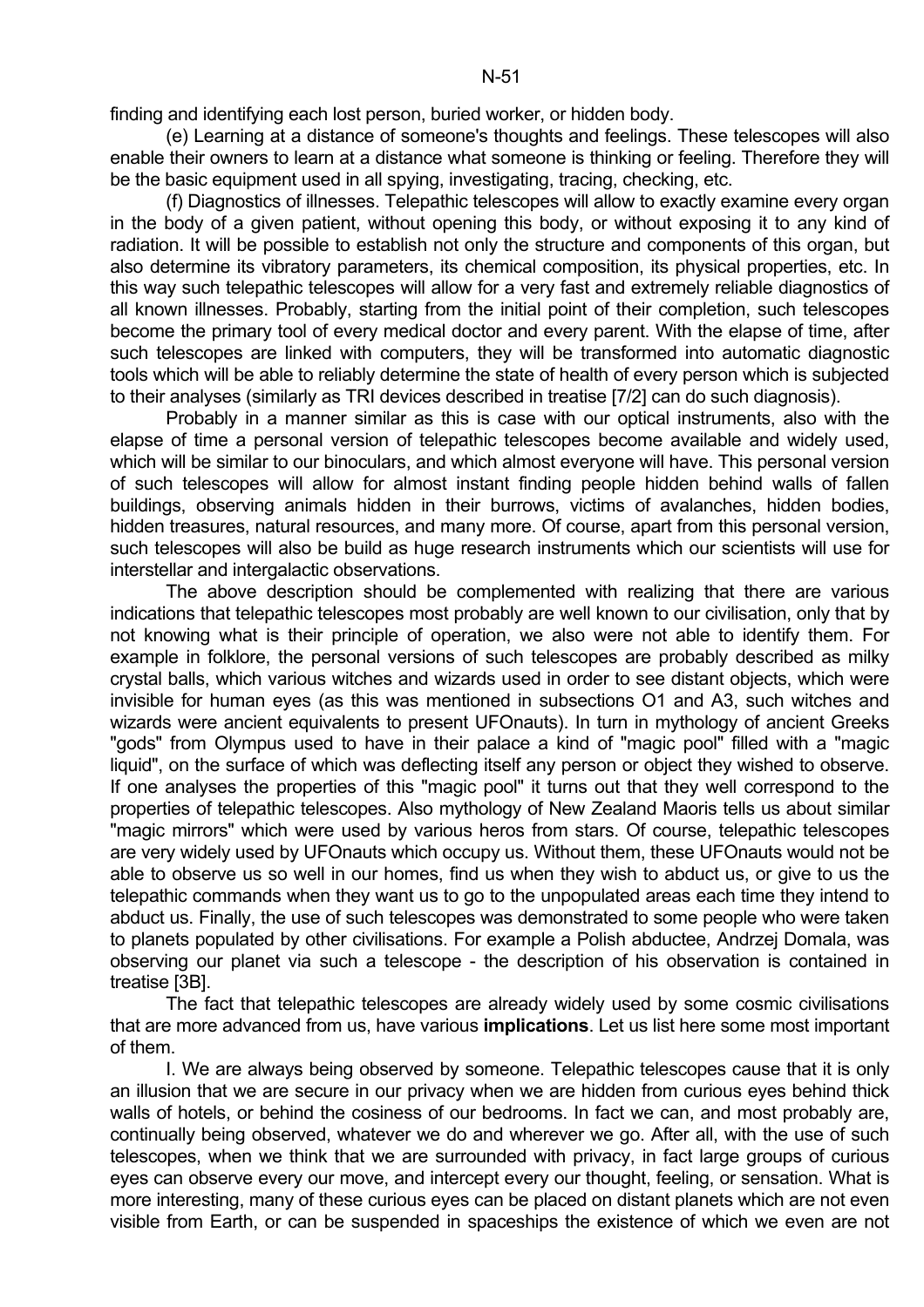finding and identifying each lost person, buried worker, or hidden body.

(e) Learning at a distance of someone's thoughts and feelings. These telescopes will also enable their owners to learn at a distance what someone is thinking or feeling. Therefore they will be the basic equipment used in all spying, investigating, tracing, checking, etc.

(f) Diagnostics of illnesses. Telepathic telescopes will allow to exactly examine every organ in the body of a given patient, without opening this body, or without exposing it to any kind of radiation. It will be possible to establish not only the structure and components of this organ, but also determine its vibratory parameters, its chemical composition, its physical properties, etc. In this way such telepathic telescopes will allow for a very fast and extremely reliable diagnostics of all known illnesses. Probably, starting from the initial point of their completion, such telescopes become the primary tool of every medical doctor and every parent. With the elapse of time, after such telescopes are linked with computers, they will be transformed into automatic diagnostic tools which will be able to reliably determine the state of health of every person which is subjected to their analyses (similarly as TRI devices described in treatise [7/2] can do such diagnosis).

Probably in a manner similar as this is case with our optical instruments, also with the elapse of time a personal version of telepathic telescopes become available and widely used, which will be similar to our binoculars, and which almost everyone will have. This personal version of such telescopes will allow for almost instant finding people hidden behind walls of fallen buildings, observing animals hidden in their burrows, victims of avalanches, hidden bodies, hidden treasures, natural resources, and many more. Of course, apart from this personal version, such telescopes will also be build as huge research instruments which our scientists will use for interstellar and intergalactic observations.

The above description should be complemented with realizing that there are various indications that telepathic telescopes most probably are well known to our civilisation, only that by not knowing what is their principle of operation, we also were not able to identify them. For example in folklore, the personal versions of such telescopes are probably described as milky crystal balls, which various witches and wizards used in order to see distant objects, which were invisible for human eyes (as this was mentioned in subsections O1 and A3, such witches and wizards were ancient equivalents to present UFOnauts). In turn in mythology of ancient Greeks "gods" from Olympus used to have in their palace a kind of "magic pool" filled with a "magic liquid", on the surface of which was deflecting itself any person or object they wished to observe. If one analyses the properties of this "magic pool" it turns out that they well correspond to the properties of telepathic telescopes. Also mythology of New Zealand Maoris tells us about similar "magic mirrors" which were used by various heros from stars. Of course, telepathic telescopes are very widely used by UFOnauts which occupy us. Without them, these UFOnauts would not be able to observe us so well in our homes, find us when they wish to abduct us, or give to us the telepathic commands when they want us to go to the unpopulated areas each time they intend to abduct us. Finally, the use of such telescopes was demonstrated to some people who were taken to planets populated by other civilisations. For example a Polish abductee, Andrzej Domala, was observing our planet via such a telescope - the description of his observation is contained in treatise [3B].

The fact that telepathic telescopes are already widely used by some cosmic civilisations that are more advanced from us, have various **implications**. Let us list here some most important of them.

I. We are always being observed by someone. Telepathic telescopes cause that it is only an illusion that we are secure in our privacy when we are hidden from curious eyes behind thick walls of hotels, or behind the cosiness of our bedrooms. In fact we can, and most probably are, continually being observed, whatever we do and wherever we go. After all, with the use of such telescopes, when we think that we are surrounded with privacy, in fact large groups of curious eyes can observe every our move, and intercept every our thought, feeling, or sensation. What is more interesting, many of these curious eyes can be placed on distant planets which are not even visible from Earth, or can be suspended in spaceships the existence of which we even are not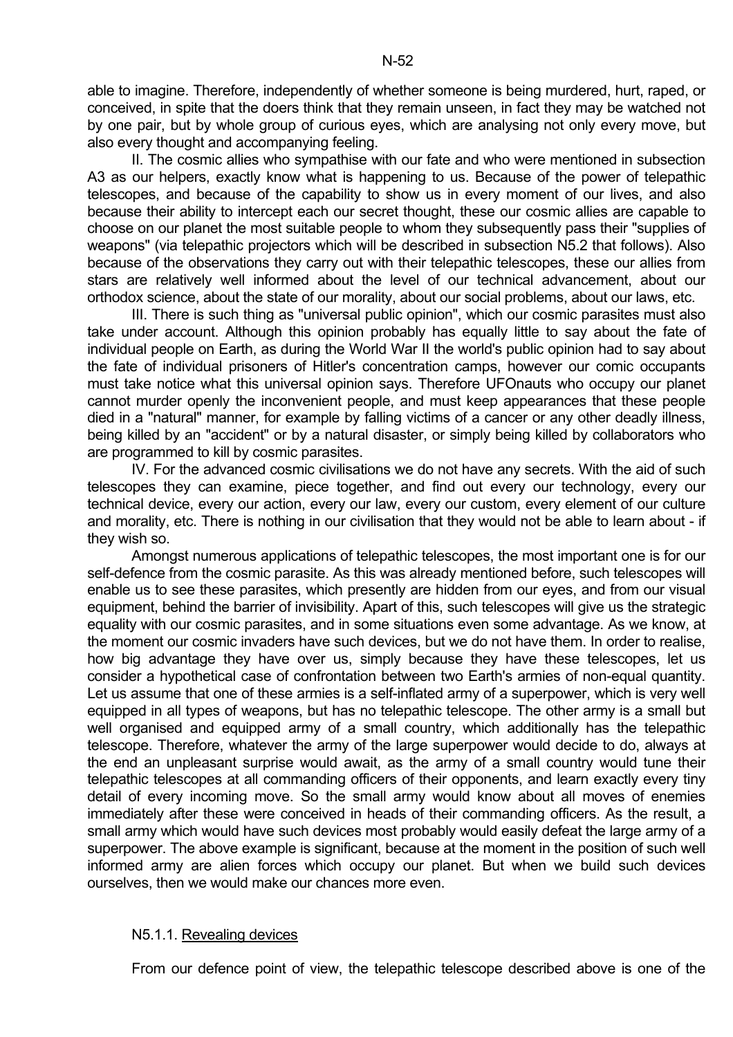able to imagine. Therefore, independently of whether someone is being murdered, hurt, raped, or conceived, in spite that the doers think that they remain unseen, in fact they may be watched not by one pair, but by whole group of curious eyes, which are analysing not only every move, but also every thought and accompanying feeling.

II. The cosmic allies who sympathise with our fate and who were mentioned in subsection A3 as our helpers, exactly know what is happening to us. Because of the power of telepathic telescopes, and because of the capability to show us in every moment of our lives, and also because their ability to intercept each our secret thought, these our cosmic allies are capable to choose on our planet the most suitable people to whom they subsequently pass their "supplies of weapons" (via telepathic projectors which will be described in subsection N5.2 that follows). Also because of the observations they carry out with their telepathic telescopes, these our allies from stars are relatively well informed about the level of our technical advancement, about our orthodox science, about the state of our morality, about our social problems, about our laws, etc.

III. There is such thing as "universal public opinion", which our cosmic parasites must also take under account. Although this opinion probably has equally little to say about the fate of individual people on Earth, as during the World War II the world's public opinion had to say about the fate of individual prisoners of Hitler's concentration camps, however our comic occupants must take notice what this universal opinion says. Therefore UFOnauts who occupy our planet cannot murder openly the inconvenient people, and must keep appearances that these people died in a "natural" manner, for example by falling victims of a cancer or any other deadly illness, being killed by an "accident" or by a natural disaster, or simply being killed by collaborators who are programmed to kill by cosmic parasites.

IV. For the advanced cosmic civilisations we do not have any secrets. With the aid of such telescopes they can examine, piece together, and find out every our technology, every our technical device, every our action, every our law, every our custom, every element of our culture and morality, etc. There is nothing in our civilisation that they would not be able to learn about - if they wish so.

Amongst numerous applications of telepathic telescopes, the most important one is for our self-defence from the cosmic parasite. As this was already mentioned before, such telescopes will enable us to see these parasites, which presently are hidden from our eyes, and from our visual equipment, behind the barrier of invisibility. Apart of this, such telescopes will give us the strategic equality with our cosmic parasites, and in some situations even some advantage. As we know, at the moment our cosmic invaders have such devices, but we do not have them. In order to realise, how big advantage they have over us, simply because they have these telescopes, let us consider a hypothetical case of confrontation between two Earth's armies of non-equal quantity. Let us assume that one of these armies is a self-inflated army of a superpower, which is very well equipped in all types of weapons, but has no telepathic telescope. The other army is a small but well organised and equipped army of a small country, which additionally has the telepathic telescope. Therefore, whatever the army of the large superpower would decide to do, always at the end an unpleasant surprise would await, as the army of a small country would tune their telepathic telescopes at all commanding officers of their opponents, and learn exactly every tiny detail of every incoming move. So the small army would know about all moves of enemies immediately after these were conceived in heads of their commanding officers. As the result, a small army which would have such devices most probably would easily defeat the large army of a superpower. The above example is significant, because at the moment in the position of such well informed army are alien forces which occupy our planet. But when we build such devices ourselves, then we would make our chances more even.

### N5.1.1. Revealing devices

From our defence point of view, the telepathic telescope described above is one of the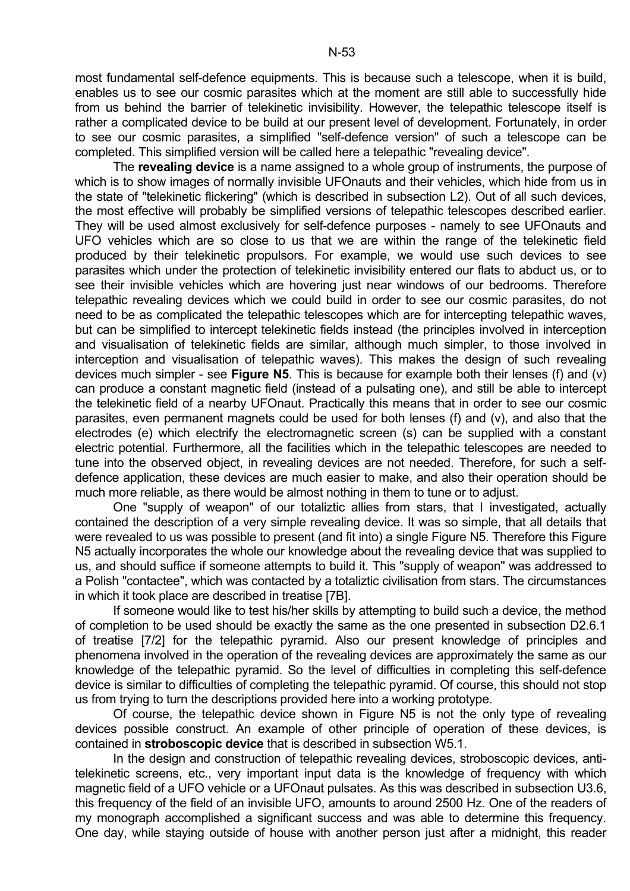most fundamental self-defence equipments. This is because such a telescope, when it is build, enables us to see our cosmic parasites which at the moment are still able to successfully hide from us behind the barrier of telekinetic invisibility. However, the telepathic telescope itself is rather a complicated device to be build at our present level of development. Fortunately, in order to see our cosmic parasites, a simplified "self-defence version" of such a telescope can be completed. This simplified version will be called here a telepathic "revealing device".

The **revealing device** is a name assigned to a whole group of instruments, the purpose of which is to show images of normally invisible UFOnauts and their vehicles, which hide from us in the state of "telekinetic flickering" (which is described in subsection L2). Out of all such devices, the most effective will probably be simplified versions of telepathic telescopes described earlier. They will be used almost exclusively for self-defence purposes - namely to see UFOnauts and UFO vehicles which are so close to us that we are within the range of the telekinetic field produced by their telekinetic propulsors. For example, we would use such devices to see parasites which under the protection of telekinetic invisibility entered our flats to abduct us, or to see their invisible vehicles which are hovering just near windows of our bedrooms. Therefore telepathic revealing devices which we could build in order to see our cosmic parasites, do not need to be as complicated the telepathic telescopes which are for intercepting telepathic waves, but can be simplified to intercept telekinetic fields instead (the principles involved in interception and visualisation of telekinetic fields are similar, although much simpler, to those involved in interception and visualisation of telepathic waves). This makes the design of such revealing devices much simpler - see **Figure N5**. This is because for example both their lenses (f) and (v) can produce a constant magnetic field (instead of a pulsating one), and still be able to intercept the telekinetic field of a nearby UFOnaut. Practically this means that in order to see our cosmic parasites, even permanent magnets could be used for both lenses (f) and (v), and also that the electrodes (e) which electrify the electromagnetic screen (s) can be supplied with a constant electric potential. Furthermore, all the facilities which in the telepathic telescopes are needed to tune into the observed object, in revealing devices are not needed. Therefore, for such a self-defence application, these devices are much easier to make, and also their operation should be much more reliable, as there would be almost nothing in them to tune or to adjust.

One "supply of weapon" of our totaliztic allies from stars, that I investigated, actually contained the description of a very simple revealing device. It was so simple, that all details that were revealed to us was possible to present (and fit into) a single Figure N5. Therefore this Figure N5 actually incorporates the whole our knowledge about the revealing device that was supplied to us, and should suffice if someone attempts to build it. This "supply of weapon" was addressed to a Polish "contactee", which was contacted by a totaliztic civilisation from stars. The circumstances in which it took place are described in treatise [7B].

If someone would like to test his/her skills by attempting to build such a device, the method of completion to be used should be exactly the same as the one presented in subsection D2.6.1 of treatise [7/2] for the telepathic pyramid. Also our present knowledge of principles and phenomena involved in the operation of the revealing devices are approximately the same as our knowledge of the telepathic pyramid. So the level of difficulties in completing this self-defence device is similar to difficulties of completing the telepathic pyramid. Of course, this should not stop us from trying to turn the descriptions provided here into a working prototype.

Of course, the telepathic device shown in Figure N5 is not the only type of revealing devices possible construct. An example of other principle of operation of these devices, is contained in **stroboscopic device** that is described in subsection W5.1.

In the design and construction of telepathic revealing devices, stroboscopic devices, anti-telekinetic screens, etc., very important input data is the knowledge of frequency with which magnetic field of a UFO vehicle or a UFOnaut pulsates. As this was described in subsection U3.6, this frequency of the field of an invisible UFO, amounts to around 2500 Hz. One of the readers of my monograph accomplished a significant success and was able to determine this frequency. One day, while staying outside of house with another person just after a midnight, this reader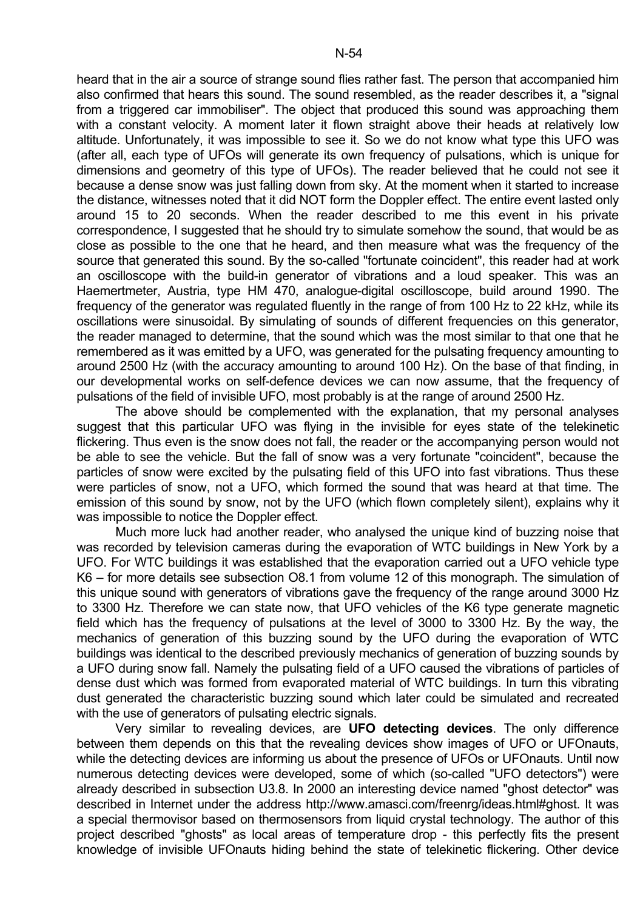heard that in the air a source of strange sound flies rather fast. The person that accompanied him also confirmed that hears this sound. The sound resembled, as the reader describes it, a "signal from a triggered car immobiliser". The object that produced this sound was approaching them with a constant velocity. A moment later it flown straight above their heads at relatively low altitude. Unfortunately, it was impossible to see it. So we do not know what type this UFO was (after all, each type of UFOs will generate its own frequency of pulsations, which is unique for dimensions and geometry of this type of UFOs). The reader believed that he could not see it because a dense snow was just falling down from sky. At the moment when it started to increase the distance, witnesses noted that it did NOT form the Doppler effect. The entire event lasted only around 15 to 20 seconds. When the reader described to me this event in his private correspondence, I suggested that he should try to simulate somehow the sound, that would be as close as possible to the one that he heard, and then measure what was the frequency of the source that generated this sound. By the so-called "fortunate coincident", this reader had at work an oscilloscope with the build-in generator of vibrations and a loud speaker. This was an Haemertmeter, Austria, type HM 470, analogue-digital oscilloscope, build around 1990. The frequency of the generator was regulated fluently in the range of from 100 Hz to 22 kHz, while its oscillations were sinusoidal. By simulating of sounds of different frequencies on this generator, the reader managed to determine, that the sound which was the most similar to that one that he remembered as it was emitted by a UFO, was generated for the pulsating frequency amounting to around 2500 Hz (with the accuracy amounting to around 100 Hz). On the base of that finding, in our developmental works on self-defence devices we can now assume, that the frequency of pulsations of the field of invisible UFO, most probably is at the range of around 2500 Hz.

The above should be complemented with the explanation, that my personal analyses suggest that this particular UFO was flying in the invisible for eyes state of the telekinetic flickering. Thus even is the snow does not fall, the reader or the accompanying person would not be able to see the vehicle. But the fall of snow was a very fortunate "coincident", because the particles of snow were excited by the pulsating field of this UFO into fast vibrations. Thus these were particles of snow, not a UFO, which formed the sound that was heard at that time. The emission of this sound by snow, not by the UFO (which flown completely silent), explains why it was impossible to notice the Doppler effect.

Much more luck had another reader, who analysed the unique kind of buzzing noise that was recorded by television cameras during the evaporation of WTC buildings in New York by a UFO. For WTC buildings it was established that the evaporation carried out a UFO vehicle type K6 – for more details see subsection O8.1 from volume 12 of this monograph. The simulation of this unique sound with generators of vibrations gave the frequency of the range around 3000 Hz to 3300 Hz. Therefore we can state now, that UFO vehicles of the K6 type generate magnetic field which has the frequency of pulsations at the level of 3000 to 3300 Hz. By the way, the mechanics of generation of this buzzing sound by the UFO during the evaporation of WTC buildings was identical to the described previously mechanics of generation of buzzing sounds by a UFO during snow fall. Namely the pulsating field of a UFO caused the vibrations of particles of dense dust which was formed from evaporated material of WTC buildings. In turn this vibrating dust generated the characteristic buzzing sound which later could be simulated and recreated with the use of generators of pulsating electric signals.

Very similar to revealing devices, are **UFO detecting devices**. The only difference between them depends on this that the revealing devices show images of UFO or UFOnauts, while the detecting devices are informing us about the presence of UFOs or UFOnauts. Until now numerous detecting devices were developed, some of which (so-called "UFO detectors") were already described in subsection U3.8. In 2000 an interesting device named "ghost detector" was described in Internet under the address http://www.amasci.com/freenrg/ideas.html#ghost. It was a special thermovisor based on thermosensors from liquid crystal technology. The author of this project described "ghosts" as local areas of temperature drop - this perfectly fits the present knowledge of invisible UFOnauts hiding behind the state of telekinetic flickering. Other device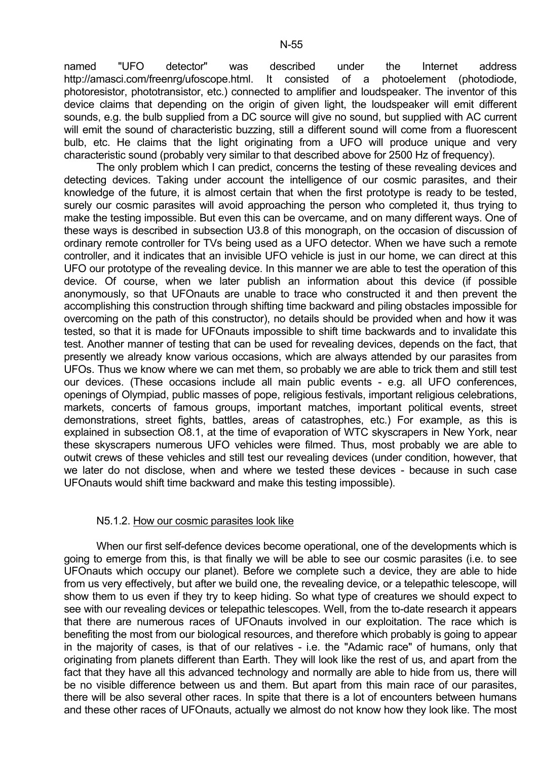named "UFO detector" was described under the Internet address http://amasci.com/freenrg/ufoscope.html. It consisted of a photoelement (photodiode, photoresistor, phototransistor, etc.) connected to amplifier and loudspeaker. The inventor of this device claims that depending on the origin of given light, the loudspeaker will emit different sounds, e.g. the bulb supplied from a DC source will give no sound, but supplied with AC current will emit the sound of characteristic buzzing, still a different sound will come from a fluorescent bulb, etc. He claims that the light originating from a UFO will produce unique and very characteristic sound (probably very similar to that described above for 2500 Hz of frequency).

The only problem which I can predict, concerns the testing of these revealing devices and detecting devices. Taking under account the intelligence of our cosmic parasites, and their knowledge of the future, it is almost certain that when the first prototype is ready to be tested, surely our cosmic parasites will avoid approaching the person who completed it, thus trying to make the testing impossible. But even this can be overcame, and on many different ways. One of these ways is described in subsection U3.8 of this monograph, on the occasion of discussion of ordinary remote controller for TVs being used as a UFO detector. When we have such a remote controller, and it indicates that an invisible UFO vehicle is just in our home, we can direct at this UFO our prototype of the revealing device. In this manner we are able to test the operation of this device. Of course, when we later publish an information about this device (if possible anonymously, so that UFOnauts are unable to trace who constructed it and then prevent the accomplishing this construction through shifting time backward and piling obstacles impossible for overcoming on the path of this constructor), no details should be provided when and how it was tested, so that it is made for UFOnauts impossible to shift time backwards and to invalidate this test. Another manner of testing that can be used for revealing devices, depends on the fact, that presently we already know various occasions, which are always attended by our parasites from UFOs. Thus we know where we can met them, so probably we are able to trick them and still test our devices. (These occasions include all main public events - e.g. all UFO conferences, openings of Olympiad, public masses of pope, religious festivals, important religious celebrations, markets, concerts of famous groups, important matches, important political events, street demonstrations, street fights, battles, areas of catastrophes, etc.) For example, as this is explained in subsection O8.1, at the time of evaporation of WTC skyscrapers in New York, near these skyscrapers numerous UFO vehicles were filmed. Thus, most probably we are able to outwit crews of these vehicles and still test our revealing devices (under condition, however, that we later do not disclose, when and where we tested these devices - because in such case UFOnauts would shift time backward and make this testing impossible).

#### N5.1.2. How our cosmic parasites look like

When our first self-defence devices become operational, one of the developments which is going to emerge from this, is that finally we will be able to see our cosmic parasites (i.e. to see UFOnauts which occupy our planet). Before we complete such a device, they are able to hide from us very effectively, but after we build one, the revealing device, or a telepathic telescope, will show them to us even if they try to keep hiding. So what type of creatures we should expect to see with our revealing devices or telepathic telescopes. Well, from the to-date research it appears that there are numerous races of UFOnauts involved in our exploitation. The race which is benefiting the most from our biological resources, and therefore which probably is going to appear in the majority of cases, is that of our relatives - i.e. the "Adamic race" of humans, only that originating from planets different than Earth. They will look like the rest of us, and apart from the fact that they have all this advanced technology and normally are able to hide from us, there will be no visible difference between us and them. But apart from this main race of our parasites, there will be also several other races. In spite that there is a lot of encounters between humans and these other races of UFOnauts, actually we almost do not know how they look like. The most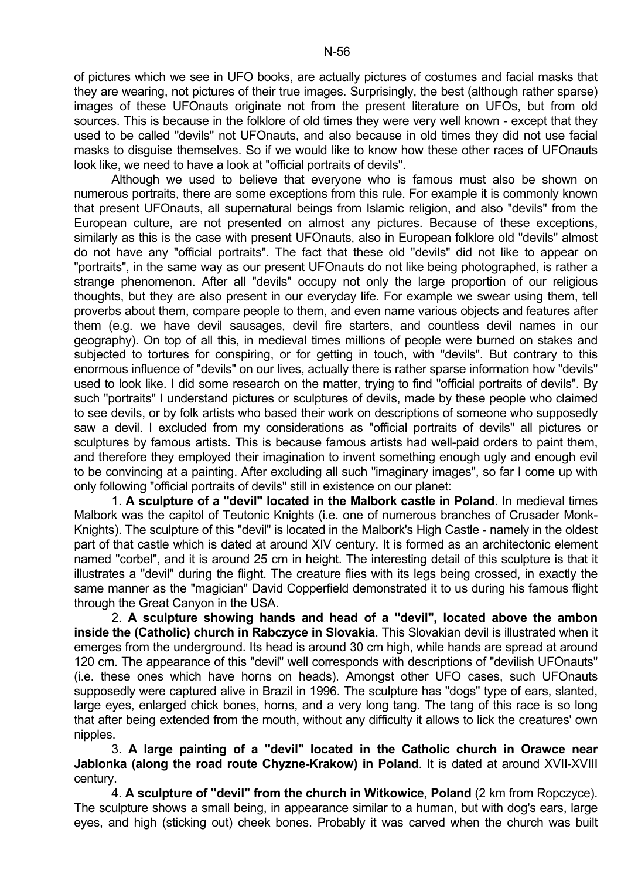of pictures which we see in UFO books, are actually pictures of costumes and facial masks that they are wearing, not pictures of their true images. Surprisingly, the best (although rather sparse) images of these UFOnauts originate not from the present literature on UFOs, but from old sources. This is because in the folklore of old times they were very well known - except that they used to be called "devils" not UFOnauts, and also because in old times they did not use facial masks to disguise themselves. So if we would like to know how these other races of UFOnauts look like, we need to have a look at "official portraits of devils".

Although we used to believe that everyone who is famous must also be shown on numerous portraits, there are some exceptions from this rule. For example it is commonly known that present UFOnauts, all supernatural beings from Islamic religion, and also "devils" from the European culture, are not presented on almost any pictures. Because of these exceptions, similarly as this is the case with present UFOnauts, also in European folklore old "devils" almost do not have any "official portraits". The fact that these old "devils" did not like to appear on "portraits", in the same way as our present UFOnauts do not like being photographed, is rather a strange phenomenon. After all "devils" occupy not only the large proportion of our religious thoughts, but they are also present in our everyday life. For example we swear using them, tell proverbs about them, compare people to them, and even name various objects and features after them (e.g. we have devil sausages, devil fire starters, and countless devil names in our geography). On top of all this, in medieval times millions of people were burned on stakes and subjected to tortures for conspiring, or for getting in touch, with "devils". But contrary to this enormous influence of "devils" on our lives, actually there is rather sparse information how "devils" used to look like. I did some research on the matter, trying to find "official portraits of devils". By such "portraits" I understand pictures or sculptures of devils, made by these people who claimed to see devils, or by folk artists who based their work on descriptions of someone who supposedly saw a devil. I excluded from my considerations as "official portraits of devils" all pictures or sculptures by famous artists. This is because famous artists had well-paid orders to paint them, and therefore they employed their imagination to invent something enough ugly and enough evil to be convincing at a painting. After excluding all such "imaginary images", so far I come up with only following "official portraits of devils" still in existence on our planet:

1. **A sculpture of a "devil" located in the Malbork castle in Poland**. In medieval times Malbork was the capitol of Teutonic Knights (i.e. one of numerous branches of Crusader Monk-Knights). The sculpture of this "devil" is located in the Malbork's High Castle - namely in the oldest part of that castle which is dated at around XIV century. It is formed as an architectonic element named "corbel", and it is around 25 cm in height. The interesting detail of this sculpture is that it illustrates a "devil" during the flight. The creature flies with its legs being crossed, in exactly the same manner as the "magician" David Copperfield demonstrated it to us during his famous flight through the Great Canyon in the USA.

2. **A sculpture showing hands and head of a "devil", located above the ambon inside the (Catholic) church in Rabczyce in Slovakia**. This Slovakian devil is illustrated when it emerges from the underground. Its head is around 30 cm high, while hands are spread at around 120 cm. The appearance of this "devil" well corresponds with descriptions of "devilish UFOnauts" (i.e. these ones which have horns on heads). Amongst other UFO cases, such UFOnauts supposedly were captured alive in Brazil in 1996. The sculpture has "dogs" type of ears, slanted, large eyes, enlarged chick bones, horns, and a very long tang. The tang of this race is so long that after being extended from the mouth, without any difficulty it allows to lick the creatures' own nipples.

3. **A large painting of a "devil" located in the Catholic church in Orawce near Jablonka (along the road route Chyzne-Krakow) in Poland**. It is dated at around XVII-XVIII century.

4. **A sculpture of "devil" from the church in Witkowice, Poland** (2 km from Ropczyce). The sculpture shows a small being, in appearance similar to a human, but with dog's ears, large eyes, and high (sticking out) cheek bones. Probably it was carved when the church was built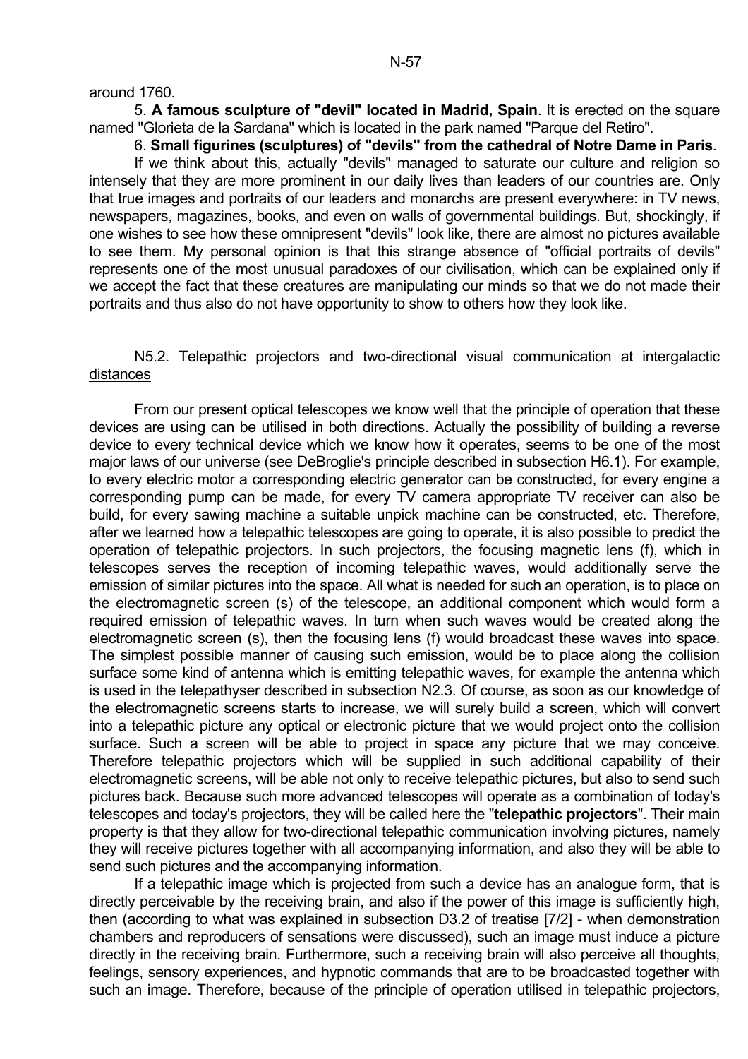around 1760.

5. **A famous sculpture of "devil" located in Madrid, Spain**. It is erected on the square named "Glorieta de la Sardana" which is located in the park named "Parque del Retiro".

6. **Small figurines (sculptures) of "devils" from the cathedral of Notre Dame in Paris**.

If we think about this, actually "devils" managed to saturate our culture and religion so intensely that they are more prominent in our daily lives than leaders of our countries are. Only that true images and portraits of our leaders and monarchs are present everywhere: in TV news, newspapers, magazines, books, and even on walls of governmental buildings. But, shockingly, if one wishes to see how these omnipresent "devils" look like, there are almost no pictures available to see them. My personal opinion is that this strange absence of "official portraits of devils" represents one of the most unusual paradoxes of our civilisation, which can be explained only if we accept the fact that these creatures are manipulating our minds so that we do not made their portraits and thus also do not have opportunity to show to others how they look like.

## N5.2. Telepathic projectors and two-directional visual communication at intergalactic distances

From our present optical telescopes we know well that the principle of operation that these devices are using can be utilised in both directions. Actually the possibility of building a reverse device to every technical device which we know how it operates, seems to be one of the most major laws of our universe (see DeBroglie's principle described in subsection H6.1). For example, to every electric motor a corresponding electric generator can be constructed, for every engine a corresponding pump can be made, for every TV camera appropriate TV receiver can also be build, for every sawing machine a suitable unpick machine can be constructed, etc. Therefore, after we learned how a telepathic telescopes are going to operate, it is also possible to predict the operation of telepathic projectors. In such projectors, the focusing magnetic lens (f), which in telescopes serves the reception of incoming telepathic waves, would additionally serve the emission of similar pictures into the space. All what is needed for such an operation, is to place on the electromagnetic screen (s) of the telescope, an additional component which would form a required emission of telepathic waves. In turn when such waves would be created along the electromagnetic screen (s), then the focusing lens (f) would broadcast these waves into space. The simplest possible manner of causing such emission, would be to place along the collision surface some kind of antenna which is emitting telepathic waves, for example the antenna which is used in the telepathyser described in subsection N2.3. Of course, as soon as our knowledge of the electromagnetic screens starts to increase, we will surely build a screen, which will convert into a telepathic picture any optical or electronic picture that we would project onto the collision surface. Such a screen will be able to project in space any picture that we may conceive. Therefore telepathic projectors which will be supplied in such additional capability of their electromagnetic screens, will be able not only to receive telepathic pictures, but also to send such pictures back. Because such more advanced telescopes will operate as a combination of today's telescopes and today's projectors, they will be called here the "**telepathic projectors**". Their main property is that they allow for two-directional telepathic communication involving pictures, namely they will receive pictures together with all accompanying information, and also they will be able to send such pictures and the accompanying information.

If a telepathic image which is projected from such a device has an analogue form, that is directly perceivable by the receiving brain, and also if the power of this image is sufficiently high, then (according to what was explained in subsection D3.2 of treatise [7/2] - when demonstration chambers and reproducers of sensations were discussed), such an image must induce a picture directly in the receiving brain. Furthermore, such a receiving brain will also perceive all thoughts, feelings, sensory experiences, and hypnotic commands that are to be broadcasted together with such an image. Therefore, because of the principle of operation utilised in telepathic projectors,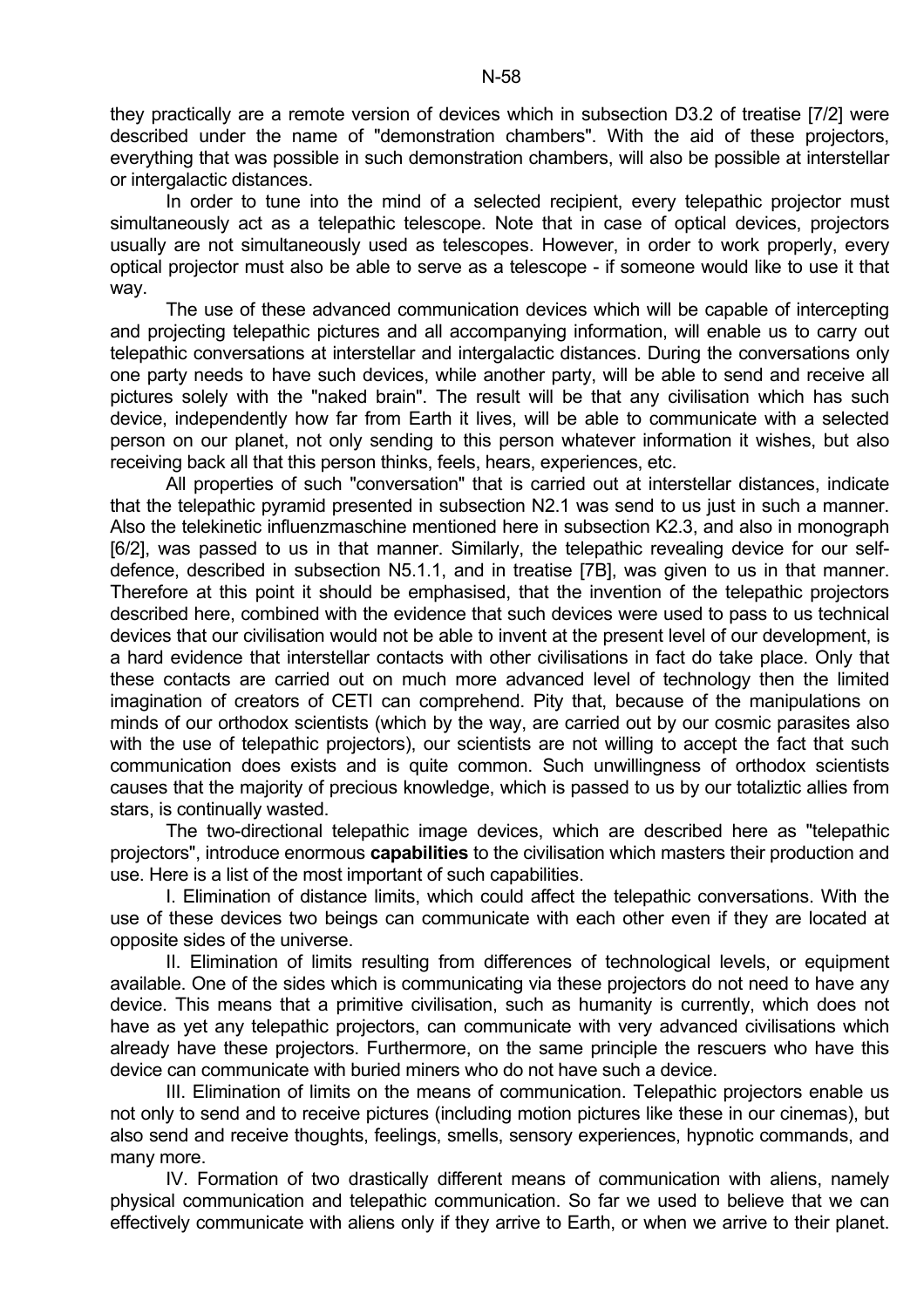they practically are a remote version of devices which in subsection D3.2 of treatise [7/2] were described under the name of "demonstration chambers". With the aid of these projectors, everything that was possible in such demonstration chambers, will also be possible at interstellar or intergalactic distances.

In order to tune into the mind of a selected recipient, every telepathic projector must simultaneously act as a telepathic telescope. Note that in case of optical devices, projectors usually are not simultaneously used as telescopes. However, in order to work properly, every optical projector must also be able to serve as a telescope - if someone would like to use it that way.

The use of these advanced communication devices which will be capable of intercepting and projecting telepathic pictures and all accompanying information, will enable us to carry out telepathic conversations at interstellar and intergalactic distances. During the conversations only one party needs to have such devices, while another party, will be able to send and receive all pictures solely with the "naked brain". The result will be that any civilisation which has such device, independently how far from Earth it lives, will be able to communicate with a selected person on our planet, not only sending to this person whatever information it wishes, but also receiving back all that this person thinks, feels, hears, experiences, etc.

All properties of such "conversation" that is carried out at interstellar distances, indicate that the telepathic pyramid presented in subsection N2.1 was send to us just in such a manner. Also the telekinetic influenzmaschine mentioned here in subsection K2.3, and also in monograph [6/2], was passed to us in that manner. Similarly, the telepathic revealing device for our self-defence, described in subsection N5.1.1, and in treatise [7B], was given to us in that manner. Therefore at this point it should be emphasised, that the invention of the telepathic projectors described here, combined with the evidence that such devices were used to pass to us technical devices that our civilisation would not be able to invent at the present level of our development, is a hard evidence that interstellar contacts with other civilisations in fact do take place. Only that these contacts are carried out on much more advanced level of technology then the limited imagination of creators of CETI can comprehend. Pity that, because of the manipulations on minds of our orthodox scientists (which by the way, are carried out by our cosmic parasites also with the use of telepathic projectors), our scientists are not willing to accept the fact that such communication does exists and is quite common. Such unwillingness of orthodox scientists causes that the majority of precious knowledge, which is passed to us by our totaliztic allies from stars, is continually wasted.

The two-directional telepathic image devices, which are described here as "telepathic projectors", introduce enormous **capabilities** to the civilisation which masters their production and use. Here is a list of the most important of such capabilities.

I. Elimination of distance limits, which could affect the telepathic conversations. With the use of these devices two beings can communicate with each other even if they are located at opposite sides of the universe.

II. Elimination of limits resulting from differences of technological levels, or equipment available. One of the sides which is communicating via these projectors do not need to have any device. This means that a primitive civilisation, such as humanity is currently, which does not have as yet any telepathic projectors, can communicate with very advanced civilisations which already have these projectors. Furthermore, on the same principle the rescuers who have this device can communicate with buried miners who do not have such a device.

III. Elimination of limits on the means of communication. Telepathic projectors enable us not only to send and to receive pictures (including motion pictures like these in our cinemas), but also send and receive thoughts, feelings, smells, sensory experiences, hypnotic commands, and many more.

IV. Formation of two drastically different means of communication with aliens, namely physical communication and telepathic communication. So far we used to believe that we can effectively communicate with aliens only if they arrive to Earth, or when we arrive to their planet.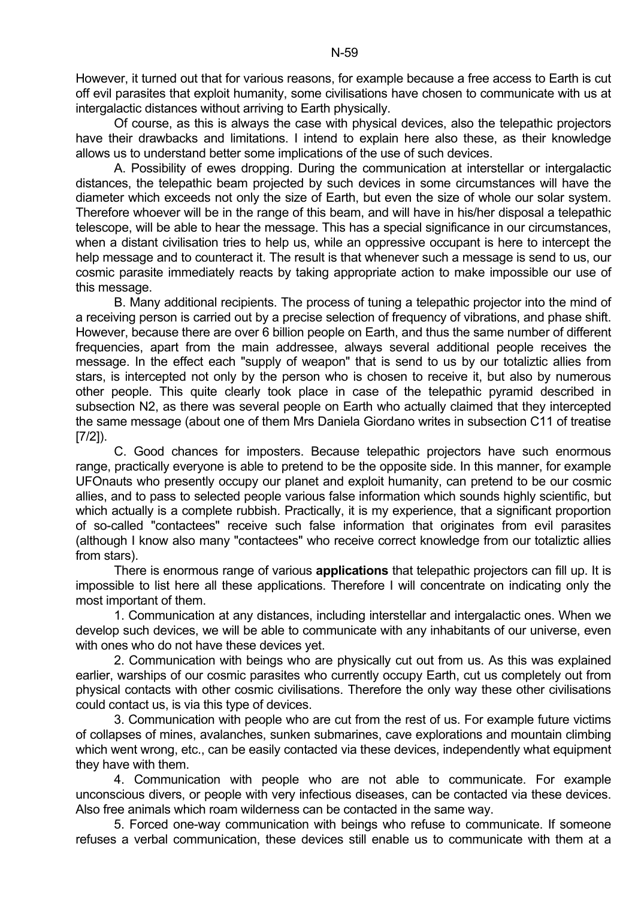However, it turned out that for various reasons, for example because a free access to Earth is cut off evil parasites that exploit humanity, some civilisations have chosen to communicate with us at intergalactic distances without arriving to Earth physically.

Of course, as this is always the case with physical devices, also the telepathic projectors have their drawbacks and limitations. I intend to explain here also these, as their knowledge allows us to understand better some implications of the use of such devices.

A. Possibility of ewes dropping. During the communication at interstellar or intergalactic distances, the telepathic beam projected by such devices in some circumstances will have the diameter which exceeds not only the size of Earth, but even the size of whole our solar system. Therefore whoever will be in the range of this beam, and will have in his/her disposal a telepathic telescope, will be able to hear the message. This has a special significance in our circumstances, when a distant civilisation tries to help us, while an oppressive occupant is here to intercept the help message and to counteract it. The result is that whenever such a message is send to us, our cosmic parasite immediately reacts by taking appropriate action to make impossible our use of this message.

B. Many additional recipients. The process of tuning a telepathic projector into the mind of a receiving person is carried out by a precise selection of frequency of vibrations, and phase shift. However, because there are over 6 billion people on Earth, and thus the same number of different frequencies, apart from the main addressee, always several additional people receives the message. In the effect each "supply of weapon" that is send to us by our totaliztic allies from stars, is intercepted not only by the person who is chosen to receive it, but also by numerous other people. This quite clearly took place in case of the telepathic pyramid described in subsection N2, as there was several people on Earth who actually claimed that they intercepted the same message (about one of them Mrs Daniela Giordano writes in subsection C11 of treatise [7/2]).

C. Good chances for imposters. Because telepathic projectors have such enormous range, practically everyone is able to pretend to be the opposite side. In this manner, for example UFOnauts who presently occupy our planet and exploit humanity, can pretend to be our cosmic allies, and to pass to selected people various false information which sounds highly scientific, but which actually is a complete rubbish. Practically, it is my experience, that a significant proportion of so-called "contactees" receive such false information that originates from evil parasites (although I know also many "contactees" who receive correct knowledge from our totaliztic allies from stars).

There is enormous range of various **applications** that telepathic projectors can fill up. It is impossible to list here all these applications. Therefore I will concentrate on indicating only the most important of them.

1. Communication at any distances, including interstellar and intergalactic ones. When we develop such devices, we will be able to communicate with any inhabitants of our universe, even with ones who do not have these devices yet.

2. Communication with beings who are physically cut out from us. As this was explained earlier, warships of our cosmic parasites who currently occupy Earth, cut us completely out from physical contacts with other cosmic civilisations. Therefore the only way these other civilisations could contact us, is via this type of devices.

3. Communication with people who are cut from the rest of us. For example future victims of collapses of mines, avalanches, sunken submarines, cave explorations and mountain climbing which went wrong, etc., can be easily contacted via these devices, independently what equipment they have with them.

4. Communication with people who are not able to communicate. For example unconscious divers, or people with very infectious diseases, can be contacted via these devices. Also free animals which roam wilderness can be contacted in the same way.

5. Forced one-way communication with beings who refuse to communicate. If someone refuses a verbal communication, these devices still enable us to communicate with them at a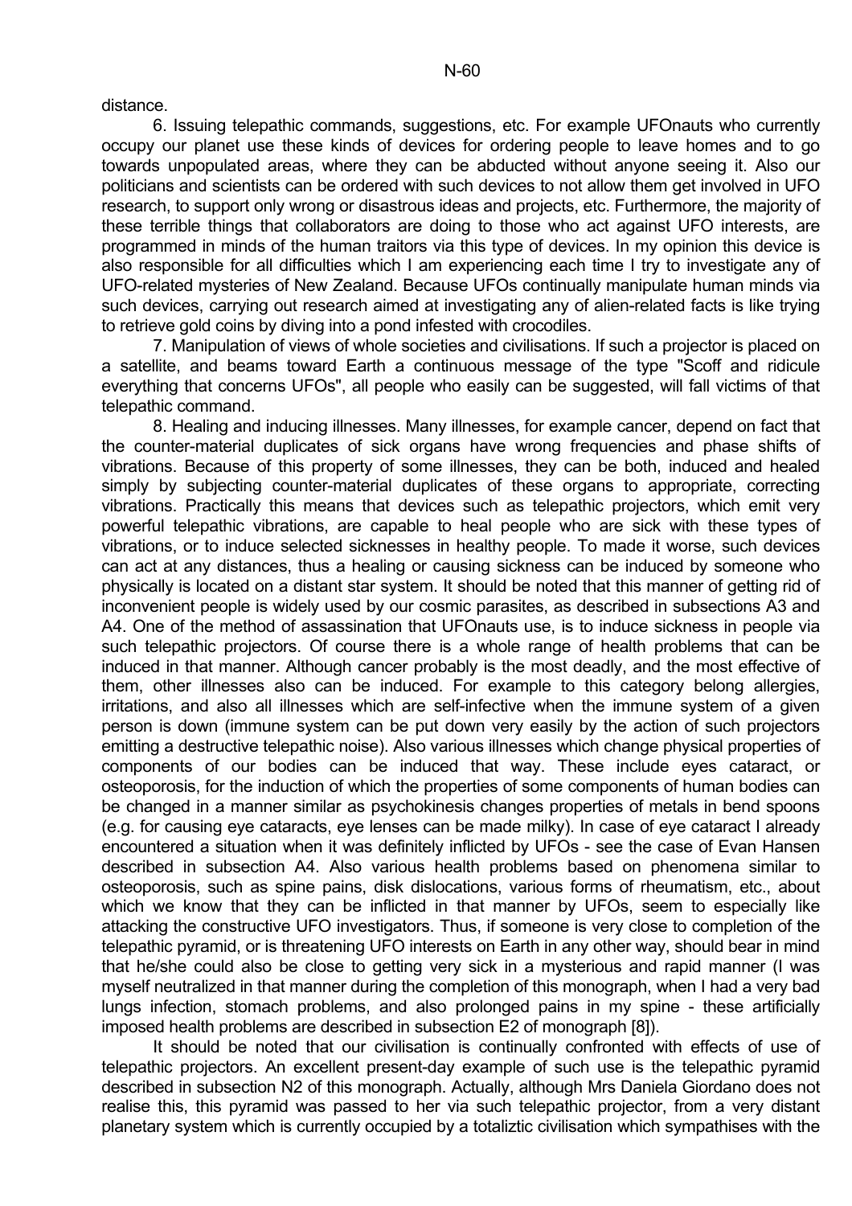distance.

6. Issuing telepathic commands, suggestions, etc. For example UFOnauts who currently occupy our planet use these kinds of devices for ordering people to leave homes and to go towards unpopulated areas, where they can be abducted without anyone seeing it. Also our politicians and scientists can be ordered with such devices to not allow them get involved in UFO research, to support only wrong or disastrous ideas and projects, etc. Furthermore, the majority of these terrible things that collaborators are doing to those who act against UFO interests, are programmed in minds of the human traitors via this type of devices. In my opinion this device is also responsible for all difficulties which I am experiencing each time I try to investigate any of UFO-related mysteries of New Zealand. Because UFOs continually manipulate human minds via such devices, carrying out research aimed at investigating any of alien-related facts is like trying to retrieve gold coins by diving into a pond infested with crocodiles.

7. Manipulation of views of whole societies and civilisations. If such a projector is placed on a satellite, and beams toward Earth a continuous message of the type "Scoff and ridicule everything that concerns UFOs", all people who easily can be suggested, will fall victims of that telepathic command.

8. Healing and inducing illnesses. Many illnesses, for example cancer, depend on fact that the counter-material duplicates of sick organs have wrong frequencies and phase shifts of vibrations. Because of this property of some illnesses, they can be both, induced and healed simply by subjecting counter-material duplicates of these organs to appropriate, correcting vibrations. Practically this means that devices such as telepathic projectors, which emit very powerful telepathic vibrations, are capable to heal people who are sick with these types of vibrations, or to induce selected sicknesses in healthy people. To made it worse, such devices can act at any distances, thus a healing or causing sickness can be induced by someone who physically is located on a distant star system. It should be noted that this manner of getting rid of inconvenient people is widely used by our cosmic parasites, as described in subsections A3 and A4. One of the method of assassination that UFOnauts use, is to induce sickness in people via such telepathic projectors. Of course there is a whole range of health problems that can be induced in that manner. Although cancer probably is the most deadly, and the most effective of them, other illnesses also can be induced. For example to this category belong allergies, irritations, and also all illnesses which are self-infective when the immune system of a given person is down (immune system can be put down very easily by the action of such projectors emitting a destructive telepathic noise). Also various illnesses which change physical properties of components of our bodies can be induced that way. These include eyes cataract, or osteoporosis, for the induction of which the properties of some components of human bodies can be changed in a manner similar as psychokinesis changes properties of metals in bend spoons (e.g. for causing eye cataracts, eye lenses can be made milky). In case of eye cataract I already encountered a situation when it was definitely inflicted by UFOs - see the case of Evan Hansen described in subsection A4. Also various health problems based on phenomena similar to osteoporosis, such as spine pains, disk dislocations, various forms of rheumatism, etc., about which we know that they can be inflicted in that manner by UFOs, seem to especially like attacking the constructive UFO investigators. Thus, if someone is very close to completion of the telepathic pyramid, or is threatening UFO interests on Earth in any other way, should bear in mind that he/she could also be close to getting very sick in a mysterious and rapid manner (I was myself neutralized in that manner during the completion of this monograph, when I had a very bad lungs infection, stomach problems, and also prolonged pains in my spine - these artificially imposed health problems are described in subsection E2 of monograph [8]).

It should be noted that our civilisation is continually confronted with effects of use of telepathic projectors. An excellent present-day example of such use is the telepathic pyramid described in subsection N2 of this monograph. Actually, although Mrs Daniela Giordano does not realise this, this pyramid was passed to her via such telepathic projector, from a very distant planetary system which is currently occupied by a totaliztic civilisation which sympathises with the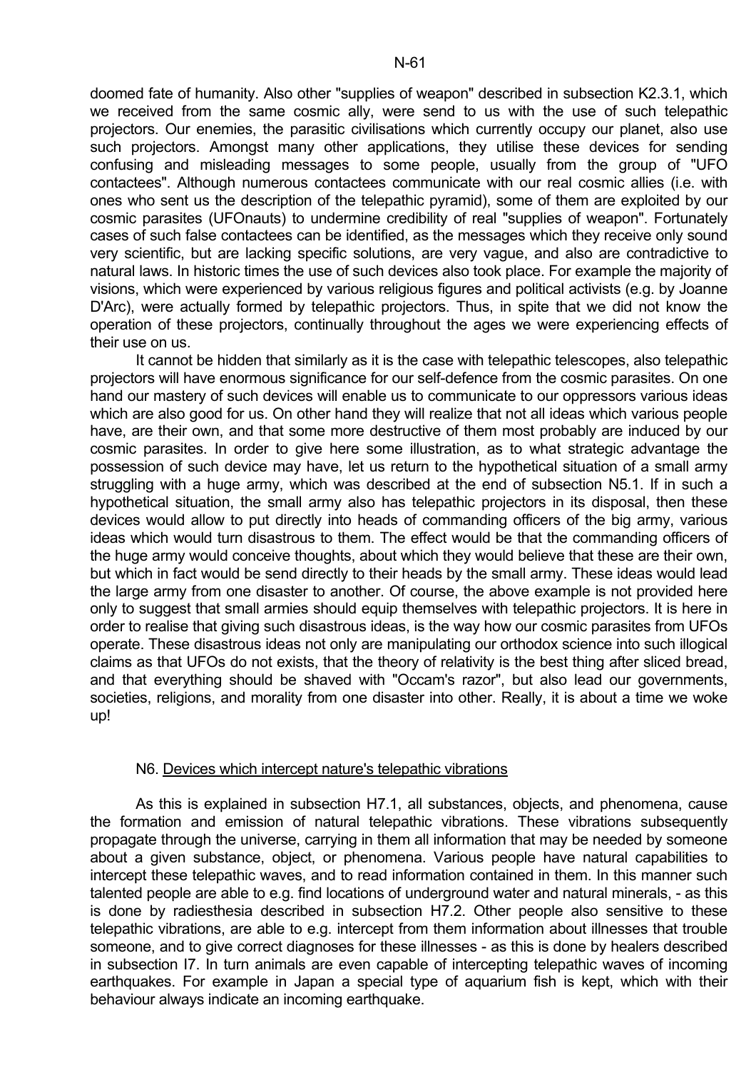doomed fate of humanity. Also other "supplies of weapon" described in subsection K2.3.1, which we received from the same cosmic ally, were send to us with the use of such telepathic projectors. Our enemies, the parasitic civilisations which currently occupy our planet, also use such projectors. Amongst many other applications, they utilise these devices for sending confusing and misleading messages to some people, usually from the group of "UFO contactees". Although numerous contactees communicate with our real cosmic allies (i.e. with ones who sent us the description of the telepathic pyramid), some of them are exploited by our cosmic parasites (UFOnauts) to undermine credibility of real "supplies of weapon". Fortunately cases of such false contactees can be identified, as the messages which they receive only sound very scientific, but are lacking specific solutions, are very vague, and also are contradictive to natural laws. In historic times the use of such devices also took place. For example the majority of visions, which were experienced by various religious figures and political activists (e.g. by Joanne D'Arc), were actually formed by telepathic projectors. Thus, in spite that we did not know the operation of these projectors, continually throughout the ages we were experiencing effects of their use on us.

It cannot be hidden that similarly as it is the case with telepathic telescopes, also telepathic projectors will have enormous significance for our self-defence from the cosmic parasites. On one hand our mastery of such devices will enable us to communicate to our oppressors various ideas which are also good for us. On other hand they will realize that not all ideas which various people have, are their own, and that some more destructive of them most probably are induced by our cosmic parasites. In order to give here some illustration, as to what strategic advantage the possession of such device may have, let us return to the hypothetical situation of a small army struggling with a huge army, which was described at the end of subsection N5.1. If in such a hypothetical situation, the small army also has telepathic projectors in its disposal, then these devices would allow to put directly into heads of commanding officers of the big army, various ideas which would turn disastrous to them. The effect would be that the commanding officers of the huge army would conceive thoughts, about which they would believe that these are their own, but which in fact would be send directly to their heads by the small army. These ideas would lead the large army from one disaster to another. Of course, the above example is not provided here only to suggest that small armies should equip themselves with telepathic projectors. It is here in order to realise that giving such disastrous ideas, is the way how our cosmic parasites from UFOs operate. These disastrous ideas not only are manipulating our orthodox science into such illogical claims as that UFOs do not exists, that the theory of relativity is the best thing after sliced bread, and that everything should be shaved with "Occam's razor", but also lead our governments, societies, religions, and morality from one disaster into other. Really, it is about a time we woke up!

## N6. Devices which intercept nature's telepathic vibrations

As this is explained in subsection H7.1, all substances, objects, and phenomena, cause the formation and emission of natural telepathic vibrations. These vibrations subsequently propagate through the universe, carrying in them all information that may be needed by someone about a given substance, object, or phenomena. Various people have natural capabilities to intercept these telepathic waves, and to read information contained in them. In this manner such talented people are able to e.g. find locations of underground water and natural minerals, - as this is done by radiesthesia described in subsection H7.2. Other people also sensitive to these telepathic vibrations, are able to e.g. intercept from them information about illnesses that trouble someone, and to give correct diagnoses for these illnesses - as this is done by healers described in subsection I7. In turn animals are even capable of intercepting telepathic waves of incoming earthquakes. For example in Japan a special type of aquarium fish is kept, which with their behaviour always indicate an incoming earthquake.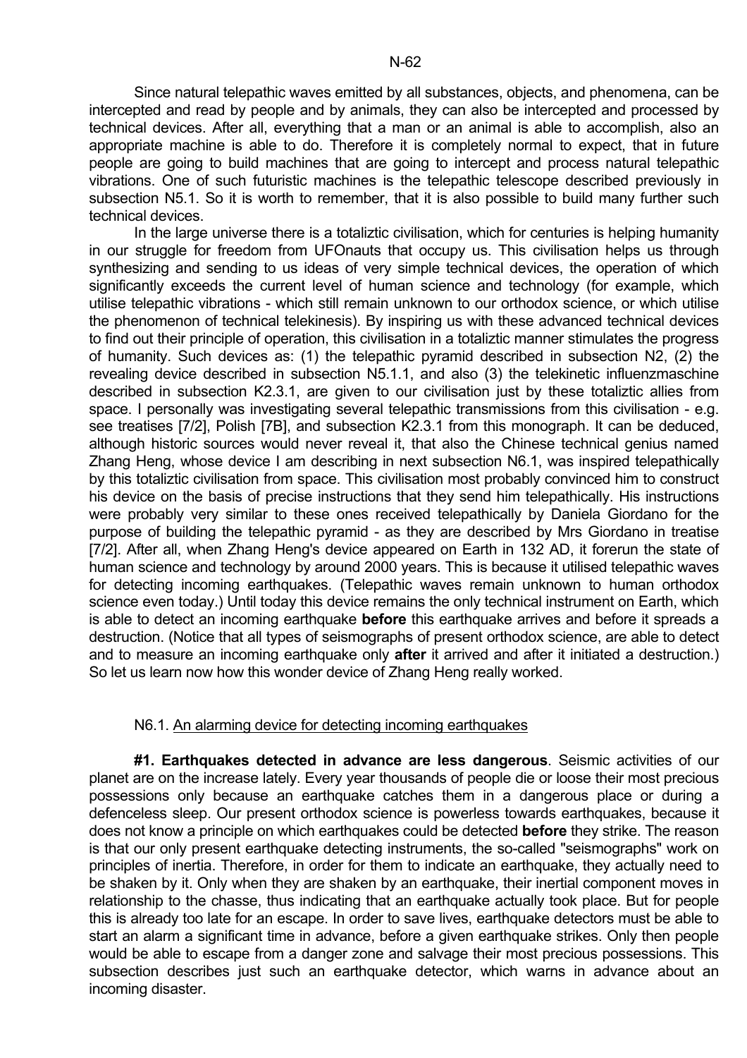Since natural telepathic waves emitted by all substances, objects, and phenomena, can be intercepted and read by people and by animals, they can also be intercepted and processed by technical devices. After all, everything that a man or an animal is able to accomplish, also an appropriate machine is able to do. Therefore it is completely normal to expect, that in future people are going to build machines that are going to intercept and process natural telepathic vibrations. One of such futuristic machines is the telepathic telescope described previously in subsection N5.1. So it is worth to remember, that it is also possible to build many further such technical devices.

In the large universe there is a totaliztic civilisation, which for centuries is helping humanity in our struggle for freedom from UFOnauts that occupy us. This civilisation helps us through synthesizing and sending to us ideas of very simple technical devices, the operation of which significantly exceeds the current level of human science and technology (for example, which utilise telepathic vibrations - which still remain unknown to our orthodox science, or which utilise the phenomenon of technical telekinesis). By inspiring us with these advanced technical devices to find out their principle of operation, this civilisation in a totaliztic manner stimulates the progress of humanity. Such devices as: (1) the telepathic pyramid described in subsection N2, (2) the revealing device described in subsection N5.1.1, and also (3) the telekinetic influenzmaschine described in subsection K2.3.1, are given to our civilisation just by these totaliztic allies from space. I personally was investigating several telepathic transmissions from this civilisation - e.g. see treatises [7/2], Polish [7B], and subsection K2.3.1 from this monograph. It can be deduced, although historic sources would never reveal it, that also the Chinese technical genius named Zhang Heng, whose device I am describing in next subsection N6.1, was inspired telepathically by this totaliztic civilisation from space. This civilisation most probably convinced him to construct his device on the basis of precise instructions that they send him telepathically. His instructions were probably very similar to these ones received telepathically by Daniela Giordano for the purpose of building the telepathic pyramid - as they are described by Mrs Giordano in treatise [7/2]. After all, when Zhang Heng's device appeared on Earth in 132 AD, it forerun the state of human science and technology by around 2000 years. This is because it utilised telepathic waves for detecting incoming earthquakes. (Telepathic waves remain unknown to human orthodox science even today.) Until today this device remains the only technical instrument on Earth, which is able to detect an incoming earthquake **before** this earthquake arrives and before it spreads a destruction. (Notice that all types of seismographs of present orthodox science, are able to detect and to measure an incoming earthquake only **after** it arrived and after it initiated a destruction.) So let us learn now how this wonder device of Zhang Heng really worked.

### N6.1. An alarming device for detecting incoming earthquakes

**#1. Earthquakes detected in advance are less dangerous**. Seismic activities of our planet are on the increase lately. Every year thousands of people die or loose their most precious possessions only because an earthquake catches them in a dangerous place or during a defenceless sleep. Our present orthodox science is powerless towards earthquakes, because it does not know a principle on which earthquakes could be detected **before** they strike. The reason is that our only present earthquake detecting instruments, the so-called "seismographs" work on principles of inertia. Therefore, in order for them to indicate an earthquake, they actually need to be shaken by it. Only when they are shaken by an earthquake, their inertial component moves in relationship to the chasse, thus indicating that an earthquake actually took place. But for people this is already too late for an escape. In order to save lives, earthquake detectors must be able to start an alarm a significant time in advance, before a given earthquake strikes. Only then people would be able to escape from a danger zone and salvage their most precious possessions. This subsection describes just such an earthquake detector, which warns in advance about an incoming disaster.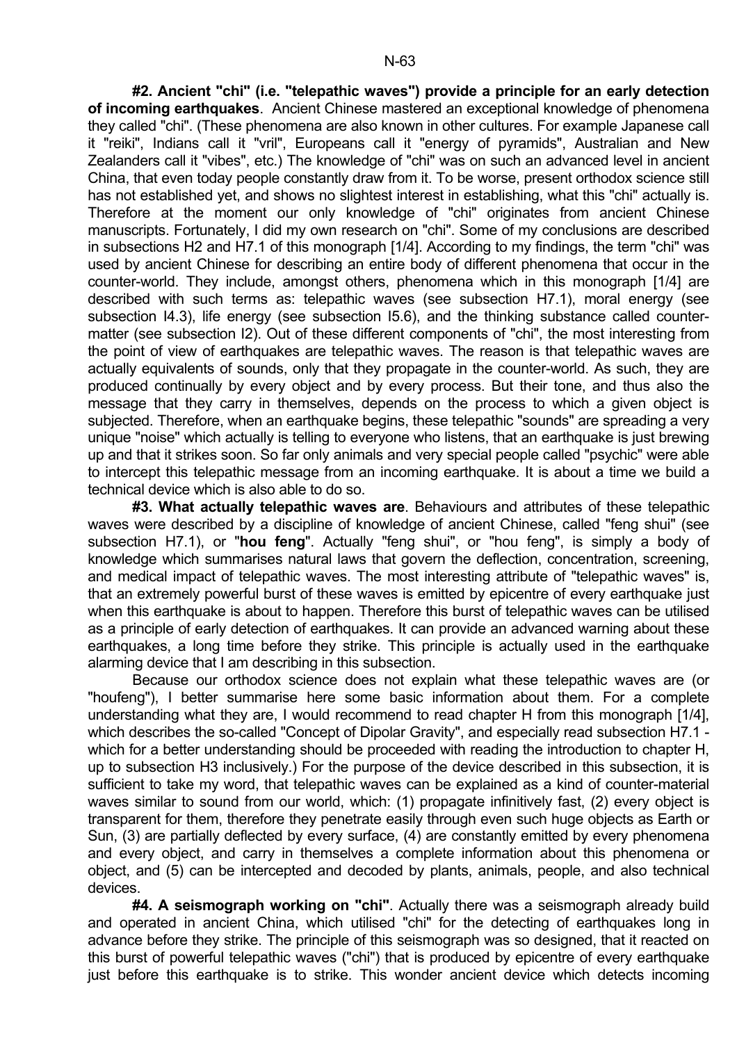**#2. Ancient "chi" (i.e. "telepathic waves") provide a principle for an early detection of incoming earthquakes**. Ancient Chinese mastered an exceptional knowledge of phenomena they called "chi". (These phenomena are also known in other cultures. For example Japanese call it "reiki", Indians call it "vril", Europeans call it "energy of pyramids", Australian and New Zealanders call it "vibes", etc.) The knowledge of "chi" was on such an advanced level in ancient China, that even today people constantly draw from it. To be worse, present orthodox science still has not established yet, and shows no slightest interest in establishing, what this "chi" actually is. Therefore at the moment our only knowledge of "chi" originates from ancient Chinese manuscripts. Fortunately, I did my own research on "chi". Some of my conclusions are described in subsections H2 and H7.1 of this monograph [1/4]. According to my findings, the term "chi" was used by ancient Chinese for describing an entire body of different phenomena that occur in the counter-world. They include, amongst others, phenomena which in this monograph [1/4] are described with such terms as: telepathic waves (see subsection H7.1), moral energy (see subsection I4.3), life energy (see subsection I5.6), and the thinking substance called counter-matter (see subsection I2). Out of these different components of "chi", the most interesting from the point of view of earthquakes are telepathic waves. The reason is that telepathic waves are actually equivalents of sounds, only that they propagate in the counter-world. As such, they are produced continually by every object and by every process. But their tone, and thus also the message that they carry in themselves, depends on the process to which a given object is subjected. Therefore, when an earthquake begins, these telepathic "sounds" are spreading a very unique "noise" which actually is telling to everyone who listens, that an earthquake is just brewing up and that it strikes soon. So far only animals and very special people called "psychic" were able to intercept this telepathic message from an incoming earthquake. It is about a time we build a technical device which is also able to do so.

**#3. What actually telepathic waves are**. Behaviours and attributes of these telepathic waves were described by a discipline of knowledge of ancient Chinese, called "feng shui" (see subsection H7.1), or "**hou feng**". Actually "feng shui", or "hou feng", is simply a body of knowledge which summarises natural laws that govern the deflection, concentration, screening, and medical impact of telepathic waves. The most interesting attribute of "telepathic waves" is, that an extremely powerful burst of these waves is emitted by epicentre of every earthquake just when this earthquake is about to happen. Therefore this burst of telepathic waves can be utilised as a principle of early detection of earthquakes. It can provide an advanced warning about these earthquakes, a long time before they strike. This principle is actually used in the earthquake alarming device that I am describing in this subsection.

Because our orthodox science does not explain what these telepathic waves are (or "houfeng"), I better summarise here some basic information about them. For a complete understanding what they are, I would recommend to read chapter H from this monograph [1/4], which describes the so-called "Concept of Dipolar Gravity", and especially read subsection H7.1 - which for a better understanding should be proceeded with reading the introduction to chapter H, up to subsection H3 inclusively.) For the purpose of the device described in this subsection, it is sufficient to take my word, that telepathic waves can be explained as a kind of counter-material waves similar to sound from our world, which: (1) propagate infinitively fast, (2) every object is transparent for them, therefore they penetrate easily through even such huge objects as Earth or Sun, (3) are partially deflected by every surface, (4) are constantly emitted by every phenomena and every object, and carry in themselves a complete information about this phenomena or object, and (5) can be intercepted and decoded by plants, animals, people, and also technical devices.

**#4. A seismograph working on "chi"**. Actually there was a seismograph already build and operated in ancient China, which utilised "chi" for the detecting of earthquakes long in advance before they strike. The principle of this seismograph was so designed, that it reacted on this burst of powerful telepathic waves ("chi") that is produced by epicentre of every earthquake just before this earthquake is to strike. This wonder ancient device which detects incoming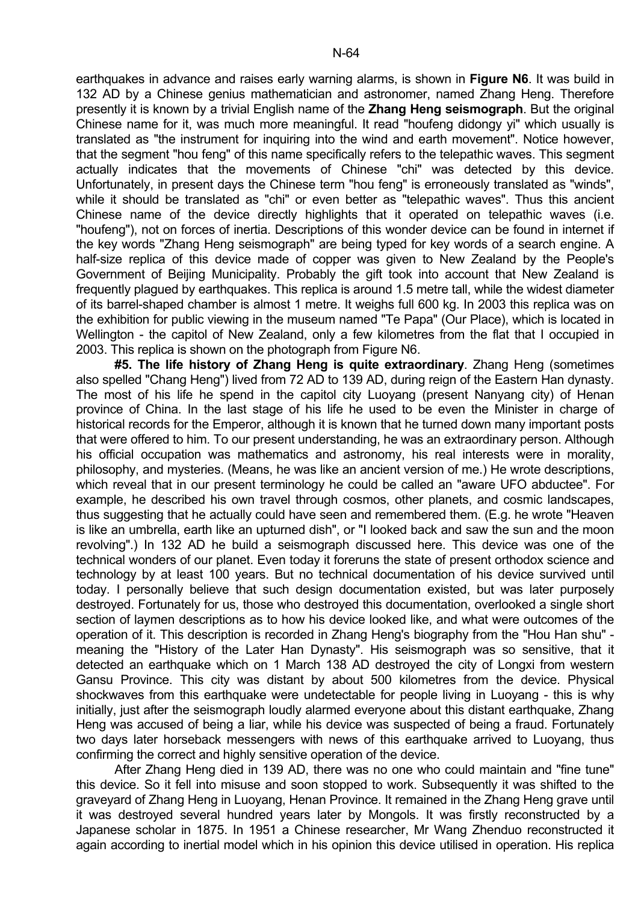earthquakes in advance and raises early warning alarms, is shown in **Figure N6**. It was build in 132 AD by a Chinese genius mathematician and astronomer, named Zhang Heng. Therefore presently it is known by a trivial English name of the **Zhang Heng seismograph**. But the original Chinese name for it, was much more meaningful. It read "houfeng didongy yi" which usually is translated as "the instrument for inquiring into the wind and earth movement". Notice however, that the segment "hou feng" of this name specifically refers to the telepathic waves. This segment actually indicates that the movements of Chinese "chi" was detected by this device. Unfortunately, in present days the Chinese term "hou feng" is erroneously translated as "winds", while it should be translated as "chi" or even better as "telepathic waves". Thus this ancient Chinese name of the device directly highlights that it operated on telepathic waves (i.e. "houfeng"), not on forces of inertia. Descriptions of this wonder device can be found in internet if the key words "Zhang Heng seismograph" are being typed for key words of a search engine. A half-size replica of this device made of copper was given to New Zealand by the People's Government of Beijing Municipality. Probably the gift took into account that New Zealand is frequently plagued by earthquakes. This replica is around 1.5 metre tall, while the widest diameter of its barrel-shaped chamber is almost 1 metre. It weighs full 600 kg. In 2003 this replica was on the exhibition for public viewing in the museum named "Te Papa" (Our Place), which is located in Wellington - the capitol of New Zealand, only a few kilometres from the flat that I occupied in 2003. This replica is shown on the photograph from Figure N6.

**#5. The life history of Zhang Heng is quite extraordinary**. Zhang Heng (sometimes also spelled "Chang Heng") lived from 72 AD to 139 AD, during reign of the Eastern Han dynasty. The most of his life he spend in the capitol city Luoyang (present Nanyang city) of Henan province of China. In the last stage of his life he used to be even the Minister in charge of historical records for the Emperor, although it is known that he turned down many important posts that were offered to him. To our present understanding, he was an extraordinary person. Although his official occupation was mathematics and astronomy, his real interests were in morality, philosophy, and mysteries. (Means, he was like an ancient version of me.) He wrote descriptions, which reveal that in our present terminology he could be called an "aware UFO abductee". For example, he described his own travel through cosmos, other planets, and cosmic landscapes, thus suggesting that he actually could have seen and remembered them. (E.g. he wrote "Heaven is like an umbrella, earth like an upturned dish", or "I looked back and saw the sun and the moon revolving".) In 132 AD he build a seismograph discussed here. This device was one of the technical wonders of our planet. Even today it foreruns the state of present orthodox science and technology by at least 100 years. But no technical documentation of his device survived until today. I personally believe that such design documentation existed, but was later purposely destroyed. Fortunately for us, those who destroyed this documentation, overlooked a single short section of laymen descriptions as to how his device looked like, and what were outcomes of the operation of it. This description is recorded in Zhang Heng's biography from the "Hou Han shu" - meaning the "History of the Later Han Dynasty". His seismograph was so sensitive, that it detected an earthquake which on 1 March 138 AD destroyed the city of Longxi from western Gansu Province. This city was distant by about 500 kilometres from the device. Physical shockwaves from this earthquake were undetectable for people living in Luoyang - this is why initially, just after the seismograph loudly alarmed everyone about this distant earthquake, Zhang Heng was accused of being a liar, while his device was suspected of being a fraud. Fortunately two days later horseback messengers with news of this earthquake arrived to Luoyang, thus confirming the correct and highly sensitive operation of the device.

After Zhang Heng died in 139 AD, there was no one who could maintain and "fine tune" this device. So it fell into misuse and soon stopped to work. Subsequently it was shifted to the graveyard of Zhang Heng in Luoyang, Henan Province. It remained in the Zhang Heng grave until it was destroyed several hundred years later by Mongols. It was firstly reconstructed by a Japanese scholar in 1875. In 1951 a Chinese researcher, Mr Wang Zhenduo reconstructed it again according to inertial model which in his opinion this device utilised in operation. His replica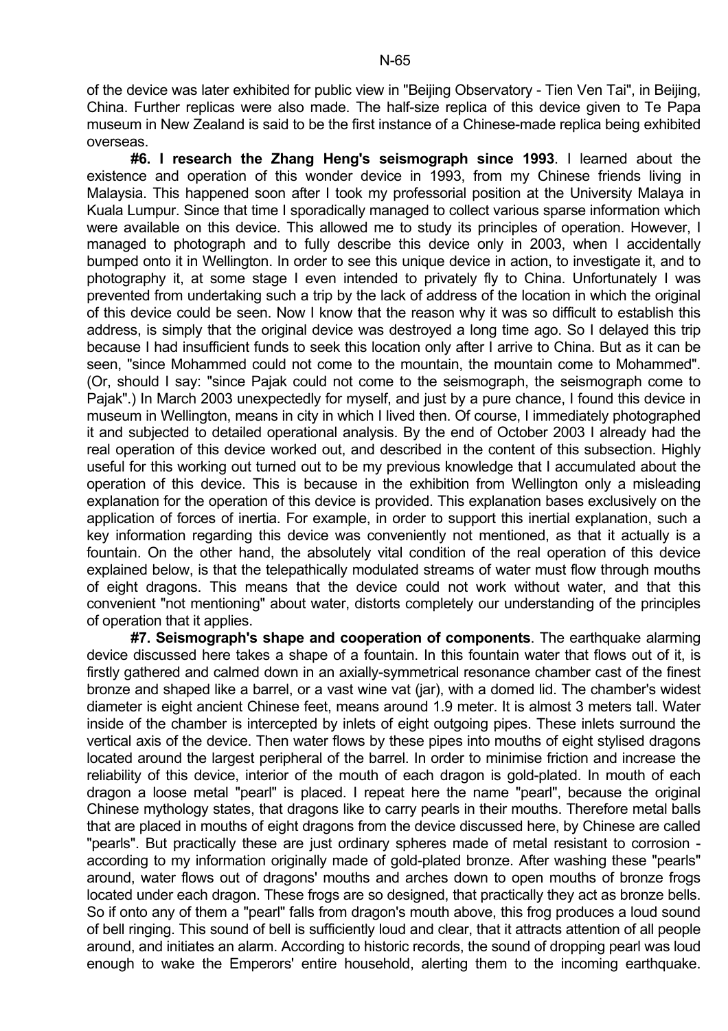of the device was later exhibited for public view in "Beijing Observatory - Tien Ven Tai", in Beijing, China. Further replicas were also made. The half-size replica of this device given to Te Papa museum in New Zealand is said to be the first instance of a Chinese-made replica being exhibited overseas.

**#6. I research the Zhang Heng's seismograph since 1993**. I learned about the existence and operation of this wonder device in 1993, from my Chinese friends living in Malaysia. This happened soon after I took my professorial position at the University Malaya in Kuala Lumpur. Since that time I sporadically managed to collect various sparse information which were available on this device. This allowed me to study its principles of operation. However, I managed to photograph and to fully describe this device only in 2003, when I accidentally bumped onto it in Wellington. In order to see this unique device in action, to investigate it, and to photography it, at some stage I even intended to privately fly to China. Unfortunately I was prevented from undertaking such a trip by the lack of address of the location in which the original of this device could be seen. Now I know that the reason why it was so difficult to establish this address, is simply that the original device was destroyed a long time ago. So I delayed this trip because I had insufficient funds to seek this location only after I arrive to China. But as it can be seen, "since Mohammed could not come to the mountain, the mountain come to Mohammed". (Or, should I say: "since Pajak could not come to the seismograph, the seismograph come to Pajak".) In March 2003 unexpectedly for myself, and just by a pure chance, I found this device in museum in Wellington, means in city in which I lived then. Of course, I immediately photographed it and subjected to detailed operational analysis. By the end of October 2003 I already had the real operation of this device worked out, and described in the content of this subsection. Highly useful for this working out turned out to be my previous knowledge that I accumulated about the operation of this device. This is because in the exhibition from Wellington only a misleading explanation for the operation of this device is provided. This explanation bases exclusively on the application of forces of inertia. For example, in order to support this inertial explanation, such a key information regarding this device was conveniently not mentioned, as that it actually is a fountain. On the other hand, the absolutely vital condition of the real operation of this device explained below, is that the telepathically modulated streams of water must flow through mouths of eight dragons. This means that the device could not work without water, and that this convenient "not mentioning" about water, distorts completely our understanding of the principles of operation that it applies.

**#7. Seismograph's shape and cooperation of components**. The earthquake alarming device discussed here takes a shape of a fountain. In this fountain water that flows out of it, is firstly gathered and calmed down in an axially-symmetrical resonance chamber cast of the finest bronze and shaped like a barrel, or a vast wine vat (jar), with a domed lid. The chamber's widest diameter is eight ancient Chinese feet, means around 1.9 meter. It is almost 3 meters tall. Water inside of the chamber is intercepted by inlets of eight outgoing pipes. These inlets surround the vertical axis of the device. Then water flows by these pipes into mouths of eight stylised dragons located around the largest peripheral of the barrel. In order to minimise friction and increase the reliability of this device, interior of the mouth of each dragon is gold-plated. In mouth of each dragon a loose metal "pearl" is placed. I repeat here the name "pearl", because the original Chinese mythology states, that dragons like to carry pearls in their mouths. Therefore metal balls that are placed in mouths of eight dragons from the device discussed here, by Chinese are called "pearls". But practically these are just ordinary spheres made of metal resistant to corrosion - according to my information originally made of gold-plated bronze. After washing these "pearls" around, water flows out of dragons' mouths and arches down to open mouths of bronze frogs located under each dragon. These frogs are so designed, that practically they act as bronze bells. So if onto any of them a "pearl" falls from dragon's mouth above, this frog produces a loud sound of bell ringing. This sound of bell is sufficiently loud and clear, that it attracts attention of all people around, and initiates an alarm. According to historic records, the sound of dropping pearl was loud enough to wake the Emperors' entire household, alerting them to the incoming earthquake.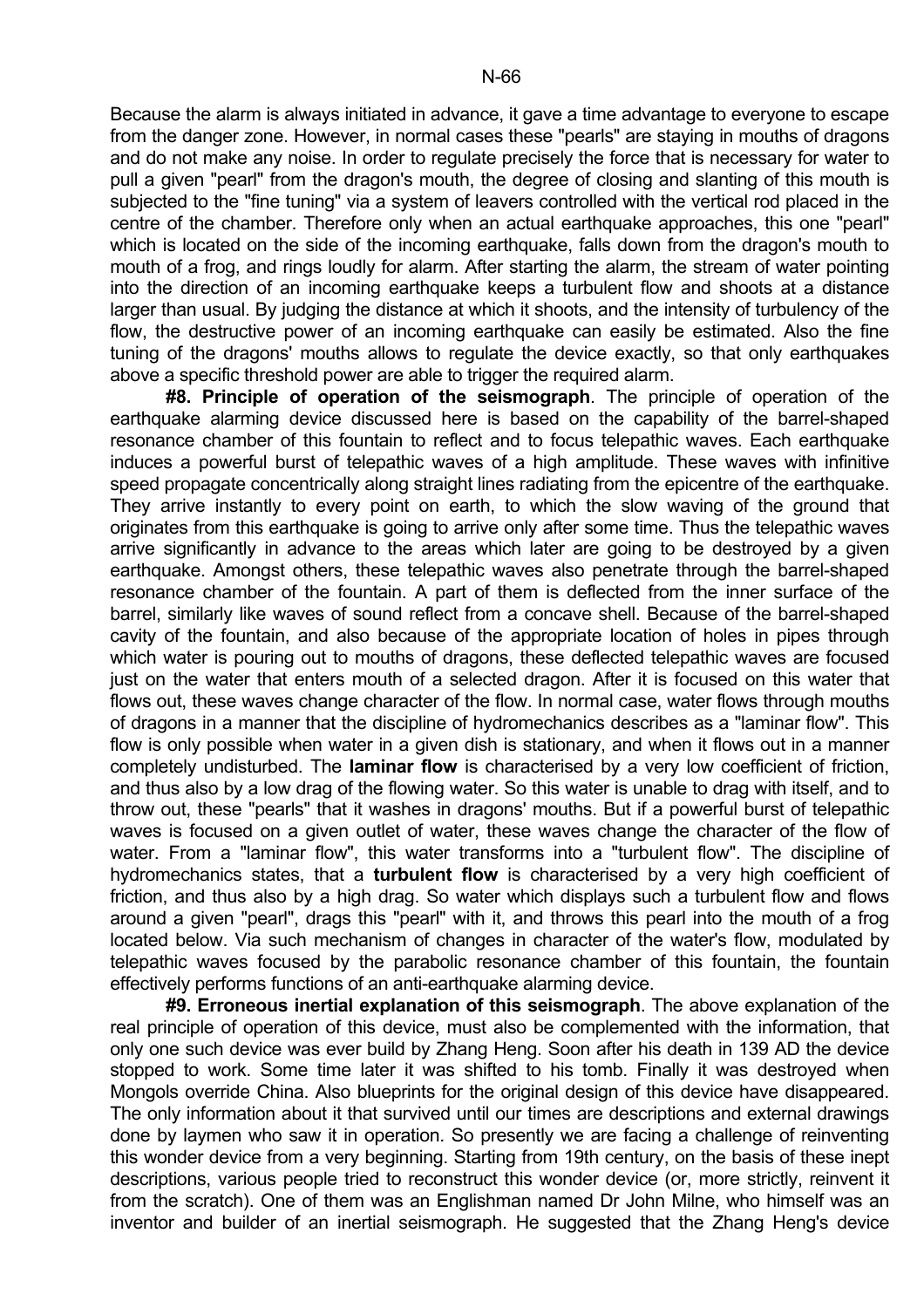Because the alarm is always initiated in advance, it gave a time advantage to everyone to escape from the danger zone. However, in normal cases these "pearls" are staying in mouths of dragons and do not make any noise. In order to regulate precisely the force that is necessary for water to pull a given "pearl" from the dragon's mouth, the degree of closing and slanting of this mouth is subjected to the "fine tuning" via a system of leavers controlled with the vertical rod placed in the centre of the chamber. Therefore only when an actual earthquake approaches, this one "pearl" which is located on the side of the incoming earthquake, falls down from the dragon's mouth to mouth of a frog, and rings loudly for alarm. After starting the alarm, the stream of water pointing into the direction of an incoming earthquake keeps a turbulent flow and shoots at a distance larger than usual. By judging the distance at which it shoots, and the intensity of turbulency of the flow, the destructive power of an incoming earthquake can easily be estimated. Also the fine tuning of the dragons' mouths allows to regulate the device exactly, so that only earthquakes above a specific threshold power are able to trigger the required alarm.

**#8. Principle of operation of the seismograph**. The principle of operation of the earthquake alarming device discussed here is based on the capability of the barrel-shaped resonance chamber of this fountain to reflect and to focus telepathic waves. Each earthquake induces a powerful burst of telepathic waves of a high amplitude. These waves with infinitive speed propagate concentrically along straight lines radiating from the epicentre of the earthquake. They arrive instantly to every point on earth, to which the slow waving of the ground that originates from this earthquake is going to arrive only after some time. Thus the telepathic waves arrive significantly in advance to the areas which later are going to be destroyed by a given earthquake. Amongst others, these telepathic waves also penetrate through the barrel-shaped resonance chamber of the fountain. A part of them is deflected from the inner surface of the barrel, similarly like waves of sound reflect from a concave shell. Because of the barrel-shaped cavity of the fountain, and also because of the appropriate location of holes in pipes through which water is pouring out to mouths of dragons, these deflected telepathic waves are focused just on the water that enters mouth of a selected dragon. After it is focused on this water that flows out, these waves change character of the flow. In normal case, water flows through mouths of dragons in a manner that the discipline of hydromechanics describes as a "laminar flow". This flow is only possible when water in a given dish is stationary, and when it flows out in a manner completely undisturbed. The **laminar flow** is characterised by a very low coefficient of friction, and thus also by a low drag of the flowing water. So this water is unable to drag with itself, and to throw out, these "pearls" that it washes in dragons' mouths. But if a powerful burst of telepathic waves is focused on a given outlet of water, these waves change the character of the flow of water. From a "laminar flow", this water transforms into a "turbulent flow". The discipline of hydromechanics states, that a **turbulent flow** is characterised by a very high coefficient of friction, and thus also by a high drag. So water which displays such a turbulent flow and flows around a given "pearl", drags this "pearl" with it, and throws this pearl into the mouth of a frog located below. Via such mechanism of changes in character of the water's flow, modulated by telepathic waves focused by the parabolic resonance chamber of this fountain, the fountain effectively performs functions of an anti-earthquake alarming device.

**#9. Erroneous inertial explanation of this seismograph**. The above explanation of the real principle of operation of this device, must also be complemented with the information, that only one such device was ever build by Zhang Heng. Soon after his death in 139 AD the device stopped to work. Some time later it was shifted to his tomb. Finally it was destroyed when Mongols override China. Also blueprints for the original design of this device have disappeared. The only information about it that survived until our times are descriptions and external drawings done by laymen who saw it in operation. So presently we are facing a challenge of reinventing this wonder device from a very beginning. Starting from 19th century, on the basis of these inept descriptions, various people tried to reconstruct this wonder device (or, more strictly, reinvent it from the scratch). One of them was an Englishman named Dr John Milne, who himself was an inventor and builder of an inertial seismograph. He suggested that the Zhang Heng's device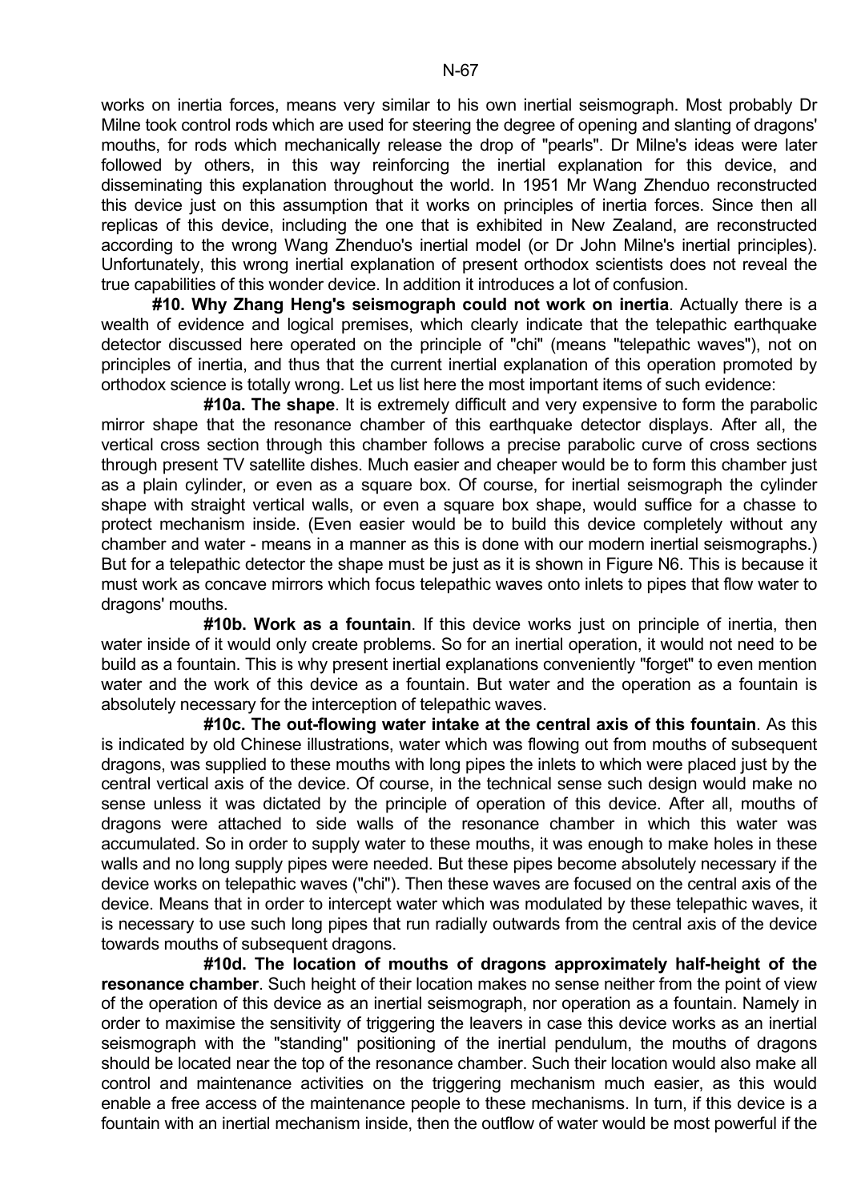works on inertia forces, means very similar to his own inertial seismograph. Most probably Dr Milne took control rods which are used for steering the degree of opening and slanting of dragons' mouths, for rods which mechanically release the drop of "pearls". Dr Milne's ideas were later followed by others, in this way reinforcing the inertial explanation for this device, and disseminating this explanation throughout the world. In 1951 Mr Wang Zhenduo reconstructed this device just on this assumption that it works on principles of inertia forces. Since then all replicas of this device, including the one that is exhibited in New Zealand, are reconstructed according to the wrong Wang Zhenduo's inertial model (or Dr John Milne's inertial principles). Unfortunately, this wrong inertial explanation of present orthodox scientists does not reveal the true capabilities of this wonder device. In addition it introduces a lot of confusion.

**#10. Why Zhang Heng's seismograph could not work on inertia**. Actually there is a wealth of evidence and logical premises, which clearly indicate that the telepathic earthquake detector discussed here operated on the principle of "chi" (means "telepathic waves"), not on principles of inertia, and thus that the current inertial explanation of this operation promoted by orthodox science is totally wrong. Let us list here the most important items of such evidence:

**#10a. The shape**. It is extremely difficult and very expensive to form the parabolic mirror shape that the resonance chamber of this earthquake detector displays. After all, the vertical cross section through this chamber follows a precise parabolic curve of cross sections through present TV satellite dishes. Much easier and cheaper would be to form this chamber just as a plain cylinder, or even as a square box. Of course, for inertial seismograph the cylinder shape with straight vertical walls, or even a square box shape, would suffice for a chasse to protect mechanism inside. (Even easier would be to build this device completely without any chamber and water - means in a manner as this is done with our modern inertial seismographs.) But for a telepathic detector the shape must be just as it is shown in Figure N6. This is because it must work as concave mirrors which focus telepathic waves onto inlets to pipes that flow water to dragons' mouths.

**#10b. Work as a fountain**. If this device works just on principle of inertia, then water inside of it would only create problems. So for an inertial operation, it would not need to be build as a fountain. This is why present inertial explanations conveniently "forget" to even mention water and the work of this device as a fountain. But water and the operation as a fountain is absolutely necessary for the interception of telepathic waves.

**#10c. The out-flowing water intake at the central axis of this fountain**. As this is indicated by old Chinese illustrations, water which was flowing out from mouths of subsequent dragons, was supplied to these mouths with long pipes the inlets to which were placed just by the central vertical axis of the device. Of course, in the technical sense such design would make no sense unless it was dictated by the principle of operation of this device. After all, mouths of dragons were attached to side walls of the resonance chamber in which this water was accumulated. So in order to supply water to these mouths, it was enough to make holes in these walls and no long supply pipes were needed. But these pipes become absolutely necessary if the device works on telepathic waves ("chi"). Then these waves are focused on the central axis of the device. Means that in order to intercept water which was modulated by these telepathic waves, it is necessary to use such long pipes that run radially outwards from the central axis of the device towards mouths of subsequent dragons.

**#10d. The location of mouths of dragons approximately half-height of the resonance chamber**. Such height of their location makes no sense neither from the point of view of the operation of this device as an inertial seismograph, nor operation as a fountain. Namely in order to maximise the sensitivity of triggering the leavers in case this device works as an inertial seismograph with the "standing" positioning of the inertial pendulum, the mouths of dragons should be located near the top of the resonance chamber. Such their location would also make all control and maintenance activities on the triggering mechanism much easier, as this would enable a free access of the maintenance people to these mechanisms. In turn, if this device is a fountain with an inertial mechanism inside, then the outflow of water would be most powerful if the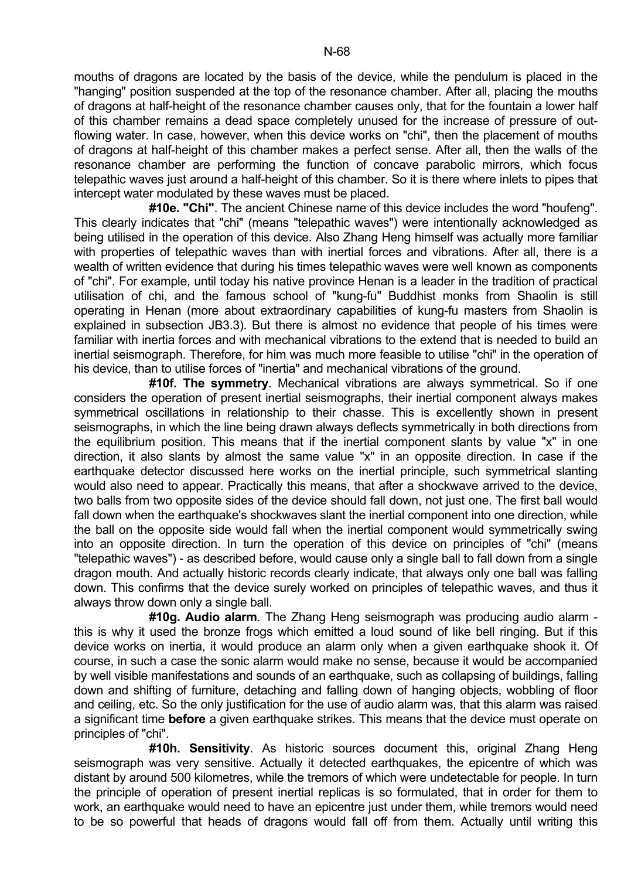mouths of dragons are located by the basis of the device, while the pendulum is placed in the "hanging" position suspended at the top of the resonance chamber. After all, placing the mouths of dragons at half-height of the resonance chamber causes only, that for the fountain a lower half of this chamber remains a dead space completely unused for the increase of pressure of out-flowing water. In case, however, when this device works on "chi", then the placement of mouths of dragons at half-height of this chamber makes a perfect sense. After all, then the walls of the resonance chamber are performing the function of concave parabolic mirrors, which focus telepathic waves just around a half-height of this chamber. So it is there where inlets to pipes that intercept water modulated by these waves must be placed.

**#10e. "Chi"**. The ancient Chinese name of this device includes the word "houfeng". This clearly indicates that "chi" (means "telepathic waves") were intentionally acknowledged as being utilised in the operation of this device. Also Zhang Heng himself was actually more familiar with properties of telepathic waves than with inertial forces and vibrations. After all, there is a wealth of written evidence that during his times telepathic waves were well known as components of "chi". For example, until today his native province Henan is a leader in the tradition of practical utilisation of chi, and the famous school of "kung-fu" Buddhist monks from Shaolin is still operating in Henan (more about extraordinary capabilities of kung-fu masters from Shaolin is explained in subsection JB3.3). But there is almost no evidence that people of his times were familiar with inertia forces and with mechanical vibrations to the extend that is needed to build an inertial seismograph. Therefore, for him was much more feasible to utilise "chi" in the operation of his device, than to utilise forces of "inertia" and mechanical vibrations of the ground.

**#10f. The symmetry**. Mechanical vibrations are always symmetrical. So if one considers the operation of present inertial seismographs, their inertial component always makes symmetrical oscillations in relationship to their chasse. This is excellently shown in present seismographs, in which the line being drawn always deflects symmetrically in both directions from the equilibrium position. This means that if the inertial component slants by value "x" in one direction, it also slants by almost the same value "x" in an opposite direction. In case if the earthquake detector discussed here works on the inertial principle, such symmetrical slanting would also need to appear. Practically this means, that after a shockwave arrived to the device, two balls from two opposite sides of the device should fall down, not just one. The first ball would fall down when the earthquake's shockwaves slant the inertial component into one direction, while the ball on the opposite side would fall when the inertial component would symmetrically swing into an opposite direction. In turn the operation of this device on principles of "chi" (means "telepathic waves") - as described before, would cause only a single ball to fall down from a single dragon mouth. And actually historic records clearly indicate, that always only one ball was falling down. This confirms that the device surely worked on principles of telepathic waves, and thus it always throw down only a single ball.

**#10g. Audio alarm**. The Zhang Heng seismograph was producing audio alarm - this is why it used the bronze frogs which emitted a loud sound of like bell ringing. But if this device works on inertia, it would produce an alarm only when a given earthquake shook it. Of course, in such a case the sonic alarm would make no sense, because it would be accompanied by well visible manifestations and sounds of an earthquake, such as collapsing of buildings, falling down and shifting of furniture, detaching and falling down of hanging objects, wobbling of floor and ceiling, etc. So the only justification for the use of audio alarm was, that this alarm was raised a significant time **before** a given earthquake strikes. This means that the device must operate on principles of "chi".

**#10h. Sensitivity**. As historic sources document this, original Zhang Heng seismograph was very sensitive. Actually it detected earthquakes, the epicentre of which was distant by around 500 kilometres, while the tremors of which were undetectable for people. In turn the principle of operation of present inertial replicas is so formulated, that in order for them to work, an earthquake would need to have an epicentre just under them, while tremors would need to be so powerful that heads of dragons would fall off from them. Actually until writing this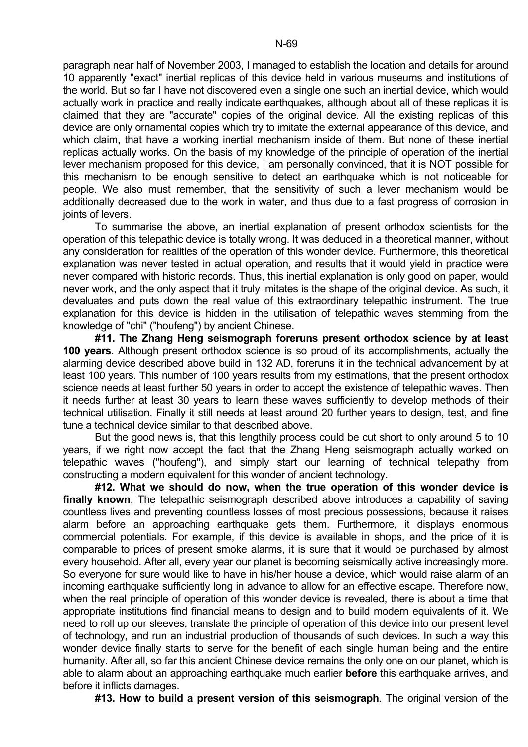paragraph near half of November 2003, I managed to establish the location and details for around 10 apparently "exact" inertial replicas of this device held in various museums and institutions of the world. But so far I have not discovered even a single one such an inertial device, which would actually work in practice and really indicate earthquakes, although about all of these replicas it is claimed that they are "accurate" copies of the original device. All the existing replicas of this device are only ornamental copies which try to imitate the external appearance of this device, and which claim, that have a working inertial mechanism inside of them. But none of these inertial replicas actually works. On the basis of my knowledge of the principle of operation of the inertial lever mechanism proposed for this device, I am personally convinced, that it is NOT possible for this mechanism to be enough sensitive to detect an earthquake which is not noticeable for people. We also must remember, that the sensitivity of such a lever mechanism would be additionally decreased due to the work in water, and thus due to a fast progress of corrosion in joints of levers.

To summarise the above, an inertial explanation of present orthodox scientists for the operation of this telepathic device is totally wrong. It was deduced in a theoretical manner, without any consideration for realities of the operation of this wonder device. Furthermore, this theoretical explanation was never tested in actual operation, and results that it would yield in practice were never compared with historic records. Thus, this inertial explanation is only good on paper, would never work, and the only aspect that it truly imitates is the shape of the original device. As such, it devaluates and puts down the real value of this extraordinary telepathic instrument. The true explanation for this device is hidden in the utilisation of telepathic waves stemming from the knowledge of "chi" ("houfeng") by ancient Chinese.

**#11. The Zhang Heng seismograph foreruns present orthodox science by at least 100 years**. Although present orthodox science is so proud of its accomplishments, actually the alarming device described above build in 132 AD, foreruns it in the technical advancement by at least 100 years. This number of 100 years results from my estimations, that the present orthodox science needs at least further 50 years in order to accept the existence of telepathic waves. Then it needs further at least 30 years to learn these waves sufficiently to develop methods of their technical utilisation. Finally it still needs at least around 20 further years to design, test, and fine tune a technical device similar to that described above.

But the good news is, that this lengthily process could be cut short to only around 5 to 10 years, if we right now accept the fact that the Zhang Heng seismograph actually worked on telepathic waves ("houfeng"), and simply start our learning of technical telepathy from constructing a modern equivalent for this wonder of ancient technology.

**#12. What we should do now, when the true operation of this wonder device is finally known**. The telepathic seismograph described above introduces a capability of saving countless lives and preventing countless losses of most precious possessions, because it raises alarm before an approaching earthquake gets them. Furthermore, it displays enormous commercial potentials. For example, if this device is available in shops, and the price of it is comparable to prices of present smoke alarms, it is sure that it would be purchased by almost every household. After all, every year our planet is becoming seismically active increasingly more. So everyone for sure would like to have in his/her house a device, which would raise alarm of an incoming earthquake sufficiently long in advance to allow for an effective escape. Therefore now, when the real principle of operation of this wonder device is revealed, there is about a time that appropriate institutions find financial means to design and to build modern equivalents of it. We need to roll up our sleeves, translate the principle of operation of this device into our present level of technology, and run an industrial production of thousands of such devices. In such a way this wonder device finally starts to serve for the benefit of each single human being and the entire humanity. After all, so far this ancient Chinese device remains the only one on our planet, which is able to alarm about an approaching earthquake much earlier **before** this earthquake arrives, and before it inflicts damages.

**#13. How to build a present version of this seismograph**. The original version of the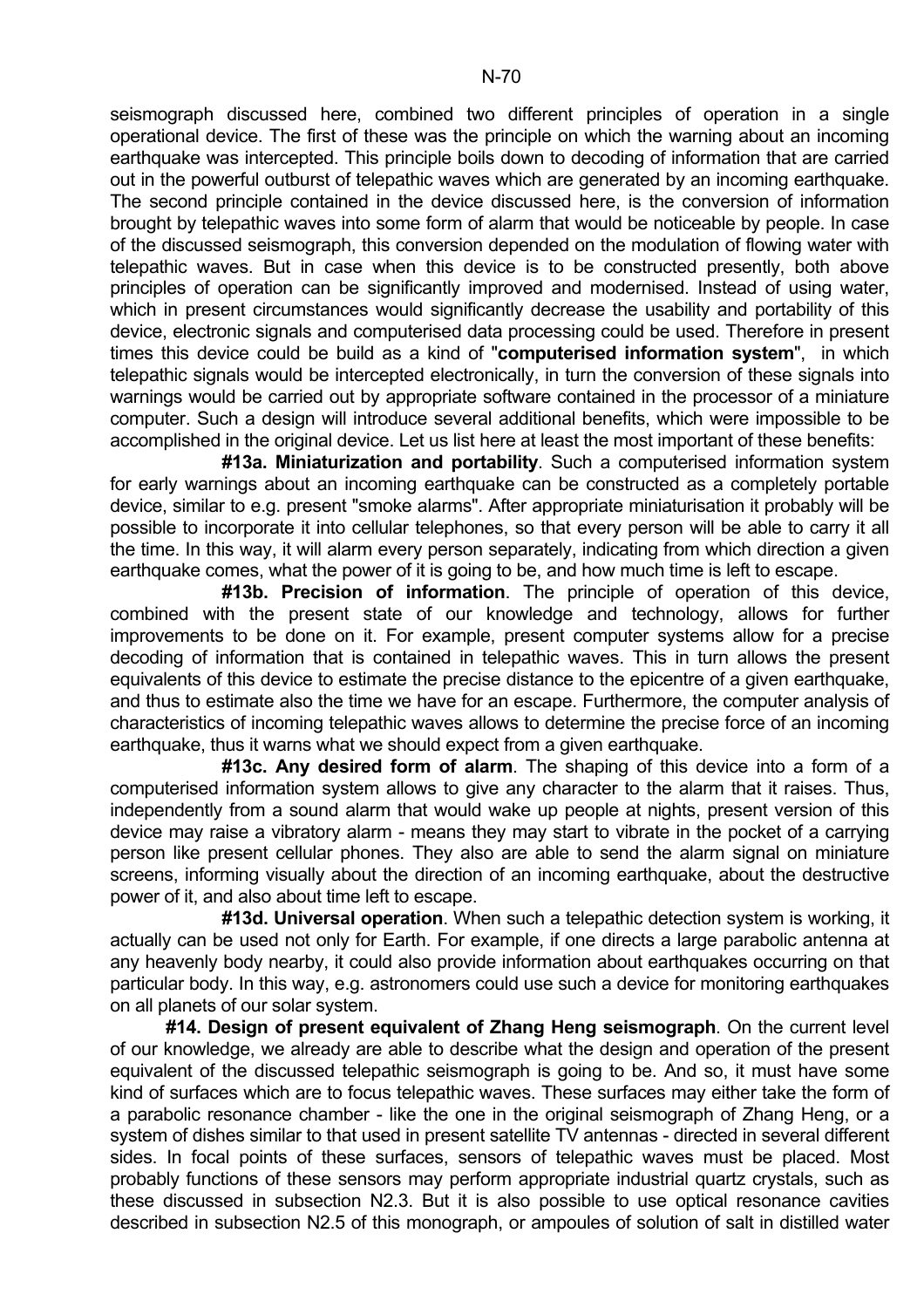seismograph discussed here, combined two different principles of operation in a single operational device. The first of these was the principle on which the warning about an incoming earthquake was intercepted. This principle boils down to decoding of information that are carried out in the powerful outburst of telepathic waves which are generated by an incoming earthquake. The second principle contained in the device discussed here, is the conversion of information brought by telepathic waves into some form of alarm that would be noticeable by people. In case of the discussed seismograph, this conversion depended on the modulation of flowing water with telepathic waves. But in case when this device is to be constructed presently, both above principles of operation can be significantly improved and modernised. Instead of using water, which in present circumstances would significantly decrease the usability and portability of this device, electronic signals and computerised data processing could be used. Therefore in present times this device could be build as a kind of "**computerised information system**", in which telepathic signals would be intercepted electronically, in turn the conversion of these signals into warnings would be carried out by appropriate software contained in the processor of a miniature computer. Such a design will introduce several additional benefits, which were impossible to be accomplished in the original device. Let us list here at least the most important of these benefits:

**#13a. Miniaturization and portability**. Such a computerised information system for early warnings about an incoming earthquake can be constructed as a completely portable device, similar to e.g. present "smoke alarms". After appropriate miniaturisation it probably will be possible to incorporate it into cellular telephones, so that every person will be able to carry it all the time. In this way, it will alarm every person separately, indicating from which direction a given earthquake comes, what the power of it is going to be, and how much time is left to escape.

**#13b. Precision of information**. The principle of operation of this device, combined with the present state of our knowledge and technology, allows for further improvements to be done on it. For example, present computer systems allow for a precise decoding of information that is contained in telepathic waves. This in turn allows the present equivalents of this device to estimate the precise distance to the epicentre of a given earthquake, and thus to estimate also the time we have for an escape. Furthermore, the computer analysis of characteristics of incoming telepathic waves allows to determine the precise force of an incoming earthquake, thus it warns what we should expect from a given earthquake.

**#13c. Any desired form of alarm**. The shaping of this device into a form of a computerised information system allows to give any character to the alarm that it raises. Thus, independently from a sound alarm that would wake up people at nights, present version of this device may raise a vibratory alarm - means they may start to vibrate in the pocket of a carrying person like present cellular phones. They also are able to send the alarm signal on miniature screens, informing visually about the direction of an incoming earthquake, about the destructive power of it, and also about time left to escape.

**#13d. Universal operation**. When such a telepathic detection system is working, it actually can be used not only for Earth. For example, if one directs a large parabolic antenna at any heavenly body nearby, it could also provide information about earthquakes occurring on that particular body. In this way, e.g. astronomers could use such a device for monitoring earthquakes on all planets of our solar system.

**#14. Design of present equivalent of Zhang Heng seismograph**. On the current level of our knowledge, we already are able to describe what the design and operation of the present equivalent of the discussed telepathic seismograph is going to be. And so, it must have some kind of surfaces which are to focus telepathic waves. These surfaces may either take the form of a parabolic resonance chamber - like the one in the original seismograph of Zhang Heng, or a system of dishes similar to that used in present satellite TV antennas - directed in several different sides. In focal points of these surfaces, sensors of telepathic waves must be placed. Most probably functions of these sensors may perform appropriate industrial quartz crystals, such as these discussed in subsection N2.3. But it is also possible to use optical resonance cavities described in subsection N2.5 of this monograph, or ampoules of solution of salt in distilled water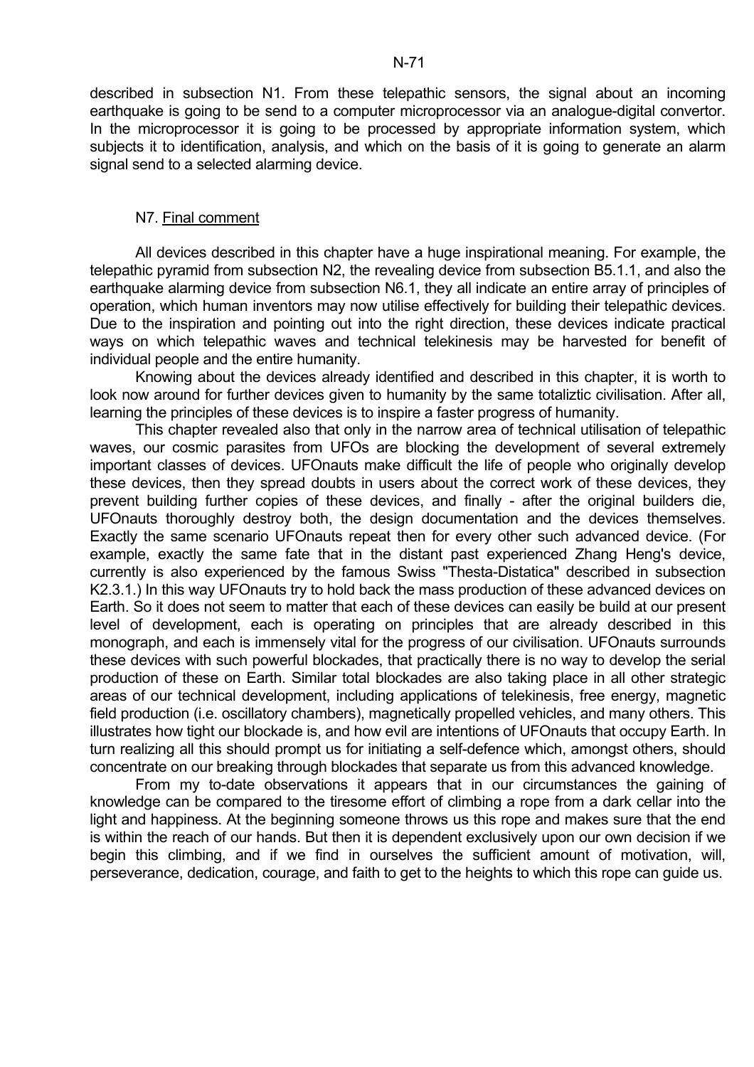described in subsection N1. From these telepathic sensors, the signal about an incoming earthquake is going to be send to a computer microprocessor via an analogue-digital convertor. In the microprocessor it is going to be processed by appropriate information system, which subjects it to identification, analysis, and which on the basis of it is going to generate an alarm signal send to a selected alarming device.

## N7. Final comment

All devices described in this chapter have a huge inspirational meaning. For example, the telepathic pyramid from subsection N2, the revealing device from subsection B5.1.1, and also the earthquake alarming device from subsection N6.1, they all indicate an entire array of principles of operation, which human inventors may now utilise effectively for building their telepathic devices. Due to the inspiration and pointing out into the right direction, these devices indicate practical ways on which telepathic waves and technical telekinesis may be harvested for benefit of individual people and the entire humanity.

Knowing about the devices already identified and described in this chapter, it is worth to look now around for further devices given to humanity by the same totaliztic civilisation. After all, learning the principles of these devices is to inspire a faster progress of humanity.

This chapter revealed also that only in the narrow area of technical utilisation of telepathic waves, our cosmic parasites from UFOs are blocking the development of several extremely important classes of devices. UFOnauts make difficult the life of people who originally develop these devices, then they spread doubts in users about the correct work of these devices, they prevent building further copies of these devices, and finally - after the original builders die, UFOnauts thoroughly destroy both, the design documentation and the devices themselves. Exactly the same scenario UFOnauts repeat then for every other such advanced device. (For example, exactly the same fate that in the distant past experienced Zhang Heng's device, currently is also experienced by the famous Swiss "Thesta-Distatica" described in subsection K2.3.1.) In this way UFOnauts try to hold back the mass production of these advanced devices on Earth. So it does not seem to matter that each of these devices can easily be build at our present level of development, each is operating on principles that are already described in this monograph, and each is immensely vital for the progress of our civilisation. UFOnauts surrounds these devices with such powerful blockades, that practically there is no way to develop the serial production of these on Earth. Similar total blockades are also taking place in all other strategic areas of our technical development, including applications of telekinesis, free energy, magnetic field production (i.e. oscillatory chambers), magnetically propelled vehicles, and many others. This illustrates how tight our blockade is, and how evil are intentions of UFOnauts that occupy Earth. In turn realizing all this should prompt us for initiating a self-defence which, amongst others, should concentrate on our breaking through blockades that separate us from this advanced knowledge.

From my to-date observations it appears that in our circumstances the gaining of knowledge can be compared to the tiresome effort of climbing a rope from a dark cellar into the light and happiness. At the beginning someone throws us this rope and makes sure that the end is within the reach of our hands. But then it is dependent exclusively upon our own decision if we begin this climbing, and if we find in ourselves the sufficient amount of motivation, will, perseverance, dedication, courage, and faith to get to the heights to which this rope can guide us.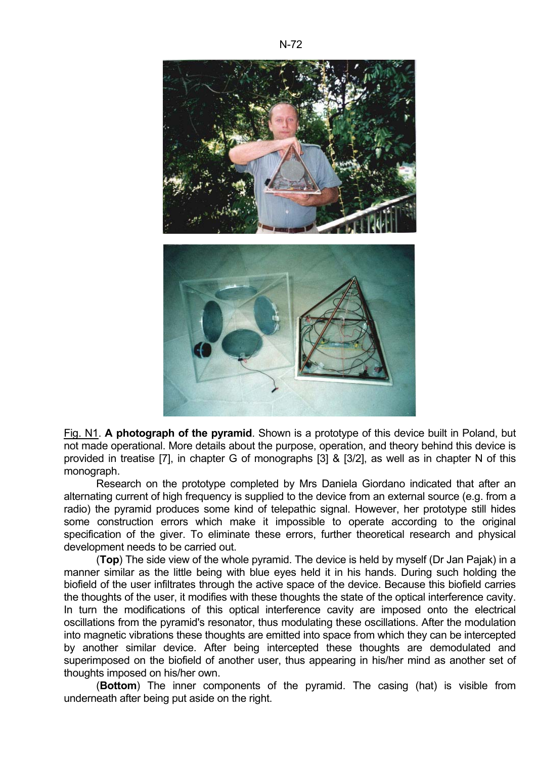Fig. N1. **A photograph of the pyramid**. Shown is a prototype of this device built in Poland, but not made operational. More details about the purpose, operation, and theory behind this device is provided in treatise [7], in chapter G of monographs [3] & [3/2], as well as in chapter N of this monograph.

Research on the prototype completed by Mrs Daniela Giordano indicated that after an alternating current of high frequency is supplied to the device from an external source (e.g. from a radio) the pyramid produces some kind of telepathic signal. However, her prototype still hides some construction errors which make it impossible to operate according to the original specification of the giver. To eliminate these errors, further theoretical research and physical development needs to be carried out.

(**Top**) The side view of the whole pyramid. The device is held by myself (Dr Jan Pajak) in a manner similar as the little being with blue eyes held it in his hands. During such holding the biofield of the user infiltrates through the active space of the device. Because this biofield carries the thoughts of the user, it modifies with these thoughts the state of the optical interference cavity. In turn the modifications of this optical interference cavity are imposed onto the electrical oscillations from the pyramid's resonator, thus modulating these oscillations. After the modulation into magnetic vibrations these thoughts are emitted into space from which they can be intercepted by another similar device. After being intercepted these thoughts are demodulated and superimposed on the biofield of another user, thus appearing in his/her mind as another set of thoughts imposed on his/her own.

(**Bottom**) The inner components of the pyramid. The casing (hat) is visible from underneath after being put aside on the right.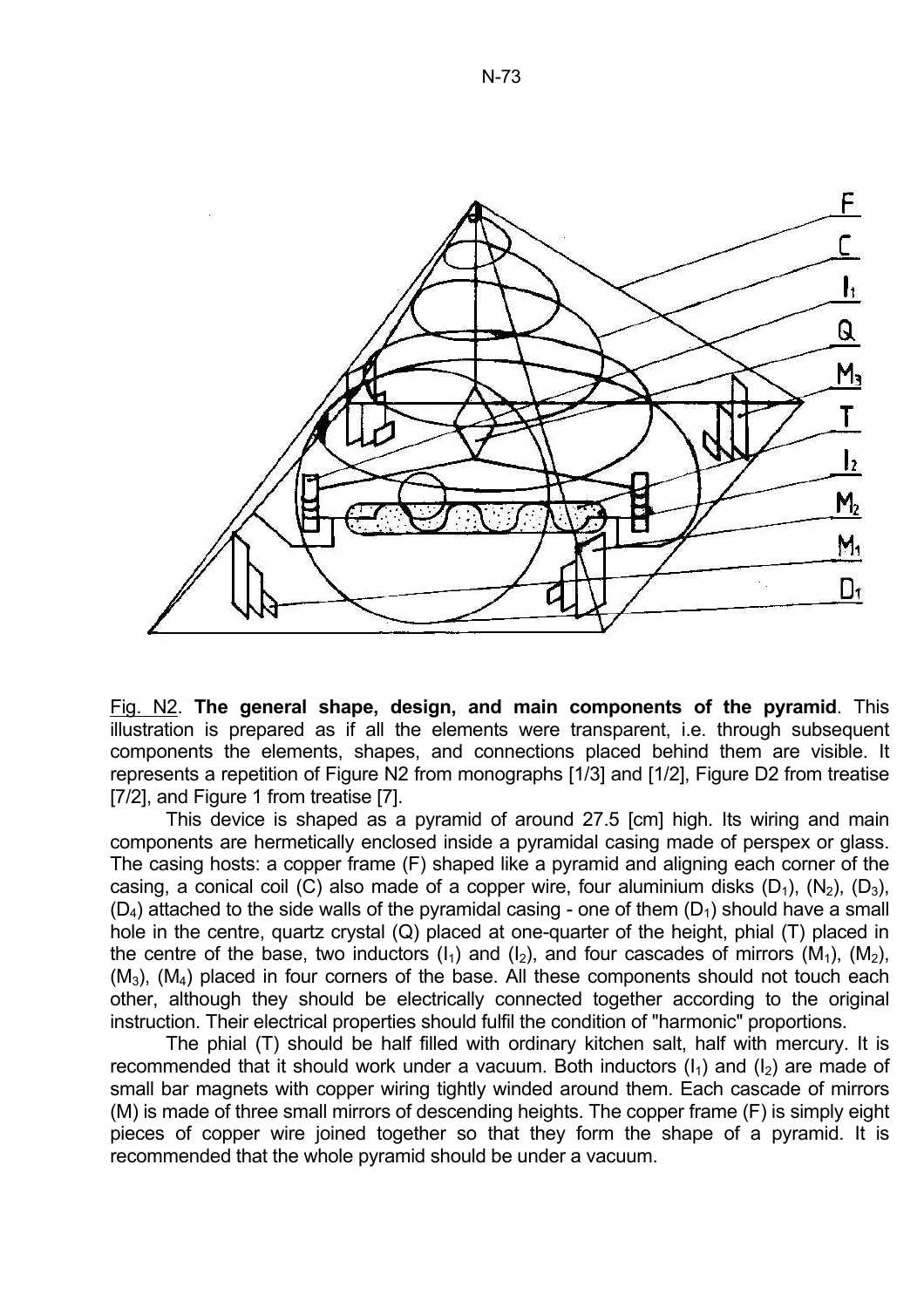Fig. N2. **The general shape, design, and main components of the pyramid**. This illustration is prepared as if all the elements were transparent, i.e. through subsequent components the elements, shapes, and connections placed behind them are visible. It represents a repetition of Figure N2 from monographs [1/3] and [1/2], Figure D2 from treatise [7/2], and Figure 1 from treatise [7].

This device is shaped as a pyramid of around 27.5 [cm] high. Its wiring and main components are hermetically enclosed inside a pyramidal casing made of perspex or glass. The casing hosts: a copper frame (F) shaped like a pyramid and aligning each corner of the casing, a conical coil (C) also made of a copper wire, four aluminium disks ($D_1$), ($N_2$), ($D_3$), ($D_4$) attached to the side walls of the pyramidal casing - one of them ($D_1$) should have a small hole in the centre, quartz crystal (Q) placed at one-quarter of the height, phial (T) placed in the centre of the base, two inductors ($I_1$) and ($I_2$), and four cascades of mirrors ($M_1$), ($M_2$), ($M_3$), ($M_4$) placed in four corners of the base. All these components should not touch each other, although they should be electrically connected together according to the original instruction. Their electrical properties should fulfil the condition of "harmonic" proportions.

The phial (T) should be half filled with ordinary kitchen salt, half with mercury. It is recommended that it should work under a vacuum. Both inductors ($I_1$) and ($I_2$) are made of small bar magnets with copper wiring tightly winded around them. Each cascade of mirrors (M) is made of three small mirrors of descending heights. The copper frame (F) is simply eight pieces of copper wire joined together so that they form the shape of a pyramid. It is recommended that the whole pyramid should be under a vacuum.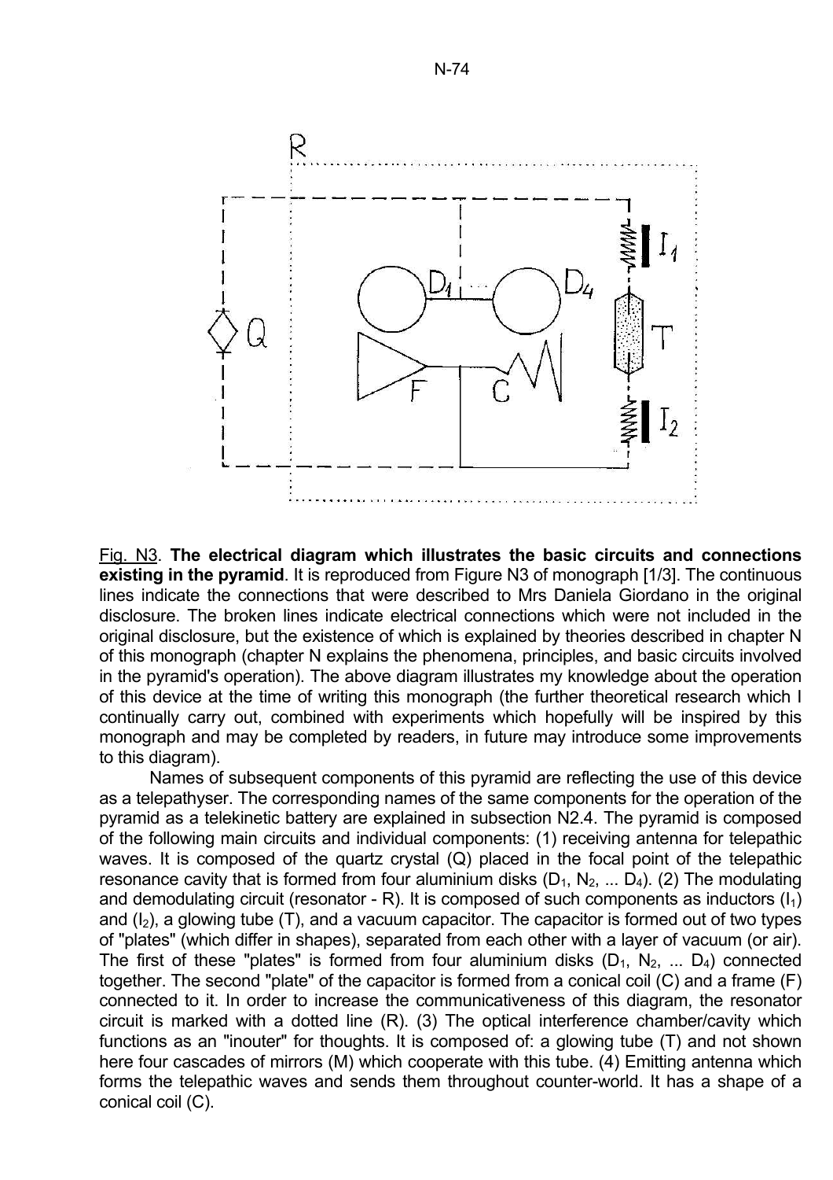Fig. N3. **The electrical diagram which illustrates the basic circuits and connections existing in the pyramid**. It is reproduced from Figure N3 of monograph [1/3]. The continuous lines indicate the connections that were described to Mrs Daniela Giordano in the original disclosure. The broken lines indicate electrical connections which were not included in the original disclosure, but the existence of which is explained by theories described in chapter N of this monograph (chapter N explains the phenomena, principles, and basic circuits involved in the pyramid's operation). The above diagram illustrates my knowledge about the operation of this device at the time of writing this monograph (the further theoretical research which I continually carry out, combined with experiments which hopefully will be inspired by this monograph and may be completed by readers, in future may introduce some improvements to this diagram).

Names of subsequent components of this pyramid are reflecting the use of this device as a telepathyser. The corresponding names of the same components for the operation of the pyramid as a telekinetic battery are explained in subsection N2.4. The pyramid is composed of the following main circuits and individual components: (1) receiving antenna for telepathic waves. It is composed of the quartz crystal (Q) placed in the focal point of the telepathic resonance cavity that is formed from four aluminium disks ($D_1$, $N_2$, ... $D_4$). (2) The modulating and demodulating circuit (resonator - R). It is composed of such components as inductors ($I_1$) and ($I_2$), a glowing tube (T), and a vacuum capacitor. The capacitor is formed out of two types of "plates" (which differ in shapes), separated from each other with a layer of vacuum (or air). The first of these "plates" is formed from four aluminium disks ($D_1$, $N_2$, ... $D_4$) connected together. The second "plate" of the capacitor is formed from a conical coil (C) and a frame (F) connected to it. In order to increase the communicativeness of this diagram, the resonator circuit is marked with a dotted line (R). (3) The optical interference chamber/cavity which functions as an "inouter" for thoughts. It is composed of: a glowing tube (T) and not shown here four cascades of mirrors (M) which cooperate with this tube. (4) Emitting antenna which forms the telepathic waves and sends them throughout counter-world. It has a shape of a conical coil (C).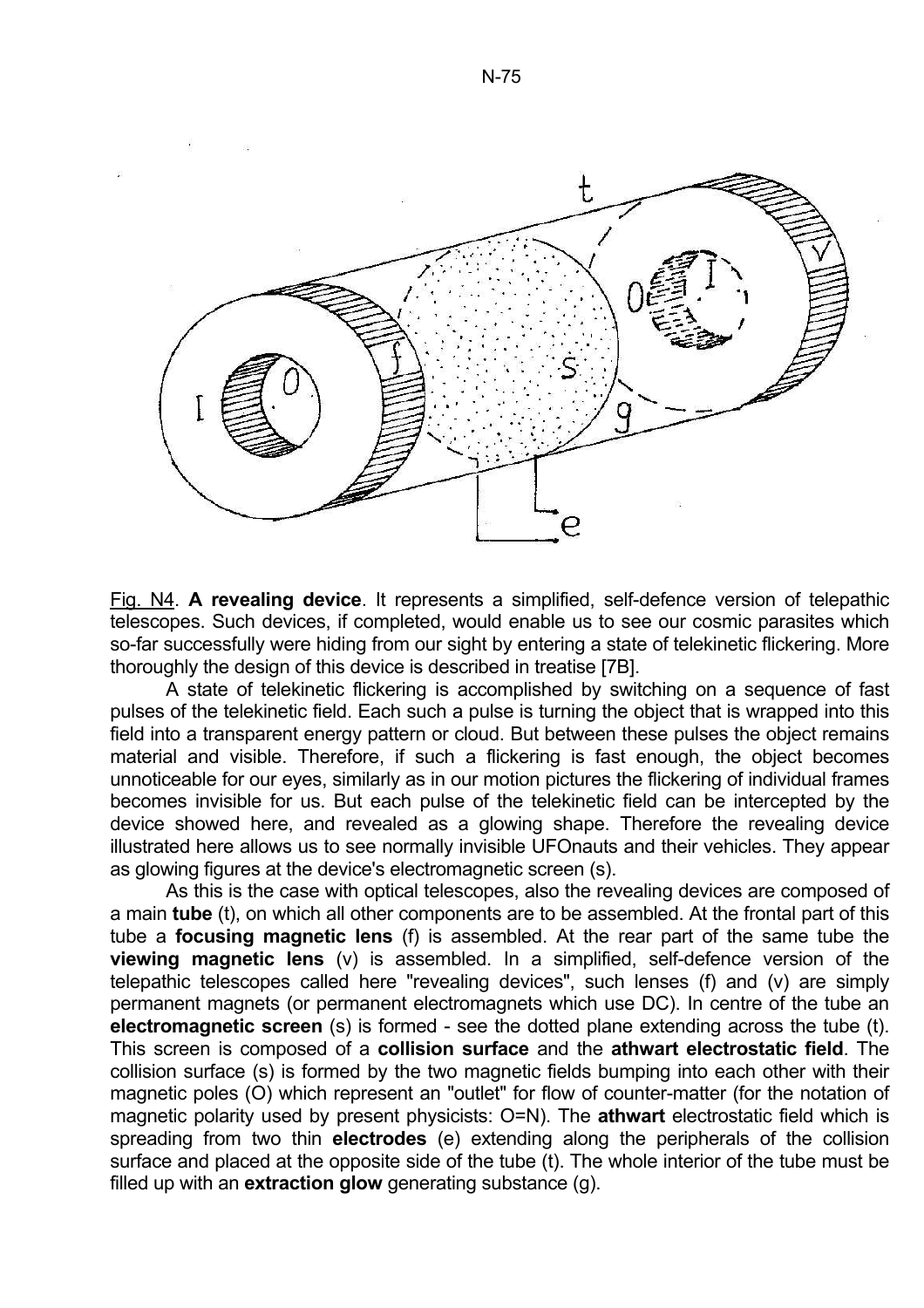Fig. N4. **A revealing device**. It represents a simplified, self-defence version of telepathic telescopes. Such devices, if completed, would enable us to see our cosmic parasites which so-far successfully were hiding from our sight by entering a state of telekinetic flickering. More thoroughly the design of this device is described in treatise [7B].

A state of telekinetic flickering is accomplished by switching on a sequence of fast pulses of the telekinetic field. Each such a pulse is turning the object that is wrapped into this field into a transparent energy pattern or cloud. But between these pulses the object remains material and visible. Therefore, if such a flickering is fast enough, the object becomes unnoticeable for our eyes, similarly as in our motion pictures the flickering of individual frames becomes invisible for us. But each pulse of the telekinetic field can be intercepted by the device showed here, and revealed as a glowing shape. Therefore the revealing device illustrated here allows us to see normally invisible UFOnauts and their vehicles. They appear as glowing figures at the device's electromagnetic screen (s).

As this is the case with optical telescopes, also the revealing devices are composed of a main **tube** (t), on which all other components are to be assembled. At the frontal part of this tube a **focusing magnetic lens** (f) is assembled. At the rear part of the same tube the **viewing magnetic lens** (v) is assembled. In a simplified, self-defence version of the telepathic telescopes called here "revealing devices", such lenses (f) and (v) are simply permanent magnets (or permanent electromagnets which use DC). In centre of the tube an **electromagnetic screen** (s) is formed - see the dotted plane extending across the tube (t). This screen is composed of a **collision surface** and the **athwart electrostatic field**. The collision surface (s) is formed by the two magnetic fields bumping into each other with their magnetic poles (O) which represent an "outlet" for flow of counter-matter (for the notation of magnetic polarity used by present physicists: O=N). The **athwart** electrostatic field which is spreading from two thin **electrodes** (e) extending along the peripherals of the collision surface and placed at the opposite side of the tube (t). The whole interior of the tube must be filled up with an **extraction glow** generating substance (g).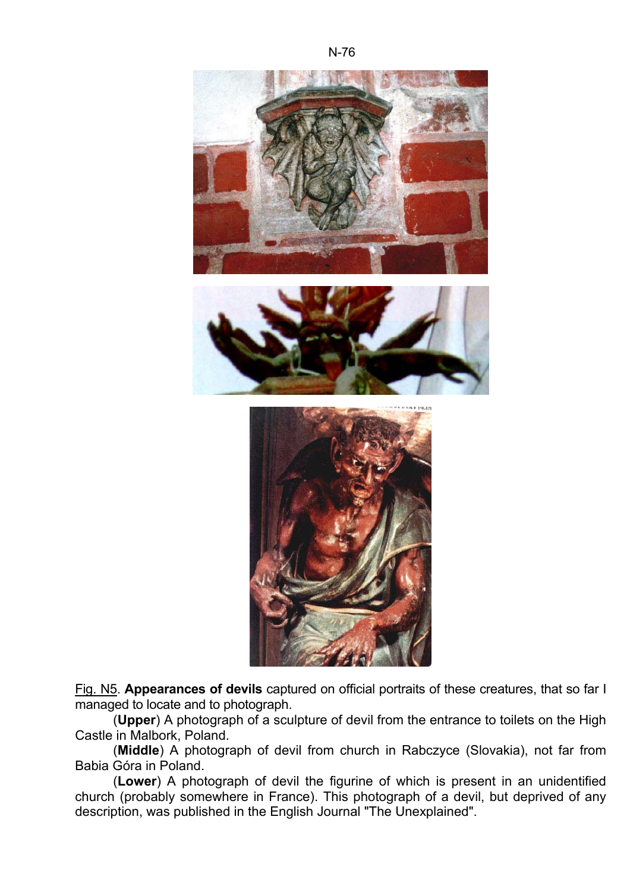Fig. N5. **Appearances of devils** captured on official portraits of these creatures, that so far I managed to locate and to photograph.

(**Upper**) A photograph of a sculpture of devil from the entrance to toilets on the High Castle in Malbork, Poland.

(**Middle**) A photograph of devil from church in Rabczyce (Slovakia), not far from Babia Góra in Poland.

(**Lower**) A photograph of devil the figurine of which is present in an unidentified church (probably somewhere in France). This photograph of a devil, but deprived of any description, was published in the English Journal "The Unexplained".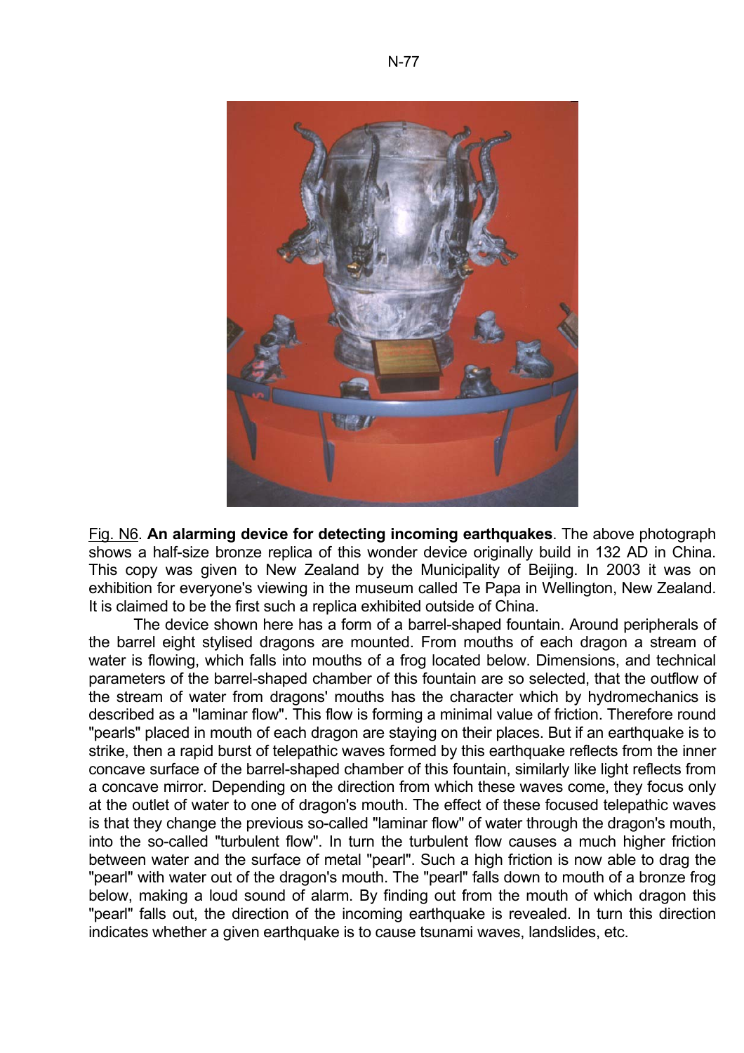Fig. N6. **An alarming device for detecting incoming earthquakes**. The above photograph shows a half-size bronze replica of this wonder device originally build in 132 AD in China. This copy was given to New Zealand by the Municipality of Beijing. In 2003 it was on exhibition for everyone's viewing in the museum called Te Papa in Wellington, New Zealand. It is claimed to be the first such a replica exhibited outside of China.

The device shown here has a form of a barrel-shaped fountain. Around peripherals of the barrel eight stylised dragons are mounted. From mouths of each dragon a stream of water is flowing, which falls into mouths of a frog located below. Dimensions, and technical parameters of the barrel-shaped chamber of this fountain are so selected, that the outflow of the stream of water from dragons' mouths has the character which by hydromechanics is described as a "laminar flow". This flow is forming a minimal value of friction. Therefore round "pearls" placed in mouth of each dragon are staying on their places. But if an earthquake is to strike, then a rapid burst of telepathic waves formed by this earthquake reflects from the inner concave surface of the barrel-shaped chamber of this fountain, similarly like light reflects from a concave mirror. Depending on the direction from which these waves come, they focus only at the outlet of water to one of dragon's mouth. The effect of these focused telepathic waves is that they change the previous so-called "laminar flow" of water through the dragon's mouth, into the so-called "turbulent flow". In turn the turbulent flow causes a much higher friction between water and the surface of metal "pearl". Such a high friction is now able to drag the "pearl" with water out of the dragon's mouth. The "pearl" falls down to mouth of a bronze frog below, making a loud sound of alarm. By finding out from the mouth of which dragon this "pearl" falls out, the direction of the incoming earthquake is revealed. In turn this direction indicates whether a given earthquake is to cause tsunami waves, landslides, etc.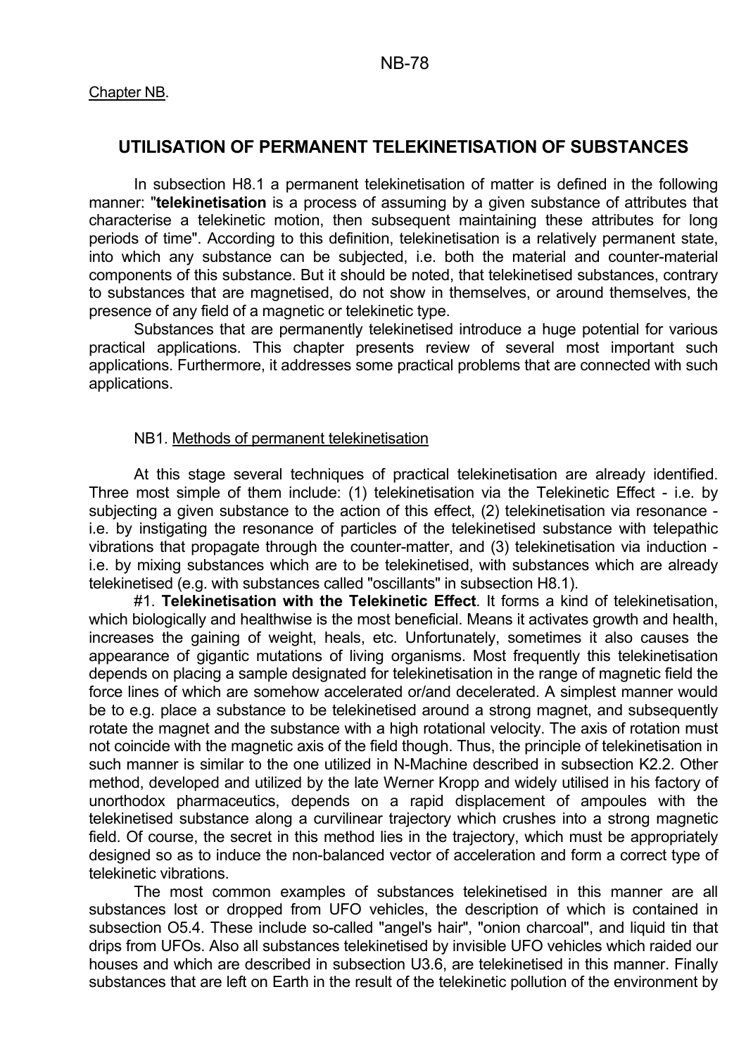Chapter NB.

## UTILISATION OF PERMANENT TELEKINETISATION OF SUBSTANCES

In subsection H8.1 a permanent telekinetisation of matter is defined in the following manner: "**telekinetisation** is a process of assuming by a given substance of attributes that characterise a telekinetic motion, then subsequent maintaining these attributes for long periods of time". According to this definition, telekinetisation is a relatively permanent state, into which any substance can be subjected, i.e. both the material and counter-material components of this substance. But it should be noted, that telekinetised substances, contrary to substances that are magnetised, do not show in themselves, or around themselves, the presence of any field of a magnetic or telekinetic type.

Substances that are permanently telekinetised introduce a huge potential for various practical applications. This chapter presents review of several most important such applications. Furthermore, it addresses some practical problems that are connected with such applications.

### NB1. Methods of permanent telekinetisation

At this stage several techniques of practical telekinetisation are already identified. Three most simple of them include: (1) telekinetisation via the Telekinetic Effect - i.e. by subjecting a given substance to the action of this effect, (2) telekinetisation via resonance - i.e. by instigating the resonance of particles of the telekinetised substance with telepathic vibrations that propagate through the counter-matter, and (3) telekinetisation via induction - i.e. by mixing substances which are to be telekinetised, with substances which are already telekinetised (e.g. with substances called "oscillants" in subsection H8.1).

#1. **Telekinetisation with the Telekinetic Effect**. It forms a kind of telekinetisation, which biologically and healthwise is the most beneficial. Means it activates growth and health, increases the gaining of weight, heals, etc. Unfortunately, sometimes it also causes the appearance of gigantic mutations of living organisms. Most frequently this telekinetisation depends on placing a sample designated for telekinetisation in the range of magnetic field the force lines of which are somehow accelerated or/and decelerated. A simplest manner would be to e.g. place a substance to be telekinetised around a strong magnet, and subsequently rotate the magnet and the substance with a high rotational velocity. The axis of rotation must not coincide with the magnetic axis of the field though. Thus, the principle of telekinetisation in such manner is similar to the one utilized in N-Machine described in subsection K2.2. Other method, developed and utilized by the late Werner Kropp and widely utilised in his factory of unorthodox pharmaceutics, depends on a rapid displacement of ampoules with the telekinetised substance along a curvilinear trajectory which crushes into a strong magnetic field. Of course, the secret in this method lies in the trajectory, which must be appropriately designed so as to induce the non-balanced vector of acceleration and form a correct type of telekinetic vibrations.

The most common examples of substances telekinetised in this manner are all substances lost or dropped from UFO vehicles, the description of which is contained in subsection O5.4. These include so-called "angel's hair", "onion charcoal", and liquid tin that drips from UFOs. Also all substances telekinetised by invisible UFO vehicles which raided our houses and which are described in subsection U3.6, are telekinetised in this manner. Finally substances that are left on Earth in the result of the telekinetic pollution of the environment by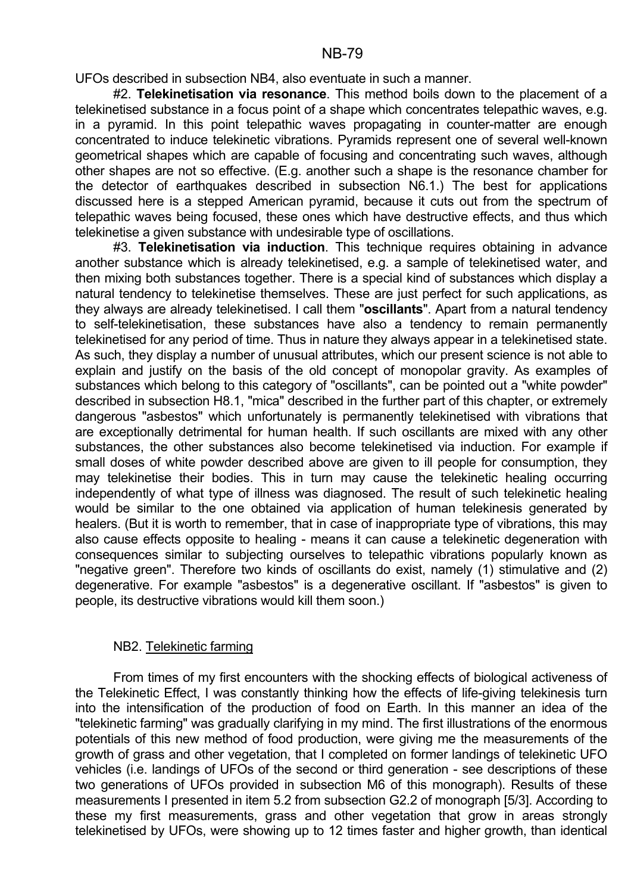UFOs described in subsection NB4, also eventuate in such a manner.

#2. **Telekinetisation via resonance**. This method boils down to the placement of a telekinetised substance in a focus point of a shape which concentrates telepathic waves, e.g. in a pyramid. In this point telepathic waves propagating in counter-matter are enough concentrated to induce telekinetic vibrations. Pyramids represent one of several well-known geometrical shapes which are capable of focusing and concentrating such waves, although other shapes are not so effective. (E.g. another such a shape is the resonance chamber for the detector of earthquakes described in subsection N6.1.) The best for applications discussed here is a stepped American pyramid, because it cuts out from the spectrum of telepathic waves being focused, these ones which have destructive effects, and thus which telekinetise a given substance with undesirable type of oscillations.

#3. **Telekinetisation via induction**. This technique requires obtaining in advance another substance which is already telekinetised, e.g. a sample of telekinetised water, and then mixing both substances together. There is a special kind of substances which display a natural tendency to telekinetise themselves. These are just perfect for such applications, as they always are already telekinetised. I call them "**oscillants**". Apart from a natural tendency to self-telekinetisation, these substances have also a tendency to remain permanently telekinetised for any period of time. Thus in nature they always appear in a telekinetised state. As such, they display a number of unusual attributes, which our present science is not able to explain and justify on the basis of the old concept of monopolar gravity. As examples of substances which belong to this category of "oscillants", can be pointed out a "white powder" described in subsection H8.1, "mica" described in the further part of this chapter, or extremely dangerous "asbestos" which unfortunately is permanently telekinetised with vibrations that are exceptionally detrimental for human health. If such oscillants are mixed with any other substances, the other substances also become telekinetised via induction. For example if small doses of white powder described above are given to ill people for consumption, they may telekinetise their bodies. This in turn may cause the telekinetic healing occurring independently of what type of illness was diagnosed. The result of such telekinetic healing would be similar to the one obtained via application of human telekinesis generated by healers. (But it is worth to remember, that in case of inappropriate type of vibrations, this may also cause effects opposite to healing - means it can cause a telekinetic degeneration with consequences similar to subjecting ourselves to telepathic vibrations popularly known as "negative green". Therefore two kinds of oscillants do exist, namely (1) stimulative and (2) degenerative. For example "asbestos" is a degenerative oscillant. If "asbestos" is given to people, its destructive vibrations would kill them soon.)

## NB2. Telekinetic farming

From times of my first encounters with the shocking effects of biological activeness of the Telekinetic Effect, I was constantly thinking how the effects of life-giving telekinesis turn into the intensification of the production of food on Earth. In this manner an idea of the "telekinetic farming" was gradually clarifying in my mind. The first illustrations of the enormous potentials of this new method of food production, were giving me the measurements of the growth of grass and other vegetation, that I completed on former landings of telekinetic UFO vehicles (i.e. landings of UFOs of the second or third generation - see descriptions of these two generations of UFOs provided in subsection M6 of this monograph). Results of these measurements I presented in item 5.2 from subsection G2.2 of monograph [5/3]. According to these my first measurements, grass and other vegetation that grow in areas strongly telekinetised by UFOs, were showing up to 12 times faster and higher growth, than identical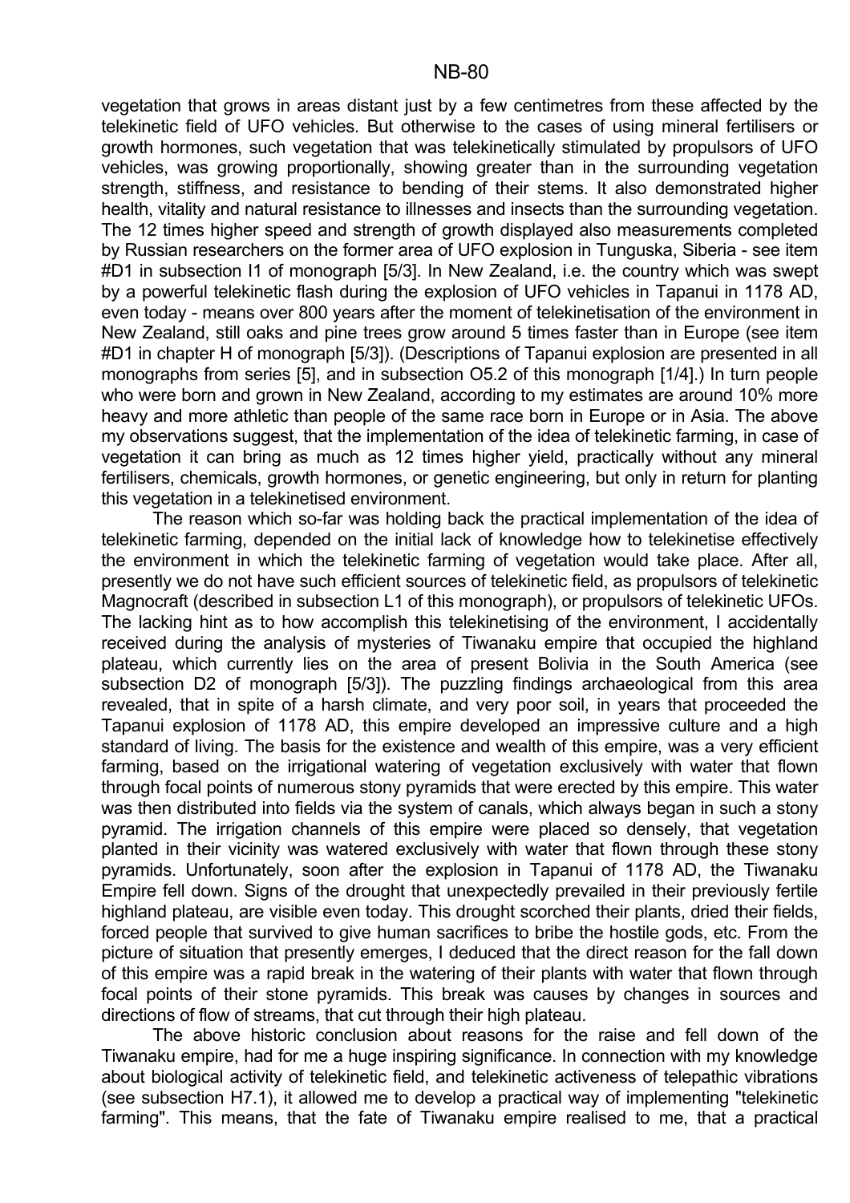vegetation that grows in areas distant just by a few centimetres from these affected by the telekinetic field of UFO vehicles. But otherwise to the cases of using mineral fertilisers or growth hormones, such vegetation that was telekinetically stimulated by propulsors of UFO vehicles, was growing proportionally, showing greater than in the surrounding vegetation strength, stiffness, and resistance to bending of their stems. It also demonstrated higher health, vitality and natural resistance to illnesses and insects than the surrounding vegetation. The 12 times higher speed and strength of growth displayed also measurements completed by Russian researchers on the former area of UFO explosion in Tunguska, Siberia - see item #D1 in subsection I1 of monograph [5/3]. In New Zealand, i.e. the country which was swept by a powerful telekinetic flash during the explosion of UFO vehicles in Tapanui in 1178 AD, even today - means over 800 years after the moment of telekinetisation of the environment in New Zealand, still oaks and pine trees grow around 5 times faster than in Europe (see item #D1 in chapter H of monograph [5/3]). (Descriptions of Tapanui explosion are presented in all monographs from series [5], and in subsection O5.2 of this monograph [1/4].) In turn people who were born and grown in New Zealand, according to my estimates are around 10% more heavy and more athletic than people of the same race born in Europe or in Asia. The above my observations suggest, that the implementation of the idea of telekinetic farming, in case of vegetation it can bring as much as 12 times higher yield, practically without any mineral fertilisers, chemicals, growth hormones, or genetic engineering, but only in return for planting this vegetation in a telekinetised environment.

The reason which so-far was holding back the practical implementation of the idea of telekinetic farming, depended on the initial lack of knowledge how to telekinetise effectively the environment in which the telekinetic farming of vegetation would take place. After all, presently we do not have such efficient sources of telekinetic field, as propulsors of telekinetic Magnocraft (described in subsection L1 of this monograph), or propulsors of telekinetic UFOs. The lacking hint as to how accomplish this telekinetising of the environment, I accidentally received during the analysis of mysteries of Tiwanaku empire that occupied the highland plateau, which currently lies on the area of present Bolivia in the South America (see subsection D2 of monograph [5/3]). The puzzling findings archaeological from this area revealed, that in spite of a harsh climate, and very poor soil, in years that proceeded the Tapanui explosion of 1178 AD, this empire developed an impressive culture and a high standard of living. The basis for the existence and wealth of this empire, was a very efficient farming, based on the irrigational watering of vegetation exclusively with water that flown through focal points of numerous stony pyramids that were erected by this empire. This water was then distributed into fields via the system of canals, which always began in such a stony pyramid. The irrigation channels of this empire were placed so densely, that vegetation planted in their vicinity was watered exclusively with water that flown through these stony pyramids. Unfortunately, soon after the explosion in Tapanui of 1178 AD, the Tiwanaku Empire fell down. Signs of the drought that unexpectedly prevailed in their previously fertile highland plateau, are visible even today. This drought scorched their plants, dried their fields, forced people that survived to give human sacrifices to bribe the hostile gods, etc. From the picture of situation that presently emerges, I deduced that the direct reason for the fall down of this empire was a rapid break in the watering of their plants with water that flown through focal points of their stone pyramids. This break was causes by changes in sources and directions of flow of streams, that cut through their high plateau.

The above historic conclusion about reasons for the raise and fell down of the Tiwanaku empire, had for me a huge inspiring significance. In connection with my knowledge about biological activity of telekinetic field, and telekinetic activeness of telepathic vibrations (see subsection H7.1), it allowed me to develop a practical way of implementing "telekinetic farming". This means, that the fate of Tiwanaku empire realised to me, that a practical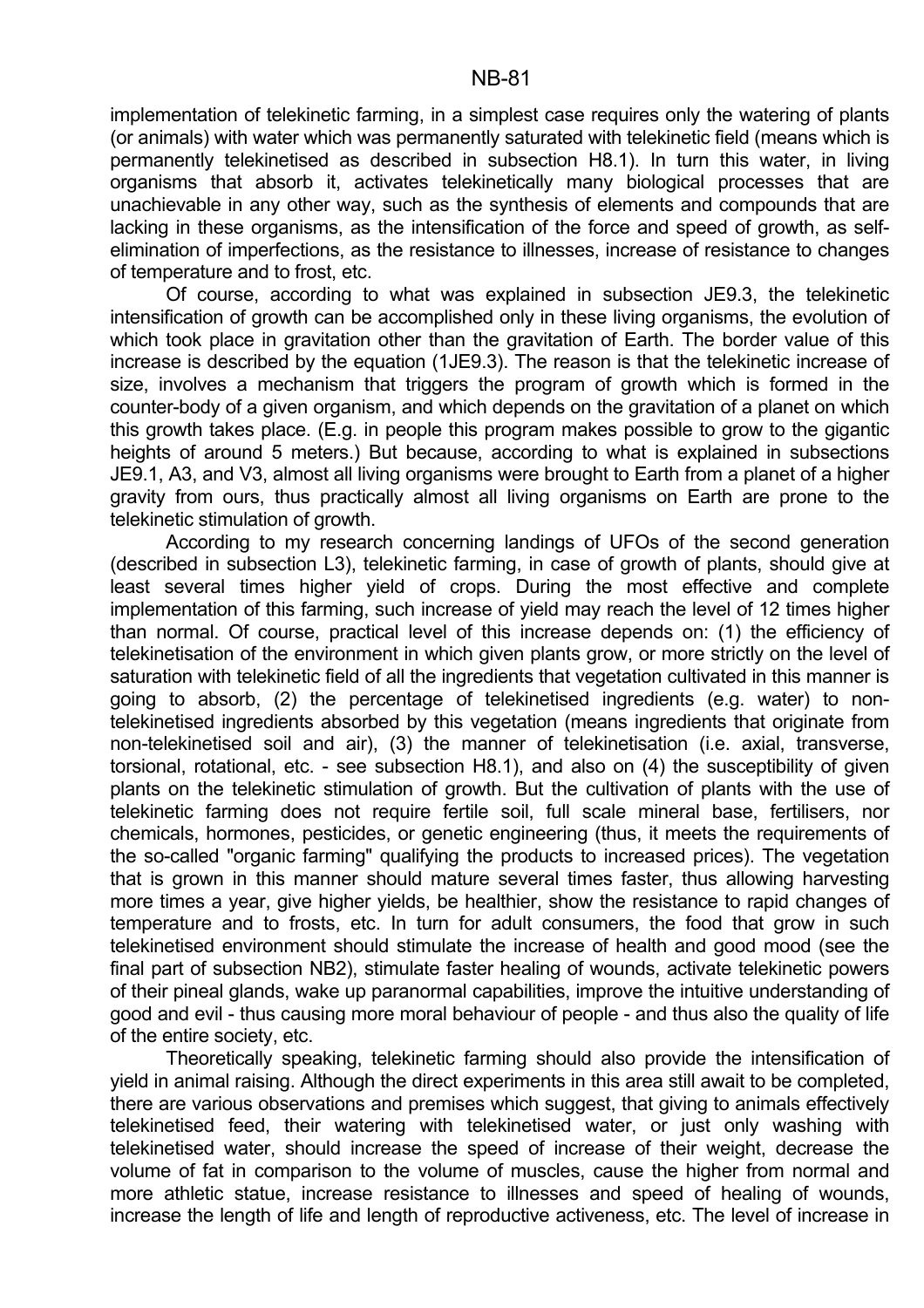implementation of telekinetic farming, in a simplest case requires only the watering of plants (or animals) with water which was permanently saturated with telekinetic field (means which is permanently telekinetised as described in subsection H8.1). In turn this water, in living organisms that absorb it, activates telekinetically many biological processes that are unachievable in any other way, such as the synthesis of elements and compounds that are lacking in these organisms, as the intensification of the force and speed of growth, as self-elimination of imperfections, as the resistance to illnesses, increase of resistance to changes of temperature and to frost, etc.

Of course, according to what was explained in subsection JE9.3, the telekinetic intensification of growth can be accomplished only in these living organisms, the evolution of which took place in gravitation other than the gravitation of Earth. The border value of this increase is described by the equation (1JE9.3). The reason is that the telekinetic increase of size, involves a mechanism that triggers the program of growth which is formed in the counter-body of a given organism, and which depends on the gravitation of a planet on which this growth takes place. (E.g. in people this program makes possible to grow to the gigantic heights of around 5 meters.) But because, according to what is explained in subsections JE9.1, A3, and V3, almost all living organisms were brought to Earth from a planet of a higher gravity from ours, thus practically almost all living organisms on Earth are prone to the telekinetic stimulation of growth.

According to my research concerning landings of UFOs of the second generation (described in subsection L3), telekinetic farming, in case of growth of plants, should give at least several times higher yield of crops. During the most effective and complete implementation of this farming, such increase of yield may reach the level of 12 times higher than normal. Of course, practical level of this increase depends on: (1) the efficiency of telekinetisation of the environment in which given plants grow, or more strictly on the level of saturation with telekinetic field of all the ingredients that vegetation cultivated in this manner is going to absorb, (2) the percentage of telekinetised ingredients (e.g. water) to non-telekinetised ingredients absorbed by this vegetation (means ingredients that originate from non-telekinetised soil and air), (3) the manner of telekinetisation (i.e. axial, transverse, torsional, rotational, etc. - see subsection H8.1), and also on (4) the susceptibility of given plants on the telekinetic stimulation of growth. But the cultivation of plants with the use of telekinetic farming does not require fertile soil, full scale mineral base, fertilisers, nor chemicals, hormones, pesticides, or genetic engineering (thus, it meets the requirements of the so-called "organic farming" qualifying the products to increased prices). The vegetation that is grown in this manner should mature several times faster, thus allowing harvesting more times a year, give higher yields, be healthier, show the resistance to rapid changes of temperature and to frosts, etc. In turn for adult consumers, the food that grow in such telekinetised environment should stimulate the increase of health and good mood (see the final part of subsection NB2), stimulate faster healing of wounds, activate telekinetic powers of their pineal glands, wake up paranormal capabilities, improve the intuitive understanding of good and evil - thus causing more moral behaviour of people - and thus also the quality of life of the entire society, etc.

Theoretically speaking, telekinetic farming should also provide the intensification of yield in animal raising. Although the direct experiments in this area still await to be completed, there are various observations and premises which suggest, that giving to animals effectively telekinetised feed, their watering with telekinetised water, or just only washing with telekinetised water, should increase the speed of increase of their weight, decrease the volume of fat in comparison to the volume of muscles, cause the higher from normal and more athletic statue, increase resistance to illnesses and speed of healing of wounds, increase the length of life and length of reproductive activeness, etc. The level of increase in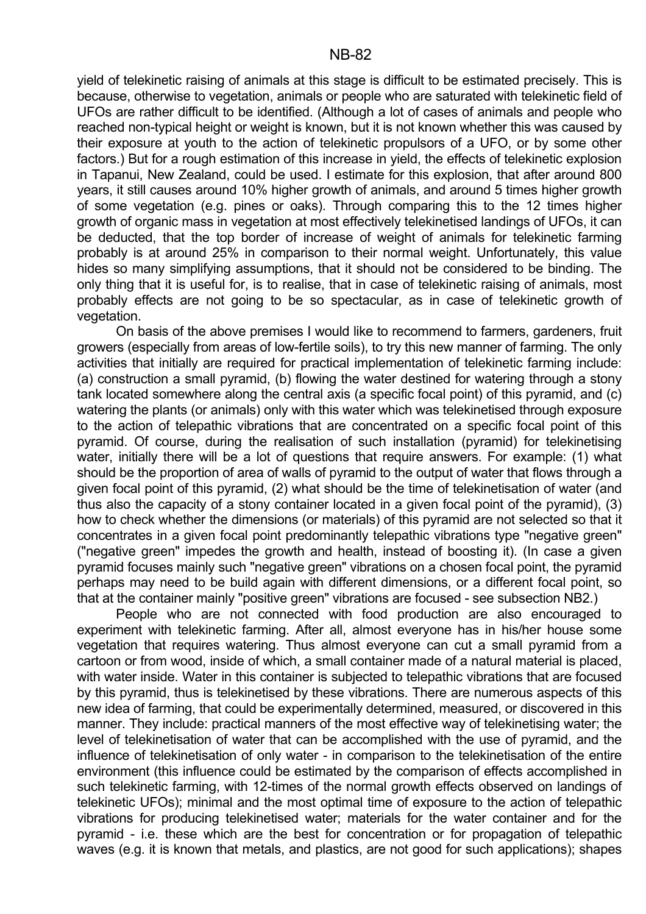yield of telekinetic raising of animals at this stage is difficult to be estimated precisely. This is because, otherwise to vegetation, animals or people who are saturated with telekinetic field of UFOs are rather difficult to be identified. (Although a lot of cases of animals and people who reached non-typical height or weight is known, but it is not known whether this was caused by their exposure at youth to the action of telekinetic propulsors of a UFO, or by some other factors.) But for a rough estimation of this increase in yield, the effects of telekinetic explosion in Tapanui, New Zealand, could be used. I estimate for this explosion, that after around 800 years, it still causes around 10% higher growth of animals, and around 5 times higher growth of some vegetation (e.g. pines or oaks). Through comparing this to the 12 times higher growth of organic mass in vegetation at most effectively telekinetised landings of UFOs, it can be deducted, that the top border of increase of weight of animals for telekinetic farming probably is at around 25% in comparison to their normal weight. Unfortunately, this value hides so many simplifying assumptions, that it should not be considered to be binding. The only thing that it is useful for, is to realise, that in case of telekinetic raising of animals, most probably effects are not going to be so spectacular, as in case of telekinetic growth of vegetation.

On basis of the above premises I would like to recommend to farmers, gardeners, fruit growers (especially from areas of low-fertile soils), to try this new manner of farming. The only activities that initially are required for practical implementation of telekinetic farming include: (a) construction a small pyramid, (b) flowing the water destined for watering through a stony tank located somewhere along the central axis (a specific focal point) of this pyramid, and (c) watering the plants (or animals) only with this water which was telekinetised through exposure to the action of telepathic vibrations that are concentrated on a specific focal point of this pyramid. Of course, during the realisation of such installation (pyramid) for telekinetising water, initially there will be a lot of questions that require answers. For example: (1) what should be the proportion of area of walls of pyramid to the output of water that flows through a given focal point of this pyramid, (2) what should be the time of telekinetisation of water (and thus also the capacity of a stony container located in a given focal point of the pyramid), (3) how to check whether the dimensions (or materials) of this pyramid are not selected so that it concentrates in a given focal point predominantly telepathic vibrations type "negative green" ("negative green" impedes the growth and health, instead of boosting it). (In case a given pyramid focuses mainly such "negative green" vibrations on a chosen focal point, the pyramid perhaps may need to be build again with different dimensions, or a different focal point, so that at the container mainly "positive green" vibrations are focused - see subsection NB2.)

People who are not connected with food production are also encouraged to experiment with telekinetic farming. After all, almost everyone has in his/her house some vegetation that requires watering. Thus almost everyone can cut a small pyramid from a cartoon or from wood, inside of which, a small container made of a natural material is placed, with water inside. Water in this container is subjected to telepathic vibrations that are focused by this pyramid, thus is telekinetised by these vibrations. There are numerous aspects of this new idea of farming, that could be experimentally determined, measured, or discovered in this manner. They include: practical manners of the most effective way of telekinetising water; the level of telekinetisation of water that can be accomplished with the use of pyramid, and the influence of telekinetisation of only water - in comparison to the telekinetisation of the entire environment (this influence could be estimated by the comparison of effects accomplished in such telekinetic farming, with 12-times of the normal growth effects observed on landings of telekinetic UFOs); minimal and the most optimal time of exposure to the action of telepathic vibrations for producing telekinetised water; materials for the water container and for the pyramid - i.e. these which are the best for concentration or for propagation of telepathic waves (e.g. it is known that metals, and plastics, are not good for such applications); shapes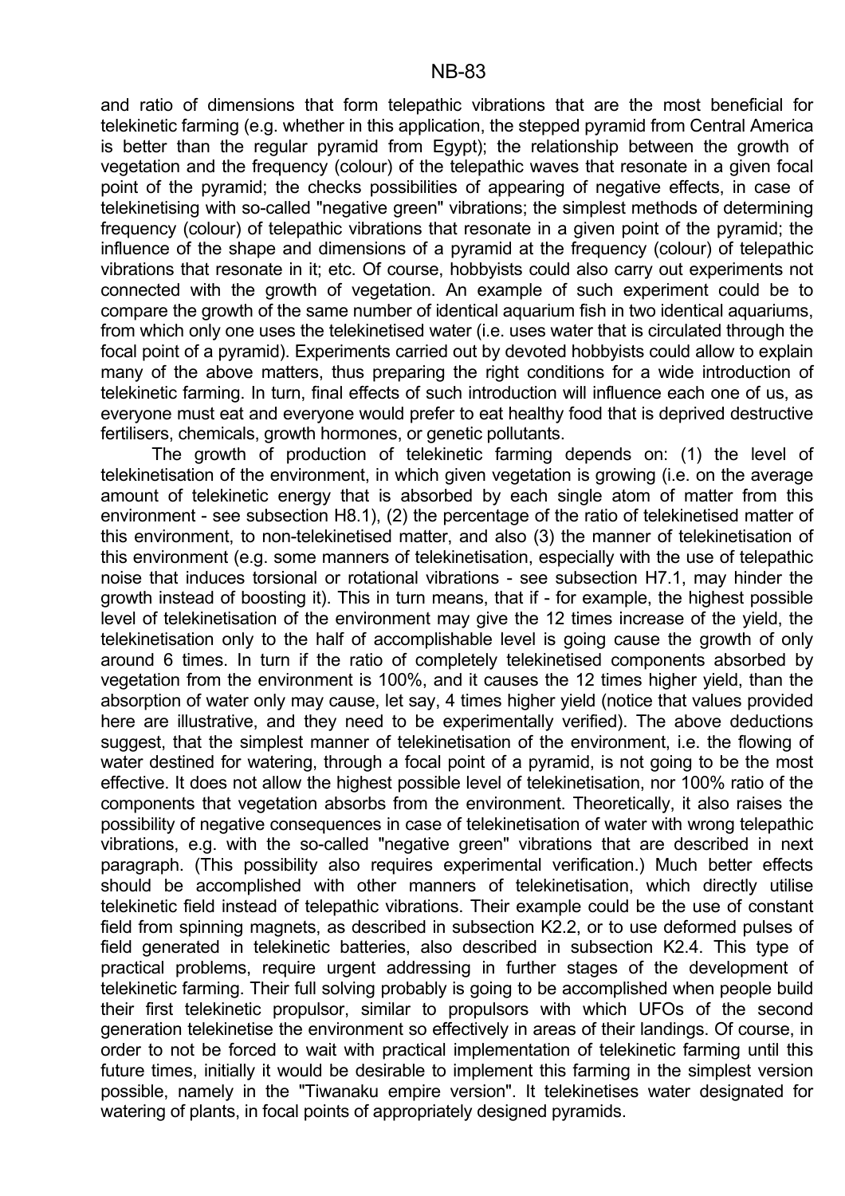and ratio of dimensions that form telepathic vibrations that are the most beneficial for telekinetic farming (e.g. whether in this application, the stepped pyramid from Central America is better than the regular pyramid from Egypt); the relationship between the growth of vegetation and the frequency (colour) of the telepathic waves that resonate in a given focal point of the pyramid; the checks possibilities of appearing of negative effects, in case of telekinetising with so-called "negative green" vibrations; the simplest methods of determining frequency (colour) of telepathic vibrations that resonate in a given point of the pyramid; the influence of the shape and dimensions of a pyramid at the frequency (colour) of telepathic vibrations that resonate in it; etc. Of course, hobbyists could also carry out experiments not connected with the growth of vegetation. An example of such experiment could be to compare the growth of the same number of identical aquarium fish in two identical aquariums, from which only one uses the telekinetised water (i.e. uses water that is circulated through the focal point of a pyramid). Experiments carried out by devoted hobbyists could allow to explain many of the above matters, thus preparing the right conditions for a wide introduction of telekinetic farming. In turn, final effects of such introduction will influence each one of us, as everyone must eat and everyone would prefer to eat healthy food that is deprived destructive fertilisers, chemicals, growth hormones, or genetic pollutants.

The growth of production of telekinetic farming depends on: (1) the level of telekinetisation of the environment, in which given vegetation is growing (i.e. on the average amount of telekinetic energy that is absorbed by each single atom of matter from this environment - see subsection H8.1), (2) the percentage of the ratio of telekinetised matter of this environment, to non-telekinetised matter, and also (3) the manner of telekinetisation of this environment (e.g. some manners of telekinetisation, especially with the use of telepathic noise that induces torsional or rotational vibrations - see subsection H7.1, may hinder the growth instead of boosting it). This in turn means, that if - for example, the highest possible level of telekinetisation of the environment may give the 12 times increase of the yield, the telekinetisation only to the half of accomplishable level is going cause the growth of only around 6 times. In turn if the ratio of completely telekinetised components absorbed by vegetation from the environment is 100%, and it causes the 12 times higher yield, than the absorption of water only may cause, let say, 4 times higher yield (notice that values provided here are illustrative, and they need to be experimentally verified). The above deductions suggest, that the simplest manner of telekinetisation of the environment, i.e. the flowing of water destined for watering, through a focal point of a pyramid, is not going to be the most effective. It does not allow the highest possible level of telekinetisation, nor 100% ratio of the components that vegetation absorbs from the environment. Theoretically, it also raises the possibility of negative consequences in case of telekinetisation of water with wrong telepathic vibrations, e.g. with the so-called "negative green" vibrations that are described in next paragraph. (This possibility also requires experimental verification.) Much better effects should be accomplished with other manners of telekinetisation, which directly utilise telekinetic field instead of telepathic vibrations. Their example could be the use of constant field from spinning magnets, as described in subsection K2.2, or to use deformed pulses of field generated in telekinetic batteries, also described in subsection K2.4. This type of practical problems, require urgent addressing in further stages of the development of telekinetic farming. Their full solving probably is going to be accomplished when people build their first telekinetic propulsor, similar to propulsors with which UFOs of the second generation telekinetise the environment so effectively in areas of their landings. Of course, in order to not be forced to wait with practical implementation of telekinetic farming until this future times, initially it would be desirable to implement this farming in the simplest version possible, namely in the "Tiwanaku empire version". It telekinetises water designated for watering of plants, in focal points of appropriately designed pyramids.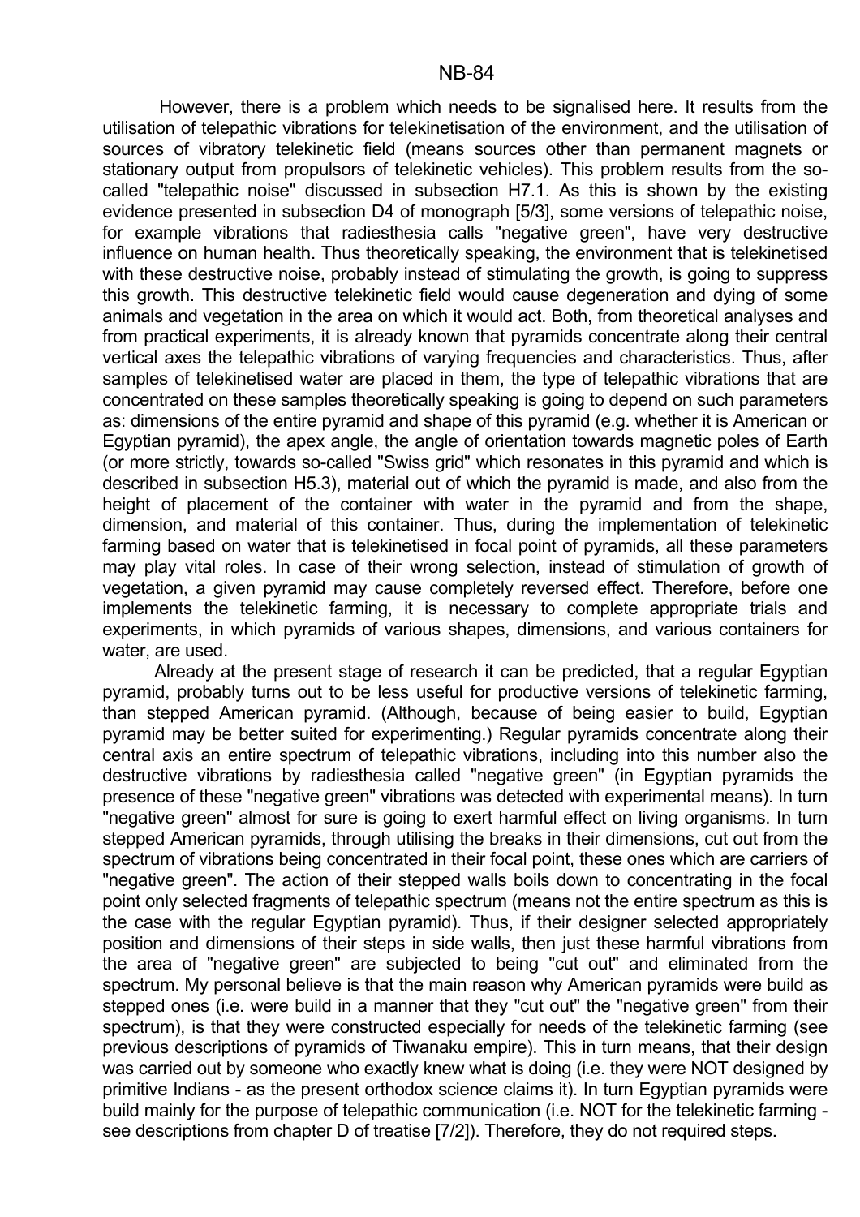However, there is a problem which needs to be signalised here. It results from the utilisation of telepathic vibrations for telekinetisation of the environment, and the utilisation of sources of vibratory telekinetic field (means sources other than permanent magnets or stationary output from propulsors of telekinetic vehicles). This problem results from the so-called "telepathic noise" discussed in subsection H7.1. As this is shown by the existing evidence presented in subsection D4 of monograph [5/3], some versions of telepathic noise, for example vibrations that radiesthesia calls "negative green", have very destructive influence on human health. Thus theoretically speaking, the environment that is telekinetised with these destructive noise, probably instead of stimulating the growth, is going to suppress this growth. This destructive telekinetic field would cause degeneration and dying of some animals and vegetation in the area on which it would act. Both, from theoretical analyses and from practical experiments, it is already known that pyramids concentrate along their central vertical axes the telepathic vibrations of varying frequencies and characteristics. Thus, after samples of telekinetised water are placed in them, the type of telepathic vibrations that are concentrated on these samples theoretically speaking is going to depend on such parameters as: dimensions of the entire pyramid and shape of this pyramid (e.g. whether it is American or Egyptian pyramid), the apex angle, the angle of orientation towards magnetic poles of Earth (or more strictly, towards so-called "Swiss grid" which resonates in this pyramid and which is described in subsection H5.3), material out of which the pyramid is made, and also from the height of placement of the container with water in the pyramid and from the shape, dimension, and material of this container. Thus, during the implementation of telekinetic farming based on water that is telekinetised in focal point of pyramids, all these parameters may play vital roles. In case of their wrong selection, instead of stimulation of growth of vegetation, a given pyramid may cause completely reversed effect. Therefore, before one implements the telekinetic farming, it is necessary to complete appropriate trials and experiments, in which pyramids of various shapes, dimensions, and various containers for water, are used.

Already at the present stage of research it can be predicted, that a regular Egyptian pyramid, probably turns out to be less useful for productive versions of telekinetic farming, than stepped American pyramid. (Although, because of being easier to build, Egyptian pyramid may be better suited for experimenting.) Regular pyramids concentrate along their central axis an entire spectrum of telepathic vibrations, including into this number also the destructive vibrations by radiesthesia called "negative green" (in Egyptian pyramids the presence of these "negative green" vibrations was detected with experimental means). In turn "negative green" almost for sure is going to exert harmful effect on living organisms. In turn stepped American pyramids, through utilising the breaks in their dimensions, cut out from the spectrum of vibrations being concentrated in their focal point, these ones which are carriers of "negative green". The action of their stepped walls boils down to concentrating in the focal point only selected fragments of telepathic spectrum (means not the entire spectrum as this is the case with the regular Egyptian pyramid). Thus, if their designer selected appropriately position and dimensions of their steps in side walls, then just these harmful vibrations from the area of "negative green" are subjected to being "cut out" and eliminated from the spectrum. My personal believe is that the main reason why American pyramids were build as stepped ones (i.e. were build in a manner that they "cut out" the "negative green" from their spectrum), is that they were constructed especially for needs of the telekinetic farming (see previous descriptions of pyramids of Tiwanaku empire). This in turn means, that their design was carried out by someone who exactly knew what is doing (i.e. they were NOT designed by primitive Indians - as the present orthodox science claims it). In turn Egyptian pyramids were build mainly for the purpose of telepathic communication (i.e. NOT for the telekinetic farming - see descriptions from chapter D of treatise [7/2]). Therefore, they do not required steps.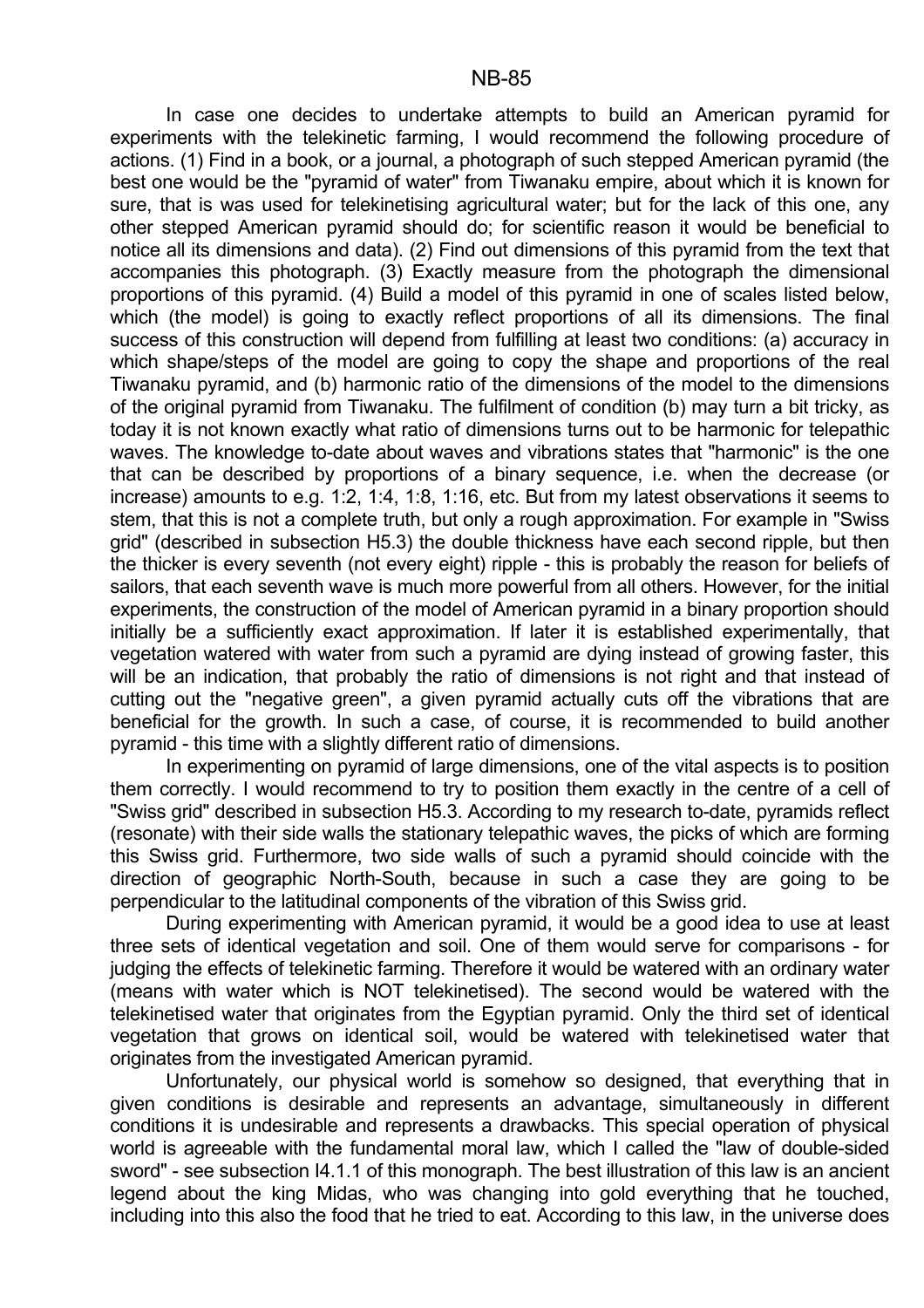In case one decides to undertake attempts to build an American pyramid for experiments with the telekinetic farming, I would recommend the following procedure of actions. (1) Find in a book, or a journal, a photograph of such stepped American pyramid (the best one would be the "pyramid of water" from Tiwanaku empire, about which it is known for sure, that is was used for telekinetising agricultural water; but for the lack of this one, any other stepped American pyramid should do; for scientific reason it would be beneficial to notice all its dimensions and data). (2) Find out dimensions of this pyramid from the text that accompanies this photograph. (3) Exactly measure from the photograph the dimensional proportions of this pyramid. (4) Build a model of this pyramid in one of scales listed below, which (the model) is going to exactly reflect proportions of all its dimensions. The final success of this construction will depend from fulfilling at least two conditions: (a) accuracy in which shape/steps of the model are going to copy the shape and proportions of the real Tiwanaku pyramid, and (b) harmonic ratio of the dimensions of the model to the dimensions of the original pyramid from Tiwanaku. The fulfilment of condition (b) may turn a bit tricky, as today it is not known exactly what ratio of dimensions turns out to be harmonic for telepathic waves. The knowledge to-date about waves and vibrations states that "harmonic" is the one that can be described by proportions of a binary sequence, i.e. when the decrease (or increase) amounts to e.g. 1:2, 1:4, 1:8, 1:16, etc. But from my latest observations it seems to stem, that this is not a complete truth, but only a rough approximation. For example in "Swiss grid" (described in subsection H5.3) the double thickness have each second ripple, but then the thicker is every seventh (not every eight) ripple - this is probably the reason for beliefs of sailors, that each seventh wave is much more powerful from all others. However, for the initial experiments, the construction of the model of American pyramid in a binary proportion should initially be a sufficiently exact approximation. If later it is established experimentally, that vegetation watered with water from such a pyramid are dying instead of growing faster, this will be an indication, that probably the ratio of dimensions is not right and that instead of cutting out the "negative green", a given pyramid actually cuts off the vibrations that are beneficial for the growth. In such a case, of course, it is recommended to build another pyramid - this time with a slightly different ratio of dimensions.

In experimenting on pyramid of large dimensions, one of the vital aspects is to position them correctly. I would recommend to try to position them exactly in the centre of a cell of "Swiss grid" described in subsection H5.3. According to my research to-date, pyramids reflect (resonate) with their side walls the stationary telepathic waves, the picks of which are forming this Swiss grid. Furthermore, two side walls of such a pyramid should coincide with the direction of geographic North-South, because in such a case they are going to be perpendicular to the latitudinal components of the vibration of this Swiss grid.

During experimenting with American pyramid, it would be a good idea to use at least three sets of identical vegetation and soil. One of them would serve for comparisons - for judging the effects of telekinetic farming. Therefore it would be watered with an ordinary water (means with water which is NOT telekinetised). The second would be watered with the telekinetised water that originates from the Egyptian pyramid. Only the third set of identical vegetation that grows on identical soil, would be watered with telekinetised water that originates from the investigated American pyramid.

Unfortunately, our physical world is somehow so designed, that everything that in given conditions is desirable and represents an advantage, simultaneously in different conditions it is undesirable and represents a drawbacks. This special operation of physical world is agreeable with the fundamental moral law, which I called the "law of double-sided sword" - see subsection I4.1.1 of this monograph. The best illustration of this law is an ancient legend about the king Midas, who was changing into gold everything that he touched, including into this also the food that he tried to eat. According to this law, in the universe does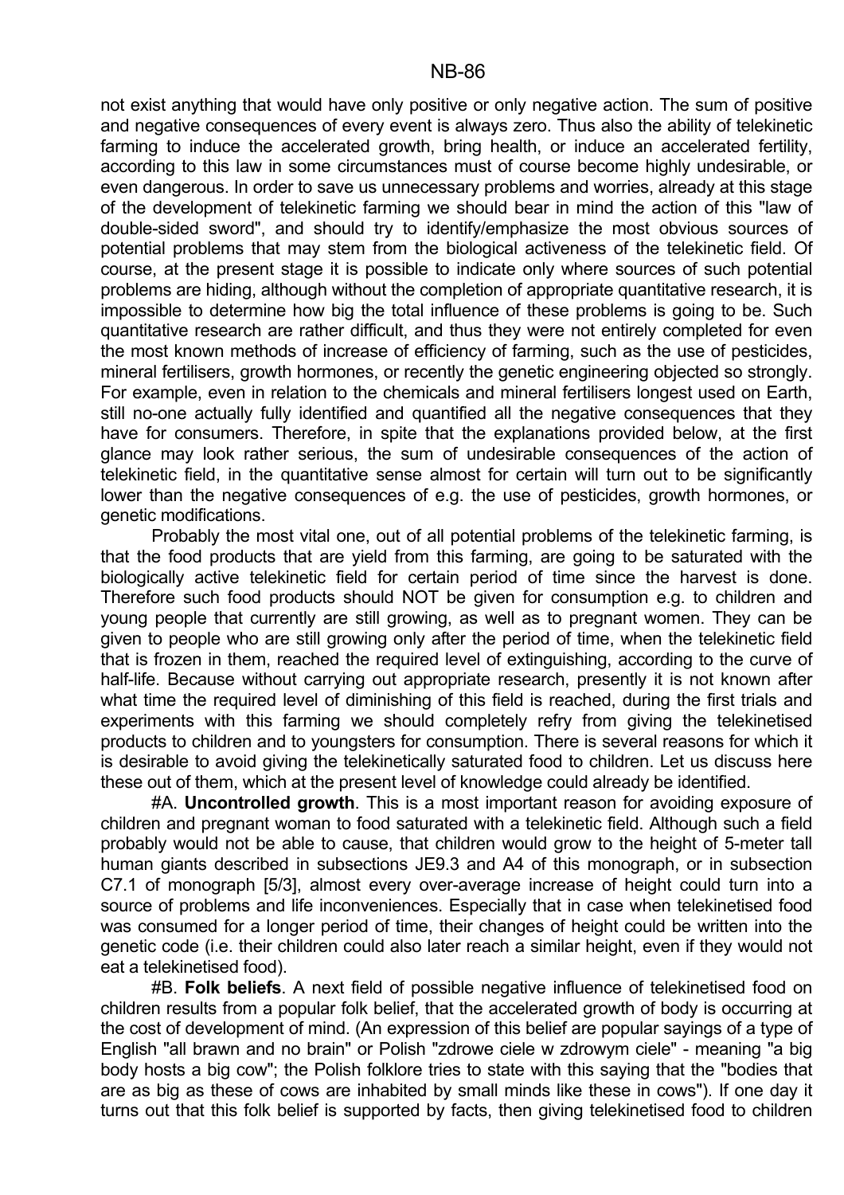not exist anything that would have only positive or only negative action. The sum of positive and negative consequences of every event is always zero. Thus also the ability of telekinetic farming to induce the accelerated growth, bring health, or induce an accelerated fertility, according to this law in some circumstances must of course become highly undesirable, or even dangerous. In order to save us unnecessary problems and worries, already at this stage of the development of telekinetic farming we should bear in mind the action of this "law of double-sided sword", and should try to identify/emphasize the most obvious sources of potential problems that may stem from the biological activeness of the telekinetic field. Of course, at the present stage it is possible to indicate only where sources of such potential problems are hiding, although without the completion of appropriate quantitative research, it is impossible to determine how big the total influence of these problems is going to be. Such quantitative research are rather difficult, and thus they were not entirely completed for even the most known methods of increase of efficiency of farming, such as the use of pesticides, mineral fertilisers, growth hormones, or recently the genetic engineering objected so strongly. For example, even in relation to the chemicals and mineral fertilisers longest used on Earth, still no-one actually fully identified and quantified all the negative consequences that they have for consumers. Therefore, in spite that the explanations provided below, at the first glance may look rather serious, the sum of undesirable consequences of the action of telekinetic field, in the quantitative sense almost for certain will turn out to be significantly lower than the negative consequences of e.g. the use of pesticides, growth hormones, or genetic modifications.

Probably the most vital one, out of all potential problems of the telekinetic farming, is that the food products that are yield from this farming, are going to be saturated with the biologically active telekinetic field for certain period of time since the harvest is done. Therefore such food products should NOT be given for consumption e.g. to children and young people that currently are still growing, as well as to pregnant women. They can be given to people who are still growing only after the period of time, when the telekinetic field that is frozen in them, reached the required level of extinguishing, according to the curve of half-life. Because without carrying out appropriate research, presently it is not known after what time the required level of diminishing of this field is reached, during the first trials and experiments with this farming we should completely refry from giving the telekinetised products to children and to youngsters for consumption. There is several reasons for which it is desirable to avoid giving the telekinetically saturated food to children. Let us discuss here these out of them, which at the present level of knowledge could already be identified.

#A. **Uncontrolled growth**. This is a most important reason for avoiding exposure of children and pregnant woman to food saturated with a telekinetic field. Although such a field probably would not be able to cause, that children would grow to the height of 5-meter tall human giants described in subsections JE9.3 and A4 of this monograph, or in subsection C7.1 of monograph [5/3], almost every over-average increase of height could turn into a source of problems and life inconveniences. Especially that in case when telekinetised food was consumed for a longer period of time, their changes of height could be written into the genetic code (i.e. their children could also later reach a similar height, even if they would not eat a telekinetised food).

#B. **Folk beliefs**. A next field of possible negative influence of telekinetised food on children results from a popular folk belief, that the accelerated growth of body is occurring at the cost of development of mind. (An expression of this belief are popular sayings of a type of English "all brawn and no brain" or Polish "zdrowe ciele w zdrowym ciele" - meaning "a big body hosts a big cow"; the Polish folklore tries to state with this saying that the "bodies that are as big as these of cows are inhabited by small minds like these in cows"). If one day it turns out that this folk belief is supported by facts, then giving telekinetised food to children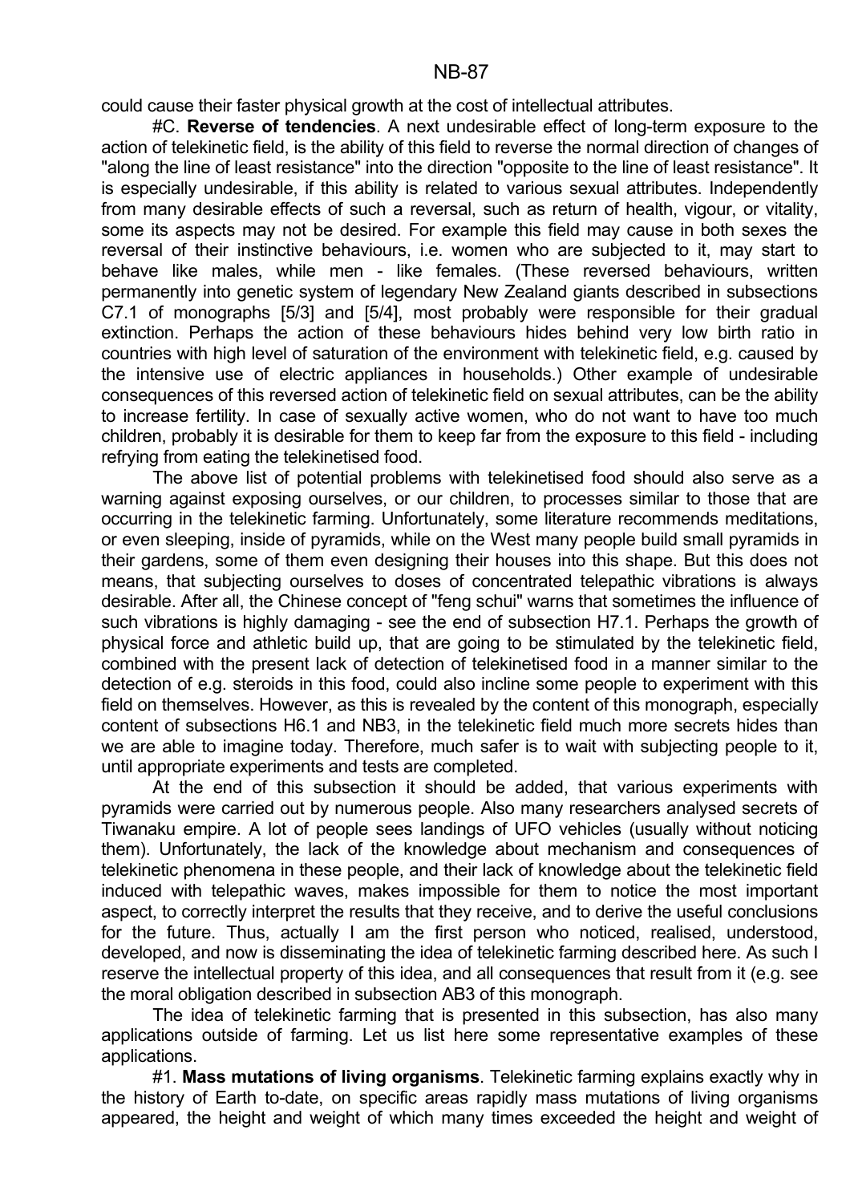could cause their faster physical growth at the cost of intellectual attributes.

#C. **Reverse of tendencies**. A next undesirable effect of long-term exposure to the action of telekinetic field, is the ability of this field to reverse the normal direction of changes of "along the line of least resistance" into the direction "opposite to the line of least resistance". It is especially undesirable, if this ability is related to various sexual attributes. Independently from many desirable effects of such a reversal, such as return of health, vigour, or vitality, some its aspects may not be desired. For example this field may cause in both sexes the reversal of their instinctive behaviours, i.e. women who are subjected to it, may start to behave like males, while men - like females. (These reversed behaviours, written permanently into genetic system of legendary New Zealand giants described in subsections C7.1 of monographs [5/3] and [5/4], most probably were responsible for their gradual extinction. Perhaps the action of these behaviours hides behind very low birth ratio in countries with high level of saturation of the environment with telekinetic field, e.g. caused by the intensive use of electric appliances in households.) Other example of undesirable consequences of this reversed action of telekinetic field on sexual attributes, can be the ability to increase fertility. In case of sexually active women, who do not want to have too much children, probably it is desirable for them to keep far from the exposure to this field - including refrying from eating the telekinetised food.

The above list of potential problems with telekinetised food should also serve as a warning against exposing ourselves, or our children, to processes similar to those that are occurring in the telekinetic farming. Unfortunately, some literature recommends meditations, or even sleeping, inside of pyramids, while on the West many people build small pyramids in their gardens, some of them even designing their houses into this shape. But this does not means, that subjecting ourselves to doses of concentrated telepathic vibrations is always desirable. After all, the Chinese concept of "feng schui" warns that sometimes the influence of such vibrations is highly damaging - see the end of subsection H7.1. Perhaps the growth of physical force and athletic build up, that are going to be stimulated by the telekinetic field, combined with the present lack of detection of telekinetised food in a manner similar to the detection of e.g. steroids in this food, could also incline some people to experiment with this field on themselves. However, as this is revealed by the content of this monograph, especially content of subsections H6.1 and NB3, in the telekinetic field much more secrets hides than we are able to imagine today. Therefore, much safer is to wait with subjecting people to it, until appropriate experiments and tests are completed.

At the end of this subsection it should be added, that various experiments with pyramids were carried out by numerous people. Also many researchers analysed secrets of Tiwanaku empire. A lot of people sees landings of UFO vehicles (usually without noticing them). Unfortunately, the lack of the knowledge about mechanism and consequences of telekinetic phenomena in these people, and their lack of knowledge about the telekinetic field induced with telepathic waves, makes impossible for them to notice the most important aspect, to correctly interpret the results that they receive, and to derive the useful conclusions for the future. Thus, actually I am the first person who noticed, realised, understood, developed, and now is disseminating the idea of telekinetic farming described here. As such I reserve the intellectual property of this idea, and all consequences that result from it (e.g. see the moral obligation described in subsection AB3 of this monograph.

The idea of telekinetic farming that is presented in this subsection, has also many applications outside of farming. Let us list here some representative examples of these applications.

#1. **Mass mutations of living organisms**. Telekinetic farming explains exactly why in the history of Earth to-date, on specific areas rapidly mass mutations of living organisms appeared, the height and weight of which many times exceeded the height and weight of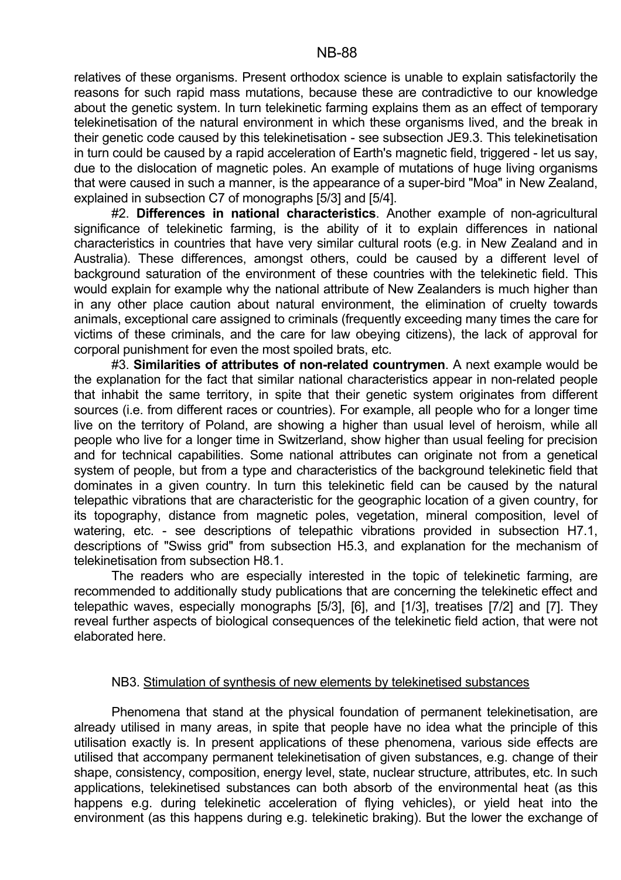relatives of these organisms. Present orthodox science is unable to explain satisfactorily the reasons for such rapid mass mutations, because these are contradictive to our knowledge about the genetic system. In turn telekinetic farming explains them as an effect of temporary telekinetisation of the natural environment in which these organisms lived, and the break in their genetic code caused by this telekinetisation - see subsection JE9.3. This telekinetisation in turn could be caused by a rapid acceleration of Earth's magnetic field, triggered - let us say, due to the dislocation of magnetic poles. An example of mutations of huge living organisms that were caused in such a manner, is the appearance of a super-bird "Moa" in New Zealand, explained in subsection C7 of monographs [5/3] and [5/4].

#2. **Differences in national characteristics**. Another example of non-agricultural significance of telekinetic farming, is the ability of it to explain differences in national characteristics in countries that have very similar cultural roots (e.g. in New Zealand and in Australia). These differences, amongst others, could be caused by a different level of background saturation of the environment of these countries with the telekinetic field. This would explain for example why the national attribute of New Zealanders is much higher than in any other place caution about natural environment, the elimination of cruelty towards animals, exceptional care assigned to criminals (frequently exceeding many times the care for victims of these criminals, and the care for law obeying citizens), the lack of approval for corporal punishment for even the most spoiled brats, etc.

#3. **Similarities of attributes of non-related countrymen**. A next example would be the explanation for the fact that similar national characteristics appear in non-related people that inhabit the same territory, in spite that their genetic system originates from different sources (i.e. from different races or countries). For example, all people who for a longer time live on the territory of Poland, are showing a higher than usual level of heroism, while all people who live for a longer time in Switzerland, show higher than usual feeling for precision and for technical capabilities. Some national attributes can originate not from a genetical system of people, but from a type and characteristics of the background telekinetic field that dominates in a given country. In turn this telekinetic field can be caused by the natural telepathic vibrations that are characteristic for the geographic location of a given country, for its topography, distance from magnetic poles, vegetation, mineral composition, level of watering, etc. - see descriptions of telepathic vibrations provided in subsection H7.1, descriptions of "Swiss grid" from subsection H5.3, and explanation for the mechanism of telekinetisation from subsection H8.1.

The readers who are especially interested in the topic of telekinetic farming, are recommended to additionally study publications that are concerning the telekinetic effect and telepathic waves, especially monographs [5/3], [6], and [1/3], treatises [7/2] and [7]. They reveal further aspects of biological consequences of the telekinetic field action, that were not elaborated here.

## NB3. Stimulation of synthesis of new elements by telekinetised substances

Phenomena that stand at the physical foundation of permanent telekinetisation, are already utilised in many areas, in spite that people have no idea what the principle of this utilisation exactly is. In present applications of these phenomena, various side effects are utilised that accompany permanent telekinetisation of given substances, e.g. change of their shape, consistency, composition, energy level, state, nuclear structure, attributes, etc. In such applications, telekinetised substances can both absorb of the environmental heat (as this happens e.g. during telekinetic acceleration of flying vehicles), or yield heat into the environment (as this happens during e.g. telekinetic braking). But the lower the exchange of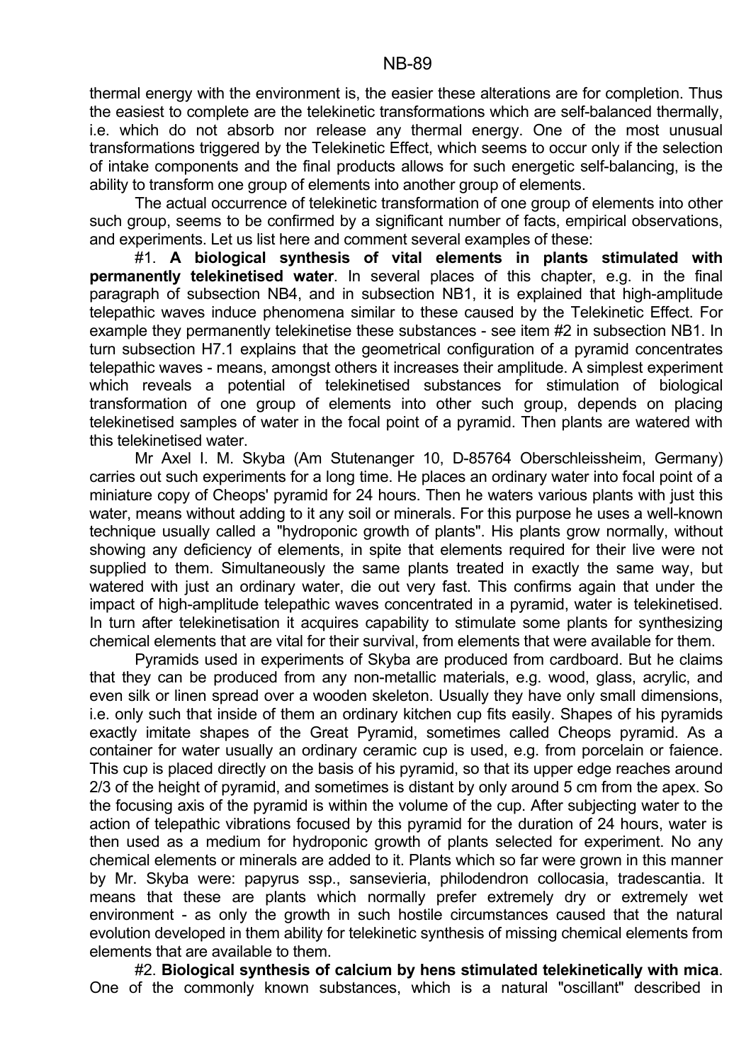thermal energy with the environment is, the easier these alterations are for completion. Thus the easiest to complete are the telekinetic transformations which are self-balanced thermally, i.e. which do not absorb nor release any thermal energy. One of the most unusual transformations triggered by the Telekinetic Effect, which seems to occur only if the selection of intake components and the final products allows for such energetic self-balancing, is the ability to transform one group of elements into another group of elements.

The actual occurrence of telekinetic transformation of one group of elements into other such group, seems to be confirmed by a significant number of facts, empirical observations, and experiments. Let us list here and comment several examples of these:

#1. **A biological synthesis of vital elements in plants stimulated with permanently telekinetised water**. In several places of this chapter, e.g. in the final paragraph of subsection NB4, and in subsection NB1, it is explained that high-amplitude telepathic waves induce phenomena similar to these caused by the Telekinetic Effect. For example they permanently telekinetise these substances - see item #2 in subsection NB1. In turn subsection H7.1 explains that the geometrical configuration of a pyramid concentrates telepathic waves - means, amongst others it increases their amplitude. A simplest experiment which reveals a potential of telekinetised substances for stimulation of biological transformation of one group of elements into other such group, depends on placing telekinetised samples of water in the focal point of a pyramid. Then plants are watered with this telekinetised water.

Mr Axel I. M. Skyba (Am Stutenanger 10, D-85764 Oberschleissheim, Germany) carries out such experiments for a long time. He places an ordinary water into focal point of a miniature copy of Cheops' pyramid for 24 hours. Then he waters various plants with just this water, means without adding to it any soil or minerals. For this purpose he uses a well-known technique usually called a "hydroponic growth of plants". His plants grow normally, without showing any deficiency of elements, in spite that elements required for their live were not supplied to them. Simultaneously the same plants treated in exactly the same way, but watered with just an ordinary water, die out very fast. This confirms again that under the impact of high-amplitude telepathic waves concentrated in a pyramid, water is telekinetised. In turn after telekinetisation it acquires capability to stimulate some plants for synthesizing chemical elements that are vital for their survival, from elements that were available for them.

Pyramids used in experiments of Skyba are produced from cardboard. But he claims that they can be produced from any non-metallic materials, e.g. wood, glass, acrylic, and even silk or linen spread over a wooden skeleton. Usually they have only small dimensions, i.e. only such that inside of them an ordinary kitchen cup fits easily. Shapes of his pyramids exactly imitate shapes of the Great Pyramid, sometimes called Cheops pyramid. As a container for water usually an ordinary ceramic cup is used, e.g. from porcelain or faience. This cup is placed directly on the basis of his pyramid, so that its upper edge reaches around 2/3 of the height of pyramid, and sometimes is distant by only around 5 cm from the apex. So the focusing axis of the pyramid is within the volume of the cup. After subjecting water to the action of telepathic vibrations focused by this pyramid for the duration of 24 hours, water is then used as a medium for hydroponic growth of plants selected for experiment. No any chemical elements or minerals are added to it. Plants which so far were grown in this manner by Mr. Skyba were: papyrus ssp., sansevieria, philodendron collocasia, tradescantia. It means that these are plants which normally prefer extremely dry or extremely wet environment - as only the growth in such hostile circumstances caused that the natural evolution developed in them ability for telekinetic synthesis of missing chemical elements from elements that are available to them.

#2. **Biological synthesis of calcium by hens stimulated telekinetically with mica**. One of the commonly known substances, which is a natural "oscillant" described in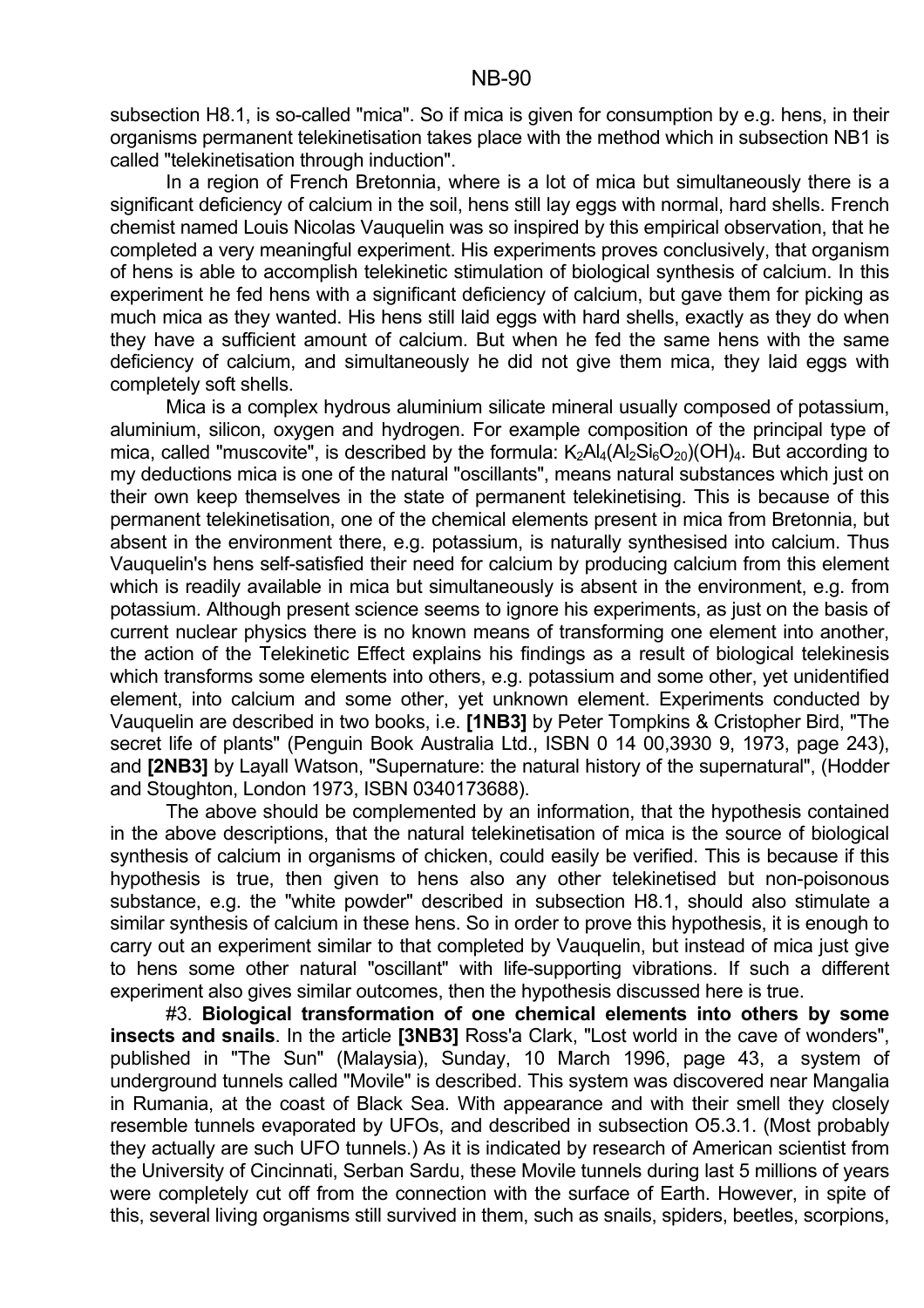subsection H8.1, is so-called "mica". So if mica is given for consumption by e.g. hens, in their organisms permanent telekinetisation takes place with the method which in subsection NB1 is called "telekinetisation through induction".

In a region of French Bretonnia, where is a lot of mica but simultaneously there is a significant deficiency of calcium in the soil, hens still lay eggs with normal, hard shells. French chemist named Louis Nicolas Vauquelin was so inspired by this empirical observation, that he completed a very meaningful experiment. His experiments proves conclusively, that organism of hens is able to accomplish telekinetic stimulation of biological synthesis of calcium. In this experiment he fed hens with a significant deficiency of calcium, but gave them for picking as much mica as they wanted. His hens still laid eggs with hard shells, exactly as they do when they have a sufficient amount of calcium. But when he fed the same hens with the same deficiency of calcium, and simultaneously he did not give them mica, they laid eggs with completely soft shells.

Mica is a complex hydrous aluminium silicate mineral usually composed of potassium, aluminium, silicon, oxygen and hydrogen. For example composition of the principal type of mica, called "muscovite", is described by the formula: $K_2Al_4(Al_2Si_6O_{20})(OH)_4$. But according to my deductions mica is one of the natural "oscillants", means natural substances which just on their own keep themselves in the state of permanent telekinetising. This is because of this permanent telekinetisation, one of the chemical elements present in mica from Bretonnia, but absent in the environment there, e.g. potassium, is naturally synthesised into calcium. Thus Vauquelin's hens self-satisfied their need for calcium by producing calcium from this element which is readily available in mica but simultaneously is absent in the environment, e.g. from potassium. Although present science seems to ignore his experiments, as just on the basis of current nuclear physics there is no known means of transforming one element into another, the action of the Telekinetic Effect explains his findings as a result of biological telekinesis which transforms some elements into others, e.g. potassium and some other, yet unidentified element, into calcium and some other, yet unknown element. Experiments conducted by Vauquelin are described in two books, i.e. **[1NB3]** by Peter Tompkins & Cristopher Bird, "The secret life of plants" (Penguin Book Australia Ltd., ISBN 0 14 00,3930 9, 1973, page 243), and **[2NB3]** by Layall Watson, "Supernature: the natural history of the supernatural", (Hodder and Stoughton, London 1973, ISBN 0340173688).

The above should be complemented by an information, that the hypothesis contained in the above descriptions, that the natural telekinetisation of mica is the source of biological synthesis of calcium in organisms of chicken, could easily be verified. This is because if this hypothesis is true, then given to hens also any other telekinetised but non-poisonous substance, e.g. the "white powder" described in subsection H8.1, should also stimulate a similar synthesis of calcium in these hens. So in order to prove this hypothesis, it is enough to carry out an experiment similar to that completed by Vauquelin, but instead of mica just give to hens some other natural "oscillant" with life-supporting vibrations. If such a different experiment also gives similar outcomes, then the hypothesis discussed here is true.

#3. **Biological transformation of one chemical elements into others by some insects and snails**. In the article **[3NB3]** Ross'a Clark, "Lost world in the cave of wonders", published in "The Sun" (Malaysia), Sunday, 10 March 1996, page 43, a system of underground tunnels called "Movile" is described. This system was discovered near Mangalia in Rumania, at the coast of Black Sea. With appearance and with their smell they closely resemble tunnels evaporated by UFOs, and described in subsection O5.3.1. (Most probably they actually are such UFO tunnels.) As it is indicated by research of American scientist from the University of Cincinnati, Serban Sardu, these Movile tunnels during last 5 millions of years were completely cut off from the connection with the surface of Earth. However, in spite of this, several living organisms still survived in them, such as snails, spiders, beetles, scorpions,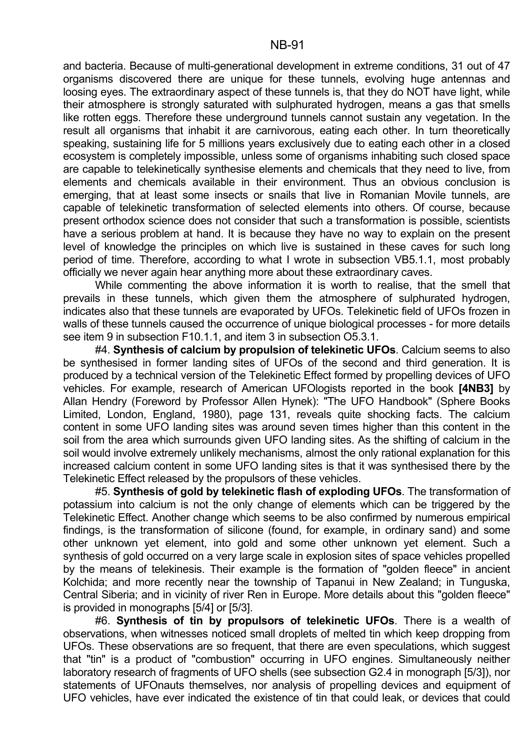and bacteria. Because of multi-generational development in extreme conditions, 31 out of 47 organisms discovered there are unique for these tunnels, evolving huge antennas and loosing eyes. The extraordinary aspect of these tunnels is, that they do NOT have light, while their atmosphere is strongly saturated with sulphurated hydrogen, means a gas that smells like rotten eggs. Therefore these underground tunnels cannot sustain any vegetation. In the result all organisms that inhabit it are carnivorous, eating each other. In turn theoretically speaking, sustaining life for 5 millions years exclusively due to eating each other in a closed ecosystem is completely impossible, unless some of organisms inhabiting such closed space are capable to telekinetically synthesise elements and chemicals that they need to live, from elements and chemicals available in their environment. Thus an obvious conclusion is emerging, that at least some insects or snails that live in Romanian Movile tunnels, are capable of telekinetic transformation of selected elements into others. Of course, because present orthodox science does not consider that such a transformation is possible, scientists have a serious problem at hand. It is because they have no way to explain on the present level of knowledge the principles on which live is sustained in these caves for such long period of time. Therefore, according to what I wrote in subsection VB5.1.1, most probably officially we never again hear anything more about these extraordinary caves.

While commenting the above information it is worth to realise, that the smell that prevails in these tunnels, which given them the atmosphere of sulphurated hydrogen, indicates also that these tunnels are evaporated by UFOs. Telekinetic field of UFOs frozen in walls of these tunnels caused the occurrence of unique biological processes - for more details see item 9 in subsection F10.1.1, and item 3 in subsection O5.3.1.

#4. **Synthesis of calcium by propulsion of telekinetic UFOs**. Calcium seems to also be synthesised in former landing sites of UFOs of the second and third generation. It is produced by a technical version of the Telekinetic Effect formed by propelling devices of UFO vehicles. For example, research of American UFOlogists reported in the book **[4NB3]** by Allan Hendry (Foreword by Professor Allen Hynek): "The UFO Handbook" (Sphere Books Limited, London, England, 1980), page 131, reveals quite shocking facts. The calcium content in some UFO landing sites was around seven times higher than this content in the soil from the area which surrounds given UFO landing sites. As the shifting of calcium in the soil would involve extremely unlikely mechanisms, almost the only rational explanation for this increased calcium content in some UFO landing sites is that it was synthesised there by the Telekinetic Effect released by the propulsors of these vehicles.

#5. **Synthesis of gold by telekinetic flash of exploding UFOs**. The transformation of potassium into calcium is not the only change of elements which can be triggered by the Telekinetic Effect. Another change which seems to be also confirmed by numerous empirical findings, is the transformation of silicone (found, for example, in ordinary sand) and some other unknown yet element, into gold and some other unknown yet element. Such a synthesis of gold occurred on a very large scale in explosion sites of space vehicles propelled by the means of telekinesis. Their example is the formation of "golden fleece" in ancient Kolchida; and more recently near the township of Tapanui in New Zealand; in Tunguska, Central Siberia; and in vicinity of river Ren in Europe. More details about this "golden fleece" is provided in monographs [5/4] or [5/3].

#6. **Synthesis of tin by propulsors of telekinetic UFOs**. There is a wealth of observations, when witnesses noticed small droplets of melted tin which keep dropping from UFOs. These observations are so frequent, that there are even speculations, which suggest that "tin" is a product of "combustion" occurring in UFO engines. Simultaneously neither laboratory research of fragments of UFO shells (see subsection G2.4 in monograph [5/3]), nor statements of UFOnauts themselves, nor analysis of propelling devices and equipment of UFO vehicles, have ever indicated the existence of tin that could leak, or devices that could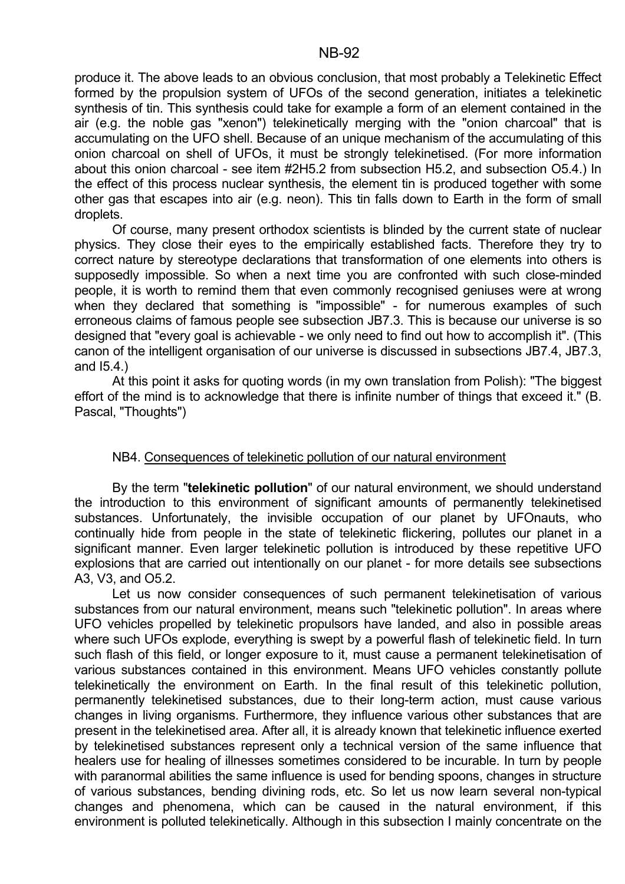produce it. The above leads to an obvious conclusion, that most probably a Telekinetic Effect formed by the propulsion system of UFOs of the second generation, initiates a telekinetic synthesis of tin. This synthesis could take for example a form of an element contained in the air (e.g. the noble gas "xenon") telekinetically merging with the "onion charcoal" that is accumulating on the UFO shell. Because of an unique mechanism of the accumulating of this onion charcoal on shell of UFOs, it must be strongly telekinetised. (For more information about this onion charcoal - see item #2H5.2 from subsection H5.2, and subsection O5.4.) In the effect of this process nuclear synthesis, the element tin is produced together with some other gas that escapes into air (e.g. neon). This tin falls down to Earth in the form of small droplets.

Of course, many present orthodox scientists is blinded by the current state of nuclear physics. They close their eyes to the empirically established facts. Therefore they try to correct nature by stereotype declarations that transformation of one elements into others is supposedly impossible. So when a next time you are confronted with such close-minded people, it is worth to remind them that even commonly recognised geniuses were at wrong when they declared that something is "impossible" - for numerous examples of such erroneous claims of famous people see subsection JB7.3. This is because our universe is so designed that "every goal is achievable - we only need to find out how to accomplish it". (This canon of the intelligent organisation of our universe is discussed in subsections JB7.4, JB7.3, and I5.4.)

At this point it asks for quoting words (in my own translation from Polish): "The biggest effort of the mind is to acknowledge that there is infinite number of things that exceed it." (B. Pascal, "Thoughts")

## NB4. Consequences of telekinetic pollution of our natural environment

By the term "**telekinetic pollution**" of our natural environment, we should understand the introduction to this environment of significant amounts of permanently telekinetised substances. Unfortunately, the invisible occupation of our planet by UFOnauts, who continually hide from people in the state of telekinetic flickering, pollutes our planet in a significant manner. Even larger telekinetic pollution is introduced by these repetitive UFO explosions that are carried out intentionally on our planet - for more details see subsections A3, V3, and O5.2.

Let us now consider consequences of such permanent telekinetisation of various substances from our natural environment, means such "telekinetic pollution". In areas where UFO vehicles propelled by telekinetic propulsors have landed, and also in possible areas where such UFOs explode, everything is swept by a powerful flash of telekinetic field. In turn such flash of this field, or longer exposure to it, must cause a permanent telekinetisation of various substances contained in this environment. Means UFO vehicles constantly pollute telekinetically the environment on Earth. In the final result of this telekinetic pollution, permanently telekinetised substances, due to their long-term action, must cause various changes in living organisms. Furthermore, they influence various other substances that are present in the telekinetised area. After all, it is already known that telekinetic influence exerted by telekinetised substances represent only a technical version of the same influence that healers use for healing of illnesses sometimes considered to be incurable. In turn by people with paranormal abilities the same influence is used for bending spoons, changes in structure of various substances, bending divining rods, etc. So let us now learn several non-typical changes and phenomena, which can be caused in the natural environment, if this environment is polluted telekinetically. Although in this subsection I mainly concentrate on the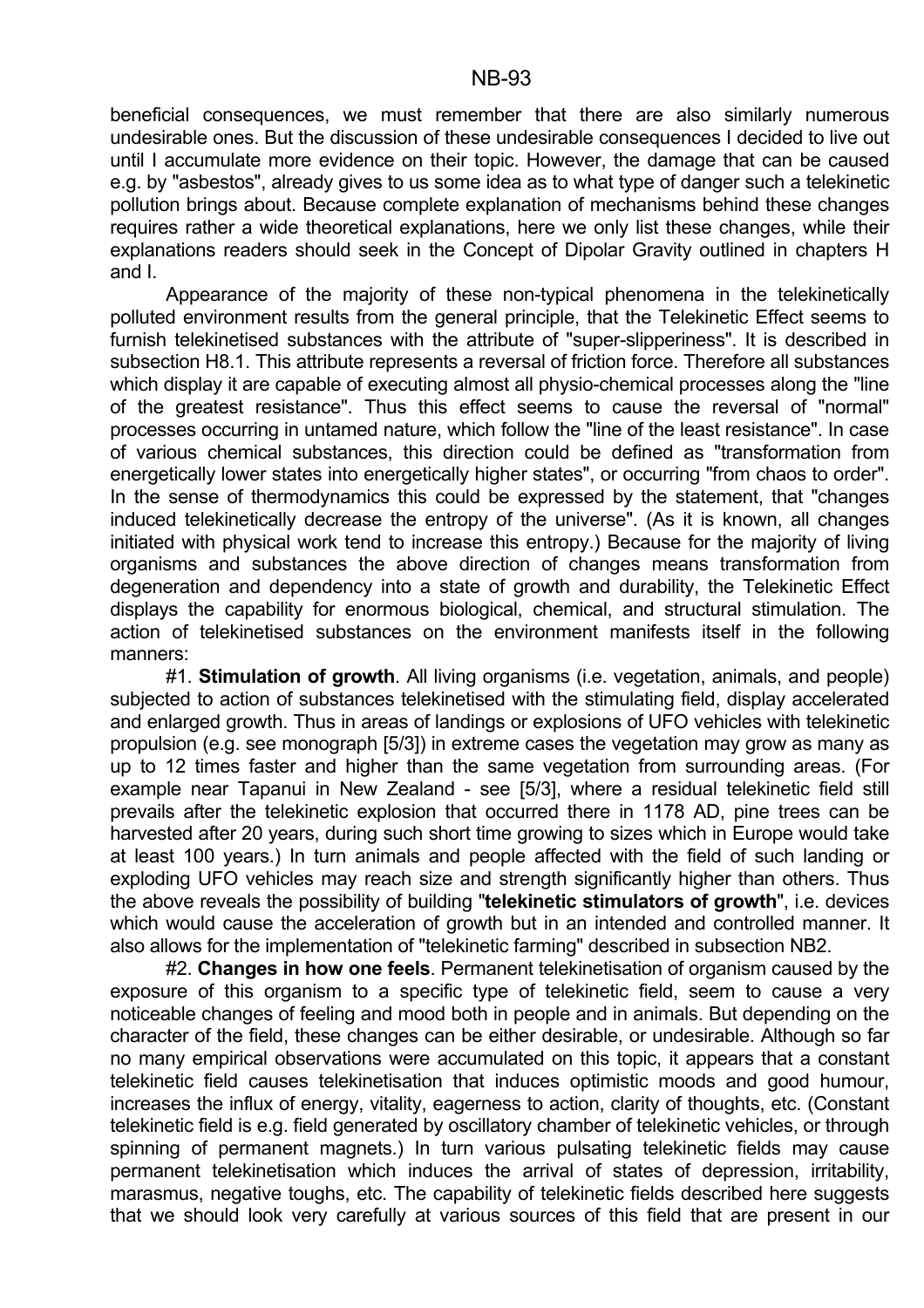beneficial consequences, we must remember that there are also similarly numerous undesirable ones. But the discussion of these undesirable consequences I decided to live out until I accumulate more evidence on their topic. However, the damage that can be caused e.g. by "asbestos", already gives to us some idea as to what type of danger such a telekinetic pollution brings about. Because complete explanation of mechanisms behind these changes requires rather a wide theoretical explanations, here we only list these changes, while their explanations readers should seek in the Concept of Dipolar Gravity outlined in chapters H and I.

Appearance of the majority of these non-typical phenomena in the telekinetically polluted environment results from the general principle, that the Telekinetic Effect seems to furnish telekinetised substances with the attribute of "super-slipperiness". It is described in subsection H8.1. This attribute represents a reversal of friction force. Therefore all substances which display it are capable of executing almost all physio-chemical processes along the "line of the greatest resistance". Thus this effect seems to cause the reversal of "normal" processes occurring in untamed nature, which follow the "line of the least resistance". In case of various chemical substances, this direction could be defined as "transformation from energetically lower states into energetically higher states", or occurring "from chaos to order". In the sense of thermodynamics this could be expressed by the statement, that "changes induced telekinetically decrease the entropy of the universe". (As it is known, all changes initiated with physical work tend to increase this entropy.) Because for the majority of living organisms and substances the above direction of changes means transformation from degeneration and dependency into a state of growth and durability, the Telekinetic Effect displays the capability for enormous biological, chemical, and structural stimulation. The action of telekinetised substances on the environment manifests itself in the following manners:

#1. **Stimulation of growth**. All living organisms (i.e. vegetation, animals, and people) subjected to action of substances telekinetised with the stimulating field, display accelerated and enlarged growth. Thus in areas of landings or explosions of UFO vehicles with telekinetic propulsion (e.g. see monograph [5/3]) in extreme cases the vegetation may grow as many as up to 12 times faster and higher than the same vegetation from surrounding areas. (For example near Tapanui in New Zealand - see [5/3], where a residual telekinetic field still prevails after the telekinetic explosion that occurred there in 1178 AD, pine trees can be harvested after 20 years, during such short time growing to sizes which in Europe would take at least 100 years.) In turn animals and people affected with the field of such landing or exploding UFO vehicles may reach size and strength significantly higher than others. Thus the above reveals the possibility of building "**telekinetic stimulators of growth**", i.e. devices which would cause the acceleration of growth but in an intended and controlled manner. It also allows for the implementation of "telekinetic farming" described in subsection NB2.

#2. **Changes in how one feels**. Permanent telekinetisation of organism caused by the exposure of this organism to a specific type of telekinetic field, seem to cause a very noticeable changes of feeling and mood both in people and in animals. But depending on the character of the field, these changes can be either desirable, or undesirable. Although so far no many empirical observations were accumulated on this topic, it appears that a constant telekinetic field causes telekinetisation that induces optimistic moods and good humour, increases the influx of energy, vitality, eagerness to action, clarity of thoughts, etc. (Constant telekinetic field is e.g. field generated by oscillatory chamber of telekinetic vehicles, or through spinning of permanent magnets.) In turn various pulsating telekinetic fields may cause permanent telekinetisation which induces the arrival of states of depression, irritability, marasmus, negative toughs, etc. The capability of telekinetic fields described here suggests that we should look very carefully at various sources of this field that are present in our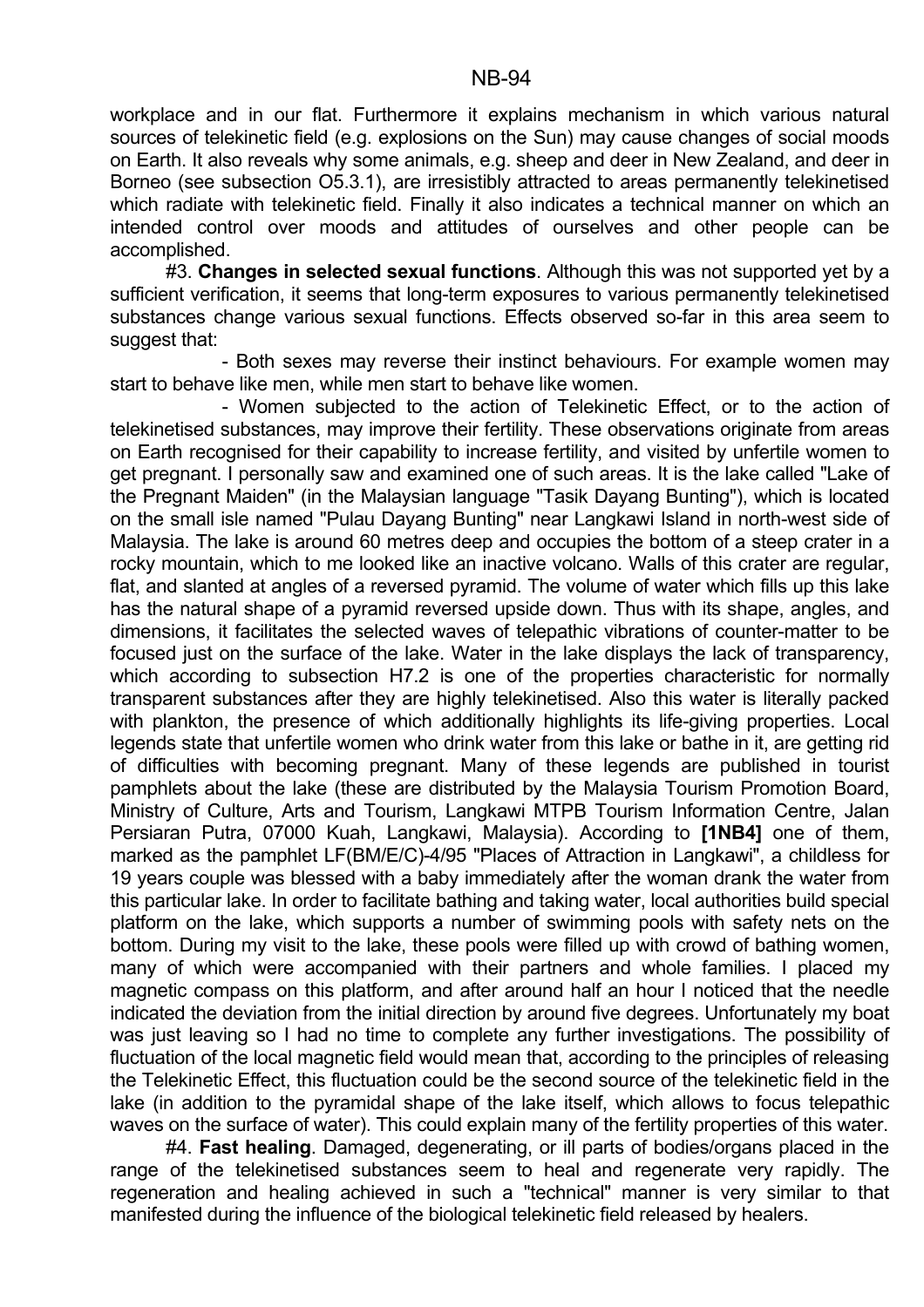workplace and in our flat. Furthermore it explains mechanism in which various natural sources of telekinetic field (e.g. explosions on the Sun) may cause changes of social moods on Earth. It also reveals why some animals, e.g. sheep and deer in New Zealand, and deer in Borneo (see subsection O5.3.1), are irresistibly attracted to areas permanently telekinetised which radiate with telekinetic field. Finally it also indicates a technical manner on which an intended control over moods and attitudes of ourselves and other people can be accomplished.

#3. **Changes in selected sexual functions**. Although this was not supported yet by a sufficient verification, it seems that long-term exposures to various permanently telekinetised substances change various sexual functions. Effects observed so-far in this area seem to suggest that:

- Both sexes may reverse their instinct behaviours. For example women may start to behave like men, while men start to behave like women.

- Women subjected to the action of Telekinetic Effect, or to the action of telekinetised substances, may improve their fertility. These observations originate from areas on Earth recognised for their capability to increase fertility, and visited by unfertile women to get pregnant. I personally saw and examined one of such areas. It is the lake called "Lake of the Pregnant Maiden" (in the Malaysian language "Tasik Dayang Bunting"), which is located on the small isle named "Pulau Dayang Bunting" near Langkawi Island in north-west side of Malaysia. The lake is around 60 metres deep and occupies the bottom of a steep crater in a rocky mountain, which to me looked like an inactive volcano. Walls of this crater are regular, flat, and slanted at angles of a reversed pyramid. The volume of water which fills up this lake has the natural shape of a pyramid reversed upside down. Thus with its shape, angles, and dimensions, it facilitates the selected waves of telepathic vibrations of counter-matter to be focused just on the surface of the lake. Water in the lake displays the lack of transparency, which according to subsection H7.2 is one of the properties characteristic for normally transparent substances after they are highly telekinetised. Also this water is literally packed with plankton, the presence of which additionally highlights its life-giving properties. Local legends state that unfertile women who drink water from this lake or bathe in it, are getting rid of difficulties with becoming pregnant. Many of these legends are published in tourist pamphlets about the lake (these are distributed by the Malaysia Tourism Promotion Board, Ministry of Culture, Arts and Tourism, Langkawi MTPB Tourism Information Centre, Jalan Persiaran Putra, 07000 Kuah, Langkawi, Malaysia). According to **[1NB4]** one of them, marked as the pamphlet LF(BM/E/C)-4/95 "Places of Attraction in Langkawi", a childless for 19 years couple was blessed with a baby immediately after the woman drank the water from this particular lake. In order to facilitate bathing and taking water, local authorities build special platform on the lake, which supports a number of swimming pools with safety nets on the bottom. During my visit to the lake, these pools were filled up with crowd of bathing women, many of which were accompanied with their partners and whole families. I placed my magnetic compass on this platform, and after around half an hour I noticed that the needle indicated the deviation from the initial direction by around five degrees. Unfortunately my boat was just leaving so I had no time to complete any further investigations. The possibility of fluctuation of the local magnetic field would mean that, according to the principles of releasing the Telekinetic Effect, this fluctuation could be the second source of the telekinetic field in the lake (in addition to the pyramidal shape of the lake itself, which allows to focus telepathic waves on the surface of water). This could explain many of the fertility properties of this water.

#4. **Fast healing**. Damaged, degenerating, or ill parts of bodies/organs placed in the range of the telekinetised substances seem to heal and regenerate very rapidly. The regeneration and healing achieved in such a "technical" manner is very similar to that manifested during the influence of the biological telekinetic field released by healers.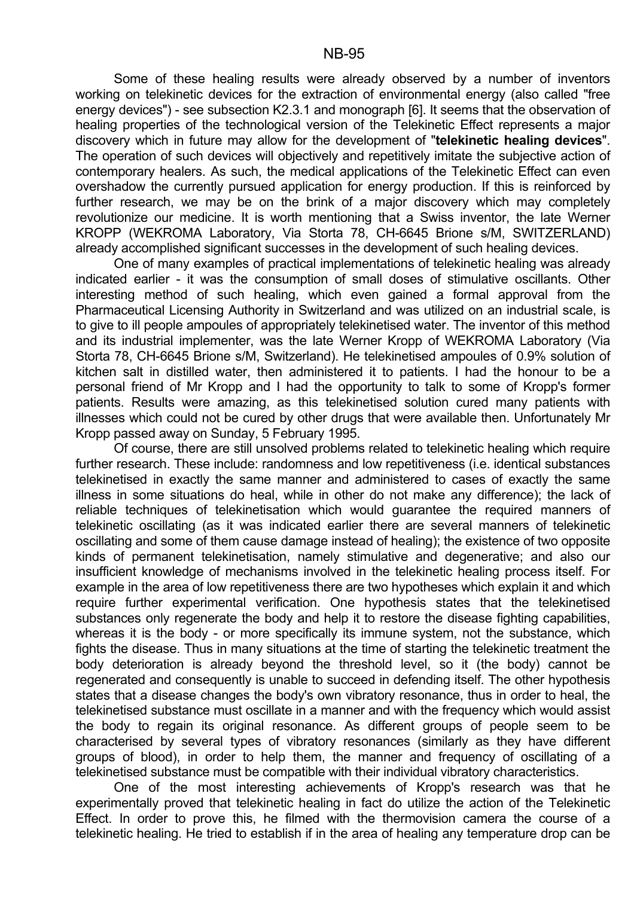Some of these healing results were already observed by a number of inventors working on telekinetic devices for the extraction of environmental energy (also called "free energy devices") - see subsection K2.3.1 and monograph [6]. It seems that the observation of healing properties of the technological version of the Telekinetic Effect represents a major discovery which in future may allow for the development of "**telekinetic healing devices**". The operation of such devices will objectively and repetitively imitate the subjective action of contemporary healers. As such, the medical applications of the Telekinetic Effect can even overshadow the currently pursued application for energy production. If this is reinforced by further research, we may be on the brink of a major discovery which may completely revolutionize our medicine. It is worth mentioning that a Swiss inventor, the late Werner KROPP (WEKROMA Laboratory, Via Storta 78, CH-6645 Brione s/M, SWITZERLAND) already accomplished significant successes in the development of such healing devices.

One of many examples of practical implementations of telekinetic healing was already indicated earlier - it was the consumption of small doses of stimulative oscillants. Other interesting method of such healing, which even gained a formal approval from the Pharmaceutical Licensing Authority in Switzerland and was utilized on an industrial scale, is to give to ill people ampoules of appropriately telekinetised water. The inventor of this method and its industrial implementer, was the late Werner Kropp of WEKROMA Laboratory (Via Storta 78, CH-6645 Brione s/M, Switzerland). He telekinetised ampoules of 0.9% solution of kitchen salt in distilled water, then administered it to patients. I had the honour to be a personal friend of Mr Kropp and I had the opportunity to talk to some of Kropp's former patients. Results were amazing, as this telekinetised solution cured many patients with illnesses which could not be cured by other drugs that were available then. Unfortunately Mr Kropp passed away on Sunday, 5 February 1995.

Of course, there are still unsolved problems related to telekinetic healing which require further research. These include: randomness and low repetitiveness (i.e. identical substances telekinetised in exactly the same manner and administered to cases of exactly the same illness in some situations do heal, while in other do not make any difference); the lack of reliable techniques of telekinetisation which would guarantee the required manners of telekinetic oscillating (as it was indicated earlier there are several manners of telekinetic oscillating and some of them cause damage instead of healing); the existence of two opposite kinds of permanent telekinetisation, namely stimulative and degenerative; and also our insufficient knowledge of mechanisms involved in the telekinetic healing process itself. For example in the area of low repetitiveness there are two hypotheses which explain it and which require further experimental verification. One hypothesis states that the telekinetised substances only regenerate the body and help it to restore the disease fighting capabilities, whereas it is the body - or more specifically its immune system, not the substance, which fights the disease. Thus in many situations at the time of starting the telekinetic treatment the body deterioration is already beyond the threshold level, so it (the body) cannot be regenerated and consequently is unable to succeed in defending itself. The other hypothesis states that a disease changes the body's own vibratory resonance, thus in order to heal, the telekinetised substance must oscillate in a manner and with the frequency which would assist the body to regain its original resonance. As different groups of people seem to be characterised by several types of vibratory resonances (similarly as they have different groups of blood), in order to help them, the manner and frequency of oscillating of a telekinetised substance must be compatible with their individual vibratory characteristics.

One of the most interesting achievements of Kropp's research was that he experimentally proved that telekinetic healing in fact do utilize the action of the Telekinetic Effect. In order to prove this, he filmed with the thermovision camera the course of a telekinetic healing. He tried to establish if in the area of healing any temperature drop can be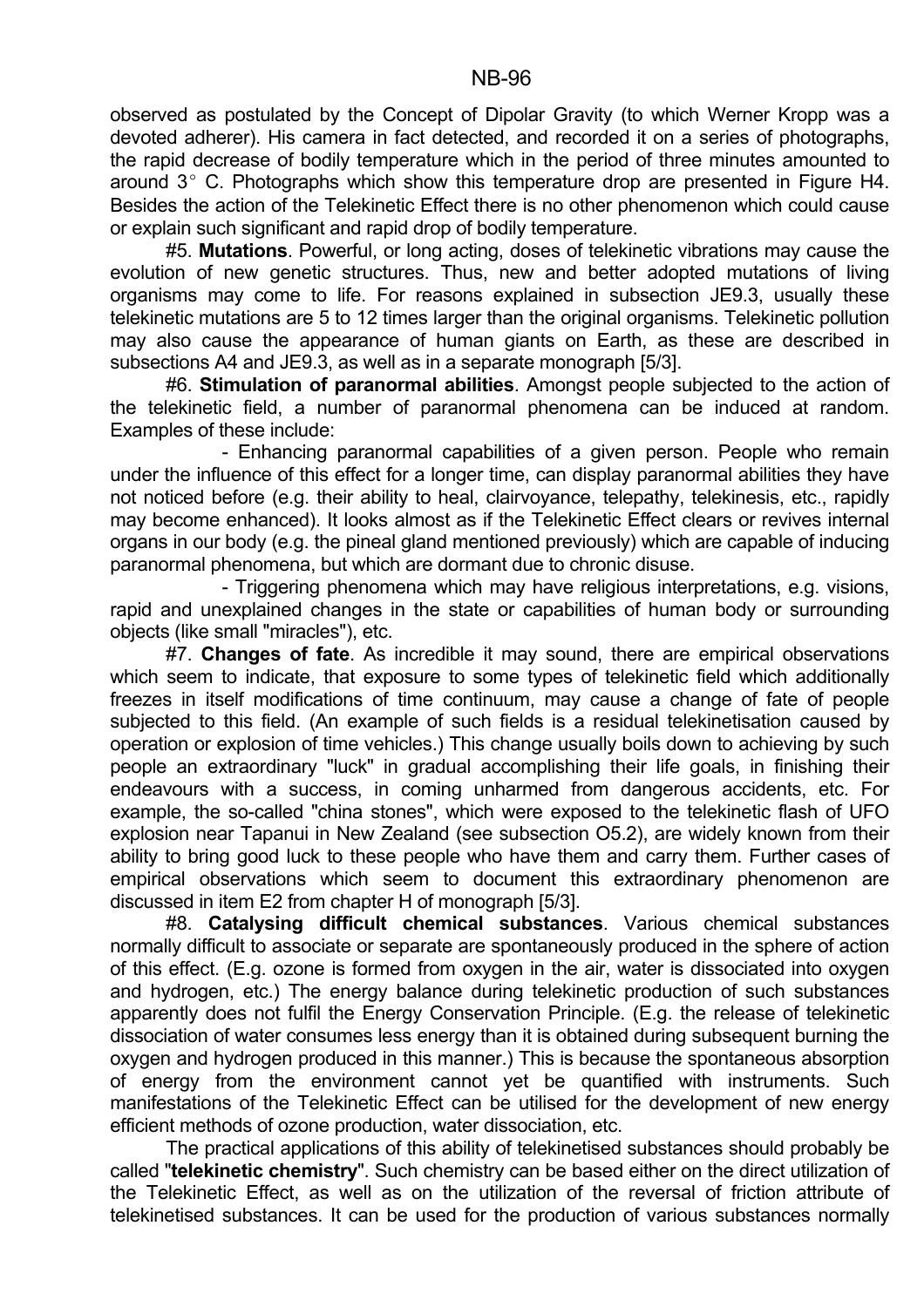observed as postulated by the Concept of Dipolar Gravity (to which Werner Kropp was a devoted adherer). His camera in fact detected, and recorded it on a series of photographs, the rapid decrease of bodily temperature which in the period of three minutes amounted to around 3° C. Photographs which show this temperature drop are presented in Figure H4. Besides the action of the Telekinetic Effect there is no other phenomenon which could cause or explain such significant and rapid drop of bodily temperature.

#5. **Mutations**. Powerful, or long acting, doses of telekinetic vibrations may cause the evolution of new genetic structures. Thus, new and better adopted mutations of living organisms may come to life. For reasons explained in subsection JE9.3, usually these telekinetic mutations are 5 to 12 times larger than the original organisms. Telekinetic pollution may also cause the appearance of human giants on Earth, as these are described in subsections A4 and JE9.3, as well as in a separate monograph [5/3].

#6. **Stimulation of paranormal abilities**. Amongst people subjected to the action of the telekinetic field, a number of paranormal phenomena can be induced at random. Examples of these include:

- Enhancing paranormal capabilities of a given person. People who remain under the influence of this effect for a longer time, can display paranormal abilities they have not noticed before (e.g. their ability to heal, clairvoyance, telepathy, telekinesis, etc., rapidly may become enhanced). It looks almost as if the Telekinetic Effect clears or revives internal organs in our body (e.g. the pineal gland mentioned previously) which are capable of inducing paranormal phenomena, but which are dormant due to chronic disuse.
- Triggering phenomena which may have religious interpretations, e.g. visions, rapid and unexplained changes in the state or capabilities of human body or surrounding objects (like small "miracles"), etc.

#7. **Changes of fate**. As incredible it may sound, there are empirical observations which seem to indicate, that exposure to some types of telekinetic field which additionally freezes in itself modifications of time continuum, may cause a change of fate of people subjected to this field. (An example of such fields is a residual telekinetisation caused by operation or explosion of time vehicles.) This change usually boils down to achieving by such people an extraordinary "luck" in gradual accomplishing their life goals, in finishing their endeavours with a success, in coming unharmed from dangerous accidents, etc. For example, the so-called "china stones", which were exposed to the telekinetic flash of UFO explosion near Tapanui in New Zealand (see subsection O5.2), are widely known from their ability to bring good luck to these people who have them and carry them. Further cases of empirical observations which seem to document this extraordinary phenomenon are discussed in item E2 from chapter H of monograph [5/3].

#8. **Catalysing difficult chemical substances**. Various chemical substances normally difficult to associate or separate are spontaneously produced in the sphere of action of this effect. (E.g. ozone is formed from oxygen in the air, water is dissociated into oxygen and hydrogen, etc.) The energy balance during telekinetic production of such substances apparently does not fulfil the Energy Conservation Principle. (E.g. the release of telekinetic dissociation of water consumes less energy than it is obtained during subsequent burning the oxygen and hydrogen produced in this manner.) This is because the spontaneous absorption of energy from the environment cannot yet be quantified with instruments. Such manifestations of the Telekinetic Effect can be utilised for the development of new energy efficient methods of ozone production, water dissociation, etc.

The practical applications of this ability of telekinetised substances should probably be called "**telekinetic chemistry**". Such chemistry can be based either on the direct utilization of the Telekinetic Effect, as well as on the utilization of the reversal of friction attribute of telekinetised substances. It can be used for the production of various substances normally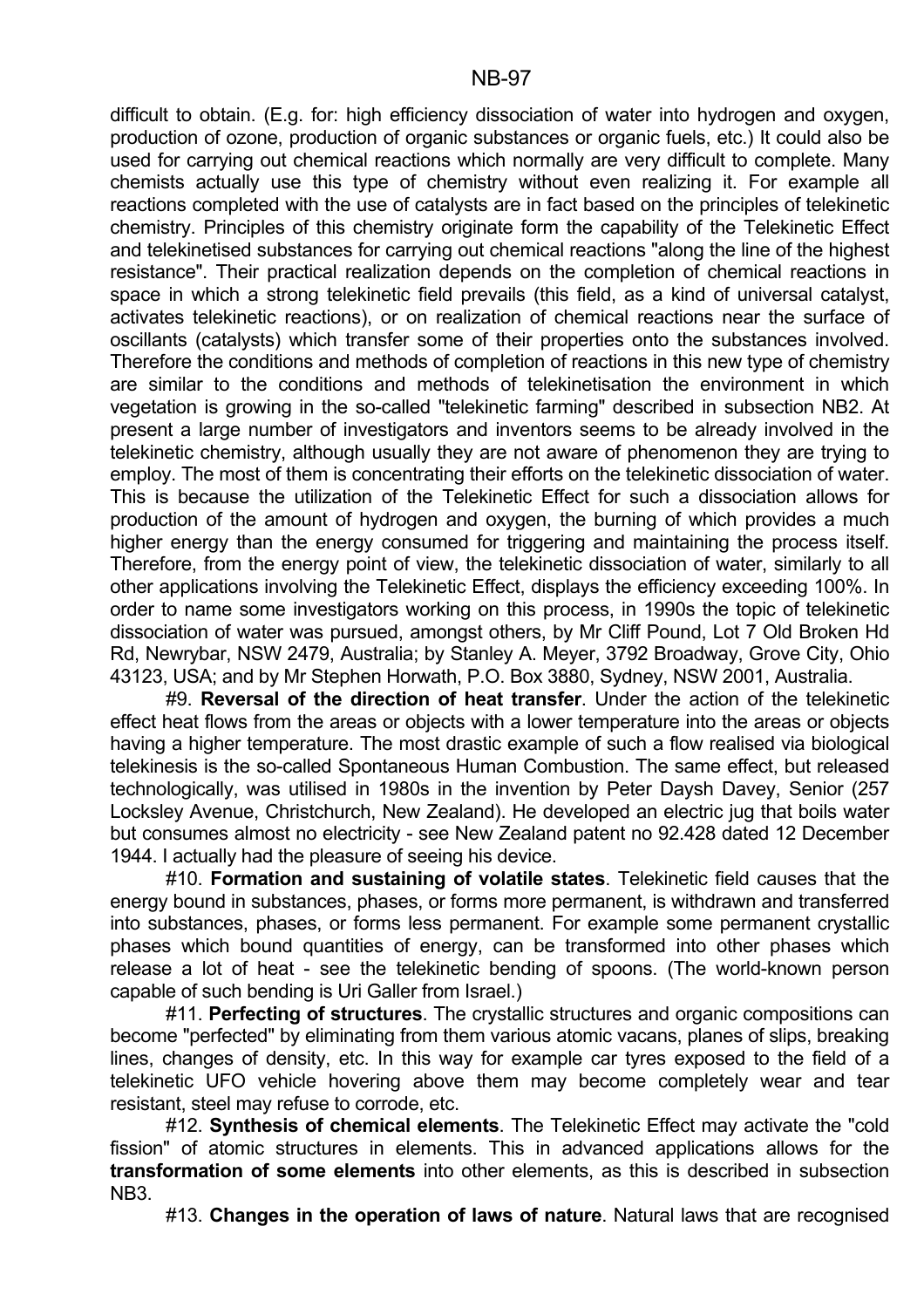difficult to obtain. (E.g. for: high efficiency dissociation of water into hydrogen and oxygen, production of ozone, production of organic substances or organic fuels, etc.) It could also be used for carrying out chemical reactions which normally are very difficult to complete. Many chemists actually use this type of chemistry without even realizing it. For example all reactions completed with the use of catalysts are in fact based on the principles of telekinetic chemistry. Principles of this chemistry originate form the capability of the Telekinetic Effect and telekinetised substances for carrying out chemical reactions "along the line of the highest resistance". Their practical realization depends on the completion of chemical reactions in space in which a strong telekinetic field prevails (this field, as a kind of universal catalyst, activates telekinetic reactions), or on realization of chemical reactions near the surface of oscillants (catalysts) which transfer some of their properties onto the substances involved. Therefore the conditions and methods of completion of reactions in this new type of chemistry are similar to the conditions and methods of telekinetisation the environment in which vegetation is growing in the so-called "telekinetic farming" described in subsection NB2. At present a large number of investigators and inventors seems to be already involved in the telekinetic chemistry, although usually they are not aware of phenomenon they are trying to employ. The most of them is concentrating their efforts on the telekinetic dissociation of water. This is because the utilization of the Telekinetic Effect for such a dissociation allows for production of the amount of hydrogen and oxygen, the burning of which provides a much higher energy than the energy consumed for triggering and maintaining the process itself. Therefore, from the energy point of view, the telekinetic dissociation of water, similarly to all other applications involving the Telekinetic Effect, displays the efficiency exceeding 100%. In order to name some investigators working on this process, in 1990s the topic of telekinetic dissociation of water was pursued, amongst others, by Mr Cliff Pound, Lot 7 Old Broken Hd Rd, Newrybar, NSW 2479, Australia; by Stanley A. Meyer, 3792 Broadway, Grove City, Ohio 43123, USA; and by Mr Stephen Horwath, P.O. Box 3880, Sydney, NSW 2001, Australia.

#9. **Reversal of the direction of heat transfer**. Under the action of the telekinetic effect heat flows from the areas or objects with a lower temperature into the areas or objects having a higher temperature. The most drastic example of such a flow realised via biological telekinesis is the so-called Spontaneous Human Combustion. The same effect, but released technologically, was utilised in 1980s in the invention by Peter Daysh Davey, Senior (257 Locksley Avenue, Christchurch, New Zealand). He developed an electric jug that boils water but consumes almost no electricity - see New Zealand patent no 92.428 dated 12 December 1944. I actually had the pleasure of seeing his device.

#10. **Formation and sustaining of volatile states**. Telekinetic field causes that the energy bound in substances, phases, or forms more permanent, is withdrawn and transferred into substances, phases, or forms less permanent. For example some permanent crystallic phases which bound quantities of energy, can be transformed into other phases which release a lot of heat - see the telekinetic bending of spoons. (The world-known person capable of such bending is Uri Galler from Israel.)

#11. **Perfecting of structures**. The crystallic structures and organic compositions can become "perfected" by eliminating from them various atomic vacans, planes of slips, breaking lines, changes of density, etc. In this way for example car tyres exposed to the field of a telekinetic UFO vehicle hovering above them may become completely wear and tear resistant, steel may refuse to corrode, etc.

#12. **Synthesis of chemical elements**. The Telekinetic Effect may activate the "cold fission" of atomic structures in elements. This in advanced applications allows for the **transformation of some elements** into other elements, as this is described in subsection NB3.

#13. **Changes in the operation of laws of nature**. Natural laws that are recognised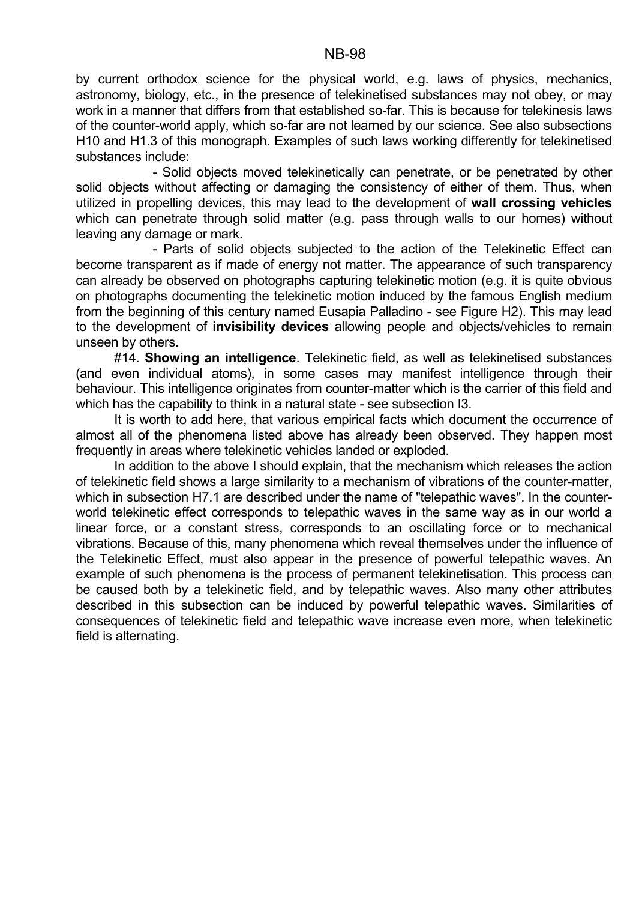by current orthodox science for the physical world, e.g. laws of physics, mechanics, astronomy, biology, etc., in the presence of telekinetised substances may not obey, or may work in a manner that differs from that established so-far. This is because for telekinesis laws of the counter-world apply, which so-far are not learned by our science. See also subsections H10 and H1.3 of this monograph. Examples of such laws working differently for telekinetised substances include:

- Solid objects moved telekinetically can penetrate, or be penetrated by other solid objects without affecting or damaging the consistency of either of them. Thus, when utilized in propelling devices, this may lead to the development of **wall crossing vehicles** which can penetrate through solid matter (e.g. pass through walls to our homes) without leaving any damage or mark.
- Parts of solid objects subjected to the action of the Telekinetic Effect can become transparent as if made of energy not matter. The appearance of such transparency can already be observed on photographs capturing telekinetic motion (e.g. it is quite obvious on photographs documenting the telekinetic motion induced by the famous English medium from the beginning of this century named Eusapia Palladino - see Figure H2). This may lead to the development of **invisibility devices** allowing people and objects/vehicles to remain unseen by others.

#14. **Showing an intelligence**. Telekinetic field, as well as telekinetised substances (and even individual atoms), in some cases may manifest intelligence through their behaviour. This intelligence originates from counter-matter which is the carrier of this field and which has the capability to think in a natural state - see subsection I3.

It is worth to add here, that various empirical facts which document the occurrence of almost all of the phenomena listed above has already been observed. They happen most frequently in areas where telekinetic vehicles landed or exploded.

In addition to the above I should explain, that the mechanism which releases the action of telekinetic field shows a large similarity to a mechanism of vibrations of the counter-matter, which in subsection H7.1 are described under the name of "telepathic waves". In the counter-world telekinetic effect corresponds to telepathic waves in the same way as in our world a linear force, or a constant stress, corresponds to an oscillating force or to mechanical vibrations. Because of this, many phenomena which reveal themselves under the influence of the Telekinetic Effect, must also appear in the presence of powerful telepathic waves. An example of such phenomena is the process of permanent telekinetisation. This process can be caused both by a telekinetic field, and by telepathic waves. Also many other attributes described in this subsection can be induced by powerful telepathic waves. Similarities of consequences of telekinetic field and telepathic wave increase even more, when telekinetic field is alternating.